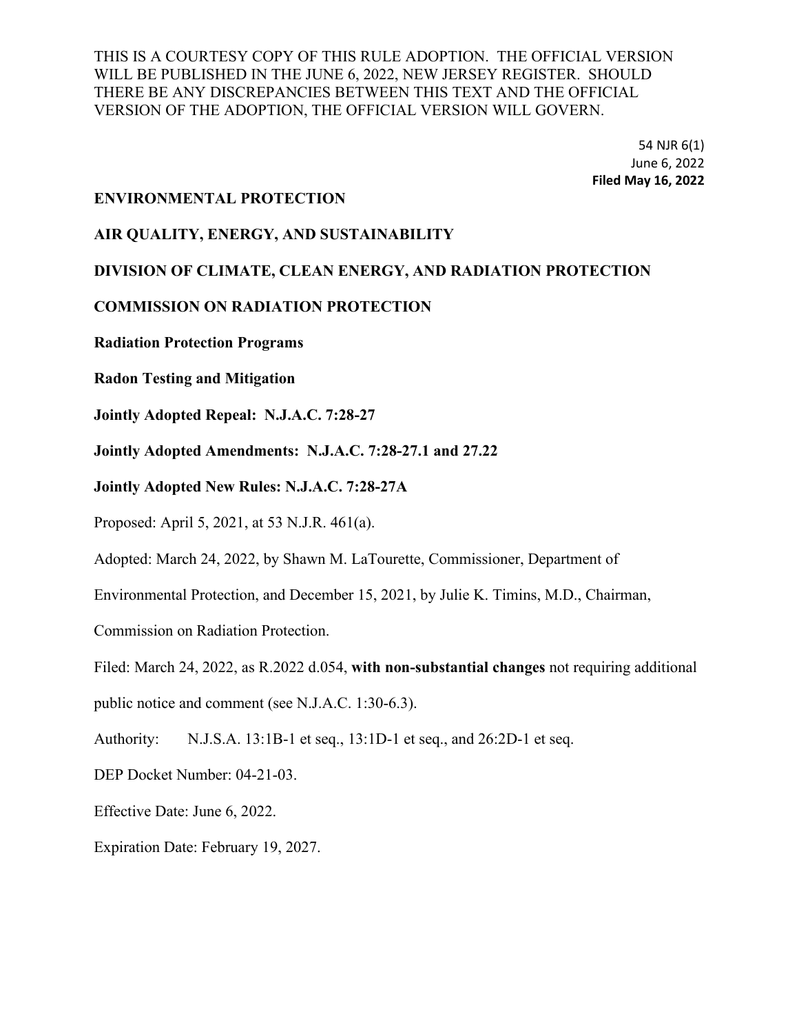THIS IS A COURTESY COPY OF THIS RULE ADOPTION. THE OFFICIAL VERSION WILL BE PUBLISHED IN THE JUNE 6, 2022, NEW JERSEY REGISTER. SHOULD THERE BE ANY DISCREPANCIES BETWEEN THIS TEXT AND THE OFFICIAL VERSION OF THE ADOPTION, THE OFFICIAL VERSION WILL GOVERN.

54 NJR 6(1)
June 6, 2022
**Filed May 16, 2022**

**ENVIRONMENTAL PROTECTION**

**AIR QUALITY, ENERGY, AND SUSTAINABILITY**

**DIVISION OF CLIMATE, CLEAN ENERGY, AND RADIATION PROTECTION**

**COMMISSION ON RADIATION PROTECTION**

**Radiation Protection Programs**

**Radon Testing and Mitigation**

**Jointly Adopted Repeal: N.J.A.C. 7:28-27**

**Jointly Adopted Amendments: N.J.A.C. 7:28-27.1 and 27.22**

**Jointly Adopted New Rules: N.J.A.C. 7:28-27A**

Proposed: April 5, 2021, at 53 N.J.R. 461(a).

Adopted: March 24, 2022, by Shawn M. LaTourette, Commissioner, Department of Environmental Protection, and December 15, 2021, by Julie K. Timins, M.D., Chairman, Commission on Radiation Protection.

Filed: March 24, 2022, as R.2022 d.054, **with non-substantial changes** not requiring additional public notice and comment (see N.J.A.C. 1:30-6.3).

Authority: N.J.S.A. 13:1B-1 et seq., 13:1D-1 et seq., and 26:2D-1 et seq.

DEP Docket Number: 04-21-03.

Effective Date: June 6, 2022.

Expiration Date: February 19, 2027.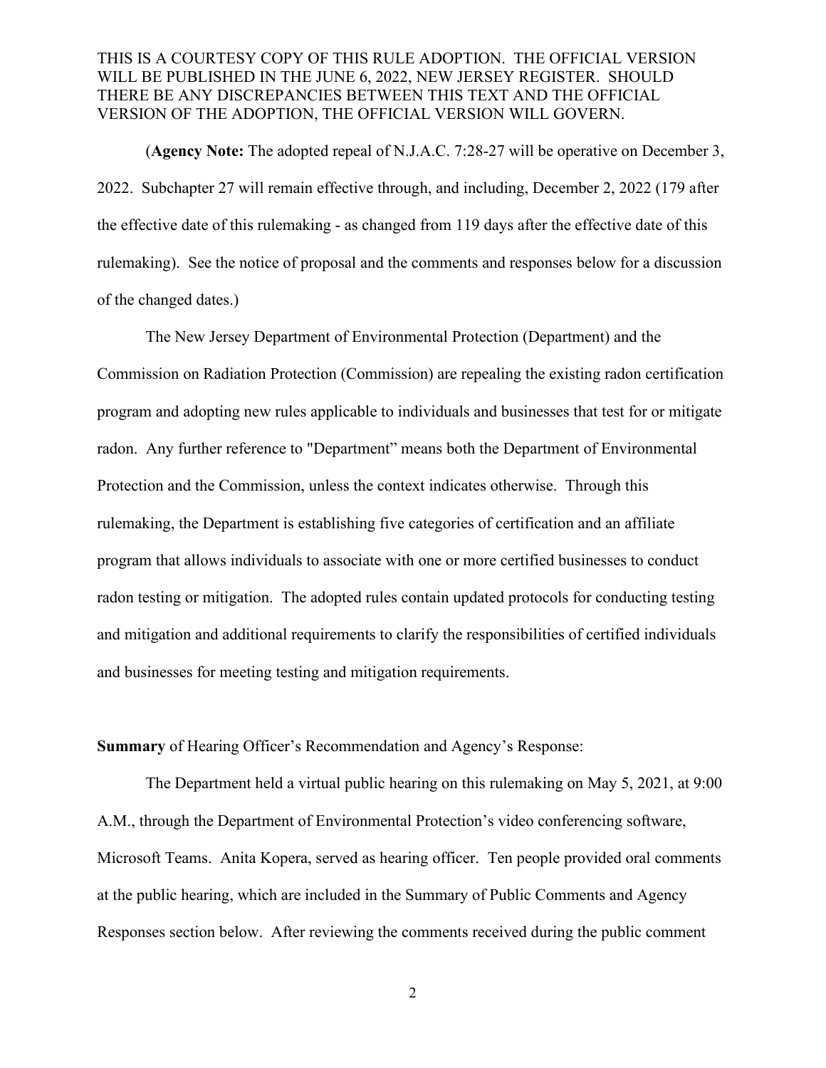THIS IS A COURTESY COPY OF THIS RULE ADOPTION. THE OFFICIAL VERSION WILL BE PUBLISHED IN THE JUNE 6, 2022, NEW JERSEY REGISTER. SHOULD THERE BE ANY DISCREPANCIES BETWEEN THIS TEXT AND THE OFFICIAL VERSION OF THE ADOPTION, THE OFFICIAL VERSION WILL GOVERN.

(**Agency Note:** The adopted repeal of N.J.A.C. 7:28-27 will be operative on December 3, 2022. Subchapter 27 will remain effective through, and including, December 2, 2022 (179 after the effective date of this rulemaking - as changed from 119 days after the effective date of this rulemaking). See the notice of proposal and the comments and responses below for a discussion of the changed dates.)

The New Jersey Department of Environmental Protection (Department) and the Commission on Radiation Protection (Commission) are repealing the existing radon certification program and adopting new rules applicable to individuals and businesses that test for or mitigate radon. Any further reference to "Department" means both the Department of Environmental Protection and the Commission, unless the context indicates otherwise. Through this rulemaking, the Department is establishing five categories of certification and an affiliate program that allows individuals to associate with one or more certified businesses to conduct radon testing or mitigation. The adopted rules contain updated protocols for conducting testing and mitigation and additional requirements to clarify the responsibilities of certified individuals and businesses for meeting testing and mitigation requirements.

**Summary** of Hearing Officer's Recommendation and Agency's Response:

The Department held a virtual public hearing on this rulemaking on May 5, 2021, at 9:00 A.M., through the Department of Environmental Protection's video conferencing software, Microsoft Teams. Anita Kopera, served as hearing officer. Ten people provided oral comments at the public hearing, which are included in the Summary of Public Comments and Agency Responses section below. After reviewing the comments received during the public comment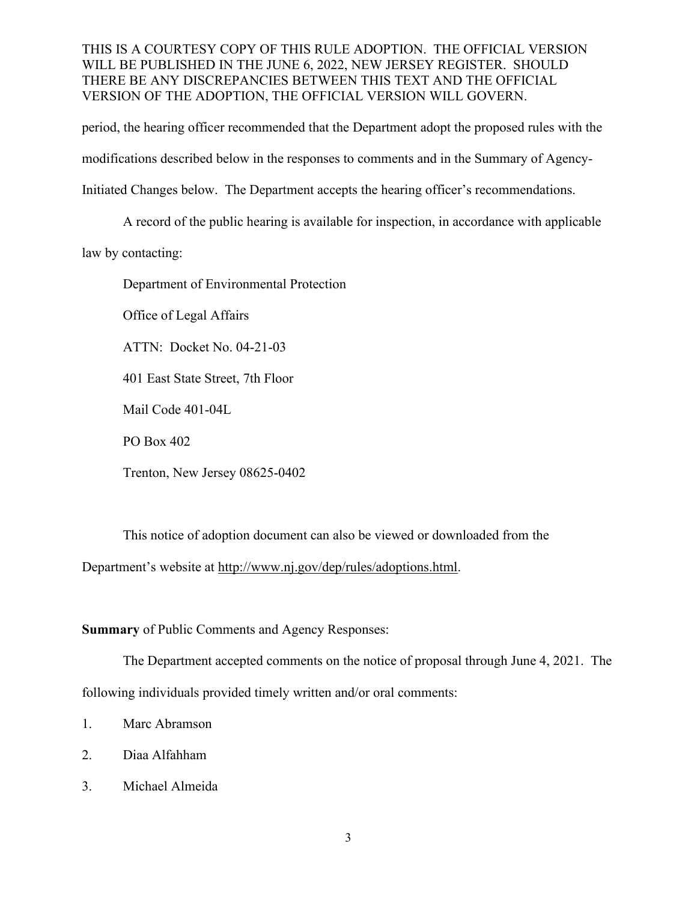period, the hearing officer recommended that the Department adopt the proposed rules with the modifications described below in the responses to comments and in the Summary of Agency-Initiated Changes below. The Department accepts the hearing officer's recommendations.

A record of the public hearing is available for inspection, in accordance with applicable law by contacting:

Department of Environmental Protection

Office of Legal Affairs

ATTN: Docket No. 04-21-03

401 East State Street, 7th Floor

Mail Code 401-04L

PO Box 402

Trenton, New Jersey 08625-0402

This notice of adoption document can also be viewed or downloaded from the Department's website at http://www.nj.gov/dep/rules/adoptions.html.

**Summary** of Public Comments and Agency Responses:

The Department accepted comments on the notice of proposal through June 4, 2021. The following individuals provided timely written and/or oral comments:

1. Marc Abramson
2. Diaa Alfahham
3. Michael Almeida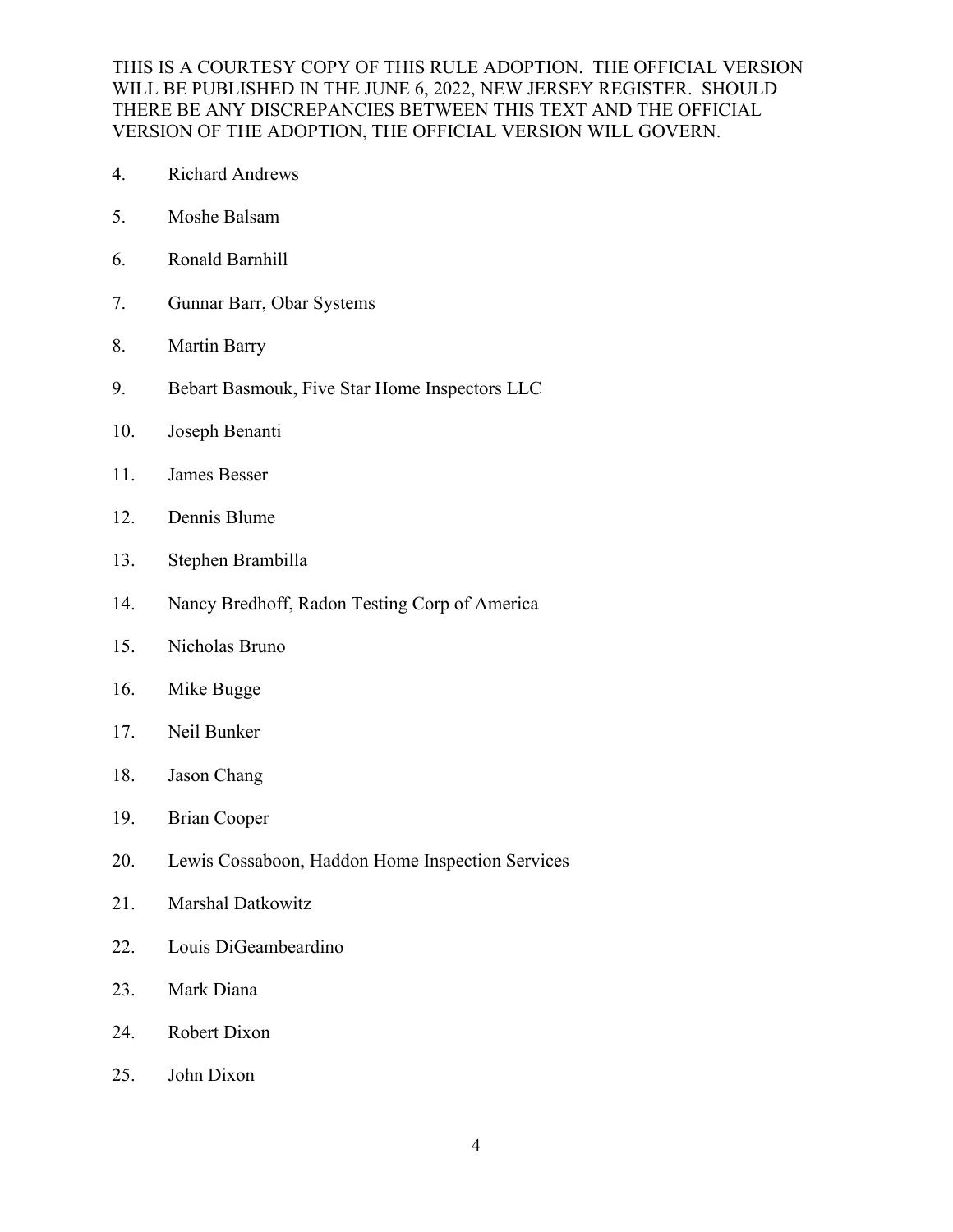THIS IS A COURTESY COPY OF THIS RULE ADOPTION. THE OFFICIAL VERSION WILL BE PUBLISHED IN THE JUNE 6, 2022, NEW JERSEY REGISTER. SHOULD THERE BE ANY DISCREPANCIES BETWEEN THIS TEXT AND THE OFFICIAL VERSION OF THE ADOPTION, THE OFFICIAL VERSION WILL GOVERN.

4. Richard Andrews
5. Moshe Balsam
6. Ronald Barnhill
7. Gunnar Barr, Obar Systems
8. Martin Barry
9. Bebart Basmouk, Five Star Home Inspectors LLC
10. Joseph Benanti
11. James Besser
12. Dennis Blume
13. Stephen Brambilla
14. Nancy Bredhoff, Radon Testing Corp of America
15. Nicholas Bruno
16. Mike Bugge
17. Neil Bunker
18. Jason Chang
19. Brian Cooper
20. Lewis Cossaboon, Haddon Home Inspection Services
21. Marshal Datkowitz
22. Louis DiGeambeardino
23. Mark Diana
24. Robert Dixon
25. John Dixon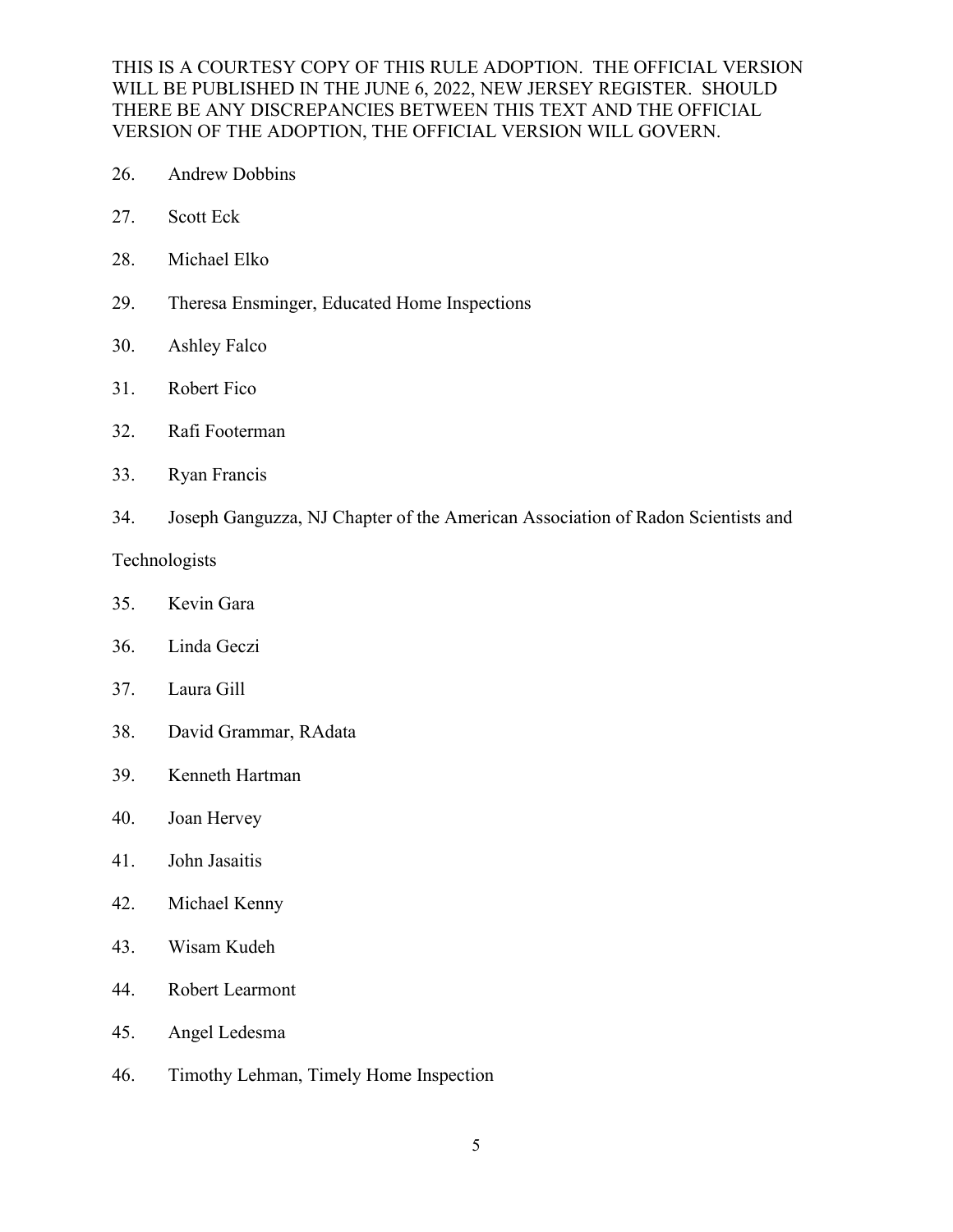26. Andrew Dobbins
27. Scott Eck
28. Michael Elko
29. Theresa Ensminger, Educated Home Inspections
30. Ashley Falco
31. Robert Fico
32. Rafi Footerman
33. Ryan Francis
34. Joseph Ganguzza, NJ Chapter of the American Association of Radon Scientists and Technologists
35. Kevin Gara
36. Linda Geczi
37. Laura Gill
38. David Grammar, RAdata
39. Kenneth Hartman
40. Joan Hervey
41. John Jasaitis
42. Michael Kenny
43. Wisam Kudeh
44. Robert Learmont
45. Angel Ledesma
46. Timothy Lehman, Timely Home Inspection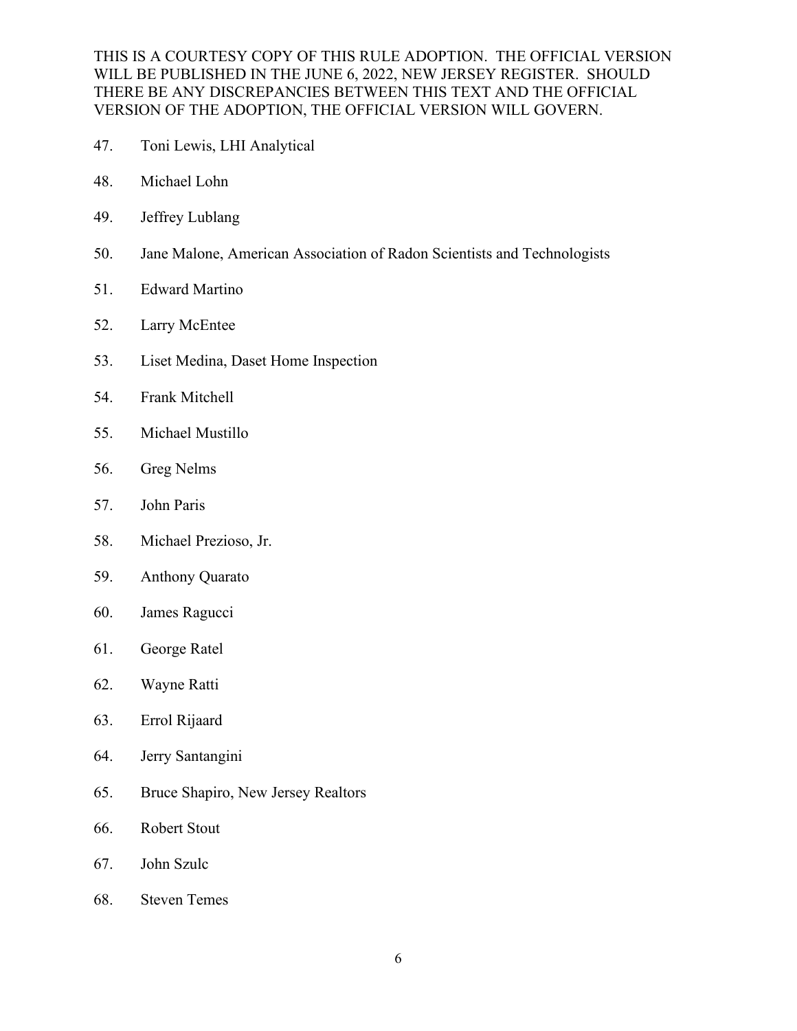THIS IS A COURTESY COPY OF THIS RULE ADOPTION. THE OFFICIAL VERSION WILL BE PUBLISHED IN THE JUNE 6, 2022, NEW JERSEY REGISTER. SHOULD THERE BE ANY DISCREPANCIES BETWEEN THIS TEXT AND THE OFFICIAL VERSION OF THE ADOPTION, THE OFFICIAL VERSION WILL GOVERN.

47. Toni Lewis, LHI Analytical

48. Michael Lohn

49. Jeffrey Lublang

50. Jane Malone, American Association of Radon Scientists and Technologists

51. Edward Martino

52. Larry McEntee

53. Liset Medina, Daset Home Inspection

54. Frank Mitchell

55. Michael Mustillo

56. Greg Nelms

57. John Paris

58. Michael Prezioso, Jr.

59. Anthony Quarato

60. James Ragucci

61. George Ratel

62. Wayne Ratti

63. Errol Rijaard

64. Jerry Santangini

65. Bruce Shapiro, New Jersey Realtors

66. Robert Stout

67. John Szulc

68. Steven Temes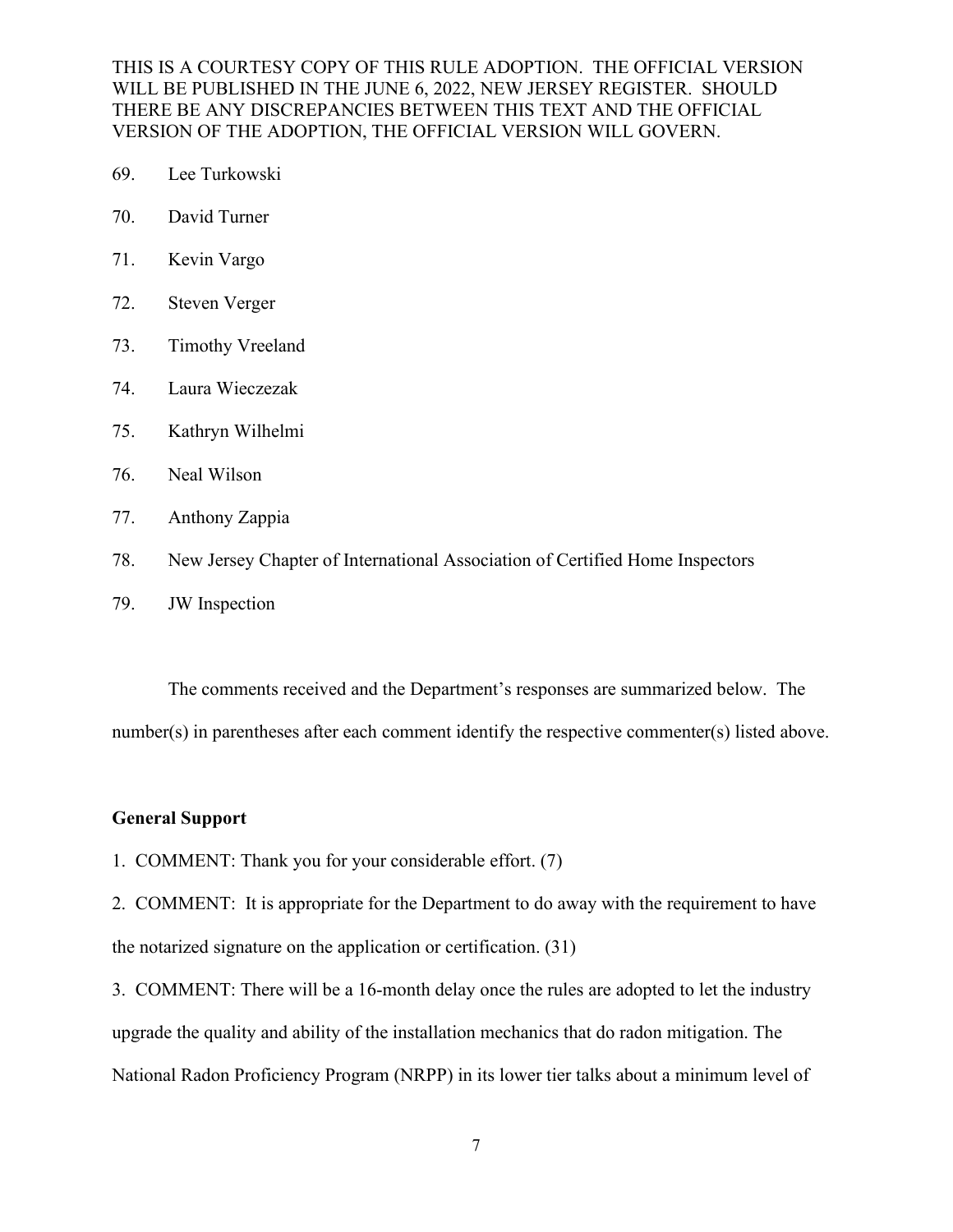69. Lee Turkowski

70. David Turner

71. Kevin Vargo

72. Steven Verger

73. Timothy Vreeland

74. Laura Wieczezak

75. Kathryn Wilhelmi

76. Neal Wilson

77. Anthony Zappia

78. New Jersey Chapter of International Association of Certified Home Inspectors

79. JW Inspection

The comments received and the Department's responses are summarized below. The number(s) in parentheses after each comment identify the respective commenter(s) listed above.

**General Support**

1. COMMENT: Thank you for your considerable effort. (7)

2. COMMENT: It is appropriate for the Department to do away with the requirement to have the notarized signature on the application or certification. (31)

3. COMMENT: There will be a 16-month delay once the rules are adopted to let the industry upgrade the quality and ability of the installation mechanics that do radon mitigation. The National Radon Proficiency Program (NRPP) in its lower tier talks about a minimum level of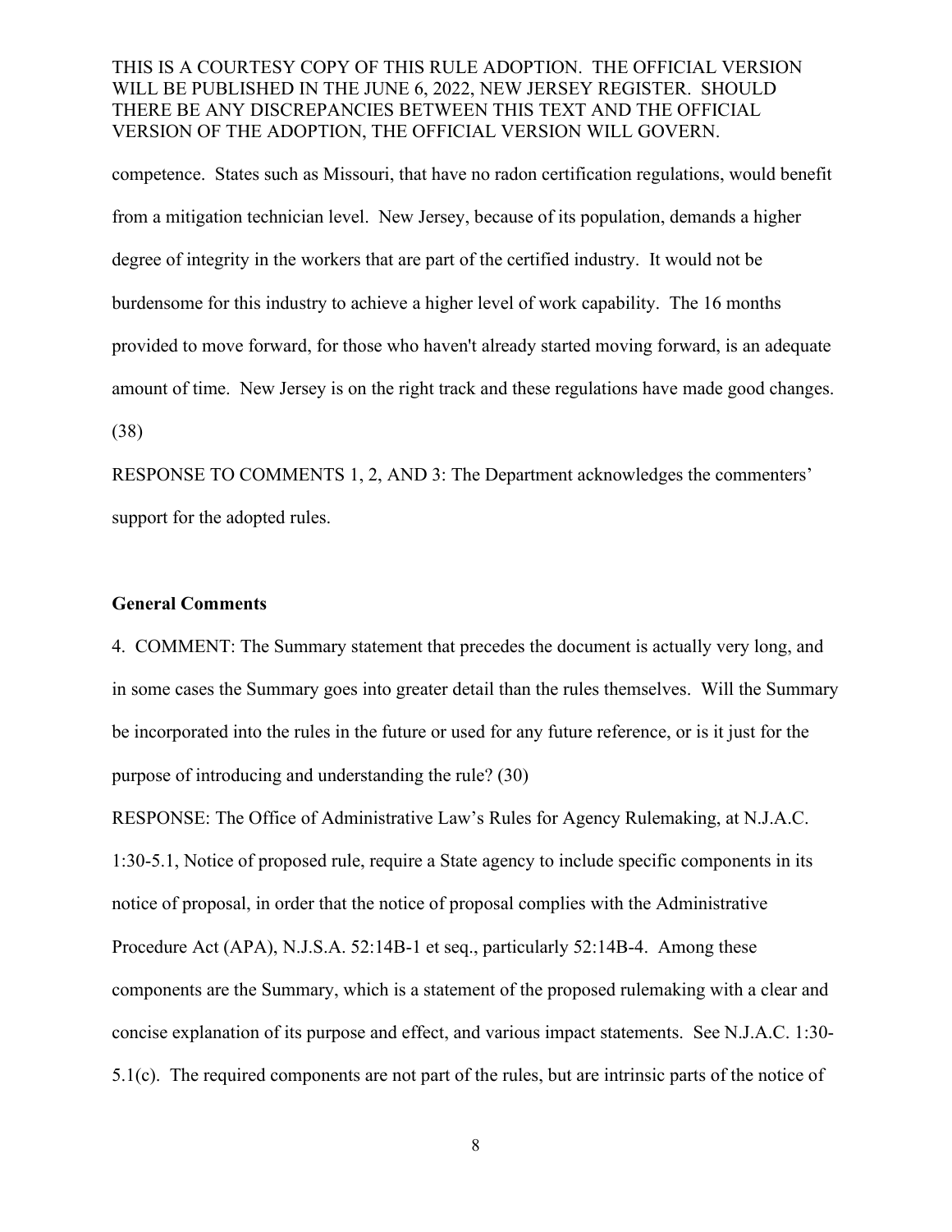competence. States such as Missouri, that have no radon certification regulations, would benefit from a mitigation technician level. New Jersey, because of its population, demands a higher degree of integrity in the workers that are part of the certified industry. It would not be burdensome for this industry to achieve a higher level of work capability. The 16 months provided to move forward, for those who haven't already started moving forward, is an adequate amount of time. New Jersey is on the right track and these regulations have made good changes. (38)

RESPONSE TO COMMENTS 1, 2, AND 3: The Department acknowledges the commenters' support for the adopted rules.

**General Comments**

4. COMMENT: The Summary statement that precedes the document is actually very long, and in some cases the Summary goes into greater detail than the rules themselves. Will the Summary be incorporated into the rules in the future or used for any future reference, or is it just for the purpose of introducing and understanding the rule? (30)

RESPONSE: The Office of Administrative Law's Rules for Agency Rulemaking, at N.J.A.C. 1:30-5.1, Notice of proposed rule, require a State agency to include specific components in its notice of proposal, in order that the notice of proposal complies with the Administrative Procedure Act (APA), N.J.S.A. 52:14B-1 et seq., particularly 52:14B-4. Among these components are the Summary, which is a statement of the proposed rulemaking with a clear and concise explanation of its purpose and effect, and various impact statements. See N.J.A.C. 1:30-5.1(c). The required components are not part of the rules, but are intrinsic parts of the notice of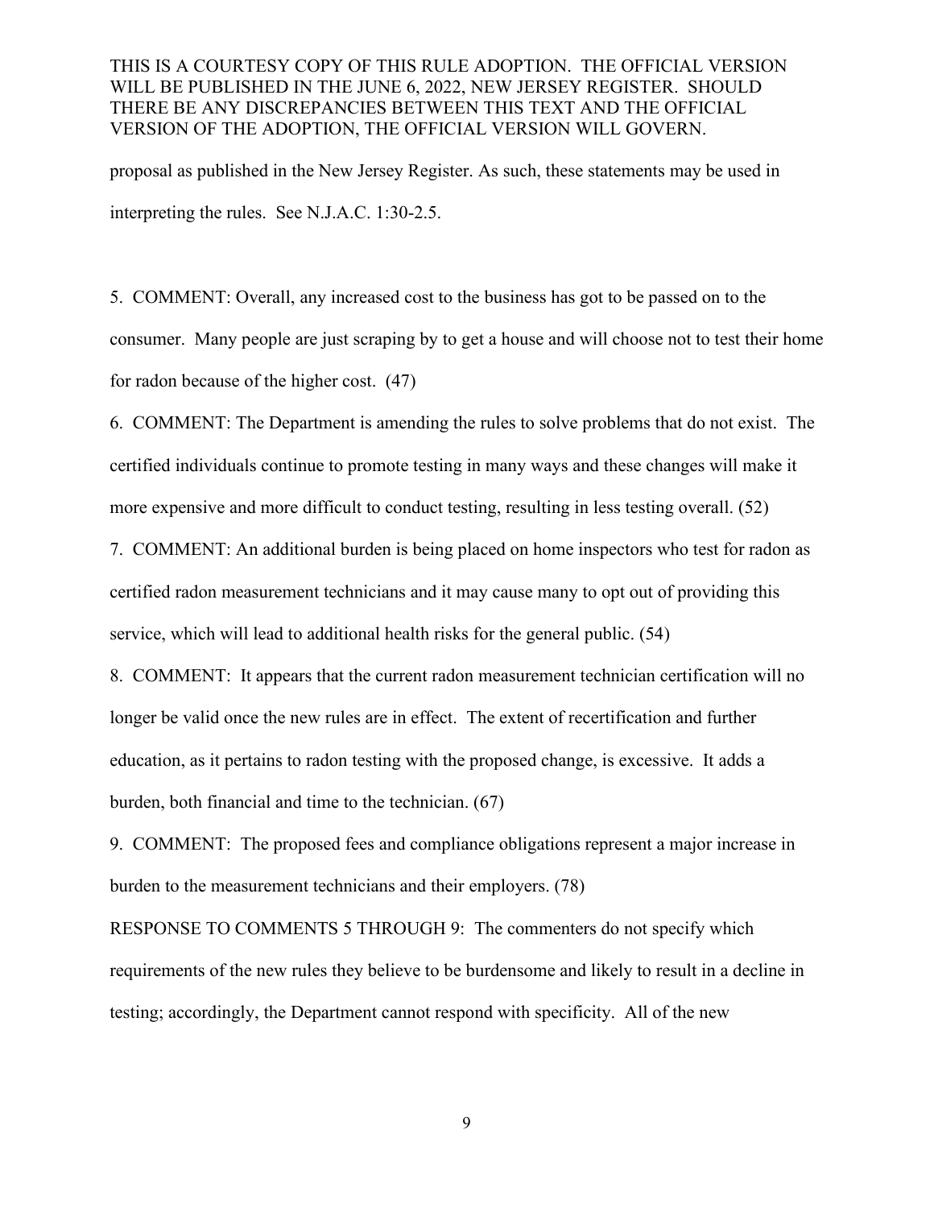proposal as published in the New Jersey Register. As such, these statements may be used in interpreting the rules. See N.J.A.C. 1:30-2.5.

5. COMMENT: Overall, any increased cost to the business has got to be passed on to the consumer. Many people are just scraping by to get a house and will choose not to test their home for radon because of the higher cost. (47)

6. COMMENT: The Department is amending the rules to solve problems that do not exist. The certified individuals continue to promote testing in many ways and these changes will make it more expensive and more difficult to conduct testing, resulting in less testing overall. (52)

7. COMMENT: An additional burden is being placed on home inspectors who test for radon as certified radon measurement technicians and it may cause many to opt out of providing this service, which will lead to additional health risks for the general public. (54)

8. COMMENT: It appears that the current radon measurement technician certification will no longer be valid once the new rules are in effect. The extent of recertification and further education, as it pertains to radon testing with the proposed change, is excessive. It adds a burden, both financial and time to the technician. (67)

9. COMMENT: The proposed fees and compliance obligations represent a major increase in burden to the measurement technicians and their employers. (78)

RESPONSE TO COMMENTS 5 THROUGH 9: The commenters do not specify which requirements of the new rules they believe to be burdensome and likely to result in a decline in testing; accordingly, the Department cannot respond with specificity. All of the new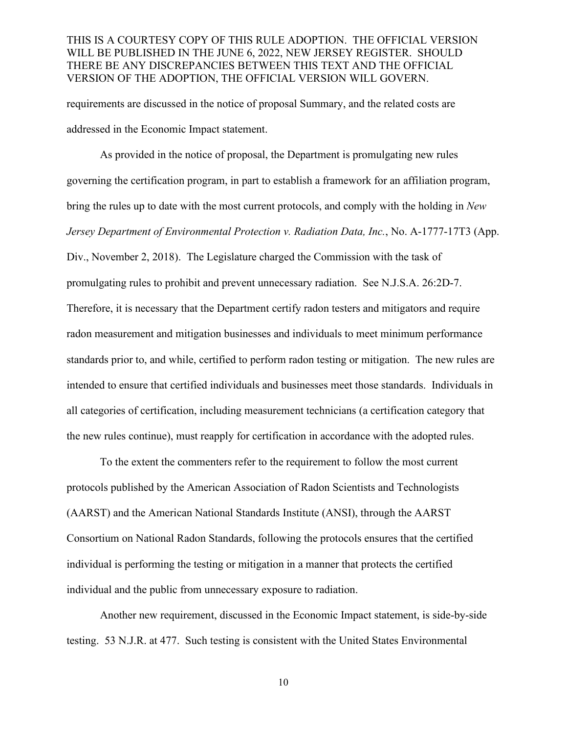requirements are discussed in the notice of proposal Summary, and the related costs are addressed in the Economic Impact statement.

As provided in the notice of proposal, the Department is promulgating new rules governing the certification program, in part to establish a framework for an affiliation program, bring the rules up to date with the most current protocols, and comply with the holding in *New Jersey Department of Environmental Protection v. Radiation Data, Inc.*, No. A-1777-17T3 (App. Div., November 2, 2018). The Legislature charged the Commission with the task of promulgating rules to prohibit and prevent unnecessary radiation. See N.J.S.A. 26:2D-7. Therefore, it is necessary that the Department certify radon testers and mitigators and require radon measurement and mitigation businesses and individuals to meet minimum performance standards prior to, and while, certified to perform radon testing or mitigation. The new rules are intended to ensure that certified individuals and businesses meet those standards. Individuals in all categories of certification, including measurement technicians (a certification category that the new rules continue), must reapply for certification in accordance with the adopted rules.

To the extent the commenters refer to the requirement to follow the most current protocols published by the American Association of Radon Scientists and Technologists (AARST) and the American National Standards Institute (ANSI), through the AARST Consortium on National Radon Standards, following the protocols ensures that the certified individual is performing the testing or mitigation in a manner that protects the certified individual and the public from unnecessary exposure to radiation.

Another new requirement, discussed in the Economic Impact statement, is side-by-side testing. 53 N.J.R. at 477. Such testing is consistent with the United States Environmental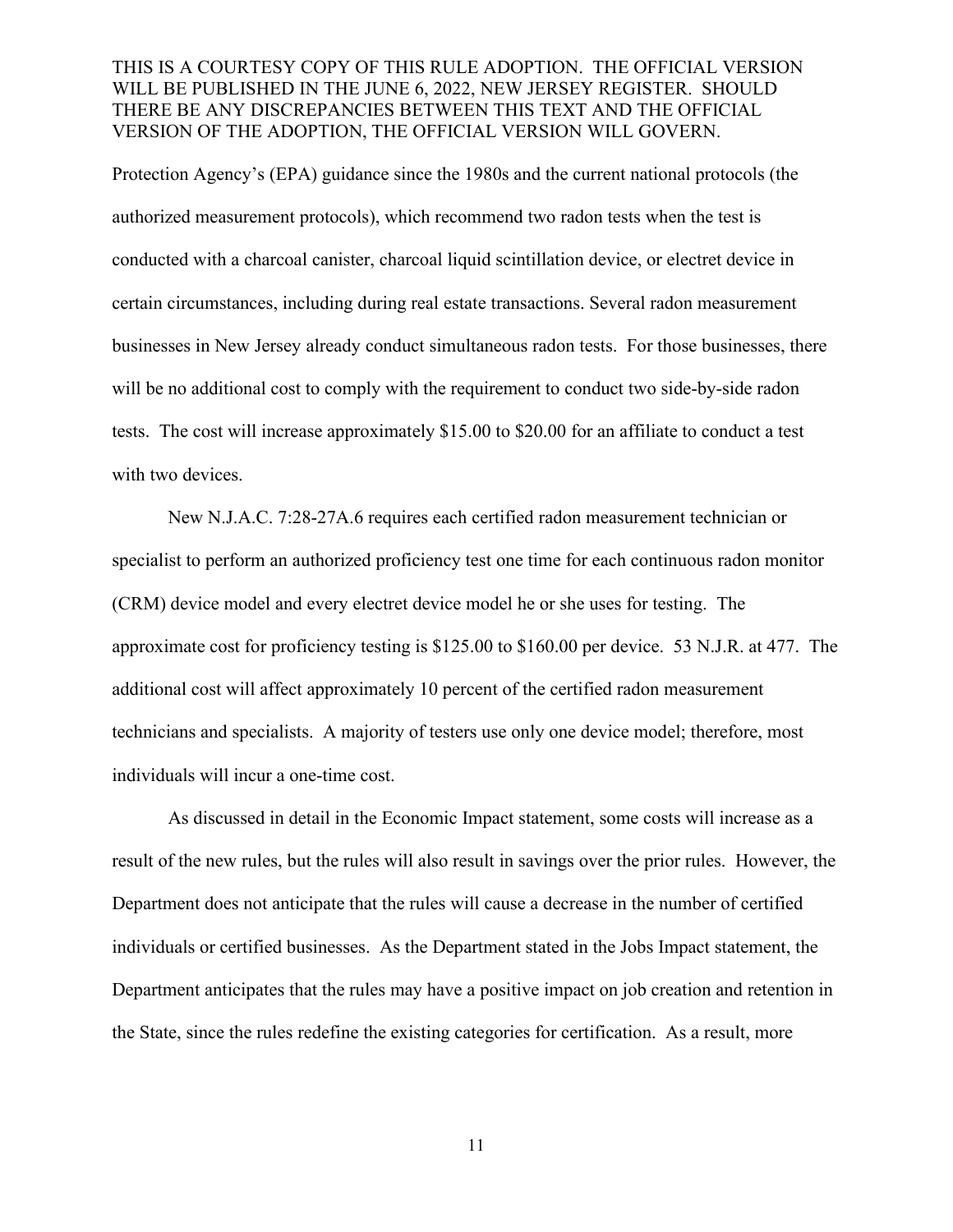Protection Agency's (EPA) guidance since the 1980s and the current national protocols (the authorized measurement protocols), which recommend two radon tests when the test is conducted with a charcoal canister, charcoal liquid scintillation device, or electret device in certain circumstances, including during real estate transactions. Several radon measurement businesses in New Jersey already conduct simultaneous radon tests. For those businesses, there will be no additional cost to comply with the requirement to conduct two side-by-side radon tests. The cost will increase approximately $15.00 to $20.00 for an affiliate to conduct a test with two devices.

New N.J.A.C. 7:28-27A.6 requires each certified radon measurement technician or specialist to perform an authorized proficiency test one time for each continuous radon monitor (CRM) device model and every electret device model he or she uses for testing. The approximate cost for proficiency testing is $125.00 to $160.00 per device. 53 N.J.R. at 477. The additional cost will affect approximately 10 percent of the certified radon measurement technicians and specialists. A majority of testers use only one device model; therefore, most individuals will incur a one-time cost.

As discussed in detail in the Economic Impact statement, some costs will increase as a result of the new rules, but the rules will also result in savings over the prior rules. However, the Department does not anticipate that the rules will cause a decrease in the number of certified individuals or certified businesses. As the Department stated in the Jobs Impact statement, the Department anticipates that the rules may have a positive impact on job creation and retention in the State, since the rules redefine the existing categories for certification. As a result, more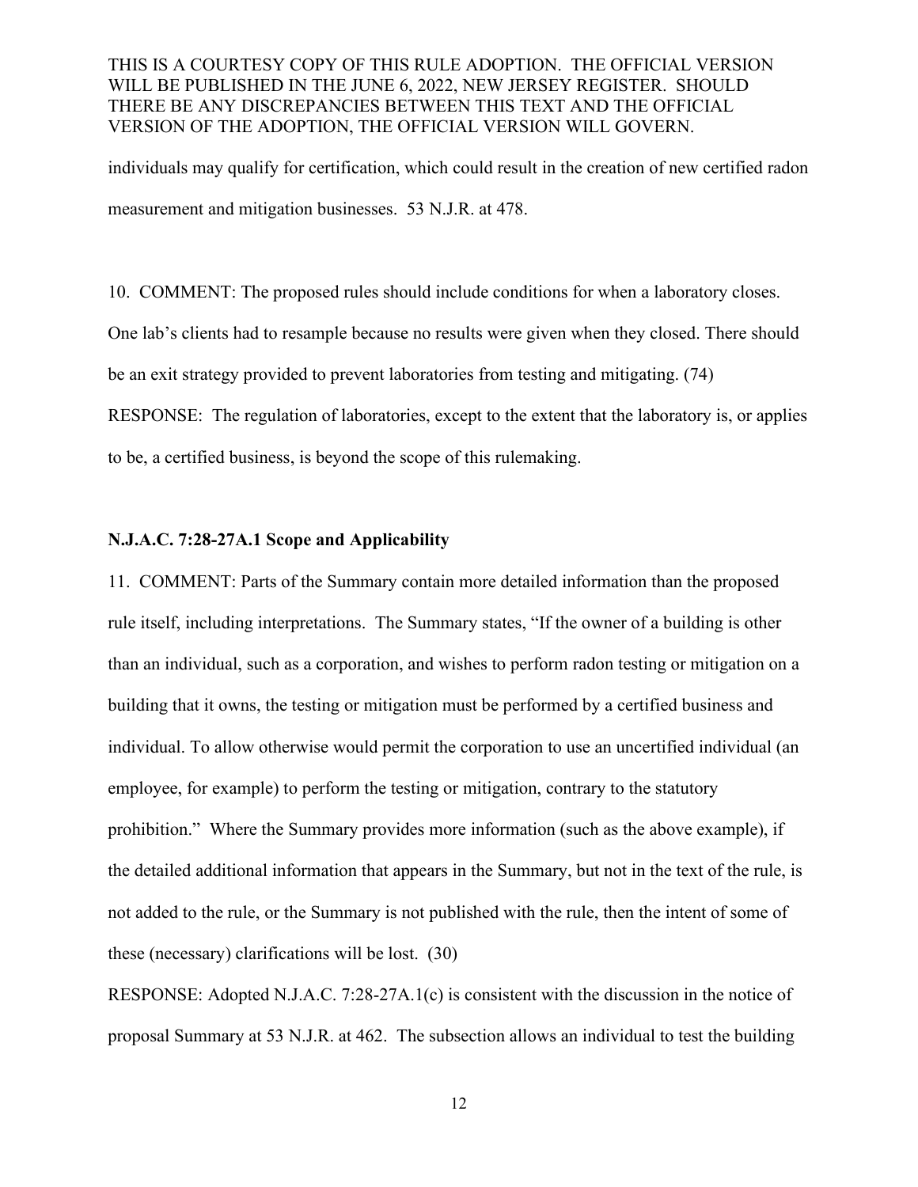individuals may qualify for certification, which could result in the creation of new certified radon measurement and mitigation businesses. 53 N.J.R. at 478.

10. COMMENT: The proposed rules should include conditions for when a laboratory closes. One lab's clients had to resample because no results were given when they closed. There should be an exit strategy provided to prevent laboratories from testing and mitigating. (74)

RESPONSE: The regulation of laboratories, except to the extent that the laboratory is, or applies to be, a certified business, is beyond the scope of this rulemaking.

**N.J.A.C. 7:28-27A.1 Scope and Applicability**

11. COMMENT: Parts of the Summary contain more detailed information than the proposed rule itself, including interpretations. The Summary states, "If the owner of a building is other than an individual, such as a corporation, and wishes to perform radon testing or mitigation on a building that it owns, the testing or mitigation must be performed by a certified business and individual. To allow otherwise would permit the corporation to use an uncertified individual (an employee, for example) to perform the testing or mitigation, contrary to the statutory prohibition." Where the Summary provides more information (such as the above example), if the detailed additional information that appears in the Summary, but not in the text of the rule, is not added to the rule, or the Summary is not published with the rule, then the intent of some of these (necessary) clarifications will be lost. (30)

RESPONSE: Adopted N.J.A.C. 7:28-27A.1(c) is consistent with the discussion in the notice of proposal Summary at 53 N.J.R. at 462. The subsection allows an individual to test the building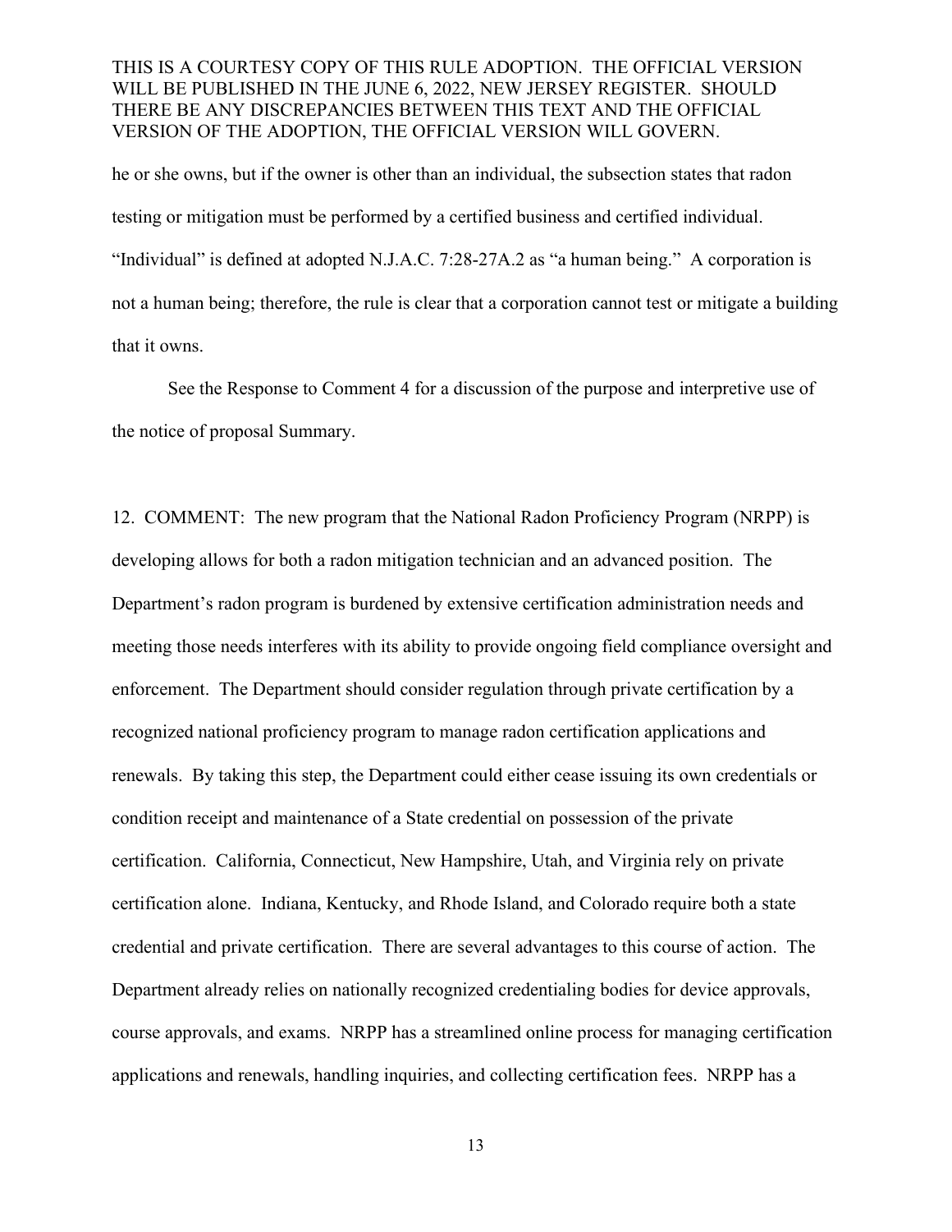he or she owns, but if the owner is other than an individual, the subsection states that radon testing or mitigation must be performed by a certified business and certified individual. "Individual" is defined at adopted N.J.A.C. 7:28-27A.2 as "a human being." A corporation is not a human being; therefore, the rule is clear that a corporation cannot test or mitigate a building that it owns.

See the Response to Comment 4 for a discussion of the purpose and interpretive use of the notice of proposal Summary.

12. COMMENT: The new program that the National Radon Proficiency Program (NRPP) is developing allows for both a radon mitigation technician and an advanced position. The Department's radon program is burdened by extensive certification administration needs and meeting those needs interferes with its ability to provide ongoing field compliance oversight and enforcement. The Department should consider regulation through private certification by a recognized national proficiency program to manage radon certification applications and renewals. By taking this step, the Department could either cease issuing its own credentials or condition receipt and maintenance of a State credential on possession of the private certification. California, Connecticut, New Hampshire, Utah, and Virginia rely on private certification alone. Indiana, Kentucky, and Rhode Island, and Colorado require both a state credential and private certification. There are several advantages to this course of action. The Department already relies on nationally recognized credentialing bodies for device approvals, course approvals, and exams. NRPP has a streamlined online process for managing certification applications and renewals, handling inquiries, and collecting certification fees. NRPP has a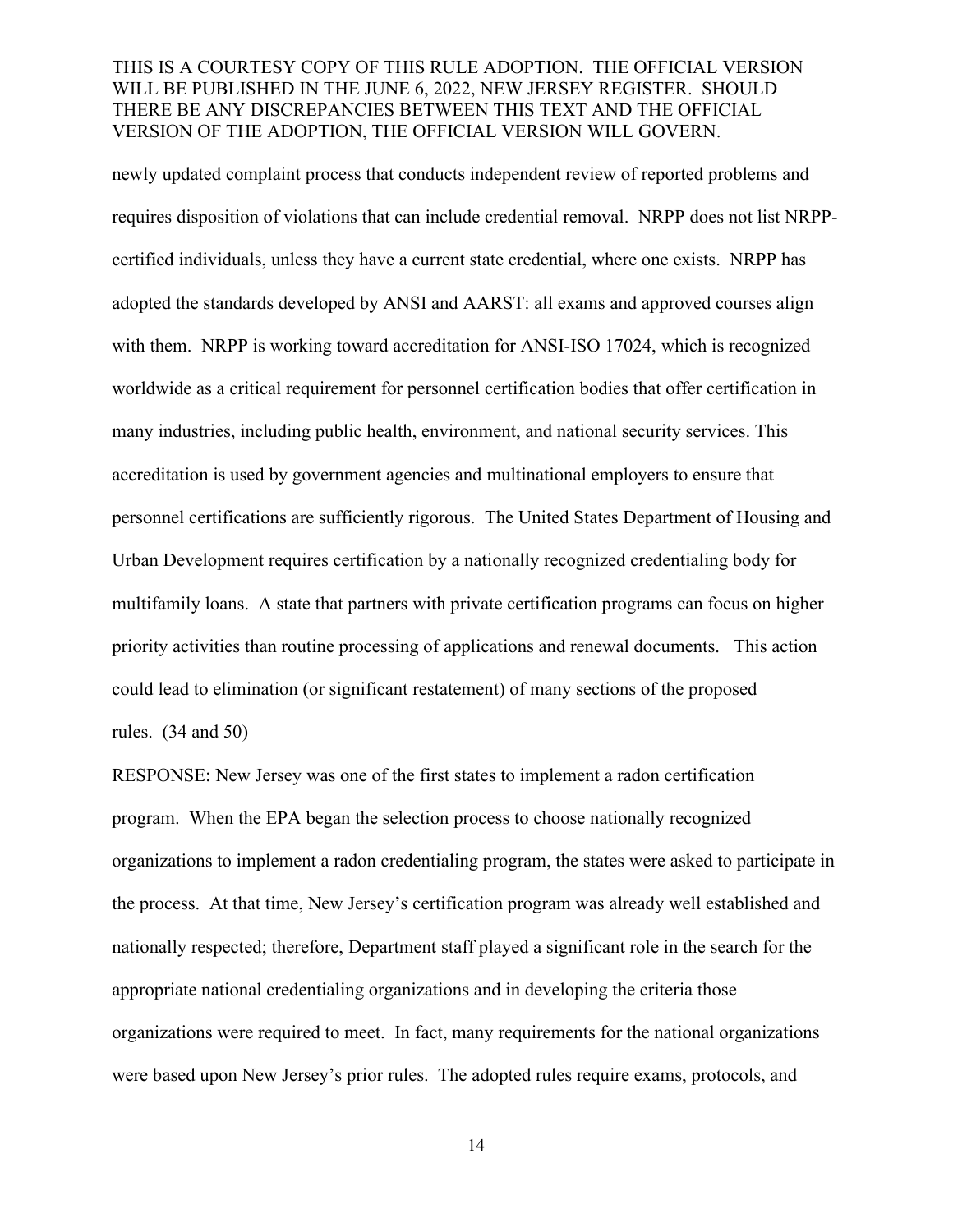newly updated complaint process that conducts independent review of reported problems and requires disposition of violations that can include credential removal. NRPP does not list NRPP-certified individuals, unless they have a current state credential, where one exists. NRPP has adopted the standards developed by ANSI and AARST: all exams and approved courses align with them. NRPP is working toward accreditation for ANSI-ISO 17024, which is recognized worldwide as a critical requirement for personnel certification bodies that offer certification in many industries, including public health, environment, and national security services. This accreditation is used by government agencies and multinational employers to ensure that personnel certifications are sufficiently rigorous. The United States Department of Housing and Urban Development requires certification by a nationally recognized credentialing body for multifamily loans. A state that partners with private certification programs can focus on higher priority activities than routine processing of applications and renewal documents. This action could lead to elimination (or significant restatement) of many sections of the proposed rules. (34 and 50)

RESPONSE: New Jersey was one of the first states to implement a radon certification program. When the EPA began the selection process to choose nationally recognized organizations to implement a radon credentialing program, the states were asked to participate in the process. At that time, New Jersey's certification program was already well established and nationally respected; therefore, Department staff played a significant role in the search for the appropriate national credentialing organizations and in developing the criteria those organizations were required to meet. In fact, many requirements for the national organizations were based upon New Jersey's prior rules. The adopted rules require exams, protocols, and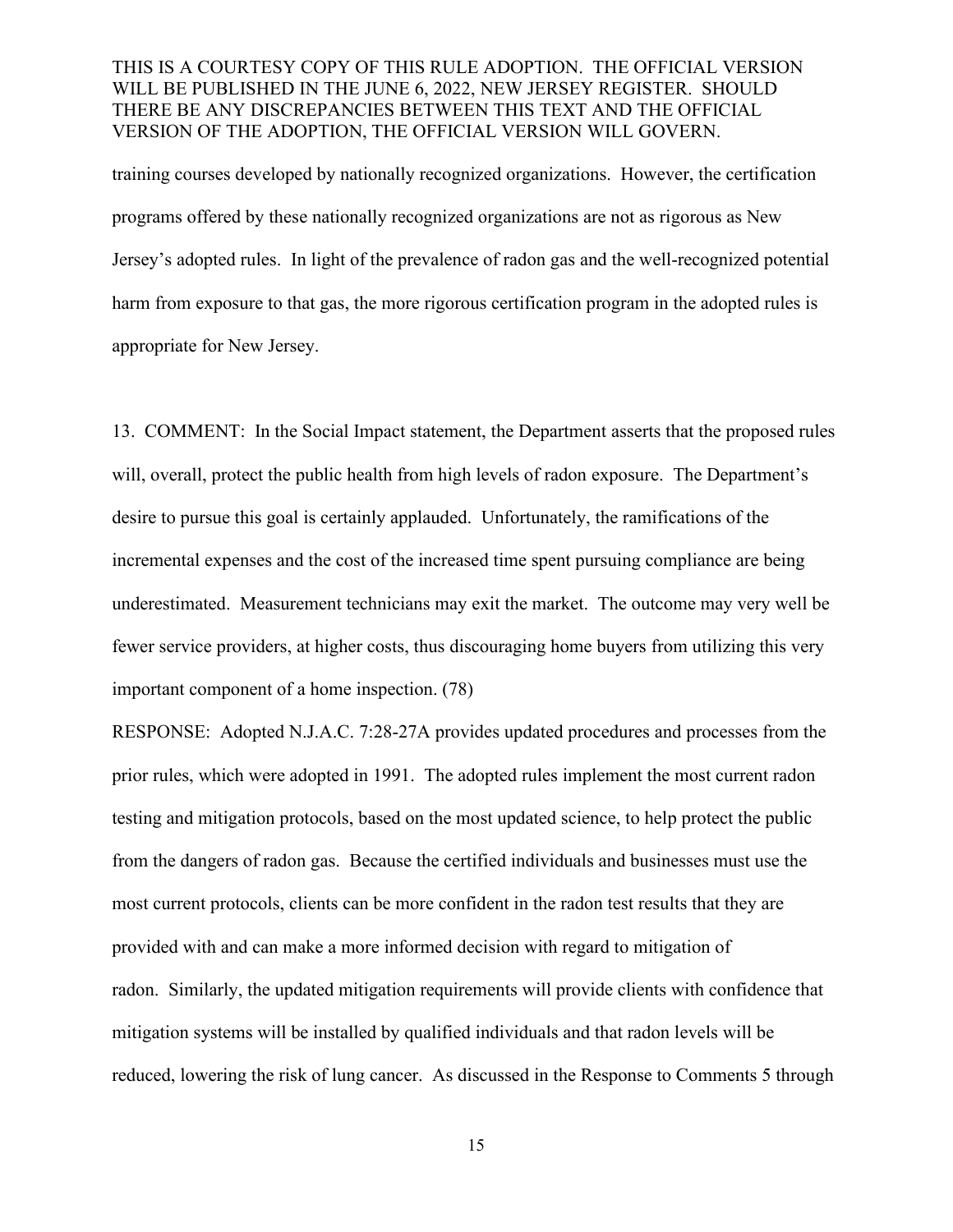training courses developed by nationally recognized organizations. However, the certification programs offered by these nationally recognized organizations are not as rigorous as New Jersey's adopted rules. In light of the prevalence of radon gas and the well-recognized potential harm from exposure to that gas, the more rigorous certification program in the adopted rules is appropriate for New Jersey.

13. COMMENT: In the Social Impact statement, the Department asserts that the proposed rules will, overall, protect the public health from high levels of radon exposure. The Department's desire to pursue this goal is certainly applauded. Unfortunately, the ramifications of the incremental expenses and the cost of the increased time spent pursuing compliance are being underestimated. Measurement technicians may exit the market. The outcome may very well be fewer service providers, at higher costs, thus discouraging home buyers from utilizing this very important component of a home inspection. (78)

RESPONSE: Adopted N.J.A.C. 7:28-27A provides updated procedures and processes from the prior rules, which were adopted in 1991. The adopted rules implement the most current radon testing and mitigation protocols, based on the most updated science, to help protect the public from the dangers of radon gas. Because the certified individuals and businesses must use the most current protocols, clients can be more confident in the radon test results that they are provided with and can make a more informed decision with regard to mitigation of radon. Similarly, the updated mitigation requirements will provide clients with confidence that mitigation systems will be installed by qualified individuals and that radon levels will be reduced, lowering the risk of lung cancer. As discussed in the Response to Comments 5 through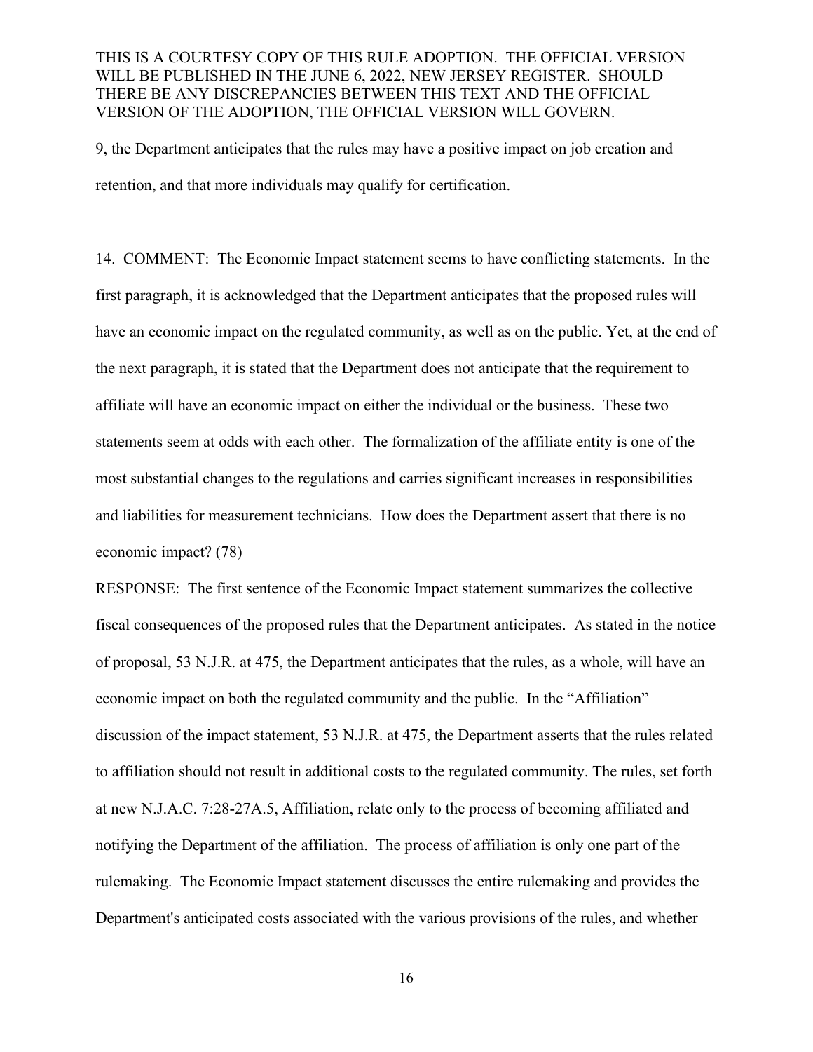9, the Department anticipates that the rules may have a positive impact on job creation and retention, and that more individuals may qualify for certification.

14. COMMENT: The Economic Impact statement seems to have conflicting statements. In the first paragraph, it is acknowledged that the Department anticipates that the proposed rules will have an economic impact on the regulated community, as well as on the public. Yet, at the end of the next paragraph, it is stated that the Department does not anticipate that the requirement to affiliate will have an economic impact on either the individual or the business. These two statements seem at odds with each other. The formalization of the affiliate entity is one of the most substantial changes to the regulations and carries significant increases in responsibilities and liabilities for measurement technicians. How does the Department assert that there is no economic impact? (78)

RESPONSE: The first sentence of the Economic Impact statement summarizes the collective fiscal consequences of the proposed rules that the Department anticipates. As stated in the notice of proposal, 53 N.J.R. at 475, the Department anticipates that the rules, as a whole, will have an economic impact on both the regulated community and the public. In the "Affiliation" discussion of the impact statement, 53 N.J.R. at 475, the Department asserts that the rules related to affiliation should not result in additional costs to the regulated community. The rules, set forth at new N.J.A.C. 7:28-27A.5, Affiliation, relate only to the process of becoming affiliated and notifying the Department of the affiliation. The process of affiliation is only one part of the rulemaking. The Economic Impact statement discusses the entire rulemaking and provides the Department's anticipated costs associated with the various provisions of the rules, and whether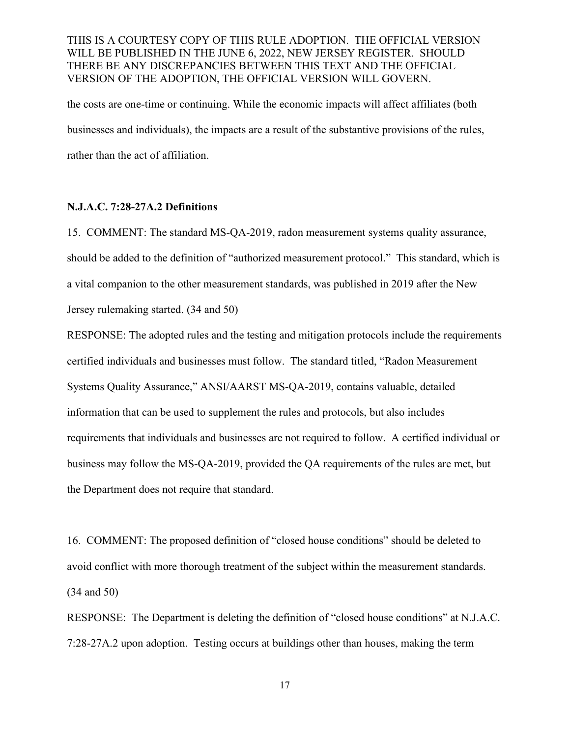the costs are one-time or continuing. While the economic impacts will affect affiliates (both businesses and individuals), the impacts are a result of the substantive provisions of the rules, rather than the act of affiliation.

**N.J.A.C. 7:28-27A.2 Definitions**

15. COMMENT: The standard MS-QA-2019, radon measurement systems quality assurance, should be added to the definition of "authorized measurement protocol." This standard, which is a vital companion to the other measurement standards, was published in 2019 after the New Jersey rulemaking started. (34 and 50)

RESPONSE: The adopted rules and the testing and mitigation protocols include the requirements certified individuals and businesses must follow. The standard titled, "Radon Measurement Systems Quality Assurance," ANSI/AARST MS-QA-2019, contains valuable, detailed information that can be used to supplement the rules and protocols, but also includes requirements that individuals and businesses are not required to follow. A certified individual or business may follow the MS-QA-2019, provided the QA requirements of the rules are met, but the Department does not require that standard.

16. COMMENT: The proposed definition of "closed house conditions" should be deleted to avoid conflict with more thorough treatment of the subject within the measurement standards. (34 and 50)

RESPONSE: The Department is deleting the definition of "closed house conditions" at N.J.A.C. 7:28-27A.2 upon adoption. Testing occurs at buildings other than houses, making the term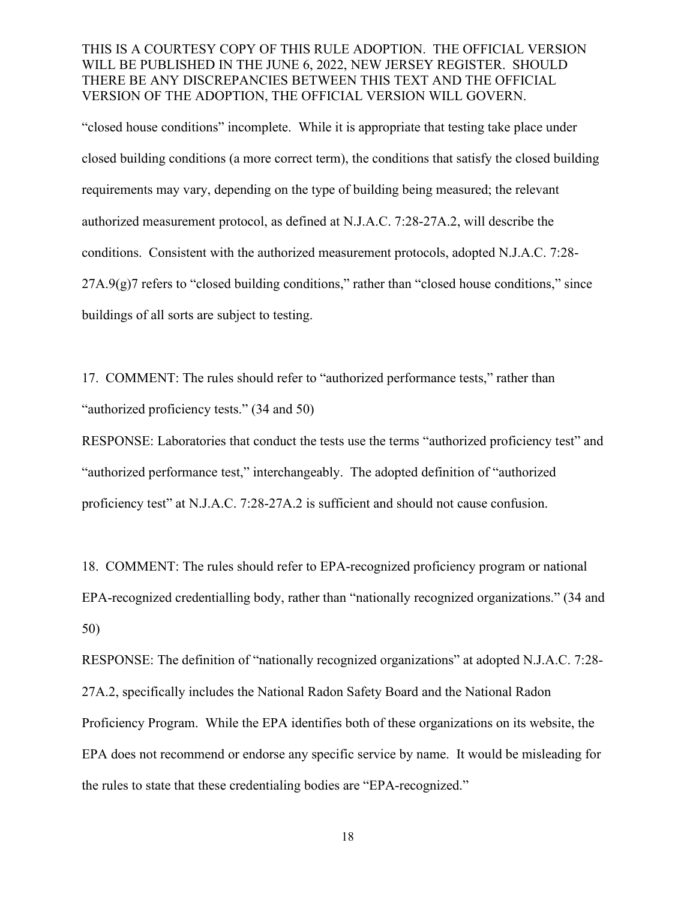"closed house conditions" incomplete. While it is appropriate that testing take place under closed building conditions (a more correct term), the conditions that satisfy the closed building requirements may vary, depending on the type of building being measured; the relevant authorized measurement protocol, as defined at N.J.A.C. 7:28-27A.2, will describe the conditions. Consistent with the authorized measurement protocols, adopted N.J.A.C. 7:28-27A.9(g)7 refers to "closed building conditions," rather than "closed house conditions," since buildings of all sorts are subject to testing.

17. COMMENT: The rules should refer to "authorized performance tests," rather than "authorized proficiency tests." (34 and 50)

RESPONSE: Laboratories that conduct the tests use the terms "authorized proficiency test" and "authorized performance test," interchangeably. The adopted definition of "authorized proficiency test" at N.J.A.C. 7:28-27A.2 is sufficient and should not cause confusion.

18. COMMENT: The rules should refer to EPA-recognized proficiency program or national EPA-recognized credentialling body, rather than "nationally recognized organizations." (34 and 50)

RESPONSE: The definition of "nationally recognized organizations" at adopted N.J.A.C. 7:28-27A.2, specifically includes the National Radon Safety Board and the National Radon Proficiency Program. While the EPA identifies both of these organizations on its website, the EPA does not recommend or endorse any specific service by name. It would be misleading for the rules to state that these credentialing bodies are "EPA-recognized."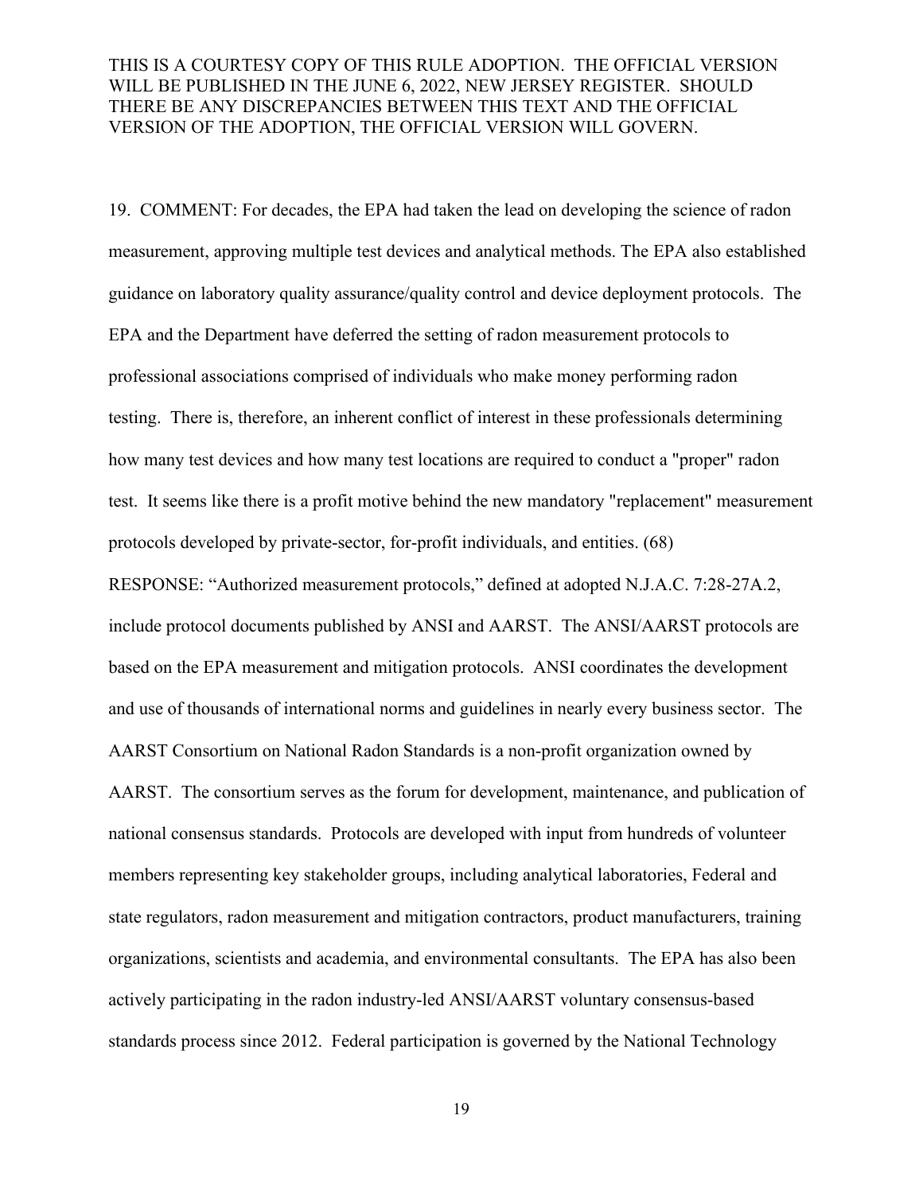THIS IS A COURTESY COPY OF THIS RULE ADOPTION. THE OFFICIAL VERSION WILL BE PUBLISHED IN THE JUNE 6, 2022, NEW JERSEY REGISTER. SHOULD THERE BE ANY DISCREPANCIES BETWEEN THIS TEXT AND THE OFFICIAL VERSION OF THE ADOPTION, THE OFFICIAL VERSION WILL GOVERN.

19. COMMENT: For decades, the EPA had taken the lead on developing the science of radon measurement, approving multiple test devices and analytical methods. The EPA also established guidance on laboratory quality assurance/quality control and device deployment protocols. The EPA and the Department have deferred the setting of radon measurement protocols to professional associations comprised of individuals who make money performing radon testing. There is, therefore, an inherent conflict of interest in these professionals determining how many test devices and how many test locations are required to conduct a "proper" radon test. It seems like there is a profit motive behind the new mandatory "replacement" measurement protocols developed by private-sector, for-profit individuals, and entities. (68)

RESPONSE: "Authorized measurement protocols," defined at adopted N.J.A.C. 7:28-27A.2, include protocol documents published by ANSI and AARST. The ANSI/AARST protocols are based on the EPA measurement and mitigation protocols. ANSI coordinates the development and use of thousands of international norms and guidelines in nearly every business sector. The AARST Consortium on National Radon Standards is a non-profit organization owned by AARST. The consortium serves as the forum for development, maintenance, and publication of national consensus standards. Protocols are developed with input from hundreds of volunteer members representing key stakeholder groups, including analytical laboratories, Federal and state regulators, radon measurement and mitigation contractors, product manufacturers, training organizations, scientists and academia, and environmental consultants. The EPA has also been actively participating in the radon industry-led ANSI/AARST voluntary consensus-based standards process since 2012. Federal participation is governed by the National Technology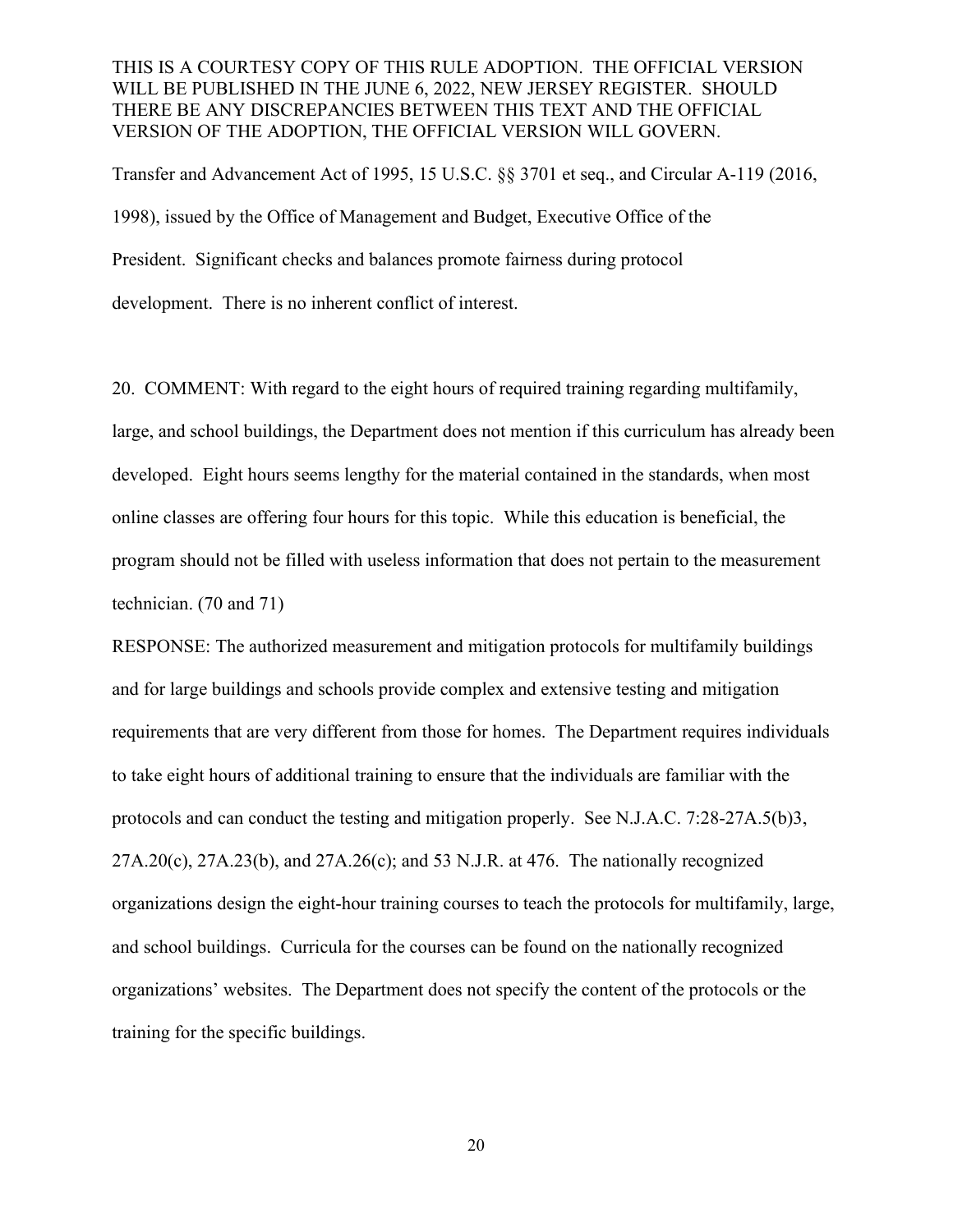Transfer and Advancement Act of 1995, 15 U.S.C. §§ 3701 et seq., and Circular A-119 (2016, 1998), issued by the Office of Management and Budget, Executive Office of the President. Significant checks and balances promote fairness during protocol development. There is no inherent conflict of interest.

20. COMMENT: With regard to the eight hours of required training regarding multifamily, large, and school buildings, the Department does not mention if this curriculum has already been developed. Eight hours seems lengthy for the material contained in the standards, when most online classes are offering four hours for this topic. While this education is beneficial, the program should not be filled with useless information that does not pertain to the measurement technician. (70 and 71)

RESPONSE: The authorized measurement and mitigation protocols for multifamily buildings and for large buildings and schools provide complex and extensive testing and mitigation requirements that are very different from those for homes. The Department requires individuals to take eight hours of additional training to ensure that the individuals are familiar with the protocols and can conduct the testing and mitigation properly. See N.J.A.C. 7:28-27A.5(b)3, 27A.20(c), 27A.23(b), and 27A.26(c); and 53 N.J.R. at 476. The nationally recognized organizations design the eight-hour training courses to teach the protocols for multifamily, large, and school buildings. Curricula for the courses can be found on the nationally recognized organizations' websites. The Department does not specify the content of the protocols or the training for the specific buildings.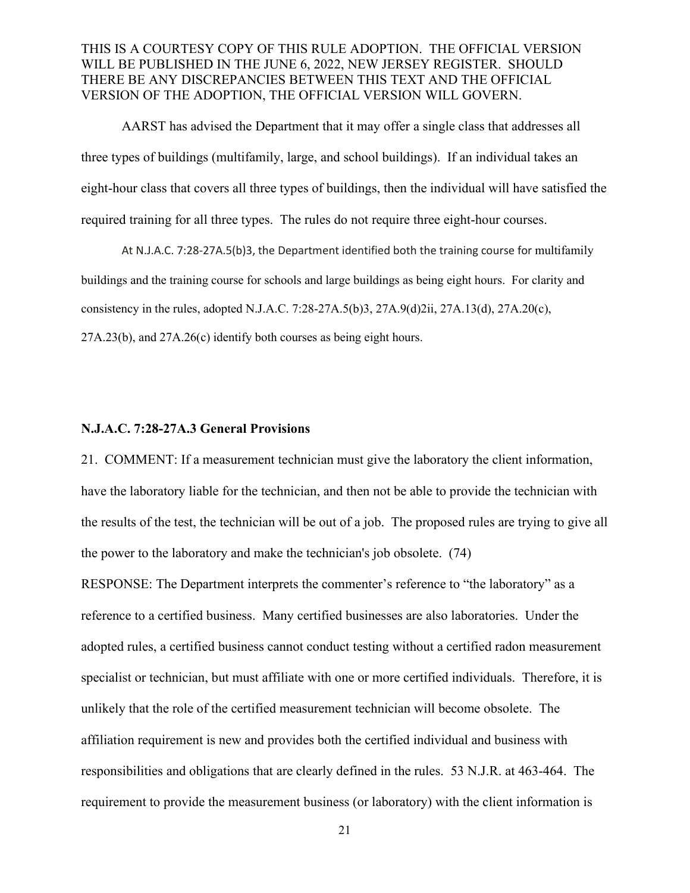THIS IS A COURTESY COPY OF THIS RULE ADOPTION. THE OFFICIAL VERSION WILL BE PUBLISHED IN THE JUNE 6, 2022, NEW JERSEY REGISTER. SHOULD THERE BE ANY DISCREPANCIES BETWEEN THIS TEXT AND THE OFFICIAL VERSION OF THE ADOPTION, THE OFFICIAL VERSION WILL GOVERN.

AARST has advised the Department that it may offer a single class that addresses all three types of buildings (multifamily, large, and school buildings). If an individual takes an eight-hour class that covers all three types of buildings, then the individual will have satisfied the required training for all three types. The rules do not require three eight-hour courses.

At N.J.A.C. 7:28-27A.5(b)3, the Department identified both the training course for multifamily buildings and the training course for schools and large buildings as being eight hours. For clarity and consistency in the rules, adopted N.J.A.C. 7:28-27A.5(b)3, 27A.9(d)2ii, 27A.13(d), 27A.20(c), 27A.23(b), and 27A.26(c) identify both courses as being eight hours.

**N.J.A.C. 7:28-27A.3 General Provisions**

21. COMMENT: If a measurement technician must give the laboratory the client information, have the laboratory liable for the technician, and then not be able to provide the technician with the results of the test, the technician will be out of a job. The proposed rules are trying to give all the power to the laboratory and make the technician's job obsolete. (74)

RESPONSE: The Department interprets the commenter's reference to "the laboratory" as a reference to a certified business. Many certified businesses are also laboratories. Under the adopted rules, a certified business cannot conduct testing without a certified radon measurement specialist or technician, but must affiliate with one or more certified individuals. Therefore, it is unlikely that the role of the certified measurement technician will become obsolete. The affiliation requirement is new and provides both the certified individual and business with responsibilities and obligations that are clearly defined in the rules. 53 N.J.R. at 463-464. The requirement to provide the measurement business (or laboratory) with the client information is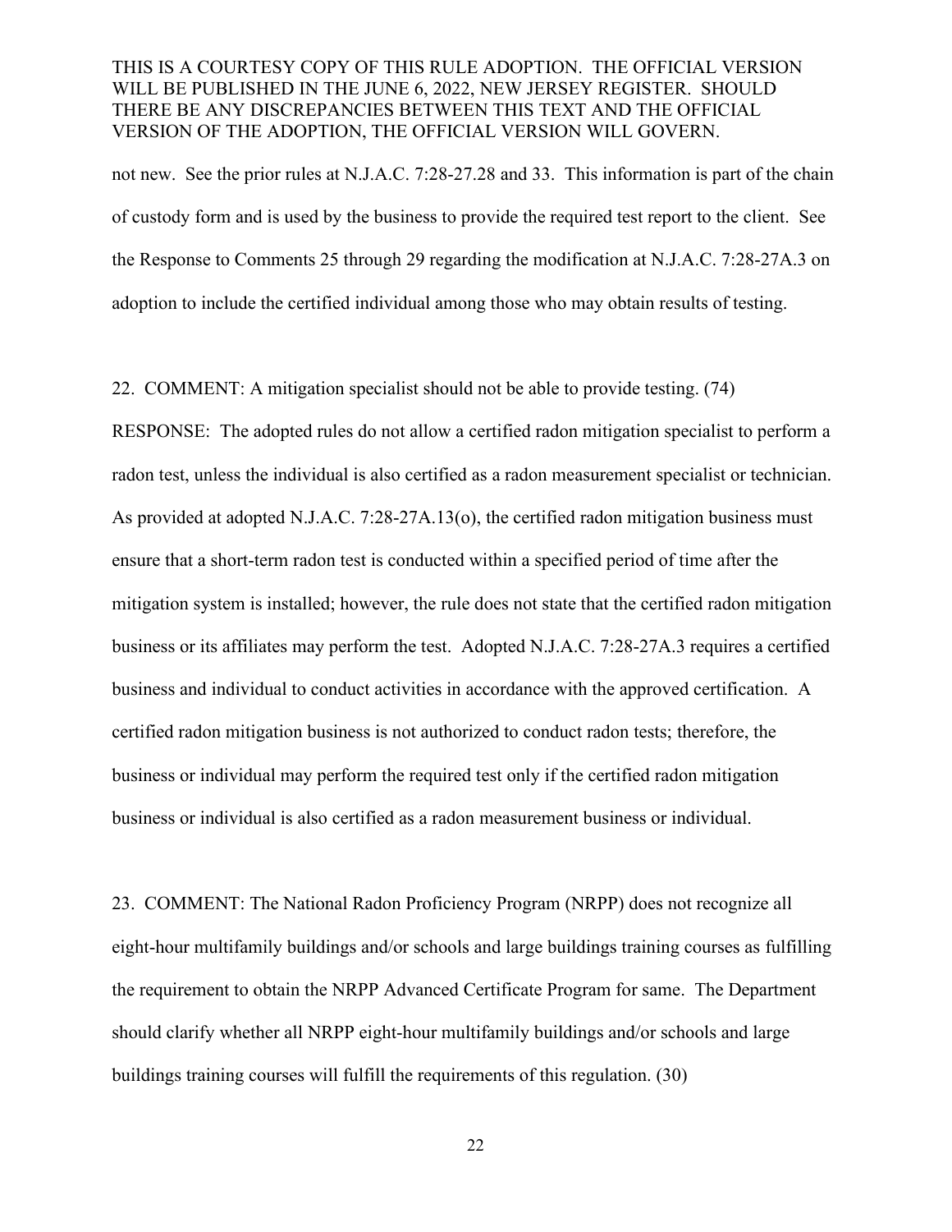not new. See the prior rules at N.J.A.C. 7:28-27.28 and 33. This information is part of the chain of custody form and is used by the business to provide the required test report to the client. See the Response to Comments 25 through 29 regarding the modification at N.J.A.C. 7:28-27A.3 on adoption to include the certified individual among those who may obtain results of testing.

22. COMMENT: A mitigation specialist should not be able to provide testing. (74)

RESPONSE: The adopted rules do not allow a certified radon mitigation specialist to perform a radon test, unless the individual is also certified as a radon measurement specialist or technician. As provided at adopted N.J.A.C. 7:28-27A.13(o), the certified radon mitigation business must ensure that a short-term radon test is conducted within a specified period of time after the mitigation system is installed; however, the rule does not state that the certified radon mitigation business or its affiliates may perform the test. Adopted N.J.A.C. 7:28-27A.3 requires a certified business and individual to conduct activities in accordance with the approved certification. A certified radon mitigation business is not authorized to conduct radon tests; therefore, the business or individual may perform the required test only if the certified radon mitigation business or individual is also certified as a radon measurement business or individual.

23. COMMENT: The National Radon Proficiency Program (NRPP) does not recognize all eight-hour multifamily buildings and/or schools and large buildings training courses as fulfilling the requirement to obtain the NRPP Advanced Certificate Program for same. The Department should clarify whether all NRPP eight-hour multifamily buildings and/or schools and large buildings training courses will fulfill the requirements of this regulation. (30)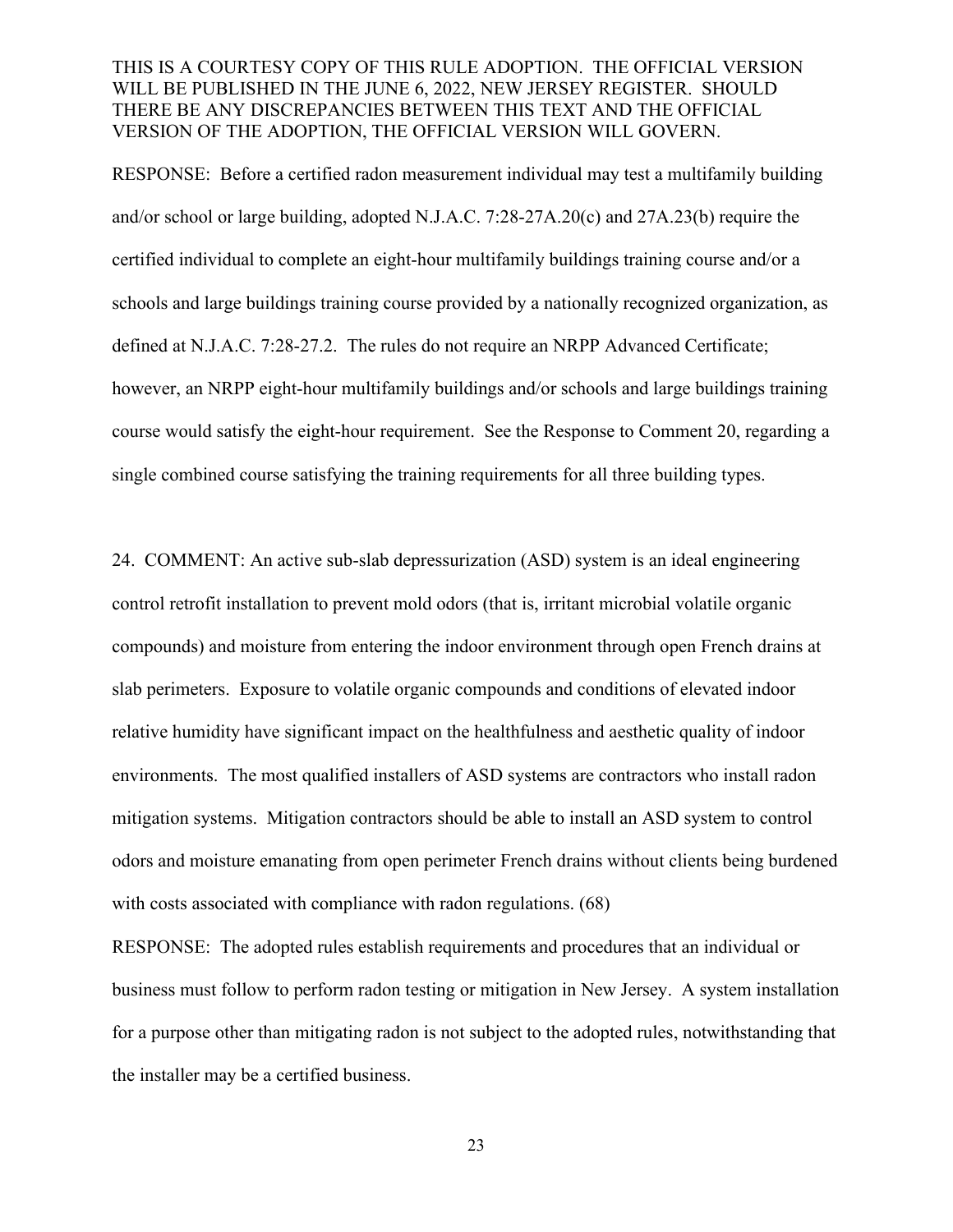RESPONSE: Before a certified radon measurement individual may test a multifamily building and/or school or large building, adopted N.J.A.C. 7:28-27A.20(c) and 27A.23(b) require the certified individual to complete an eight-hour multifamily buildings training course and/or a schools and large buildings training course provided by a nationally recognized organization, as defined at N.J.A.C. 7:28-27.2. The rules do not require an NRPP Advanced Certificate; however, an NRPP eight-hour multifamily buildings and/or schools and large buildings training course would satisfy the eight-hour requirement. See the Response to Comment 20, regarding a single combined course satisfying the training requirements for all three building types.

24. COMMENT: An active sub-slab depressurization (ASD) system is an ideal engineering control retrofit installation to prevent mold odors (that is, irritant microbial volatile organic compounds) and moisture from entering the indoor environment through open French drains at slab perimeters. Exposure to volatile organic compounds and conditions of elevated indoor relative humidity have significant impact on the healthfulness and aesthetic quality of indoor environments. The most qualified installers of ASD systems are contractors who install radon mitigation systems. Mitigation contractors should be able to install an ASD system to control odors and moisture emanating from open perimeter French drains without clients being burdened with costs associated with compliance with radon regulations. (68)

RESPONSE: The adopted rules establish requirements and procedures that an individual or business must follow to perform radon testing or mitigation in New Jersey. A system installation for a purpose other than mitigating radon is not subject to the adopted rules, notwithstanding that the installer may be a certified business.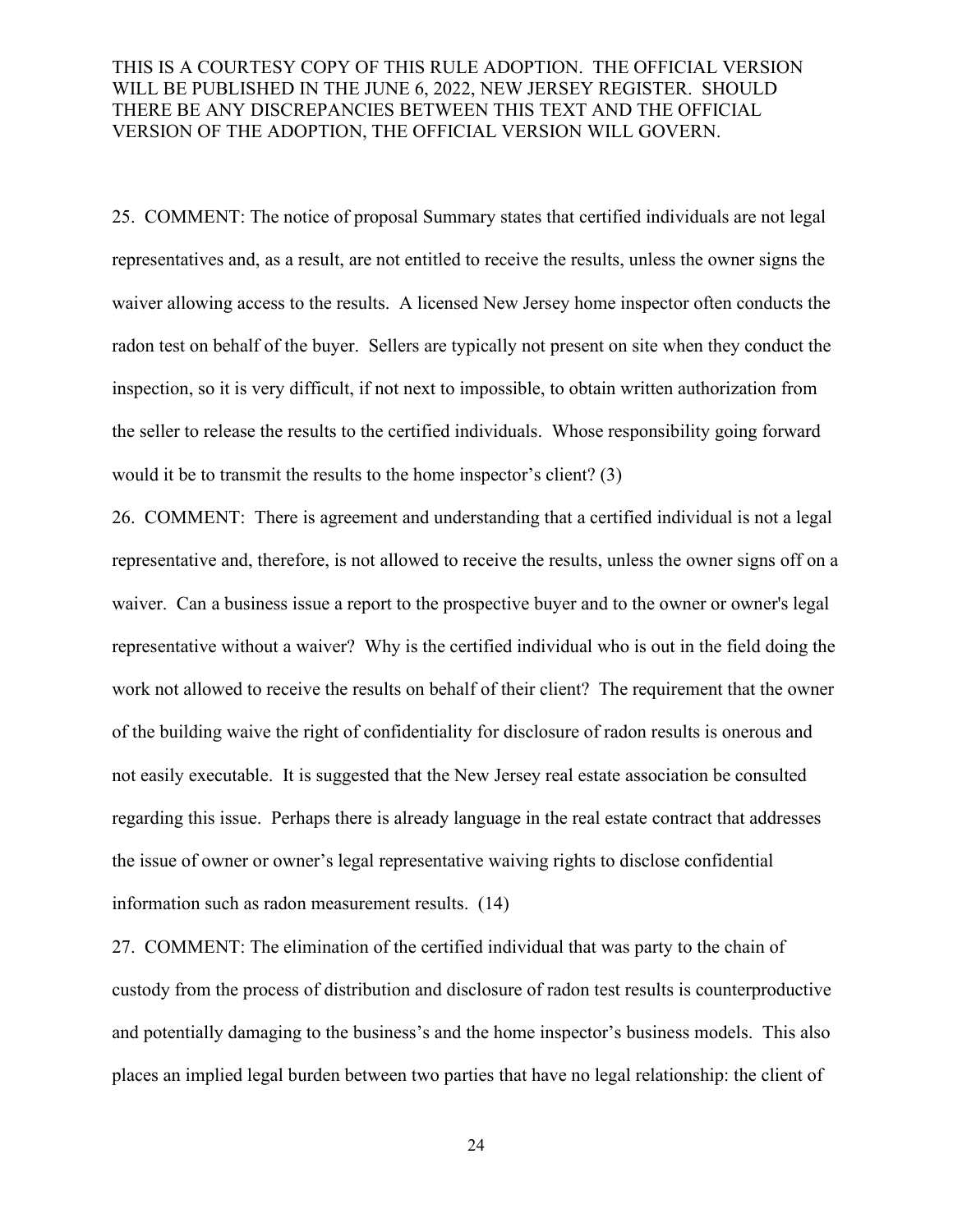25. COMMENT: The notice of proposal Summary states that certified individuals are not legal representatives and, as a result, are not entitled to receive the results, unless the owner signs the waiver allowing access to the results. A licensed New Jersey home inspector often conducts the radon test on behalf of the buyer. Sellers are typically not present on site when they conduct the inspection, so it is very difficult, if not next to impossible, to obtain written authorization from the seller to release the results to the certified individuals. Whose responsibility going forward would it be to transmit the results to the home inspector's client? (3)

26. COMMENT: There is agreement and understanding that a certified individual is not a legal representative and, therefore, is not allowed to receive the results, unless the owner signs off on a waiver. Can a business issue a report to the prospective buyer and to the owner or owner's legal representative without a waiver? Why is the certified individual who is out in the field doing the work not allowed to receive the results on behalf of their client? The requirement that the owner of the building waive the right of confidentiality for disclosure of radon results is onerous and not easily executable. It is suggested that the New Jersey real estate association be consulted regarding this issue. Perhaps there is already language in the real estate contract that addresses the issue of owner or owner's legal representative waiving rights to disclose confidential information such as radon measurement results. (14)

27. COMMENT: The elimination of the certified individual that was party to the chain of custody from the process of distribution and disclosure of radon test results is counterproductive and potentially damaging to the business's and the home inspector's business models. This also places an implied legal burden between two parties that have no legal relationship: the client of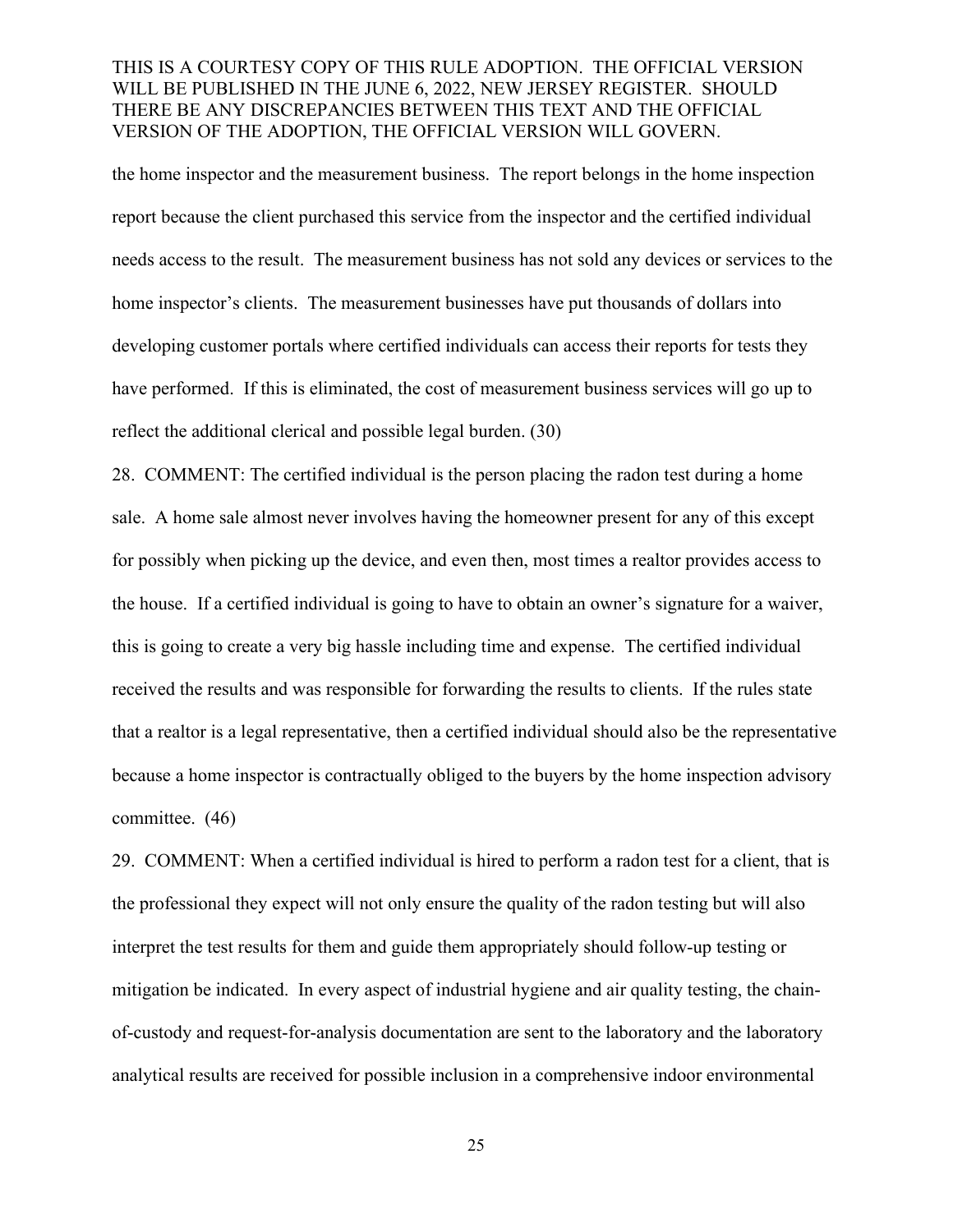the home inspector and the measurement business. The report belongs in the home inspection report because the client purchased this service from the inspector and the certified individual needs access to the result. The measurement business has not sold any devices or services to the home inspector's clients. The measurement businesses have put thousands of dollars into developing customer portals where certified individuals can access their reports for tests they have performed. If this is eliminated, the cost of measurement business services will go up to reflect the additional clerical and possible legal burden. (30)

28. COMMENT: The certified individual is the person placing the radon test during a home sale. A home sale almost never involves having the homeowner present for any of this except for possibly when picking up the device, and even then, most times a realtor provides access to the house. If a certified individual is going to have to obtain an owner's signature for a waiver, this is going to create a very big hassle including time and expense. The certified individual received the results and was responsible for forwarding the results to clients. If the rules state that a realtor is a legal representative, then a certified individual should also be the representative because a home inspector is contractually obliged to the buyers by the home inspection advisory committee. (46)

29. COMMENT: When a certified individual is hired to perform a radon test for a client, that is the professional they expect will not only ensure the quality of the radon testing but will also interpret the test results for them and guide them appropriately should follow-up testing or mitigation be indicated. In every aspect of industrial hygiene and air quality testing, the chain-of-custody and request-for-analysis documentation are sent to the laboratory and the laboratory analytical results are received for possible inclusion in a comprehensive indoor environmental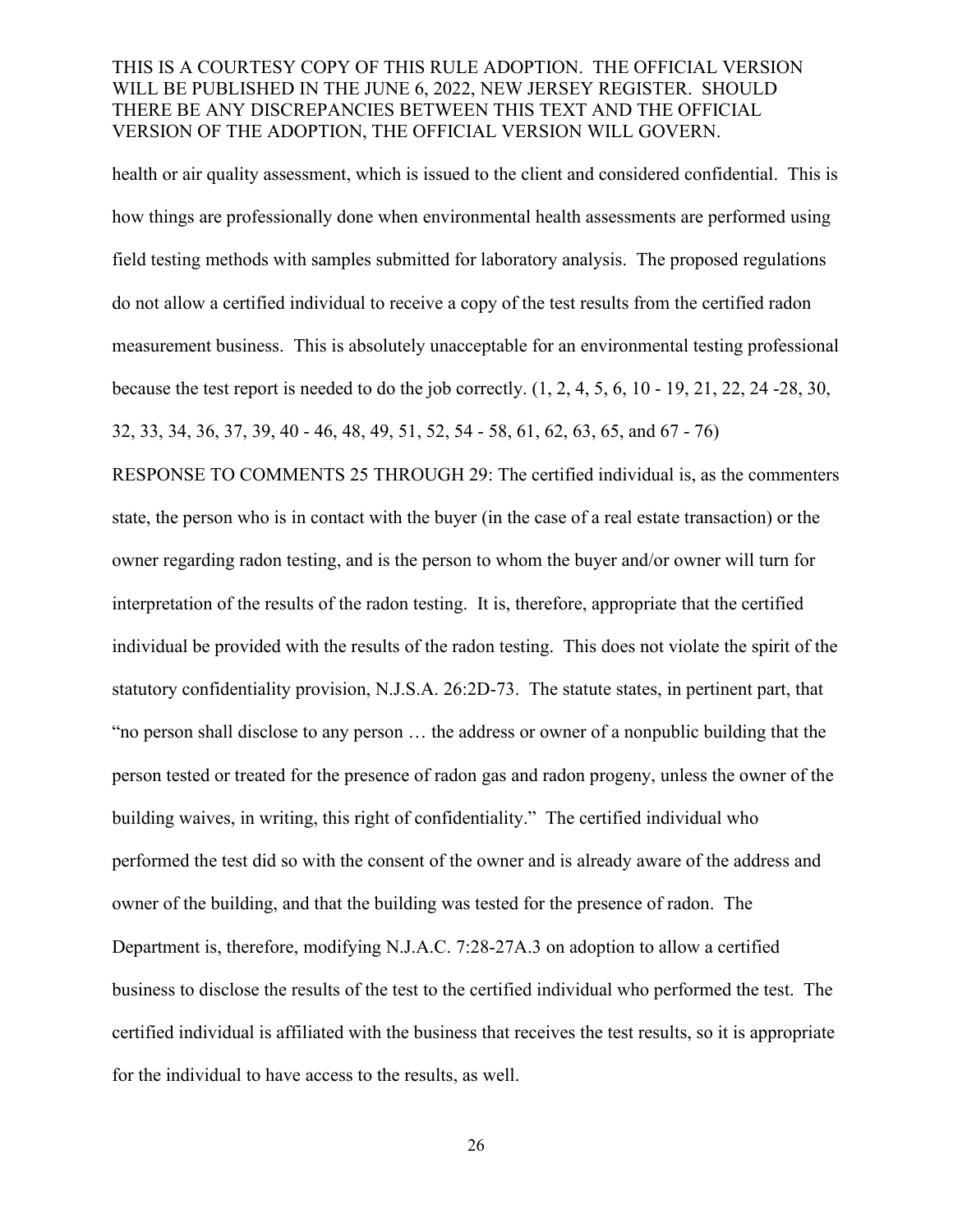health or air quality assessment, which is issued to the client and considered confidential. This is how things are professionally done when environmental health assessments are performed using field testing methods with samples submitted for laboratory analysis. The proposed regulations do not allow a certified individual to receive a copy of the test results from the certified radon measurement business. This is absolutely unacceptable for an environmental testing professional because the test report is needed to do the job correctly. (1, 2, 4, 5, 6, 10 - 19, 21, 22, 24 -28, 30, 32, 33, 34, 36, 37, 39, 40 - 46, 48, 49, 51, 52, 54 - 58, 61, 62, 63, 65, and 67 - 76)

RESPONSE TO COMMENTS 25 THROUGH 29: The certified individual is, as the commenters state, the person who is in contact with the buyer (in the case of a real estate transaction) or the owner regarding radon testing, and is the person to whom the buyer and/or owner will turn for interpretation of the results of the radon testing. It is, therefore, appropriate that the certified individual be provided with the results of the radon testing. This does not violate the spirit of the statutory confidentiality provision, N.J.S.A. 26:2D-73. The statute states, in pertinent part, that "no person shall disclose to any person … the address or owner of a nonpublic building that the person tested or treated for the presence of radon gas and radon progeny, unless the owner of the building waives, in writing, this right of confidentiality." The certified individual who performed the test did so with the consent of the owner and is already aware of the address and owner of the building, and that the building was tested for the presence of radon. The Department is, therefore, modifying N.J.A.C. 7:28-27A.3 on adoption to allow a certified business to disclose the results of the test to the certified individual who performed the test. The certified individual is affiliated with the business that receives the test results, so it is appropriate for the individual to have access to the results, as well.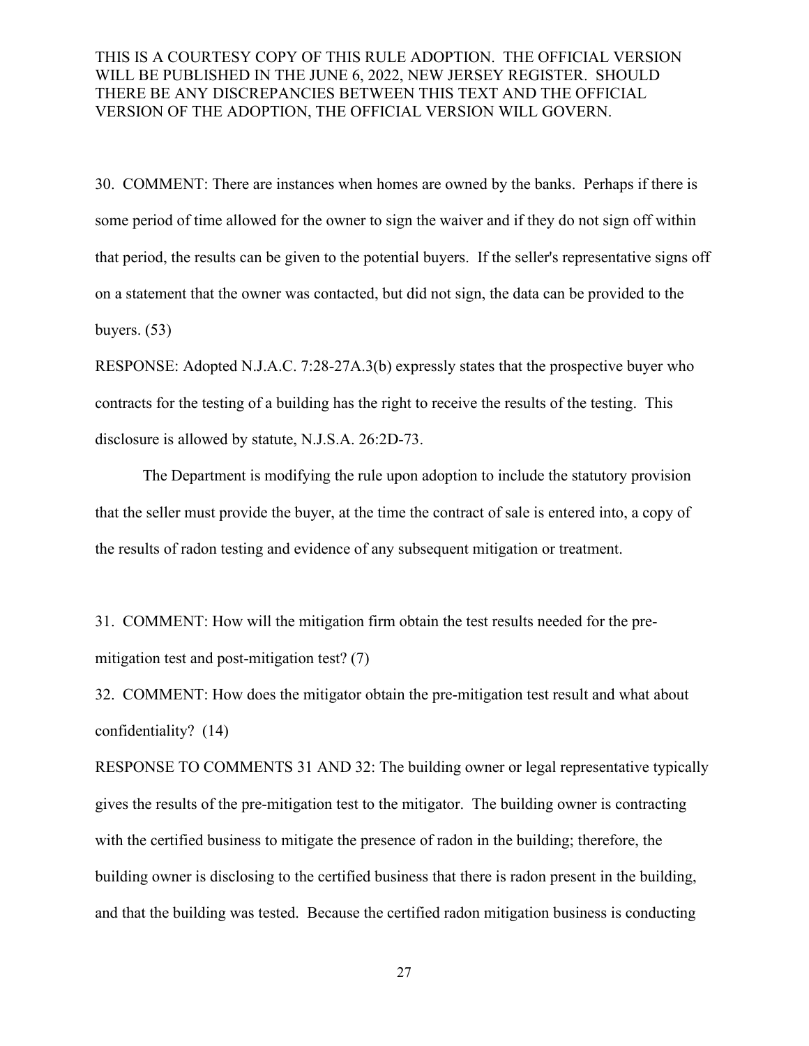30. COMMENT: There are instances when homes are owned by the banks. Perhaps if there is some period of time allowed for the owner to sign the waiver and if they do not sign off within that period, the results can be given to the potential buyers. If the seller's representative signs off on a statement that the owner was contacted, but did not sign, the data can be provided to the buyers. (53)

RESPONSE: Adopted N.J.A.C. 7:28-27A.3(b) expressly states that the prospective buyer who contracts for the testing of a building has the right to receive the results of the testing. This disclosure is allowed by statute, N.J.S.A. 26:2D-73.

The Department is modifying the rule upon adoption to include the statutory provision that the seller must provide the buyer, at the time the contract of sale is entered into, a copy of the results of radon testing and evidence of any subsequent mitigation or treatment.

31. COMMENT: How will the mitigation firm obtain the test results needed for the pre-mitigation test and post-mitigation test? (7)

32. COMMENT: How does the mitigator obtain the pre-mitigation test result and what about confidentiality? (14)

RESPONSE TO COMMENTS 31 AND 32: The building owner or legal representative typically gives the results of the pre-mitigation test to the mitigator. The building owner is contracting with the certified business to mitigate the presence of radon in the building; therefore, the building owner is disclosing to the certified business that there is radon present in the building, and that the building was tested. Because the certified radon mitigation business is conducting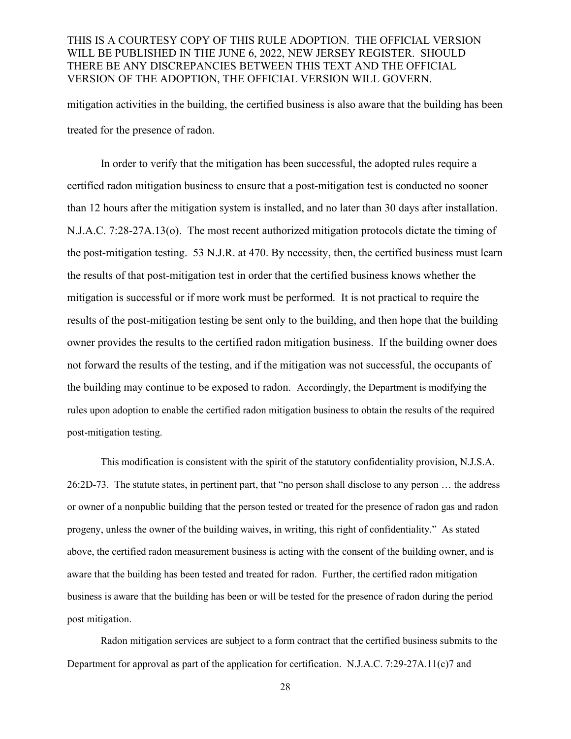mitigation activities in the building, the certified business is also aware that the building has been treated for the presence of radon.

In order to verify that the mitigation has been successful, the adopted rules require a certified radon mitigation business to ensure that a post-mitigation test is conducted no sooner than 12 hours after the mitigation system is installed, and no later than 30 days after installation. N.J.A.C. 7:28-27A.13(o). The most recent authorized mitigation protocols dictate the timing of the post-mitigation testing. 53 N.J.R. at 470. By necessity, then, the certified business must learn the results of that post-mitigation test in order that the certified business knows whether the mitigation is successful or if more work must be performed. It is not practical to require the results of the post-mitigation testing be sent only to the building, and then hope that the building owner provides the results to the certified radon mitigation business. If the building owner does not forward the results of the testing, and if the mitigation was not successful, the occupants of the building may continue to be exposed to radon. Accordingly, the Department is modifying the rules upon adoption to enable the certified radon mitigation business to obtain the results of the required post-mitigation testing.

This modification is consistent with the spirit of the statutory confidentiality provision, N.J.S.A. 26:2D-73. The statute states, in pertinent part, that "no person shall disclose to any person … the address or owner of a nonpublic building that the person tested or treated for the presence of radon gas and radon progeny, unless the owner of the building waives, in writing, this right of confidentiality." As stated above, the certified radon measurement business is acting with the consent of the building owner, and is aware that the building has been tested and treated for radon. Further, the certified radon mitigation business is aware that the building has been or will be tested for the presence of radon during the period post mitigation.

Radon mitigation services are subject to a form contract that the certified business submits to the Department for approval as part of the application for certification. N.J.A.C. 7:29-27A.11(c)7 and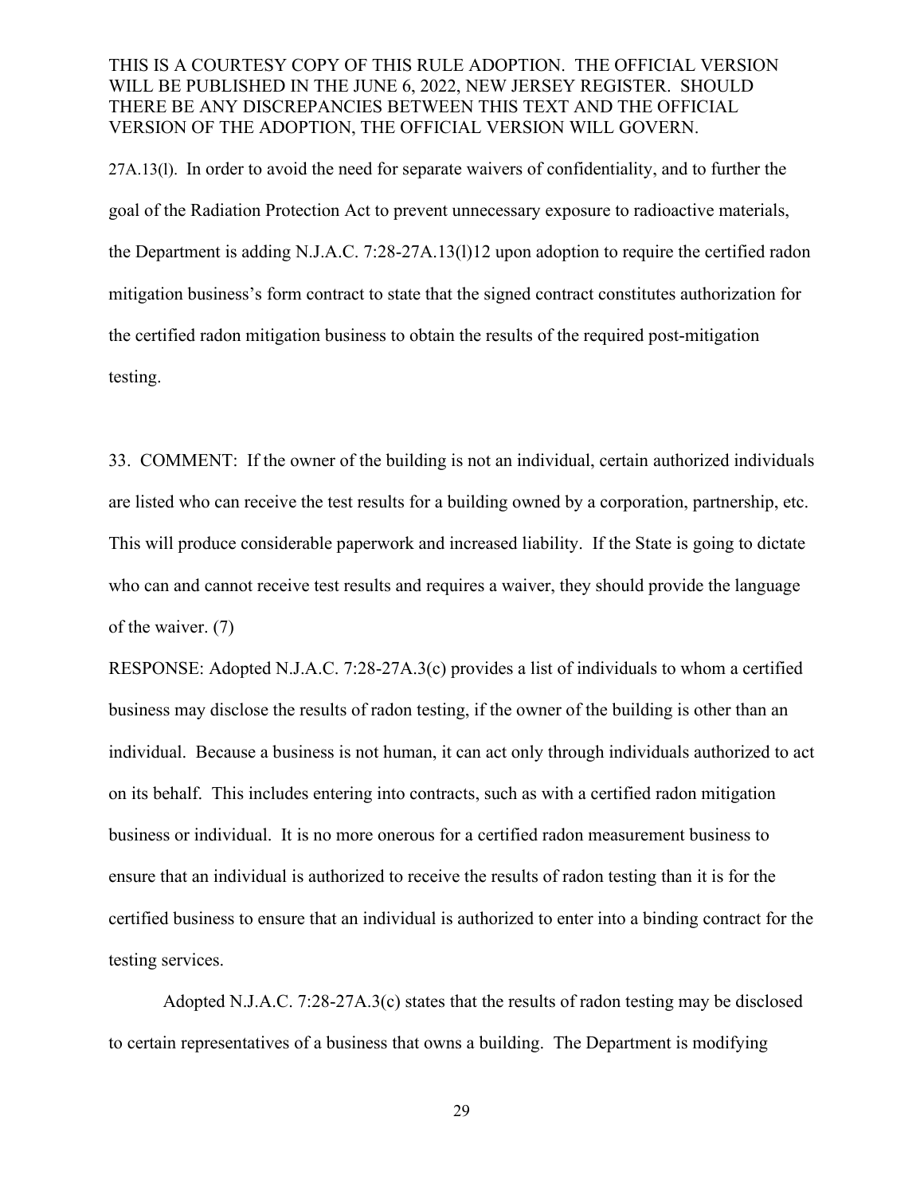27A.13(l). In order to avoid the need for separate waivers of confidentiality, and to further the goal of the Radiation Protection Act to prevent unnecessary exposure to radioactive materials, the Department is adding N.J.A.C. 7:28-27A.13(l)12 upon adoption to require the certified radon mitigation business's form contract to state that the signed contract constitutes authorization for the certified radon mitigation business to obtain the results of the required post-mitigation testing.

33. COMMENT: If the owner of the building is not an individual, certain authorized individuals are listed who can receive the test results for a building owned by a corporation, partnership, etc. This will produce considerable paperwork and increased liability. If the State is going to dictate who can and cannot receive test results and requires a waiver, they should provide the language of the waiver. (7)

RESPONSE: Adopted N.J.A.C. 7:28-27A.3(c) provides a list of individuals to whom a certified business may disclose the results of radon testing, if the owner of the building is other than an individual. Because a business is not human, it can act only through individuals authorized to act on its behalf. This includes entering into contracts, such as with a certified radon mitigation business or individual. It is no more onerous for a certified radon measurement business to ensure that an individual is authorized to receive the results of radon testing than it is for the certified business to ensure that an individual is authorized to enter into a binding contract for the testing services.

Adopted N.J.A.C. 7:28-27A.3(c) states that the results of radon testing may be disclosed to certain representatives of a business that owns a building. The Department is modifying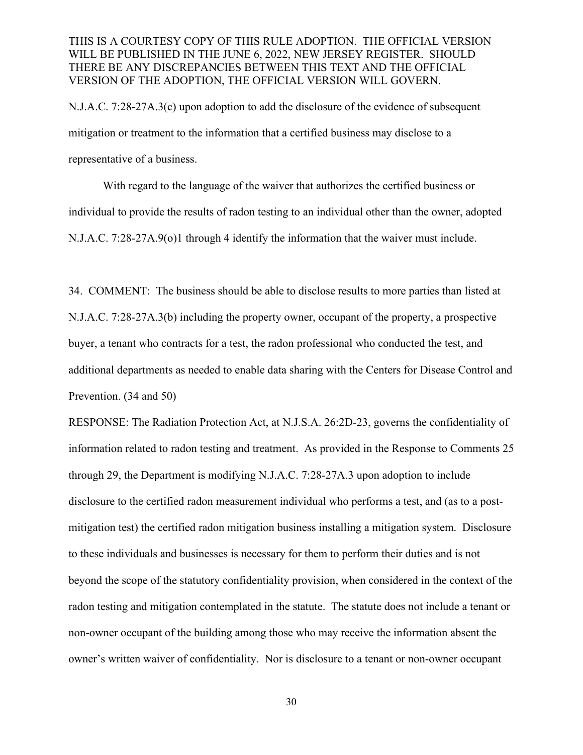N.J.A.C. 7:28-27A.3(c) upon adoption to add the disclosure of the evidence of subsequent mitigation or treatment to the information that a certified business may disclose to a representative of a business.

With regard to the language of the waiver that authorizes the certified business or individual to provide the results of radon testing to an individual other than the owner, adopted N.J.A.C. 7:28-27A.9(o)1 through 4 identify the information that the waiver must include.

34. COMMENT: The business should be able to disclose results to more parties than listed at N.J.A.C. 7:28-27A.3(b) including the property owner, occupant of the property, a prospective buyer, a tenant who contracts for a test, the radon professional who conducted the test, and additional departments as needed to enable data sharing with the Centers for Disease Control and Prevention. (34 and 50)

RESPONSE: The Radiation Protection Act, at N.J.S.A. 26:2D-23, governs the confidentiality of information related to radon testing and treatment. As provided in the Response to Comments 25 through 29, the Department is modifying N.J.A.C. 7:28-27A.3 upon adoption to include disclosure to the certified radon measurement individual who performs a test, and (as to a post-mitigation test) the certified radon mitigation business installing a mitigation system. Disclosure to these individuals and businesses is necessary for them to perform their duties and is not beyond the scope of the statutory confidentiality provision, when considered in the context of the radon testing and mitigation contemplated in the statute. The statute does not include a tenant or non-owner occupant of the building among those who may receive the information absent the owner's written waiver of confidentiality. Nor is disclosure to a tenant or non-owner occupant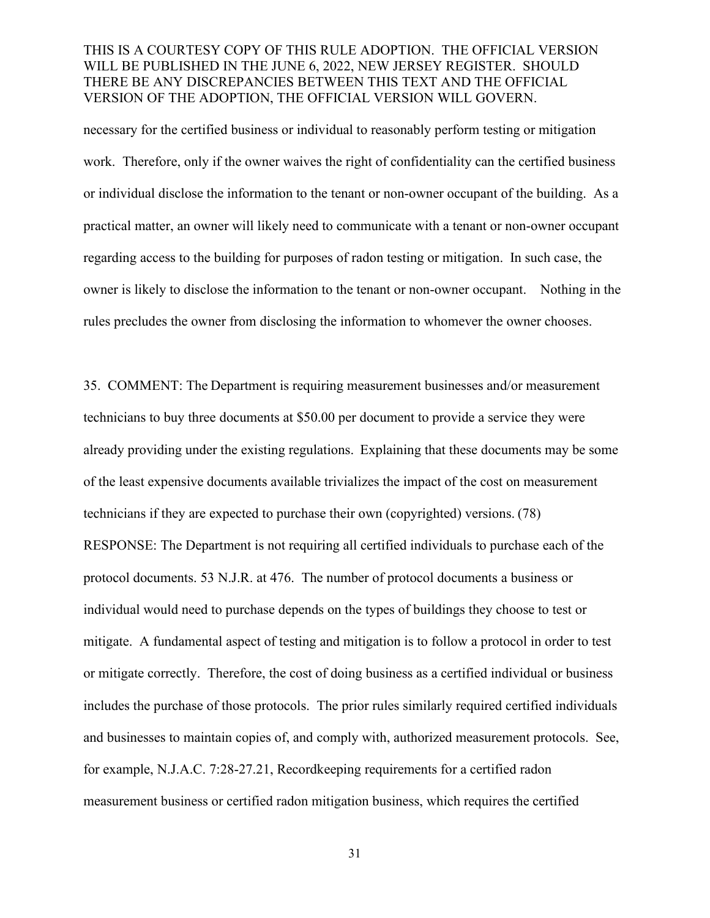necessary for the certified business or individual to reasonably perform testing or mitigation work. Therefore, only if the owner waives the right of confidentiality can the certified business or individual disclose the information to the tenant or non-owner occupant of the building. As a practical matter, an owner will likely need to communicate with a tenant or non-owner occupant regarding access to the building for purposes of radon testing or mitigation. In such case, the owner is likely to disclose the information to the tenant or non-owner occupant. Nothing in the rules precludes the owner from disclosing the information to whomever the owner chooses.

35. COMMENT: The Department is requiring measurement businesses and/or measurement technicians to buy three documents at $50.00 per document to provide a service they were already providing under the existing regulations. Explaining that these documents may be some of the least expensive documents available trivializes the impact of the cost on measurement technicians if they are expected to purchase their own (copyrighted) versions. (78)

RESPONSE: The Department is not requiring all certified individuals to purchase each of the protocol documents. 53 N.J.R. at 476. The number of protocol documents a business or individual would need to purchase depends on the types of buildings they choose to test or mitigate. A fundamental aspect of testing and mitigation is to follow a protocol in order to test or mitigate correctly. Therefore, the cost of doing business as a certified individual or business includes the purchase of those protocols. The prior rules similarly required certified individuals and businesses to maintain copies of, and comply with, authorized measurement protocols. See, for example, N.J.A.C. 7:28-27.21, Recordkeeping requirements for a certified radon measurement business or certified radon mitigation business, which requires the certified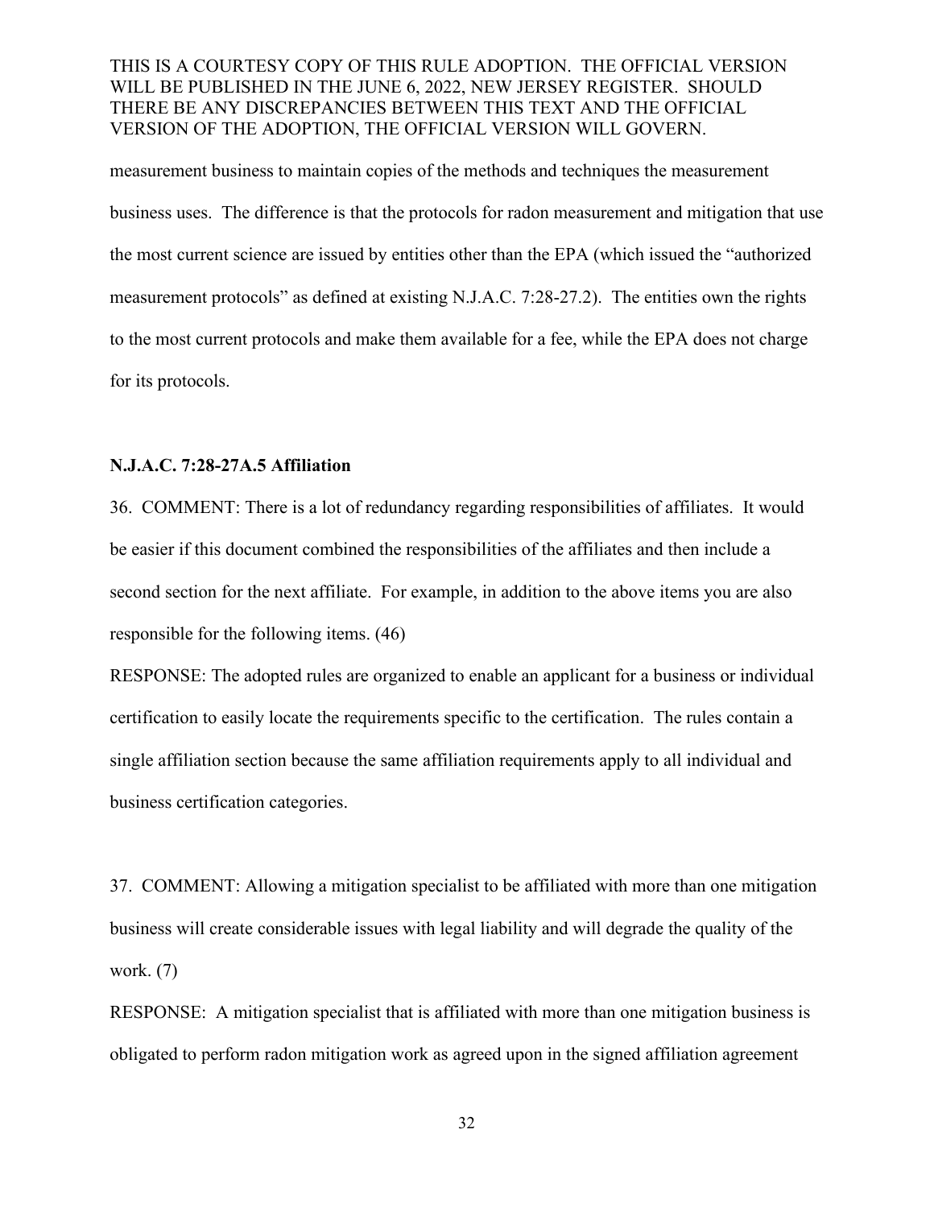measurement business to maintain copies of the methods and techniques the measurement business uses. The difference is that the protocols for radon measurement and mitigation that use the most current science are issued by entities other than the EPA (which issued the "authorized measurement protocols" as defined at existing N.J.A.C. 7:28-27.2). The entities own the rights to the most current protocols and make them available for a fee, while the EPA does not charge for its protocols.

**N.J.A.C. 7:28-27A.5 Affiliation**

36. COMMENT: There is a lot of redundancy regarding responsibilities of affiliates. It would be easier if this document combined the responsibilities of the affiliates and then include a second section for the next affiliate. For example, in addition to the above items you are also responsible for the following items. (46)

RESPONSE: The adopted rules are organized to enable an applicant for a business or individual certification to easily locate the requirements specific to the certification. The rules contain a single affiliation section because the same affiliation requirements apply to all individual and business certification categories.

37. COMMENT: Allowing a mitigation specialist to be affiliated with more than one mitigation business will create considerable issues with legal liability and will degrade the quality of the work. (7)

RESPONSE: A mitigation specialist that is affiliated with more than one mitigation business is obligated to perform radon mitigation work as agreed upon in the signed affiliation agreement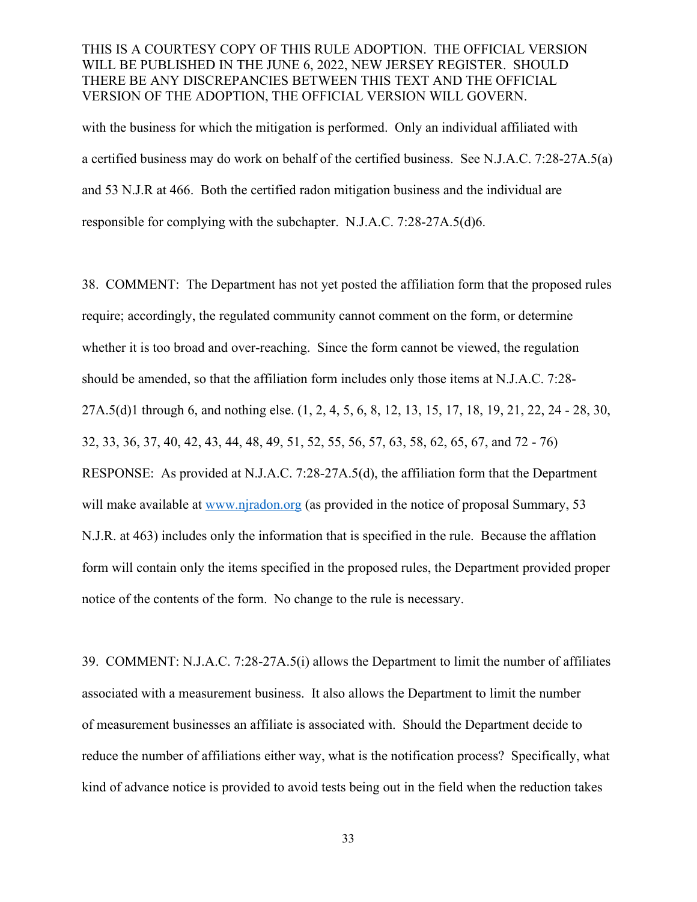with the business for which the mitigation is performed. Only an individual affiliated with a certified business may do work on behalf of the certified business. See N.J.A.C. 7:28-27A.5(a) and 53 N.J.R at 466. Both the certified radon mitigation business and the individual are responsible for complying with the subchapter. N.J.A.C. 7:28-27A.5(d)6.

38. COMMENT: The Department has not yet posted the affiliation form that the proposed rules require; accordingly, the regulated community cannot comment on the form, or determine whether it is too broad and over-reaching. Since the form cannot be viewed, the regulation should be amended, so that the affiliation form includes only those items at N.J.A.C. 7:28-27A.5(d)1 through 6, and nothing else. (1, 2, 4, 5, 6, 8, 12, 13, 15, 17, 18, 19, 21, 22, 24 - 28, 30, 32, 33, 36, 37, 40, 42, 43, 44, 48, 49, 51, 52, 55, 56, 57, 63, 58, 62, 65, 67, and 72 - 76)

RESPONSE: As provided at N.J.A.C. 7:28-27A.5(d), the affiliation form that the Department will make available at www.njradon.org (as provided in the notice of proposal Summary, 53 N.J.R. at 463) includes only the information that is specified in the rule. Because the afflation form will contain only the items specified in the proposed rules, the Department provided proper notice of the contents of the form. No change to the rule is necessary.

39. COMMENT: N.J.A.C. 7:28-27A.5(i) allows the Department to limit the number of affiliates associated with a measurement business. It also allows the Department to limit the number of measurement businesses an affiliate is associated with. Should the Department decide to reduce the number of affiliations either way, what is the notification process? Specifically, what kind of advance notice is provided to avoid tests being out in the field when the reduction takes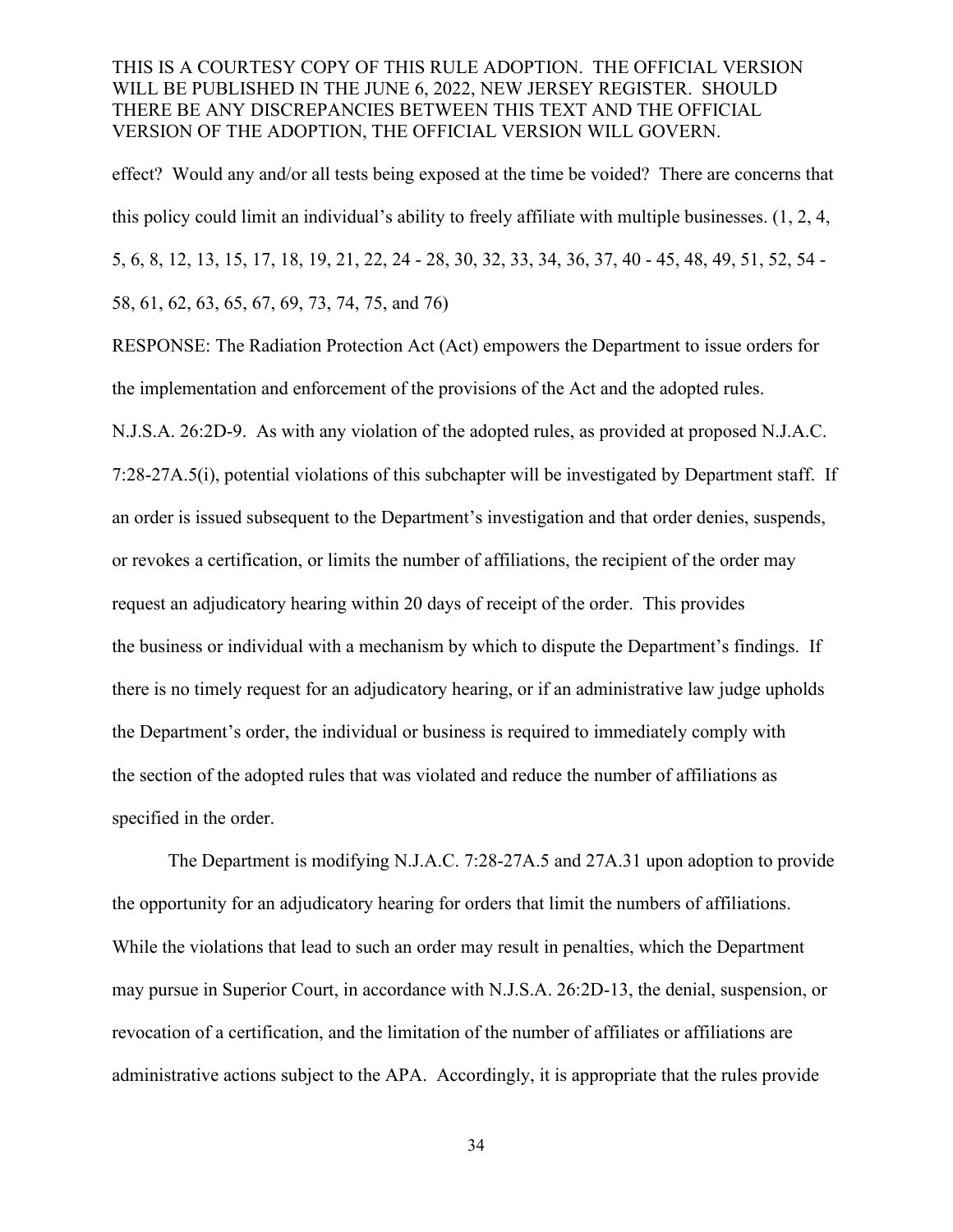THIS IS A COURTESY COPY OF THIS RULE ADOPTION. THE OFFICIAL VERSION WILL BE PUBLISHED IN THE JUNE 6, 2022, NEW JERSEY REGISTER. SHOULD THERE BE ANY DISCREPANCIES BETWEEN THIS TEXT AND THE OFFICIAL VERSION OF THE ADOPTION, THE OFFICIAL VERSION WILL GOVERN.

effect? Would any and/or all tests being exposed at the time be voided? There are concerns that this policy could limit an individual's ability to freely affiliate with multiple businesses. (1, 2, 4, 5, 6, 8, 12, 13, 15, 17, 18, 19, 21, 22, 24 - 28, 30, 32, 33, 34, 36, 37, 40 - 45, 48, 49, 51, 52, 54 - 58, 61, 62, 63, 65, 67, 69, 73, 74, 75, and 76)

RESPONSE: The Radiation Protection Act (Act) empowers the Department to issue orders for the implementation and enforcement of the provisions of the Act and the adopted rules. N.J.S.A. 26:2D-9. As with any violation of the adopted rules, as provided at proposed N.J.A.C. 7:28-27A.5(i), potential violations of this subchapter will be investigated by Department staff. If an order is issued subsequent to the Department's investigation and that order denies, suspends, or revokes a certification, or limits the number of affiliations, the recipient of the order may request an adjudicatory hearing within 20 days of receipt of the order. This provides the business or individual with a mechanism by which to dispute the Department's findings. If there is no timely request for an adjudicatory hearing, or if an administrative law judge upholds the Department's order, the individual or business is required to immediately comply with the section of the adopted rules that was violated and reduce the number of affiliations as specified in the order.

The Department is modifying N.J.A.C. 7:28-27A.5 and 27A.31 upon adoption to provide the opportunity for an adjudicatory hearing for orders that limit the numbers of affiliations. While the violations that lead to such an order may result in penalties, which the Department may pursue in Superior Court, in accordance with N.J.S.A. 26:2D-13, the denial, suspension, or revocation of a certification, and the limitation of the number of affiliates or affiliations are administrative actions subject to the APA. Accordingly, it is appropriate that the rules provide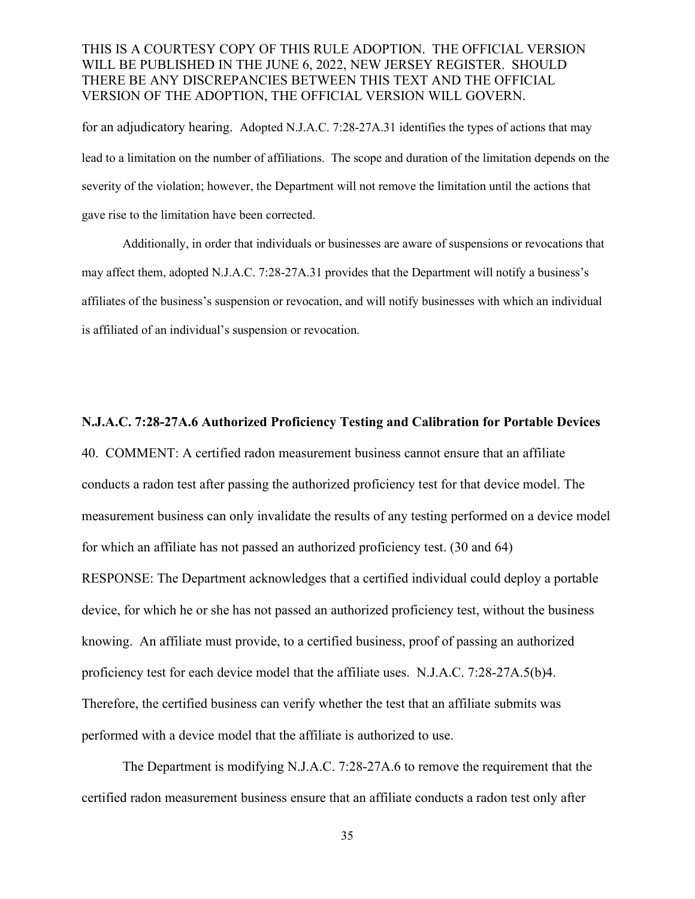for an adjudicatory hearing. Adopted N.J.A.C. 7:28-27A.31 identifies the types of actions that may lead to a limitation on the number of affiliations. The scope and duration of the limitation depends on the severity of the violation; however, the Department will not remove the limitation until the actions that gave rise to the limitation have been corrected.

Additionally, in order that individuals or businesses are aware of suspensions or revocations that may affect them, adopted N.J.A.C. 7:28-27A.31 provides that the Department will notify a business's affiliates of the business's suspension or revocation, and will notify businesses with which an individual is affiliated of an individual's suspension or revocation.

**N.J.A.C. 7:28-27A.6 Authorized Proficiency Testing and Calibration for Portable Devices**

40. COMMENT: A certified radon measurement business cannot ensure that an affiliate conducts a radon test after passing the authorized proficiency test for that device model. The measurement business can only invalidate the results of any testing performed on a device model for which an affiliate has not passed an authorized proficiency test. (30 and 64)

RESPONSE: The Department acknowledges that a certified individual could deploy a portable device, for which he or she has not passed an authorized proficiency test, without the business knowing. An affiliate must provide, to a certified business, proof of passing an authorized proficiency test for each device model that the affiliate uses. N.J.A.C. 7:28-27A.5(b)4. Therefore, the certified business can verify whether the test that an affiliate submits was performed with a device model that the affiliate is authorized to use.

The Department is modifying N.J.A.C. 7:28-27A.6 to remove the requirement that the certified radon measurement business ensure that an affiliate conducts a radon test only after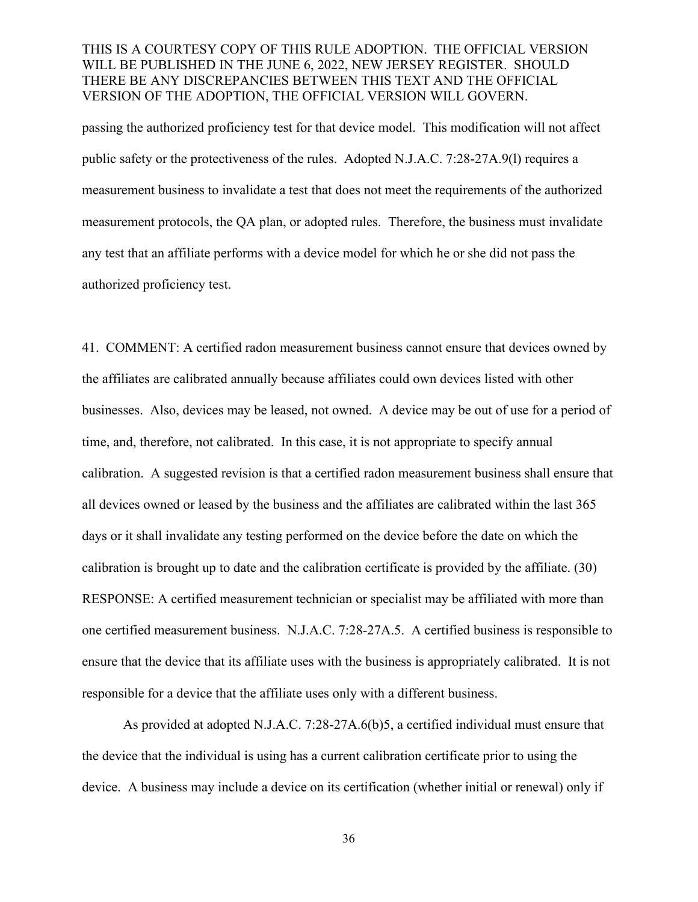passing the authorized proficiency test for that device model. This modification will not affect public safety or the protectiveness of the rules. Adopted N.J.A.C. 7:28-27A.9(l) requires a measurement business to invalidate a test that does not meet the requirements of the authorized measurement protocols, the QA plan, or adopted rules. Therefore, the business must invalidate any test that an affiliate performs with a device model for which he or she did not pass the authorized proficiency test.

41. COMMENT: A certified radon measurement business cannot ensure that devices owned by the affiliates are calibrated annually because affiliates could own devices listed with other businesses. Also, devices may be leased, not owned. A device may be out of use for a period of time, and, therefore, not calibrated. In this case, it is not appropriate to specify annual calibration. A suggested revision is that a certified radon measurement business shall ensure that all devices owned or leased by the business and the affiliates are calibrated within the last 365 days or it shall invalidate any testing performed on the device before the date on which the calibration is brought up to date and the calibration certificate is provided by the affiliate. (30)
RESPONSE: A certified measurement technician or specialist may be affiliated with more than one certified measurement business. N.J.A.C. 7:28-27A.5. A certified business is responsible to ensure that the device that its affiliate uses with the business is appropriately calibrated. It is not responsible for a device that the affiliate uses only with a different business.

As provided at adopted N.J.A.C. 7:28-27A.6(b)5, a certified individual must ensure that the device that the individual is using has a current calibration certificate prior to using the device. A business may include a device on its certification (whether initial or renewal) only if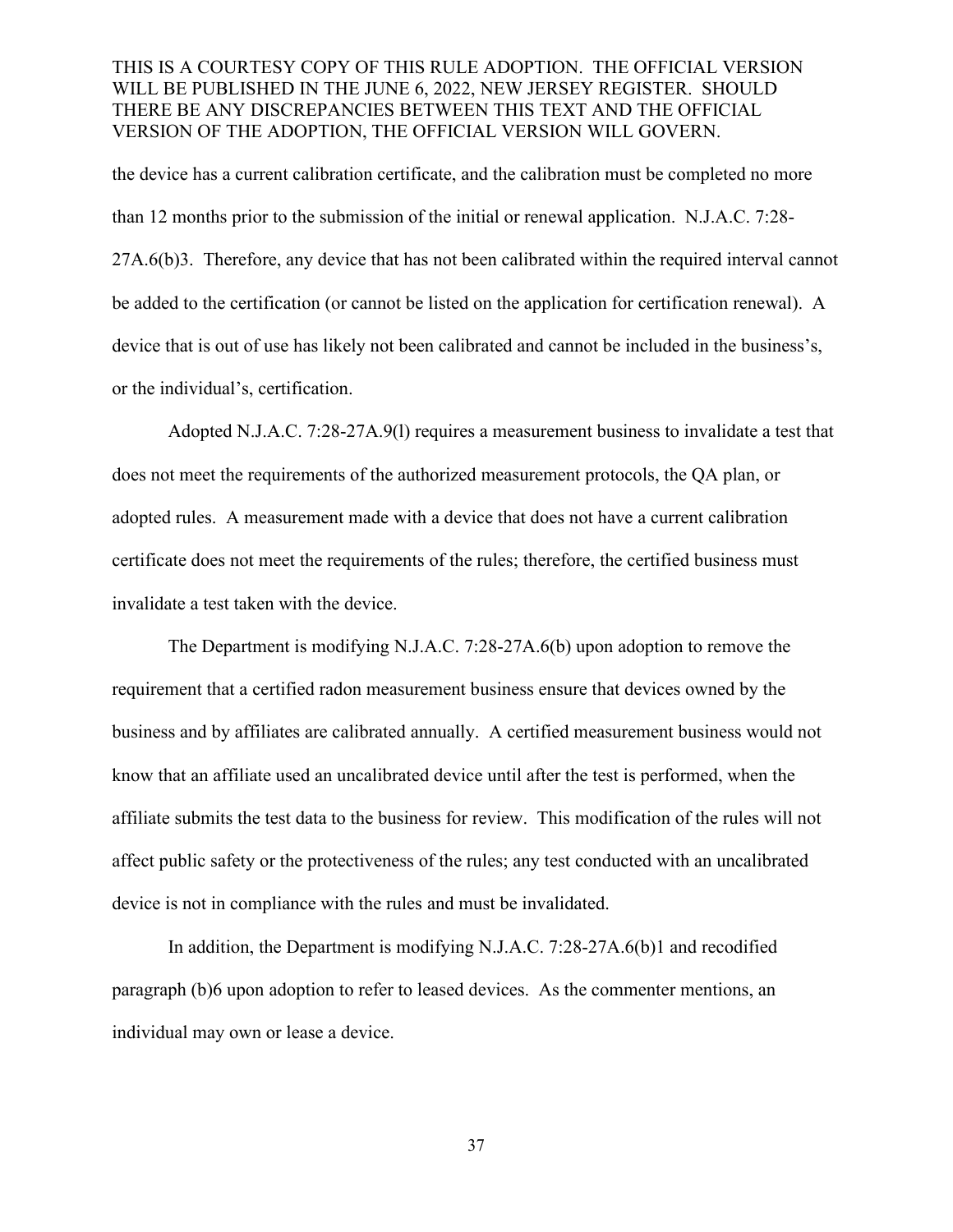the device has a current calibration certificate, and the calibration must be completed no more than 12 months prior to the submission of the initial or renewal application. N.J.A.C. 7:28-27A.6(b)3. Therefore, any device that has not been calibrated within the required interval cannot be added to the certification (or cannot be listed on the application for certification renewal). A device that is out of use has likely not been calibrated and cannot be included in the business's, or the individual's, certification.

Adopted N.J.A.C. 7:28-27A.9(l) requires a measurement business to invalidate a test that does not meet the requirements of the authorized measurement protocols, the QA plan, or adopted rules. A measurement made with a device that does not have a current calibration certificate does not meet the requirements of the rules; therefore, the certified business must invalidate a test taken with the device.

The Department is modifying N.J.A.C. 7:28-27A.6(b) upon adoption to remove the requirement that a certified radon measurement business ensure that devices owned by the business and by affiliates are calibrated annually. A certified measurement business would not know that an affiliate used an uncalibrated device until after the test is performed, when the affiliate submits the test data to the business for review. This modification of the rules will not affect public safety or the protectiveness of the rules; any test conducted with an uncalibrated device is not in compliance with the rules and must be invalidated.

In addition, the Department is modifying N.J.A.C. 7:28-27A.6(b)1 and recodified paragraph (b)6 upon adoption to refer to leased devices. As the commenter mentions, an individual may own or lease a device.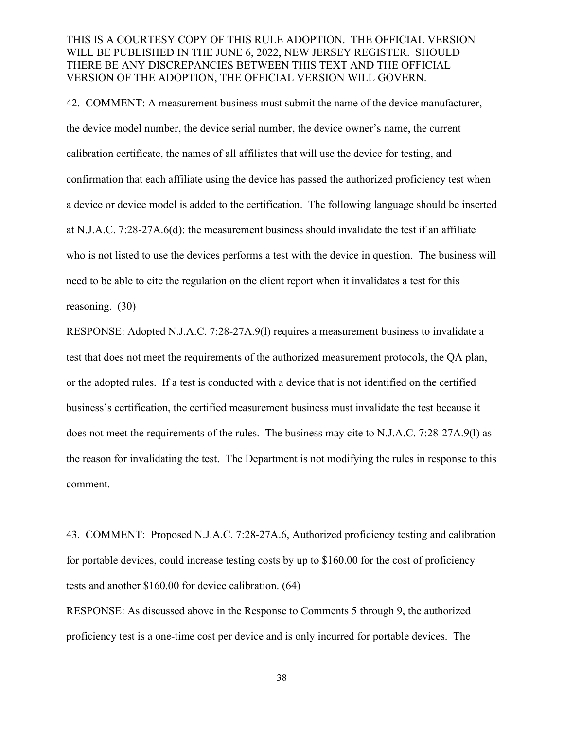THIS IS A COURTESY COPY OF THIS RULE ADOPTION. THE OFFICIAL VERSION WILL BE PUBLISHED IN THE JUNE 6, 2022, NEW JERSEY REGISTER. SHOULD THERE BE ANY DISCREPANCIES BETWEEN THIS TEXT AND THE OFFICIAL VERSION OF THE ADOPTION, THE OFFICIAL VERSION WILL GOVERN.

42. COMMENT: A measurement business must submit the name of the device manufacturer, the device model number, the device serial number, the device owner's name, the current calibration certificate, the names of all affiliates that will use the device for testing, and confirmation that each affiliate using the device has passed the authorized proficiency test when a device or device model is added to the certification. The following language should be inserted at N.J.A.C. 7:28-27A.6(d): the measurement business should invalidate the test if an affiliate who is not listed to use the devices performs a test with the device in question. The business will need to be able to cite the regulation on the client report when it invalidates a test for this reasoning. (30)

RESPONSE: Adopted N.J.A.C. 7:28-27A.9(l) requires a measurement business to invalidate a test that does not meet the requirements of the authorized measurement protocols, the QA plan, or the adopted rules. If a test is conducted with a device that is not identified on the certified business's certification, the certified measurement business must invalidate the test because it does not meet the requirements of the rules. The business may cite to N.J.A.C. 7:28-27A.9(l) as the reason for invalidating the test. The Department is not modifying the rules in response to this comment.

43. COMMENT: Proposed N.J.A.C. 7:28-27A.6, Authorized proficiency testing and calibration for portable devices, could increase testing costs by up to $160.00 for the cost of proficiency tests and another $160.00 for device calibration. (64)

RESPONSE: As discussed above in the Response to Comments 5 through 9, the authorized proficiency test is a one-time cost per device and is only incurred for portable devices. The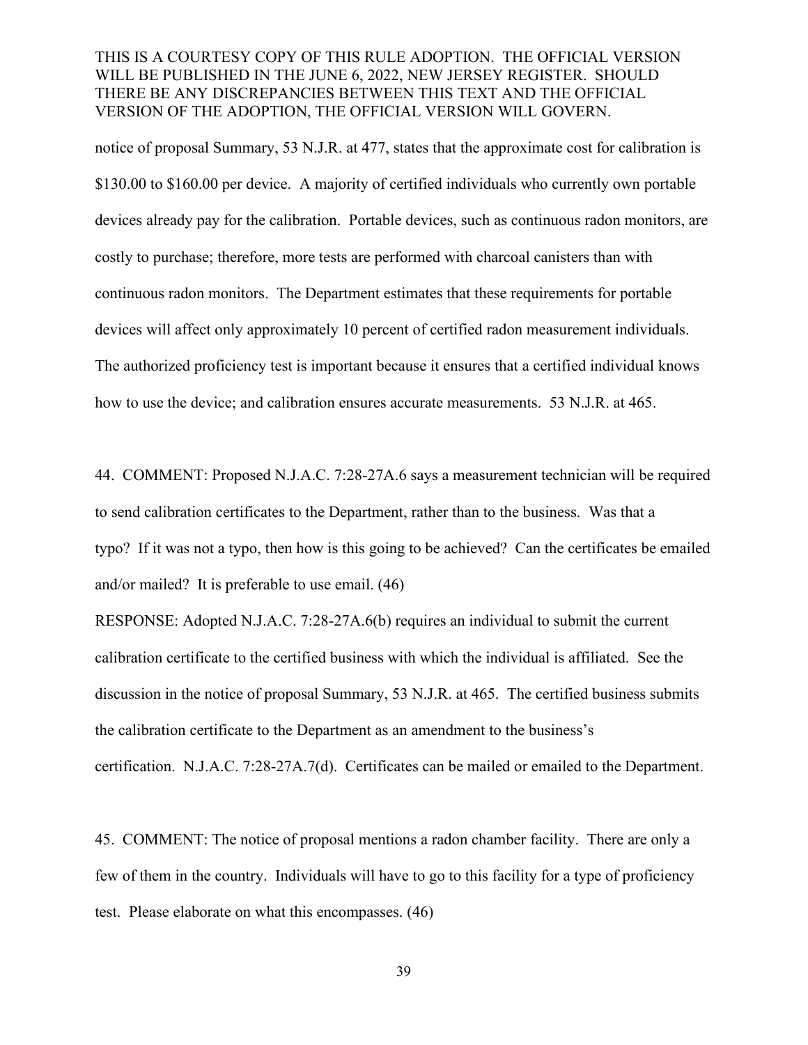notice of proposal Summary, 53 N.J.R. at 477, states that the approximate cost for calibration is $130.00 to $160.00 per device. A majority of certified individuals who currently own portable devices already pay for the calibration. Portable devices, such as continuous radon monitors, are costly to purchase; therefore, more tests are performed with charcoal canisters than with continuous radon monitors. The Department estimates that these requirements for portable devices will affect only approximately 10 percent of certified radon measurement individuals. The authorized proficiency test is important because it ensures that a certified individual knows how to use the device; and calibration ensures accurate measurements. 53 N.J.R. at 465.

44. COMMENT: Proposed N.J.A.C. 7:28-27A.6 says a measurement technician will be required to send calibration certificates to the Department, rather than to the business. Was that a typo? If it was not a typo, then how is this going to be achieved? Can the certificates be emailed and/or mailed? It is preferable to use email. (46)

RESPONSE: Adopted N.J.A.C. 7:28-27A.6(b) requires an individual to submit the current calibration certificate to the certified business with which the individual is affiliated. See the discussion in the notice of proposal Summary, 53 N.J.R. at 465. The certified business submits the calibration certificate to the Department as an amendment to the business's certification. N.J.A.C. 7:28-27A.7(d). Certificates can be mailed or emailed to the Department.

45. COMMENT: The notice of proposal mentions a radon chamber facility. There are only a few of them in the country. Individuals will have to go to this facility for a type of proficiency test. Please elaborate on what this encompasses. (46)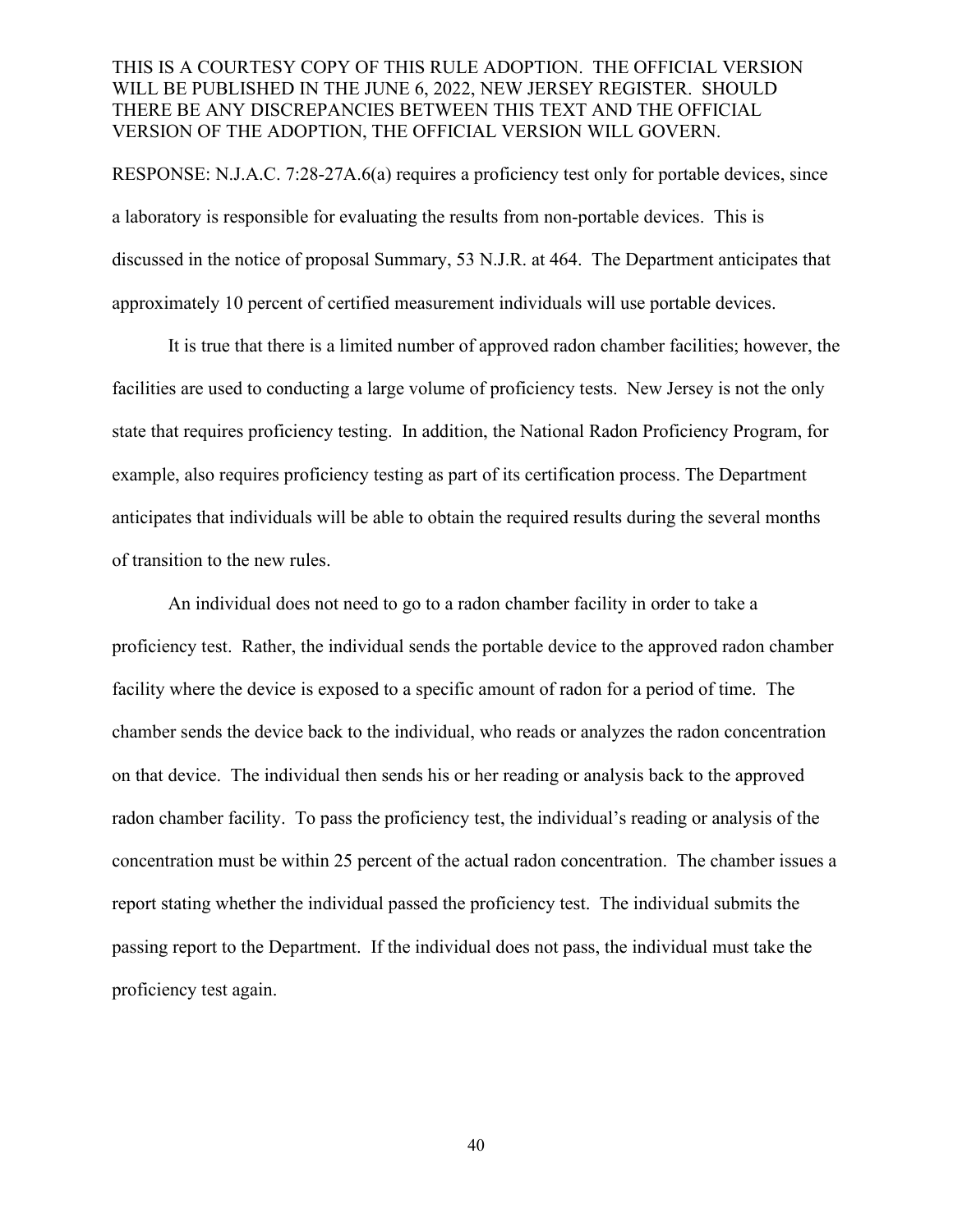RESPONSE: N.J.A.C. 7:28-27A.6(a) requires a proficiency test only for portable devices, since a laboratory is responsible for evaluating the results from non-portable devices. This is discussed in the notice of proposal Summary, 53 N.J.R. at 464. The Department anticipates that approximately 10 percent of certified measurement individuals will use portable devices.

It is true that there is a limited number of approved radon chamber facilities; however, the facilities are used to conducting a large volume of proficiency tests. New Jersey is not the only state that requires proficiency testing. In addition, the National Radon Proficiency Program, for example, also requires proficiency testing as part of its certification process. The Department anticipates that individuals will be able to obtain the required results during the several months of transition to the new rules.

An individual does not need to go to a radon chamber facility in order to take a proficiency test. Rather, the individual sends the portable device to the approved radon chamber facility where the device is exposed to a specific amount of radon for a period of time. The chamber sends the device back to the individual, who reads or analyzes the radon concentration on that device. The individual then sends his or her reading or analysis back to the approved radon chamber facility. To pass the proficiency test, the individual's reading or analysis of the concentration must be within 25 percent of the actual radon concentration. The chamber issues a report stating whether the individual passed the proficiency test. The individual submits the passing report to the Department. If the individual does not pass, the individual must take the proficiency test again.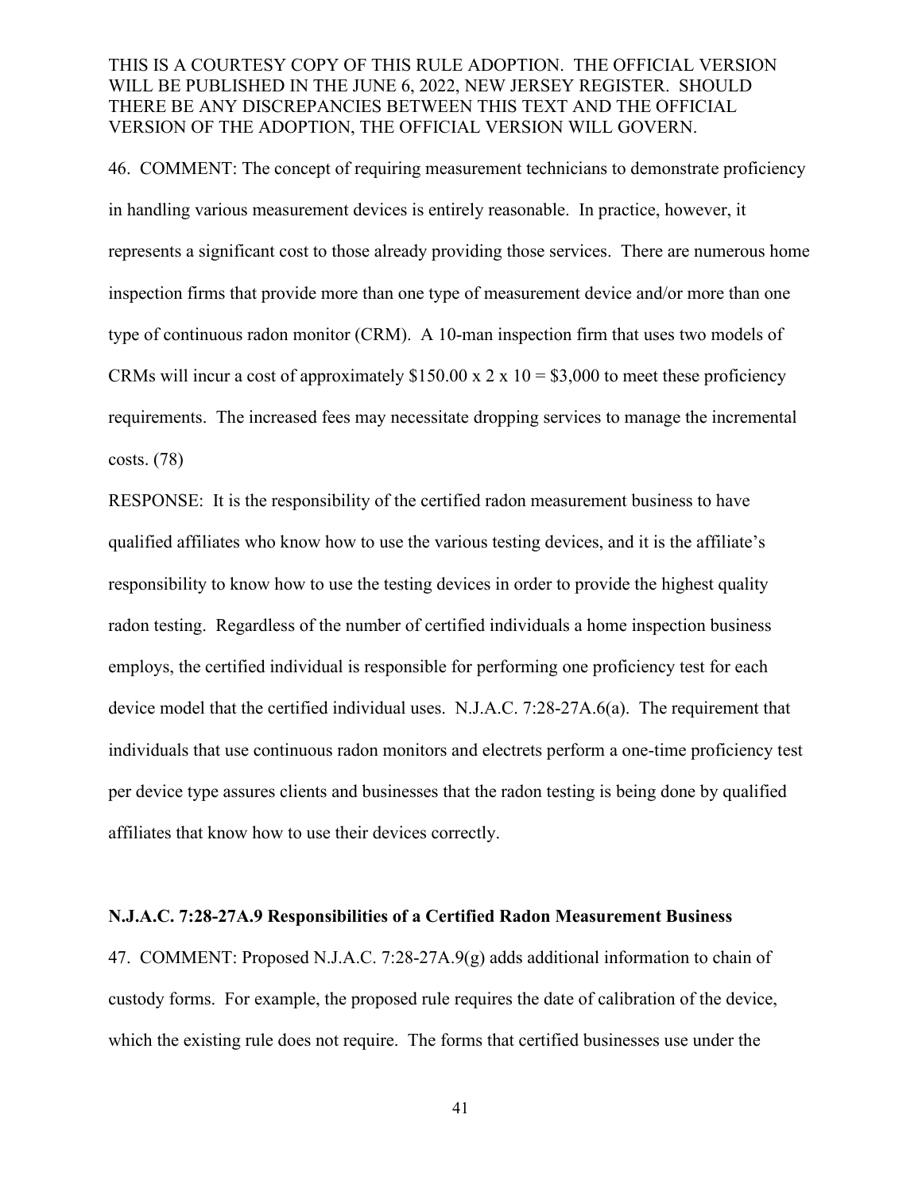THIS IS A COURTESY COPY OF THIS RULE ADOPTION. THE OFFICIAL VERSION WILL BE PUBLISHED IN THE JUNE 6, 2022, NEW JERSEY REGISTER. SHOULD THERE BE ANY DISCREPANCIES BETWEEN THIS TEXT AND THE OFFICIAL VERSION OF THE ADOPTION, THE OFFICIAL VERSION WILL GOVERN.

46. COMMENT: The concept of requiring measurement technicians to demonstrate proficiency in handling various measurement devices is entirely reasonable. In practice, however, it represents a significant cost to those already providing those services. There are numerous home inspection firms that provide more than one type of measurement device and/or more than one type of continuous radon monitor (CRM). A 10-man inspection firm that uses two models of CRMs will incur a cost of approximately $150.00 x 2 x 10 = $3,000 to meet these proficiency requirements. The increased fees may necessitate dropping services to manage the incremental costs. (78)

RESPONSE: It is the responsibility of the certified radon measurement business to have qualified affiliates who know how to use the various testing devices, and it is the affiliate's responsibility to know how to use the testing devices in order to provide the highest quality radon testing. Regardless of the number of certified individuals a home inspection business employs, the certified individual is responsible for performing one proficiency test for each device model that the certified individual uses. N.J.A.C. 7:28-27A.6(a). The requirement that individuals that use continuous radon monitors and electrets perform a one-time proficiency test per device type assures clients and businesses that the radon testing is being done by qualified affiliates that know how to use their devices correctly.

**N.J.A.C. 7:28-27A.9 Responsibilities of a Certified Radon Measurement Business**

47. COMMENT: Proposed N.J.A.C. 7:28-27A.9(g) adds additional information to chain of custody forms. For example, the proposed rule requires the date of calibration of the device, which the existing rule does not require. The forms that certified businesses use under the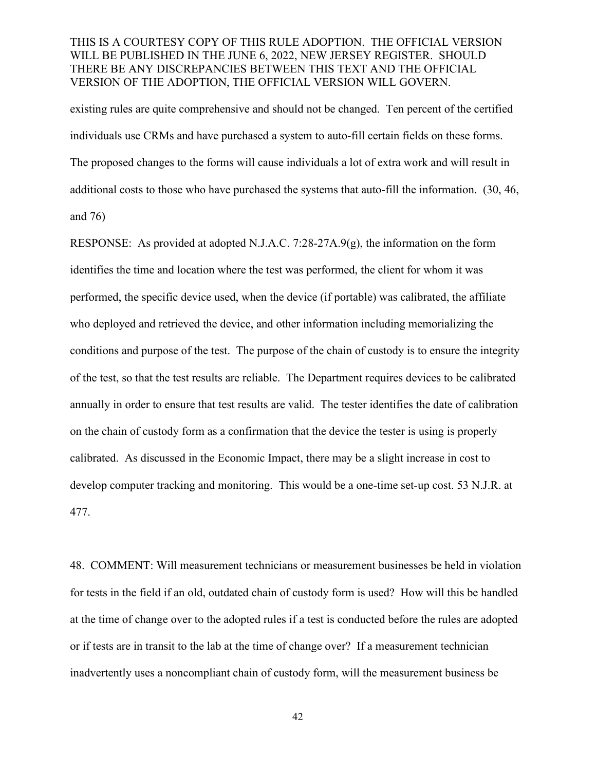existing rules are quite comprehensive and should not be changed. Ten percent of the certified individuals use CRMs and have purchased a system to auto-fill certain fields on these forms. The proposed changes to the forms will cause individuals a lot of extra work and will result in additional costs to those who have purchased the systems that auto-fill the information. (30, 46, and 76)

RESPONSE: As provided at adopted N.J.A.C. 7:28-27A.9(g), the information on the form identifies the time and location where the test was performed, the client for whom it was performed, the specific device used, when the device (if portable) was calibrated, the affiliate who deployed and retrieved the device, and other information including memorializing the conditions and purpose of the test. The purpose of the chain of custody is to ensure the integrity of the test, so that the test results are reliable. The Department requires devices to be calibrated annually in order to ensure that test results are valid. The tester identifies the date of calibration on the chain of custody form as a confirmation that the device the tester is using is properly calibrated. As discussed in the Economic Impact, there may be a slight increase in cost to develop computer tracking and monitoring. This would be a one-time set-up cost. 53 N.J.R. at 477.

48. COMMENT: Will measurement technicians or measurement businesses be held in violation for tests in the field if an old, outdated chain of custody form is used? How will this be handled at the time of change over to the adopted rules if a test is conducted before the rules are adopted or if tests are in transit to the lab at the time of change over? If a measurement technician inadvertently uses a noncompliant chain of custody form, will the measurement business be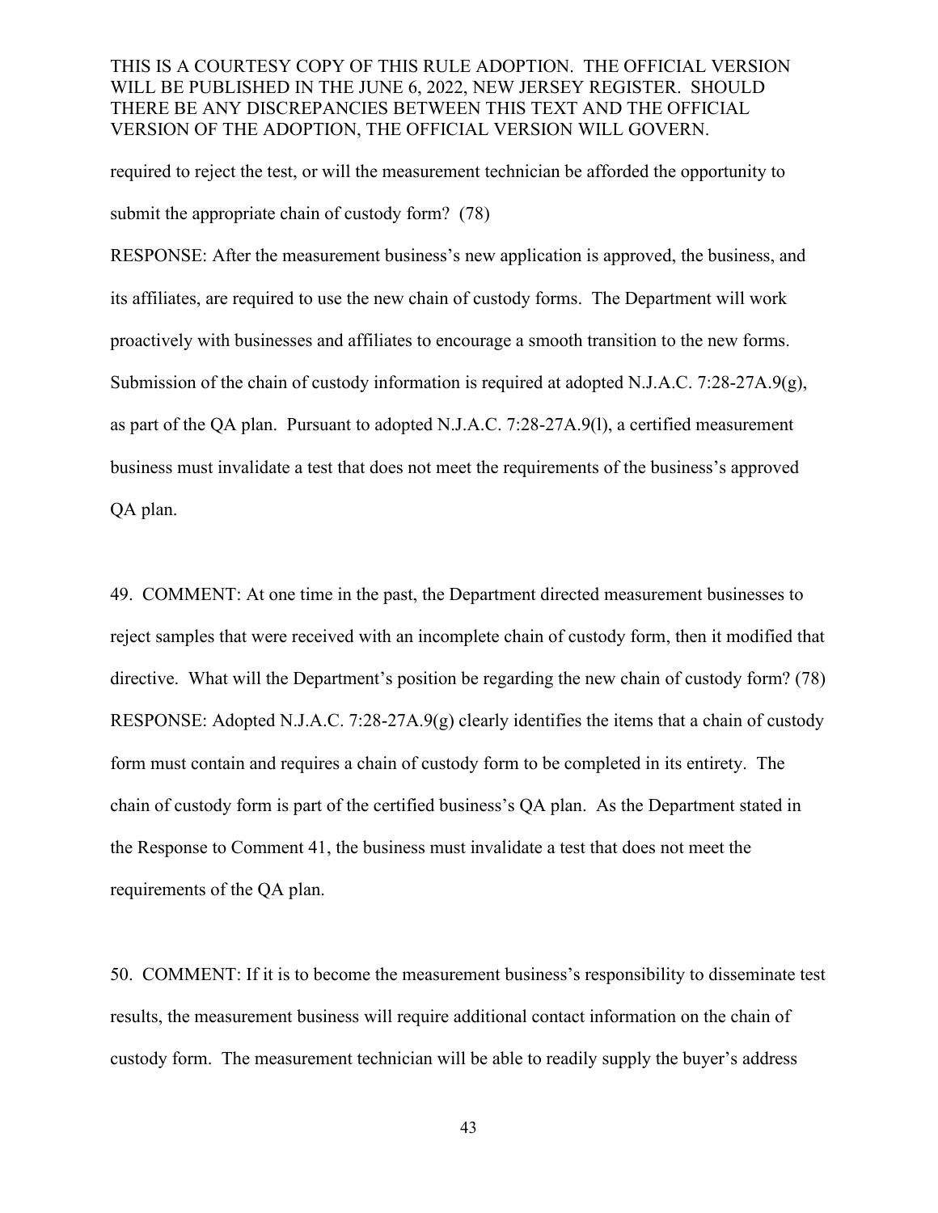required to reject the test, or will the measurement technician be afforded the opportunity to submit the appropriate chain of custody form? (78)

RESPONSE: After the measurement business's new application is approved, the business, and its affiliates, are required to use the new chain of custody forms. The Department will work proactively with businesses and affiliates to encourage a smooth transition to the new forms. Submission of the chain of custody information is required at adopted N.J.A.C. 7:28-27A.9(g), as part of the QA plan. Pursuant to adopted N.J.A.C. 7:28-27A.9(l), a certified measurement business must invalidate a test that does not meet the requirements of the business's approved QA plan.

49. COMMENT: At one time in the past, the Department directed measurement businesses to reject samples that were received with an incomplete chain of custody form, then it modified that directive. What will the Department's position be regarding the new chain of custody form? (78)

RESPONSE: Adopted N.J.A.C. 7:28-27A.9(g) clearly identifies the items that a chain of custody form must contain and requires a chain of custody form to be completed in its entirety. The chain of custody form is part of the certified business's QA plan. As the Department stated in the Response to Comment 41, the business must invalidate a test that does not meet the requirements of the QA plan.

50. COMMENT: If it is to become the measurement business's responsibility to disseminate test results, the measurement business will require additional contact information on the chain of custody form. The measurement technician will be able to readily supply the buyer's address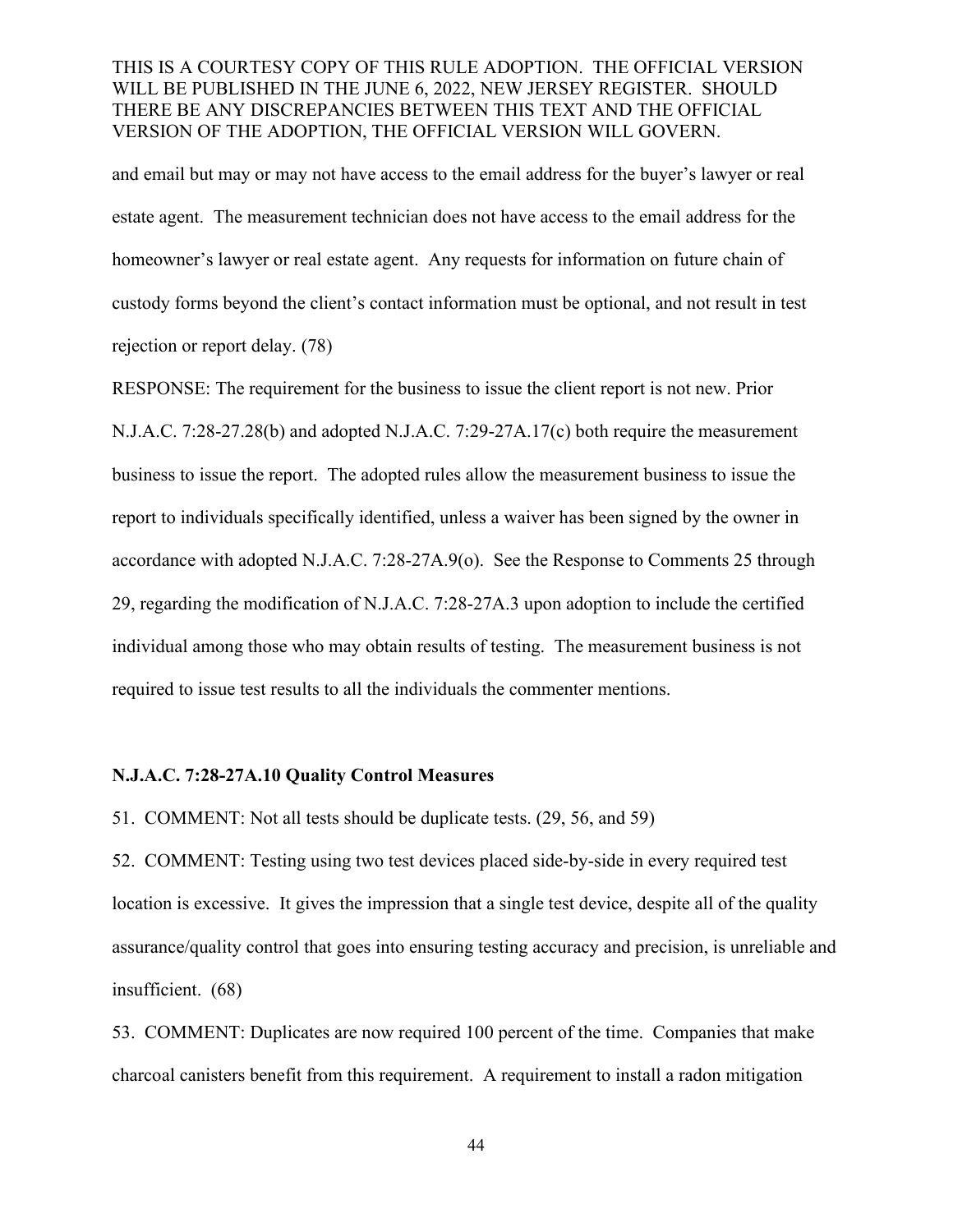and email but may or may not have access to the email address for the buyer's lawyer or real estate agent. The measurement technician does not have access to the email address for the homeowner's lawyer or real estate agent. Any requests for information on future chain of custody forms beyond the client's contact information must be optional, and not result in test rejection or report delay. (78)

RESPONSE: The requirement for the business to issue the client report is not new. Prior N.J.A.C. 7:28-27.28(b) and adopted N.J.A.C. 7:29-27A.17(c) both require the measurement business to issue the report. The adopted rules allow the measurement business to issue the report to individuals specifically identified, unless a waiver has been signed by the owner in accordance with adopted N.J.A.C. 7:28-27A.9(o). See the Response to Comments 25 through 29, regarding the modification of N.J.A.C. 7:28-27A.3 upon adoption to include the certified individual among those who may obtain results of testing. The measurement business is not required to issue test results to all the individuals the commenter mentions.

**N.J.A.C. 7:28-27A.10 Quality Control Measures**

51. COMMENT: Not all tests should be duplicate tests. (29, 56, and 59)

52. COMMENT: Testing using two test devices placed side-by-side in every required test location is excessive. It gives the impression that a single test device, despite all of the quality assurance/quality control that goes into ensuring testing accuracy and precision, is unreliable and insufficient. (68)

53. COMMENT: Duplicates are now required 100 percent of the time. Companies that make charcoal canisters benefit from this requirement. A requirement to install a radon mitigation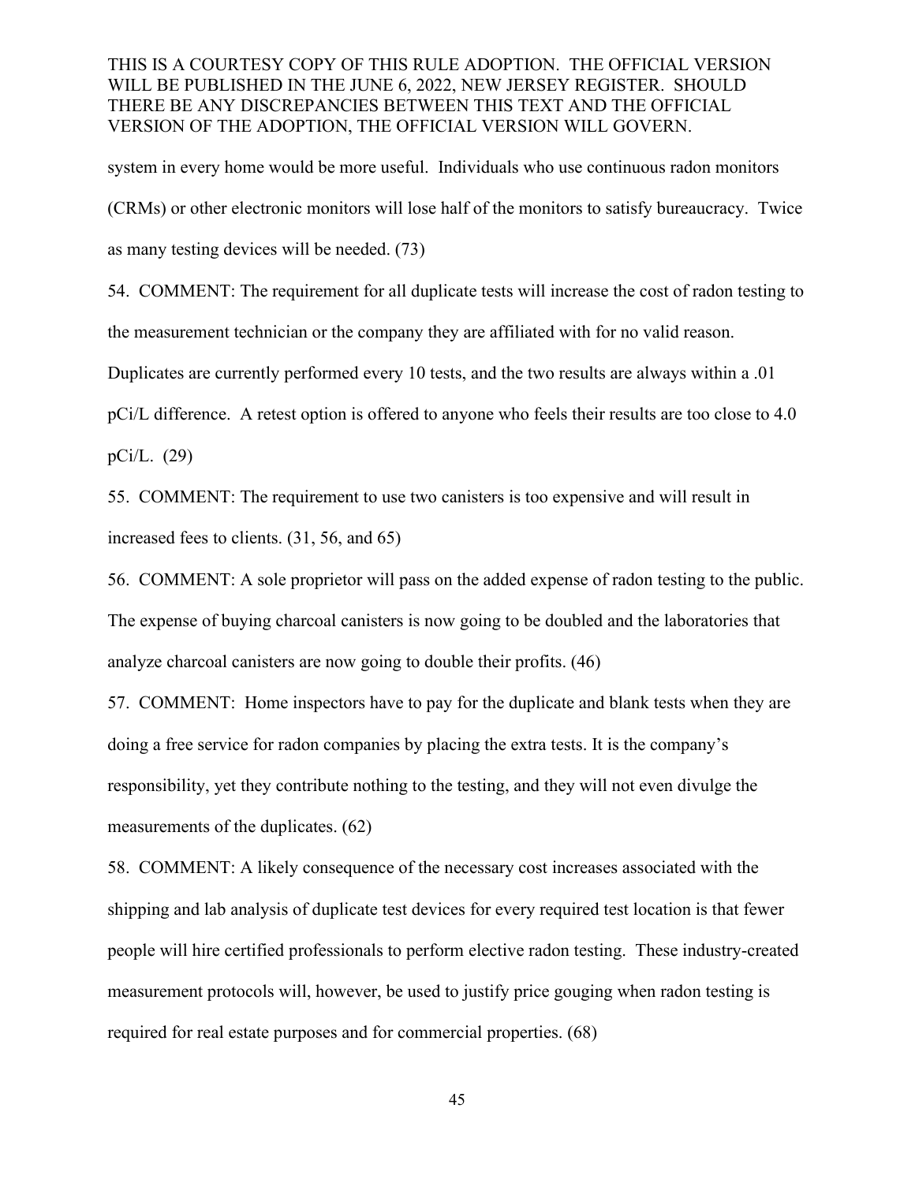system in every home would be more useful. Individuals who use continuous radon monitors (CRMs) or other electronic monitors will lose half of the monitors to satisfy bureaucracy. Twice as many testing devices will be needed. (73)

54. COMMENT: The requirement for all duplicate tests will increase the cost of radon testing to the measurement technician or the company they are affiliated with for no valid reason. Duplicates are currently performed every 10 tests, and the two results are always within a .01 pCi/L difference. A retest option is offered to anyone who feels their results are too close to 4.0 pCi/L. (29)

55. COMMENT: The requirement to use two canisters is too expensive and will result in increased fees to clients. (31, 56, and 65)

56. COMMENT: A sole proprietor will pass on the added expense of radon testing to the public. The expense of buying charcoal canisters is now going to be doubled and the laboratories that analyze charcoal canisters are now going to double their profits. (46)

57. COMMENT: Home inspectors have to pay for the duplicate and blank tests when they are doing a free service for radon companies by placing the extra tests. It is the company's responsibility, yet they contribute nothing to the testing, and they will not even divulge the measurements of the duplicates. (62)

58. COMMENT: A likely consequence of the necessary cost increases associated with the shipping and lab analysis of duplicate test devices for every required test location is that fewer people will hire certified professionals to perform elective radon testing. These industry-created measurement protocols will, however, be used to justify price gouging when radon testing is required for real estate purposes and for commercial properties. (68)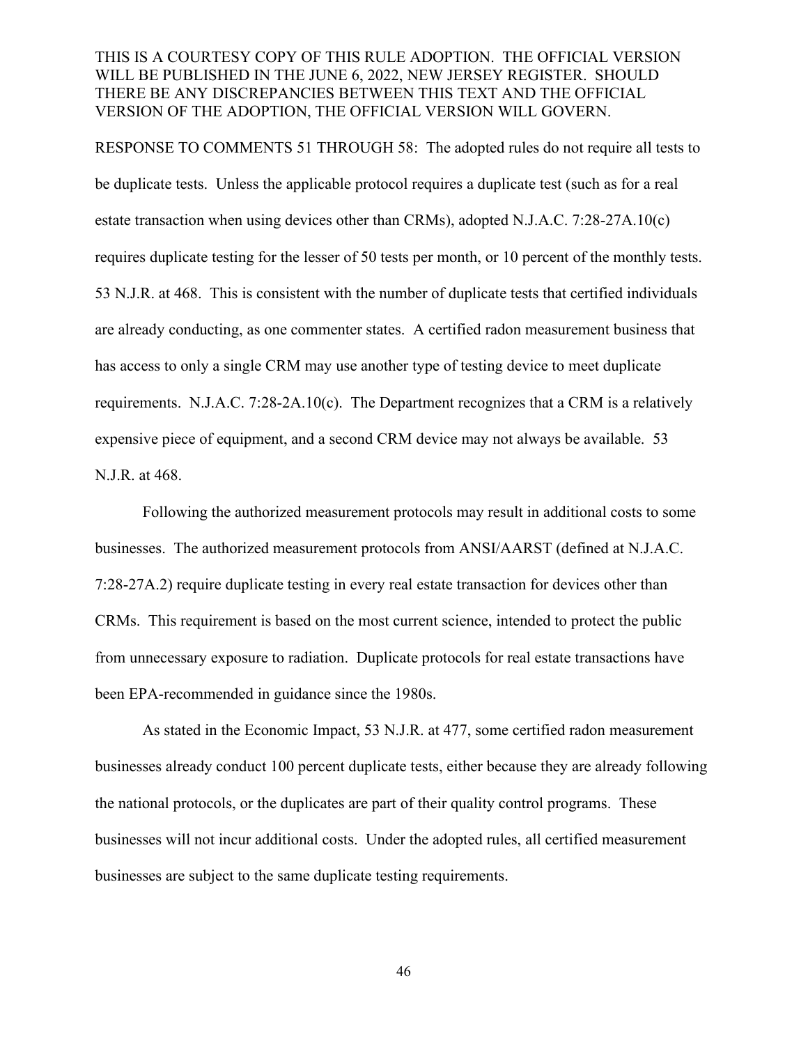THIS IS A COURTESY COPY OF THIS RULE ADOPTION. THE OFFICIAL VERSION WILL BE PUBLISHED IN THE JUNE 6, 2022, NEW JERSEY REGISTER. SHOULD THERE BE ANY DISCREPANCIES BETWEEN THIS TEXT AND THE OFFICIAL VERSION OF THE ADOPTION, THE OFFICIAL VERSION WILL GOVERN.

RESPONSE TO COMMENTS 51 THROUGH 58: The adopted rules do not require all tests to be duplicate tests. Unless the applicable protocol requires a duplicate test (such as for a real estate transaction when using devices other than CRMs), adopted N.J.A.C. 7:28-27A.10(c) requires duplicate testing for the lesser of 50 tests per month, or 10 percent of the monthly tests. 53 N.J.R. at 468. This is consistent with the number of duplicate tests that certified individuals are already conducting, as one commenter states. A certified radon measurement business that has access to only a single CRM may use another type of testing device to meet duplicate requirements. N.J.A.C. 7:28-2A.10(c). The Department recognizes that a CRM is a relatively expensive piece of equipment, and a second CRM device may not always be available. 53 N.J.R. at 468.

Following the authorized measurement protocols may result in additional costs to some businesses. The authorized measurement protocols from ANSI/AARST (defined at N.J.A.C. 7:28-27A.2) require duplicate testing in every real estate transaction for devices other than CRMs. This requirement is based on the most current science, intended to protect the public from unnecessary exposure to radiation. Duplicate protocols for real estate transactions have been EPA-recommended in guidance since the 1980s.

As stated in the Economic Impact, 53 N.J.R. at 477, some certified radon measurement businesses already conduct 100 percent duplicate tests, either because they are already following the national protocols, or the duplicates are part of their quality control programs. These businesses will not incur additional costs. Under the adopted rules, all certified measurement businesses are subject to the same duplicate testing requirements.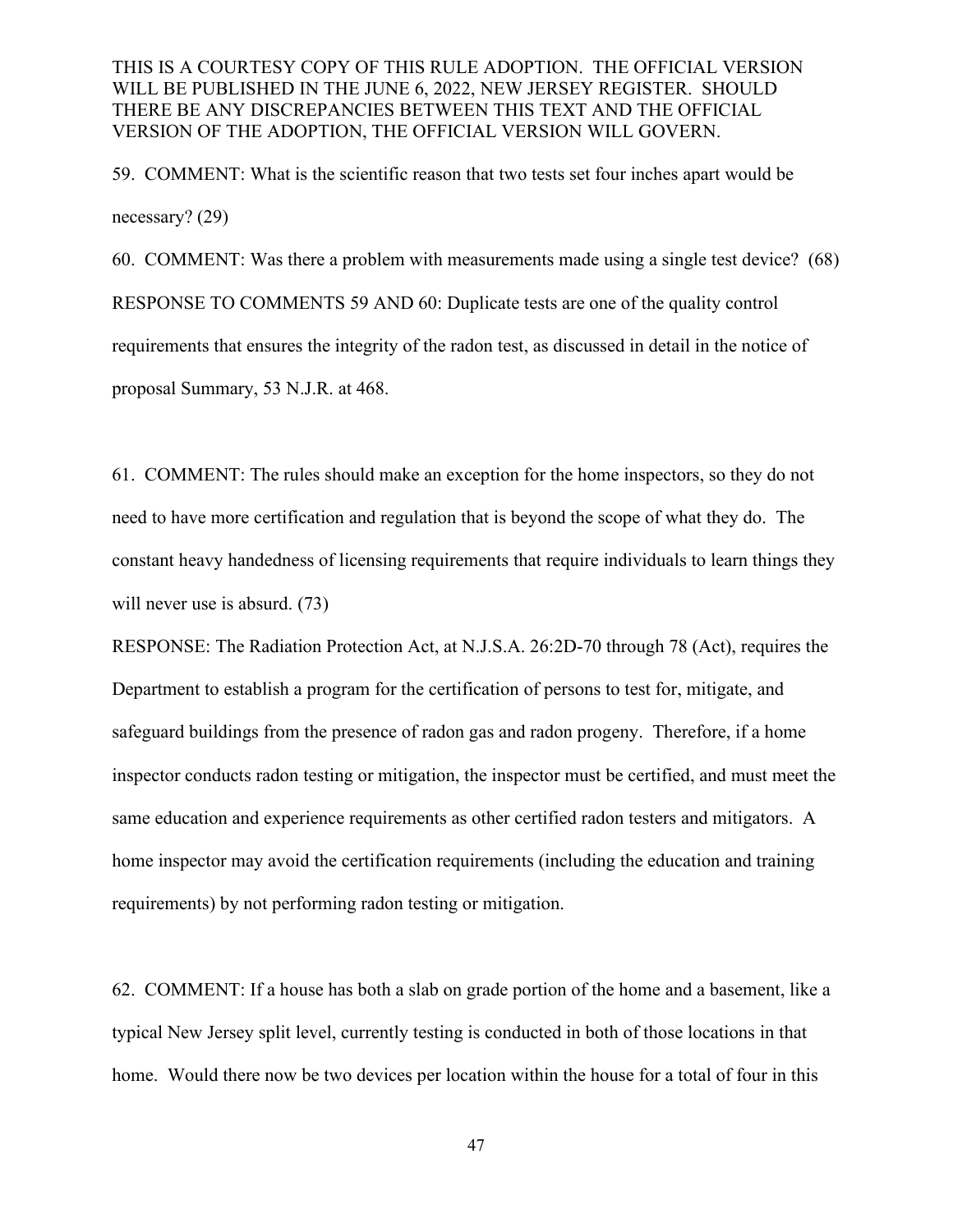59. COMMENT: What is the scientific reason that two tests set four inches apart would be necessary? (29)

60. COMMENT: Was there a problem with measurements made using a single test device? (68)

RESPONSE TO COMMENTS 59 AND 60: Duplicate tests are one of the quality control requirements that ensures the integrity of the radon test, as discussed in detail in the notice of proposal Summary, 53 N.J.R. at 468.

61. COMMENT: The rules should make an exception for the home inspectors, so they do not need to have more certification and regulation that is beyond the scope of what they do. The constant heavy handedness of licensing requirements that require individuals to learn things they will never use is absurd. (73)

RESPONSE: The Radiation Protection Act, at N.J.S.A. 26:2D-70 through 78 (Act), requires the Department to establish a program for the certification of persons to test for, mitigate, and safeguard buildings from the presence of radon gas and radon progeny. Therefore, if a home inspector conducts radon testing or mitigation, the inspector must be certified, and must meet the same education and experience requirements as other certified radon testers and mitigators. A home inspector may avoid the certification requirements (including the education and training requirements) by not performing radon testing or mitigation.

62. COMMENT: If a house has both a slab on grade portion of the home and a basement, like a typical New Jersey split level, currently testing is conducted in both of those locations in that home. Would there now be two devices per location within the house for a total of four in this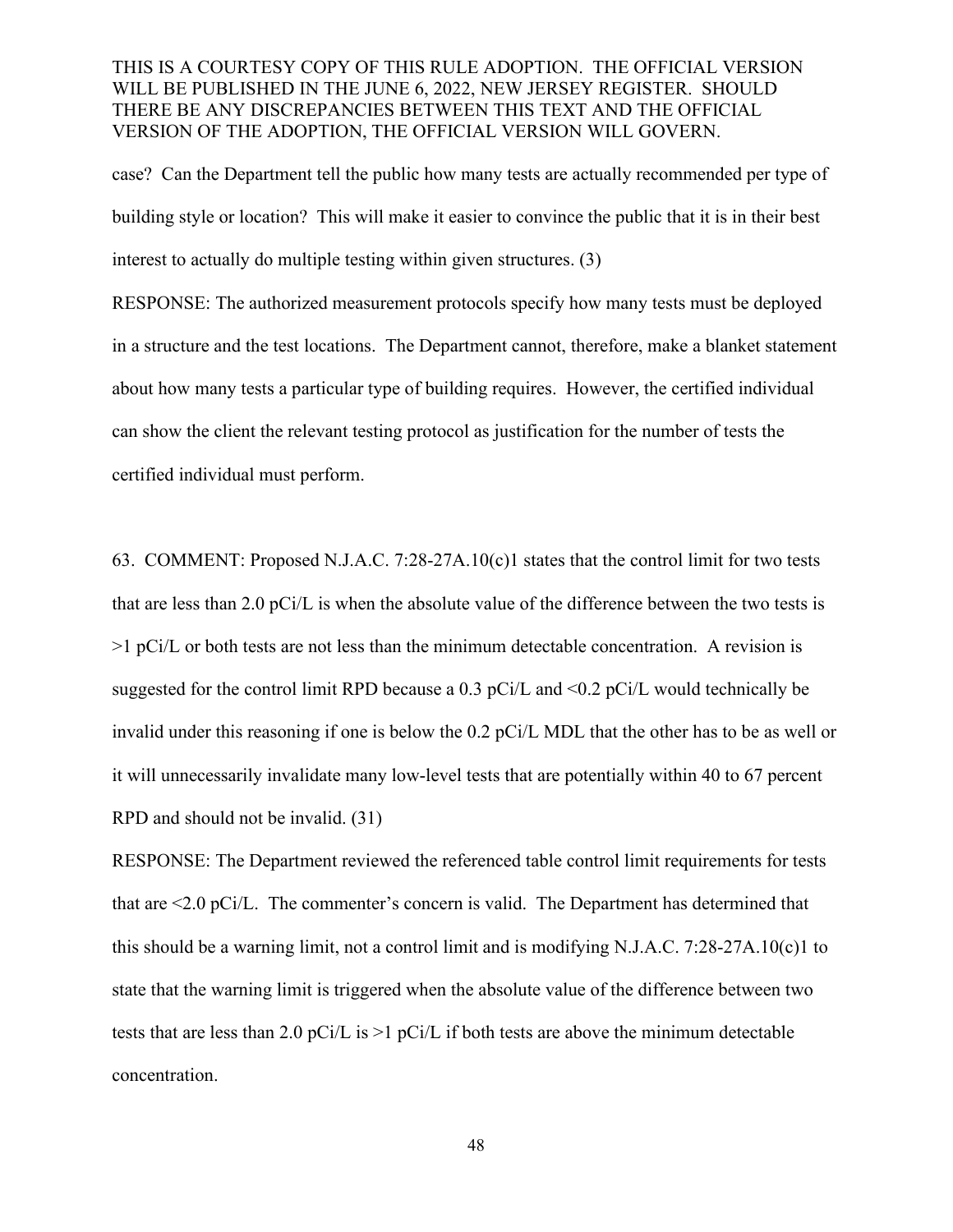case? Can the Department tell the public how many tests are actually recommended per type of building style or location? This will make it easier to convince the public that it is in their best interest to actually do multiple testing within given structures. (3)

RESPONSE: The authorized measurement protocols specify how many tests must be deployed in a structure and the test locations. The Department cannot, therefore, make a blanket statement about how many tests a particular type of building requires. However, the certified individual can show the client the relevant testing protocol as justification for the number of tests the certified individual must perform.

63. COMMENT: Proposed N.J.A.C. 7:28-27A.10(c)1 states that the control limit for two tests that are less than 2.0 pCi/L is when the absolute value of the difference between the two tests is >1 pCi/L or both tests are not less than the minimum detectable concentration. A revision is suggested for the control limit RPD because a 0.3 pCi/L and <0.2 pCi/L would technically be invalid under this reasoning if one is below the 0.2 pCi/L MDL that the other has to be as well or it will unnecessarily invalidate many low-level tests that are potentially within 40 to 67 percent RPD and should not be invalid. (31)

RESPONSE: The Department reviewed the referenced table control limit requirements for tests that are <2.0 pCi/L. The commenter's concern is valid. The Department has determined that this should be a warning limit, not a control limit and is modifying N.J.A.C. 7:28-27A.10(c)1 to state that the warning limit is triggered when the absolute value of the difference between two tests that are less than 2.0 pCi/L is >1 pCi/L if both tests are above the minimum detectable concentration.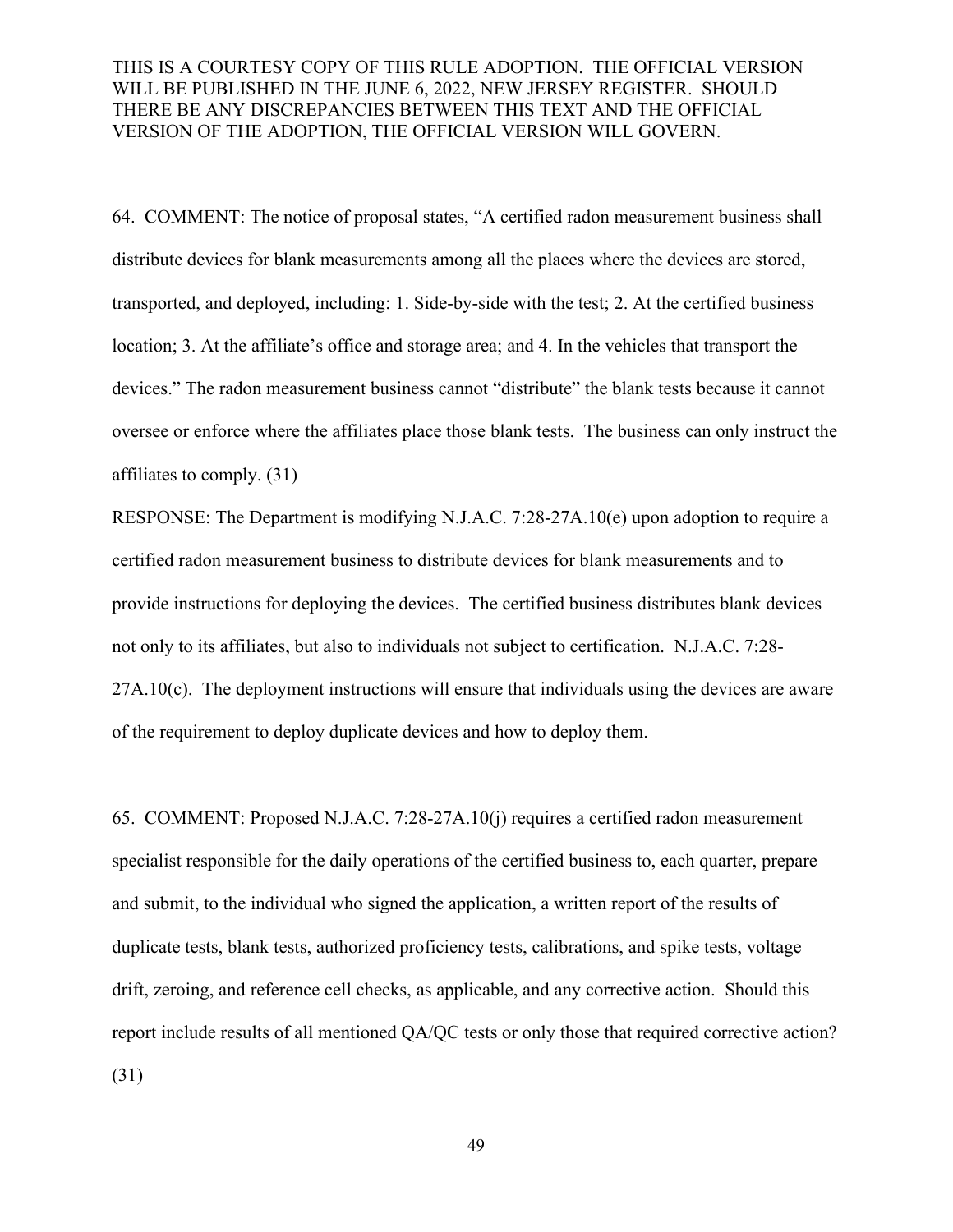64. COMMENT: The notice of proposal states, "A certified radon measurement business shall distribute devices for blank measurements among all the places where the devices are stored, transported, and deployed, including: 1. Side-by-side with the test; 2. At the certified business location; 3. At the affiliate's office and storage area; and 4. In the vehicles that transport the devices." The radon measurement business cannot "distribute" the blank tests because it cannot oversee or enforce where the affiliates place those blank tests. The business can only instruct the affiliates to comply. (31)

RESPONSE: The Department is modifying N.J.A.C. 7:28-27A.10(e) upon adoption to require a certified radon measurement business to distribute devices for blank measurements and to provide instructions for deploying the devices. The certified business distributes blank devices not only to its affiliates, but also to individuals not subject to certification. N.J.A.C. 7:28-27A.10(c). The deployment instructions will ensure that individuals using the devices are aware of the requirement to deploy duplicate devices and how to deploy them.

65. COMMENT: Proposed N.J.A.C. 7:28-27A.10(j) requires a certified radon measurement specialist responsible for the daily operations of the certified business to, each quarter, prepare and submit, to the individual who signed the application, a written report of the results of duplicate tests, blank tests, authorized proficiency tests, calibrations, and spike tests, voltage drift, zeroing, and reference cell checks, as applicable, and any corrective action. Should this report include results of all mentioned QA/QC tests or only those that required corrective action? (31)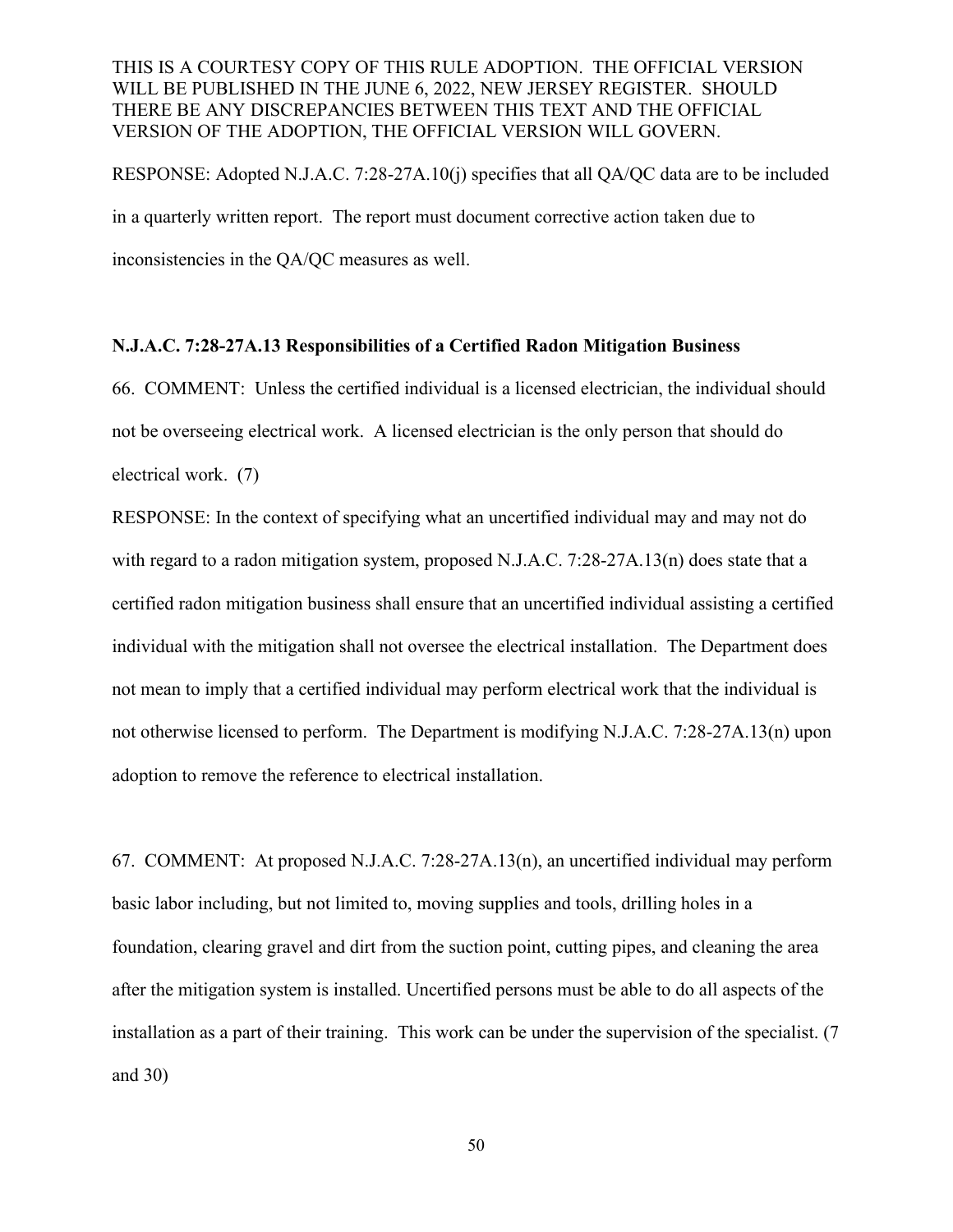RESPONSE: Adopted N.J.A.C. 7:28-27A.10(j) specifies that all QA/QC data are to be included in a quarterly written report. The report must document corrective action taken due to inconsistencies in the QA/QC measures as well.

**N.J.A.C. 7:28-27A.13 Responsibilities of a Certified Radon Mitigation Business**

66. COMMENT: Unless the certified individual is a licensed electrician, the individual should not be overseeing electrical work. A licensed electrician is the only person that should do electrical work. (7)

RESPONSE: In the context of specifying what an uncertified individual may and may not do with regard to a radon mitigation system, proposed N.J.A.C. 7:28-27A.13(n) does state that a certified radon mitigation business shall ensure that an uncertified individual assisting a certified individual with the mitigation shall not oversee the electrical installation. The Department does not mean to imply that a certified individual may perform electrical work that the individual is not otherwise licensed to perform. The Department is modifying N.J.A.C. 7:28-27A.13(n) upon adoption to remove the reference to electrical installation.

67. COMMENT: At proposed N.J.A.C. 7:28-27A.13(n), an uncertified individual may perform basic labor including, but not limited to, moving supplies and tools, drilling holes in a foundation, clearing gravel and dirt from the suction point, cutting pipes, and cleaning the area after the mitigation system is installed. Uncertified persons must be able to do all aspects of the installation as a part of their training. This work can be under the supervision of the specialist. (7 and 30)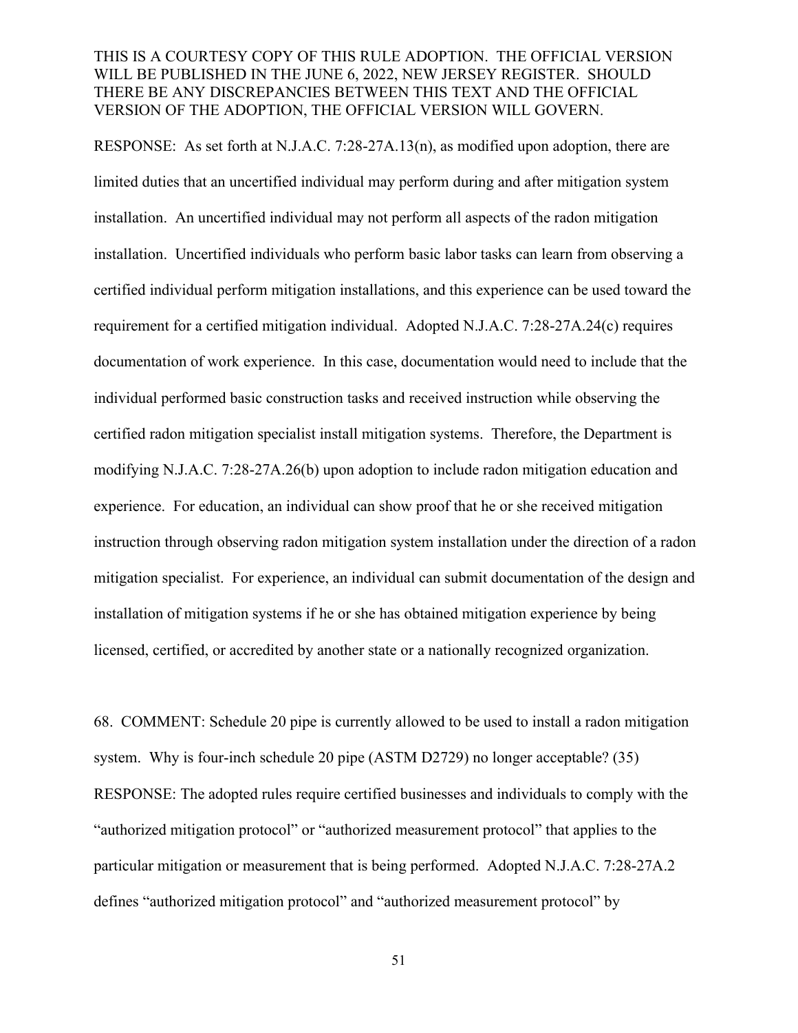RESPONSE: As set forth at N.J.A.C. 7:28-27A.13(n), as modified upon adoption, there are limited duties that an uncertified individual may perform during and after mitigation system installation. An uncertified individual may not perform all aspects of the radon mitigation installation. Uncertified individuals who perform basic labor tasks can learn from observing a certified individual perform mitigation installations, and this experience can be used toward the requirement for a certified mitigation individual. Adopted N.J.A.C. 7:28-27A.24(c) requires documentation of work experience. In this case, documentation would need to include that the individual performed basic construction tasks and received instruction while observing the certified radon mitigation specialist install mitigation systems. Therefore, the Department is modifying N.J.A.C. 7:28-27A.26(b) upon adoption to include radon mitigation education and experience. For education, an individual can show proof that he or she received mitigation instruction through observing radon mitigation system installation under the direction of a radon mitigation specialist. For experience, an individual can submit documentation of the design and installation of mitigation systems if he or she has obtained mitigation experience by being licensed, certified, or accredited by another state or a nationally recognized organization.

68. COMMENT: Schedule 20 pipe is currently allowed to be used to install a radon mitigation system. Why is four-inch schedule 20 pipe (ASTM D2729) no longer acceptable? (35)

RESPONSE: The adopted rules require certified businesses and individuals to comply with the "authorized mitigation protocol" or "authorized measurement protocol" that applies to the particular mitigation or measurement that is being performed. Adopted N.J.A.C. 7:28-27A.2 defines "authorized mitigation protocol" and "authorized measurement protocol" by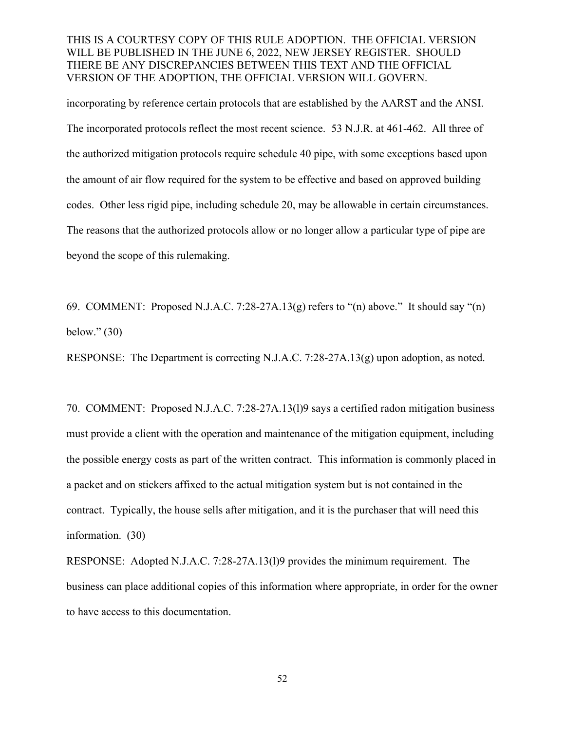incorporating by reference certain protocols that are established by the AARST and the ANSI. The incorporated protocols reflect the most recent science. 53 N.J.R. at 461-462. All three of the authorized mitigation protocols require schedule 40 pipe, with some exceptions based upon the amount of air flow required for the system to be effective and based on approved building codes. Other less rigid pipe, including schedule 20, may be allowable in certain circumstances. The reasons that the authorized protocols allow or no longer allow a particular type of pipe are beyond the scope of this rulemaking.

69. COMMENT: Proposed N.J.A.C. 7:28-27A.13(g) refers to "(n) above." It should say "(n) below." (30)

RESPONSE: The Department is correcting N.J.A.C. 7:28-27A.13(g) upon adoption, as noted.

70. COMMENT: Proposed N.J.A.C. 7:28-27A.13(l)9 says a certified radon mitigation business must provide a client with the operation and maintenance of the mitigation equipment, including the possible energy costs as part of the written contract. This information is commonly placed in a packet and on stickers affixed to the actual mitigation system but is not contained in the contract. Typically, the house sells after mitigation, and it is the purchaser that will need this information. (30)

RESPONSE: Adopted N.J.A.C. 7:28-27A.13(l)9 provides the minimum requirement. The business can place additional copies of this information where appropriate, in order for the owner to have access to this documentation.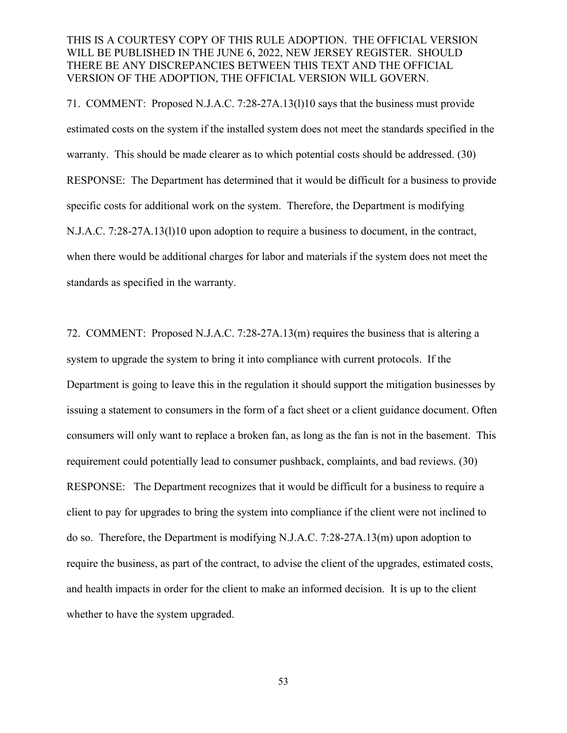THIS IS A COURTESY COPY OF THIS RULE ADOPTION. THE OFFICIAL VERSION WILL BE PUBLISHED IN THE JUNE 6, 2022, NEW JERSEY REGISTER. SHOULD THERE BE ANY DISCREPANCIES BETWEEN THIS TEXT AND THE OFFICIAL VERSION OF THE ADOPTION, THE OFFICIAL VERSION WILL GOVERN.

71. COMMENT: Proposed N.J.A.C. 7:28-27A.13(l)10 says that the business must provide estimated costs on the system if the installed system does not meet the standards specified in the warranty. This should be made clearer as to which potential costs should be addressed. (30)

RESPONSE: The Department has determined that it would be difficult for a business to provide specific costs for additional work on the system. Therefore, the Department is modifying N.J.A.C. 7:28-27A.13(l)10 upon adoption to require a business to document, in the contract, when there would be additional charges for labor and materials if the system does not meet the standards as specified in the warranty.

72. COMMENT: Proposed N.J.A.C. 7:28-27A.13(m) requires the business that is altering a system to upgrade the system to bring it into compliance with current protocols. If the Department is going to leave this in the regulation it should support the mitigation businesses by issuing a statement to consumers in the form of a fact sheet or a client guidance document. Often consumers will only want to replace a broken fan, as long as the fan is not in the basement. This requirement could potentially lead to consumer pushback, complaints, and bad reviews. (30)

RESPONSE: The Department recognizes that it would be difficult for a business to require a client to pay for upgrades to bring the system into compliance if the client were not inclined to do so. Therefore, the Department is modifying N.J.A.C. 7:28-27A.13(m) upon adoption to require the business, as part of the contract, to advise the client of the upgrades, estimated costs, and health impacts in order for the client to make an informed decision. It is up to the client whether to have the system upgraded.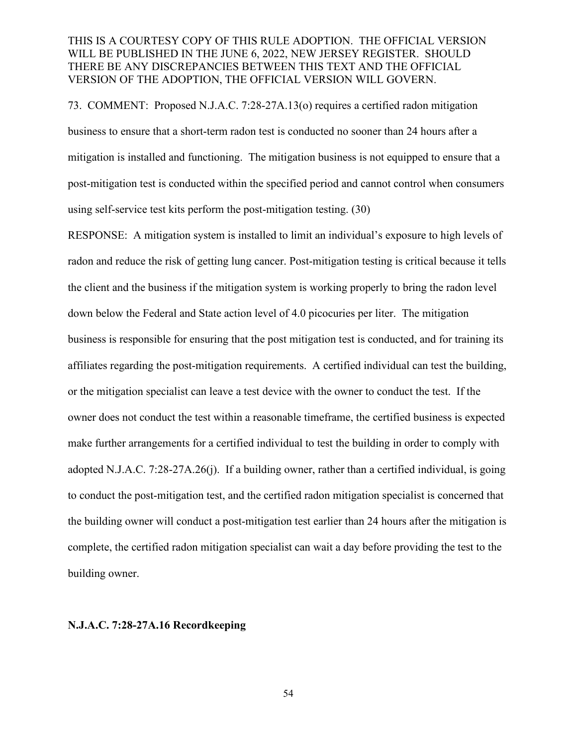73. COMMENT: Proposed N.J.A.C. 7:28-27A.13(o) requires a certified radon mitigation business to ensure that a short-term radon test is conducted no sooner than 24 hours after a mitigation is installed and functioning. The mitigation business is not equipped to ensure that a post-mitigation test is conducted within the specified period and cannot control when consumers using self-service test kits perform the post-mitigation testing. (30)

RESPONSE: A mitigation system is installed to limit an individual's exposure to high levels of radon and reduce the risk of getting lung cancer. Post-mitigation testing is critical because it tells the client and the business if the mitigation system is working properly to bring the radon level down below the Federal and State action level of 4.0 picocuries per liter. The mitigation business is responsible for ensuring that the post mitigation test is conducted, and for training its affiliates regarding the post-mitigation requirements. A certified individual can test the building, or the mitigation specialist can leave a test device with the owner to conduct the test. If the owner does not conduct the test within a reasonable timeframe, the certified business is expected make further arrangements for a certified individual to test the building in order to comply with adopted N.J.A.C. 7:28-27A.26(j). If a building owner, rather than a certified individual, is going to conduct the post-mitigation test, and the certified radon mitigation specialist is concerned that the building owner will conduct a post-mitigation test earlier than 24 hours after the mitigation is complete, the certified radon mitigation specialist can wait a day before providing the test to the building owner.

**N.J.A.C. 7:28-27A.16 Recordkeeping**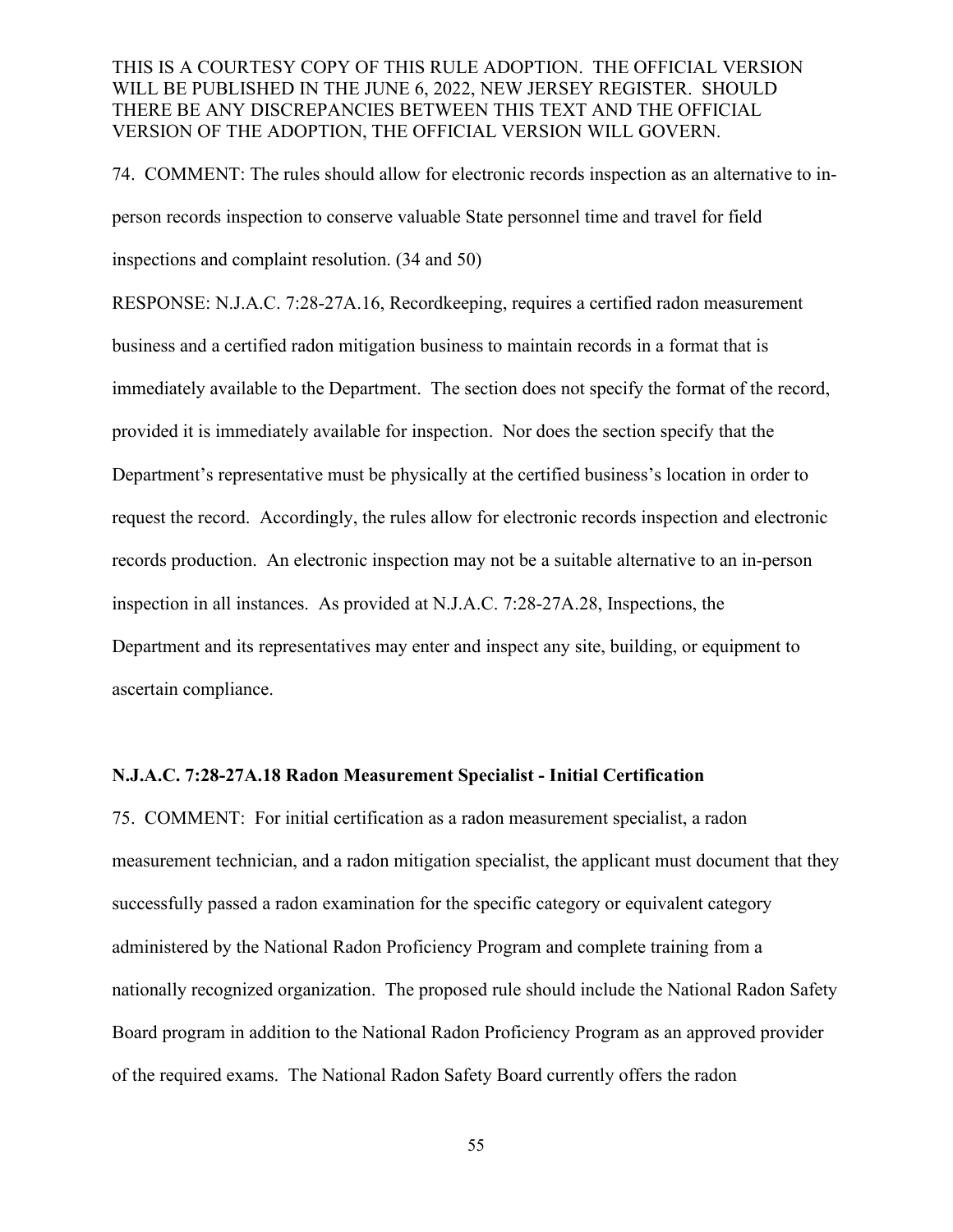THIS IS A COURTESY COPY OF THIS RULE ADOPTION. THE OFFICIAL VERSION WILL BE PUBLISHED IN THE JUNE 6, 2022, NEW JERSEY REGISTER. SHOULD THERE BE ANY DISCREPANCIES BETWEEN THIS TEXT AND THE OFFICIAL VERSION OF THE ADOPTION, THE OFFICIAL VERSION WILL GOVERN.

74. COMMENT: The rules should allow for electronic records inspection as an alternative to in-person records inspection to conserve valuable State personnel time and travel for field inspections and complaint resolution. (34 and 50)

RESPONSE: N.J.A.C. 7:28-27A.16, Recordkeeping, requires a certified radon measurement business and a certified radon mitigation business to maintain records in a format that is immediately available to the Department. The section does not specify the format of the record, provided it is immediately available for inspection. Nor does the section specify that the Department's representative must be physically at the certified business's location in order to request the record. Accordingly, the rules allow for electronic records inspection and electronic records production. An electronic inspection may not be a suitable alternative to an in-person inspection in all instances. As provided at N.J.A.C. 7:28-27A.28, Inspections, the Department and its representatives may enter and inspect any site, building, or equipment to ascertain compliance.

**N.J.A.C. 7:28-27A.18 Radon Measurement Specialist - Initial Certification**

75. COMMENT: For initial certification as a radon measurement specialist, a radon measurement technician, and a radon mitigation specialist, the applicant must document that they successfully passed a radon examination for the specific category or equivalent category administered by the National Radon Proficiency Program and complete training from a nationally recognized organization. The proposed rule should include the National Radon Safety Board program in addition to the National Radon Proficiency Program as an approved provider of the required exams. The National Radon Safety Board currently offers the radon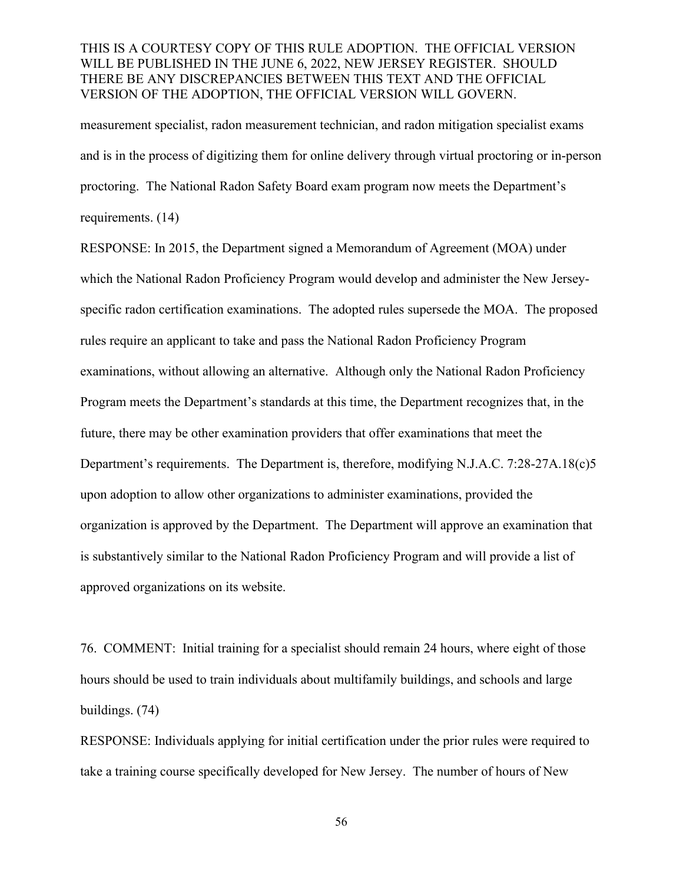measurement specialist, radon measurement technician, and radon mitigation specialist exams and is in the process of digitizing them for online delivery through virtual proctoring or in-person proctoring. The National Radon Safety Board exam program now meets the Department's requirements. (14)

RESPONSE: In 2015, the Department signed a Memorandum of Agreement (MOA) under which the National Radon Proficiency Program would develop and administer the New Jersey-specific radon certification examinations. The adopted rules supersede the MOA. The proposed rules require an applicant to take and pass the National Radon Proficiency Program examinations, without allowing an alternative. Although only the National Radon Proficiency Program meets the Department's standards at this time, the Department recognizes that, in the future, there may be other examination providers that offer examinations that meet the Department's requirements. The Department is, therefore, modifying N.J.A.C. 7:28-27A.18(c)5 upon adoption to allow other organizations to administer examinations, provided the organization is approved by the Department. The Department will approve an examination that is substantively similar to the National Radon Proficiency Program and will provide a list of approved organizations on its website.

76. COMMENT: Initial training for a specialist should remain 24 hours, where eight of those hours should be used to train individuals about multifamily buildings, and schools and large buildings. (74)

RESPONSE: Individuals applying for initial certification under the prior rules were required to take a training course specifically developed for New Jersey. The number of hours of New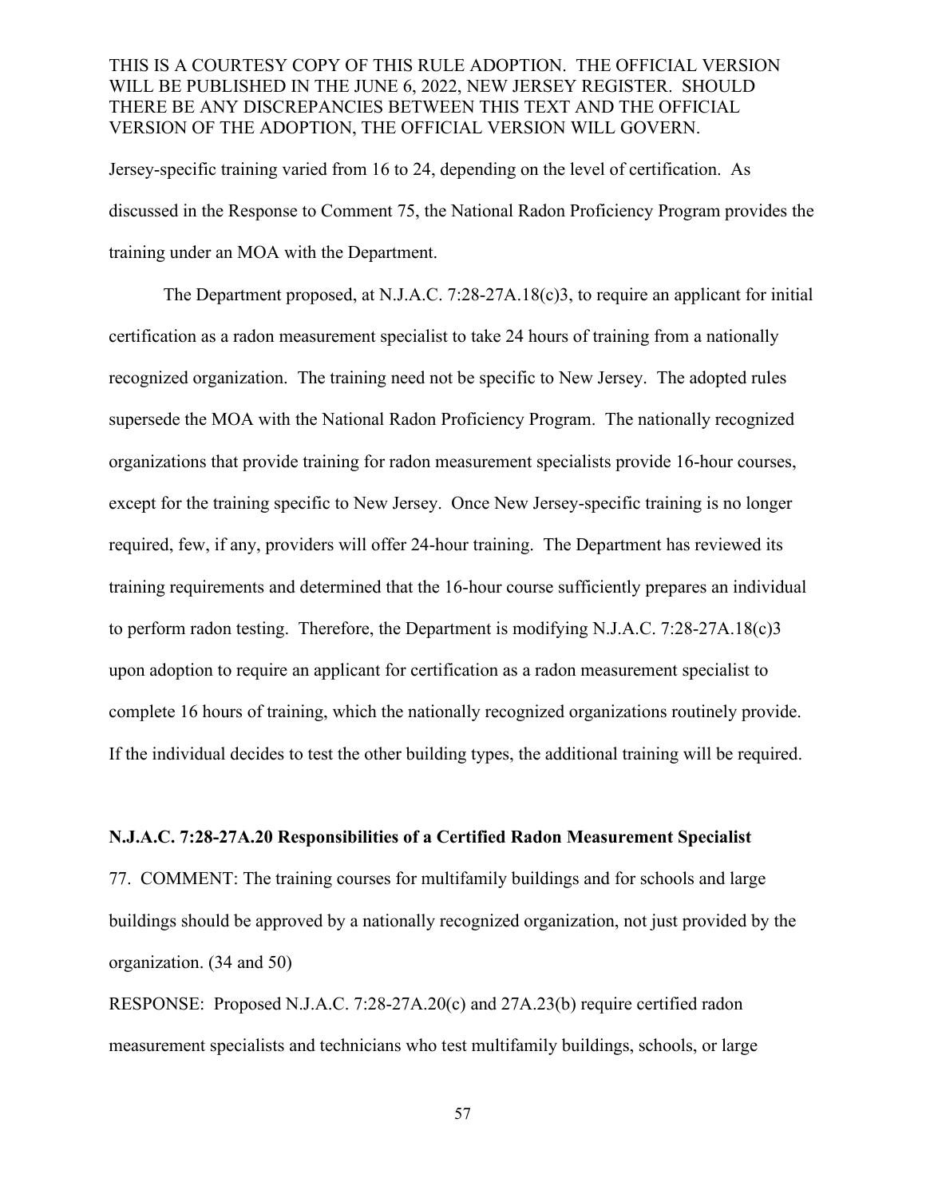Jersey-specific training varied from 16 to 24, depending on the level of certification. As discussed in the Response to Comment 75, the National Radon Proficiency Program provides the training under an MOA with the Department.

The Department proposed, at N.J.A.C. 7:28-27A.18(c)3, to require an applicant for initial certification as a radon measurement specialist to take 24 hours of training from a nationally recognized organization. The training need not be specific to New Jersey. The adopted rules supersede the MOA with the National Radon Proficiency Program. The nationally recognized organizations that provide training for radon measurement specialists provide 16-hour courses, except for the training specific to New Jersey. Once New Jersey-specific training is no longer required, few, if any, providers will offer 24-hour training. The Department has reviewed its training requirements and determined that the 16-hour course sufficiently prepares an individual to perform radon testing. Therefore, the Department is modifying N.J.A.C. 7:28-27A.18(c)3 upon adoption to require an applicant for certification as a radon measurement specialist to complete 16 hours of training, which the nationally recognized organizations routinely provide. If the individual decides to test the other building types, the additional training will be required.

**N.J.A.C. 7:28-27A.20 Responsibilities of a Certified Radon Measurement Specialist**

77. COMMENT: The training courses for multifamily buildings and for schools and large buildings should be approved by a nationally recognized organization, not just provided by the organization. (34 and 50)

RESPONSE: Proposed N.J.A.C. 7:28-27A.20(c) and 27A.23(b) require certified radon measurement specialists and technicians who test multifamily buildings, schools, or large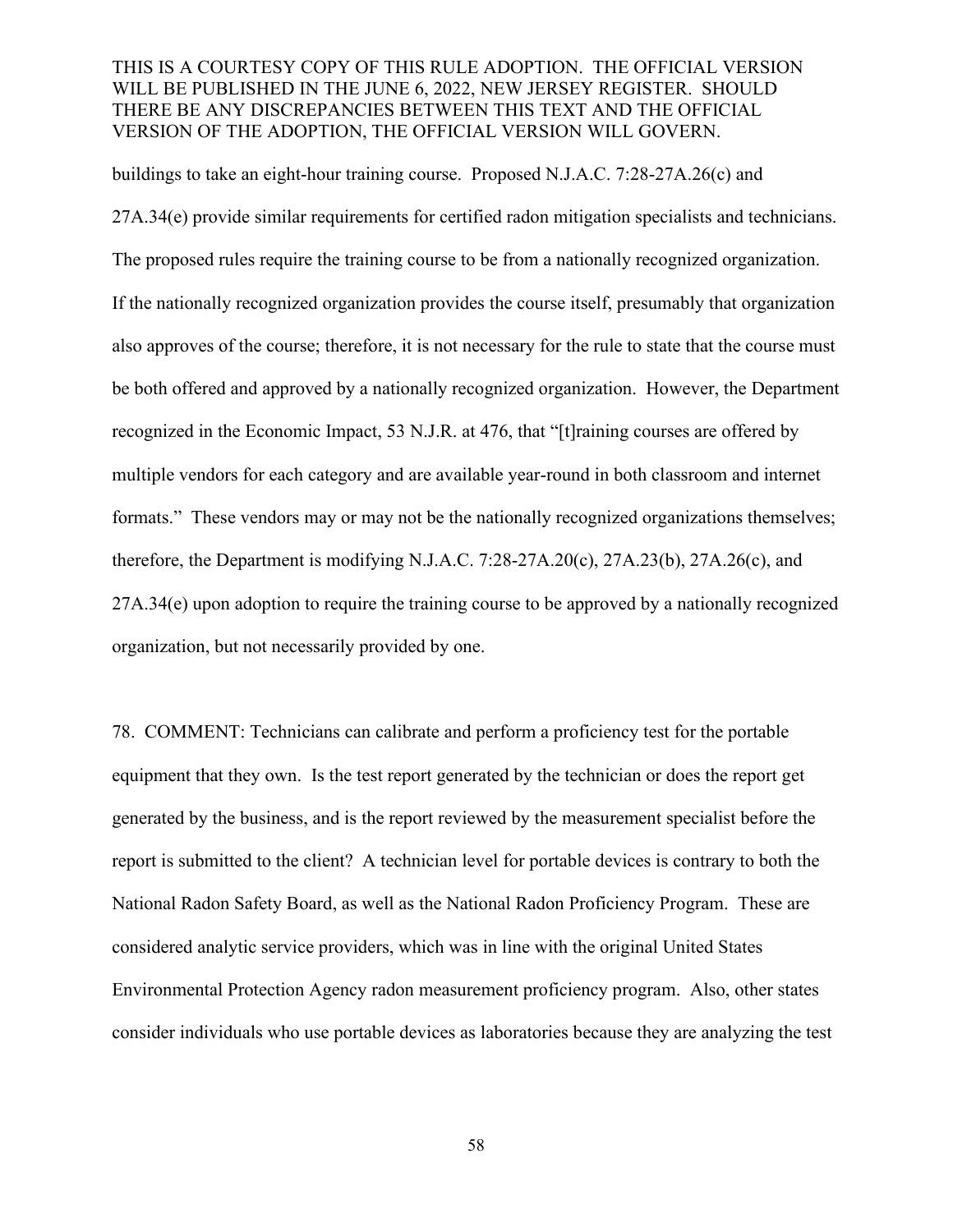buildings to take an eight-hour training course. Proposed N.J.A.C. 7:28-27A.26(c) and 27A.34(e) provide similar requirements for certified radon mitigation specialists and technicians. The proposed rules require the training course to be from a nationally recognized organization. If the nationally recognized organization provides the course itself, presumably that organization also approves of the course; therefore, it is not necessary for the rule to state that the course must be both offered and approved by a nationally recognized organization. However, the Department recognized in the Economic Impact, 53 N.J.R. at 476, that "[t]raining courses are offered by multiple vendors for each category and are available year-round in both classroom and internet formats." These vendors may or may not be the nationally recognized organizations themselves; therefore, the Department is modifying N.J.A.C. 7:28-27A.20(c), 27A.23(b), 27A.26(c), and 27A.34(e) upon adoption to require the training course to be approved by a nationally recognized organization, but not necessarily provided by one.

78. COMMENT: Technicians can calibrate and perform a proficiency test for the portable equipment that they own. Is the test report generated by the technician or does the report get generated by the business, and is the report reviewed by the measurement specialist before the report is submitted to the client? A technician level for portable devices is contrary to both the National Radon Safety Board, as well as the National Radon Proficiency Program. These are considered analytic service providers, which was in line with the original United States Environmental Protection Agency radon measurement proficiency program. Also, other states consider individuals who use portable devices as laboratories because they are analyzing the test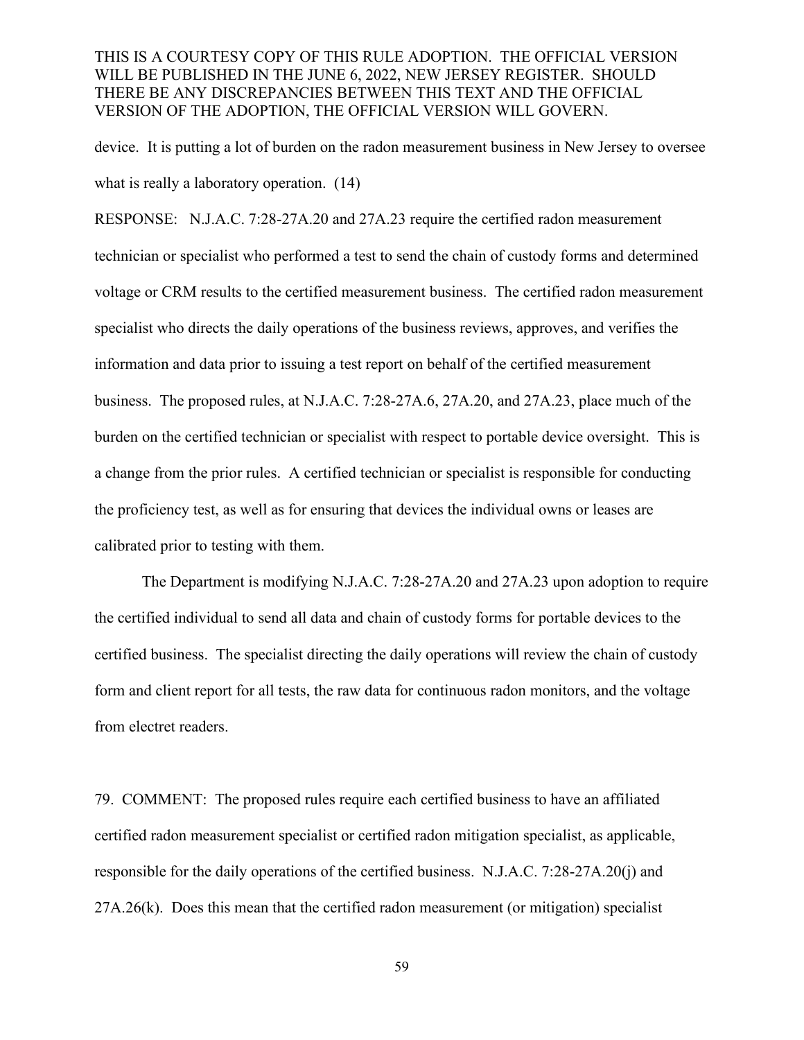device. It is putting a lot of burden on the radon measurement business in New Jersey to oversee what is really a laboratory operation. (14)

RESPONSE: N.J.A.C. 7:28-27A.20 and 27A.23 require the certified radon measurement technician or specialist who performed a test to send the chain of custody forms and determined voltage or CRM results to the certified measurement business. The certified radon measurement specialist who directs the daily operations of the business reviews, approves, and verifies the information and data prior to issuing a test report on behalf of the certified measurement business. The proposed rules, at N.J.A.C. 7:28-27A.6, 27A.20, and 27A.23, place much of the burden on the certified technician or specialist with respect to portable device oversight. This is a change from the prior rules. A certified technician or specialist is responsible for conducting the proficiency test, as well as for ensuring that devices the individual owns or leases are calibrated prior to testing with them.

The Department is modifying N.J.A.C. 7:28-27A.20 and 27A.23 upon adoption to require the certified individual to send all data and chain of custody forms for portable devices to the certified business. The specialist directing the daily operations will review the chain of custody form and client report for all tests, the raw data for continuous radon monitors, and the voltage from electret readers.

79. COMMENT: The proposed rules require each certified business to have an affiliated certified radon measurement specialist or certified radon mitigation specialist, as applicable, responsible for the daily operations of the certified business. N.J.A.C. 7:28-27A.20(j) and 27A.26(k). Does this mean that the certified radon measurement (or mitigation) specialist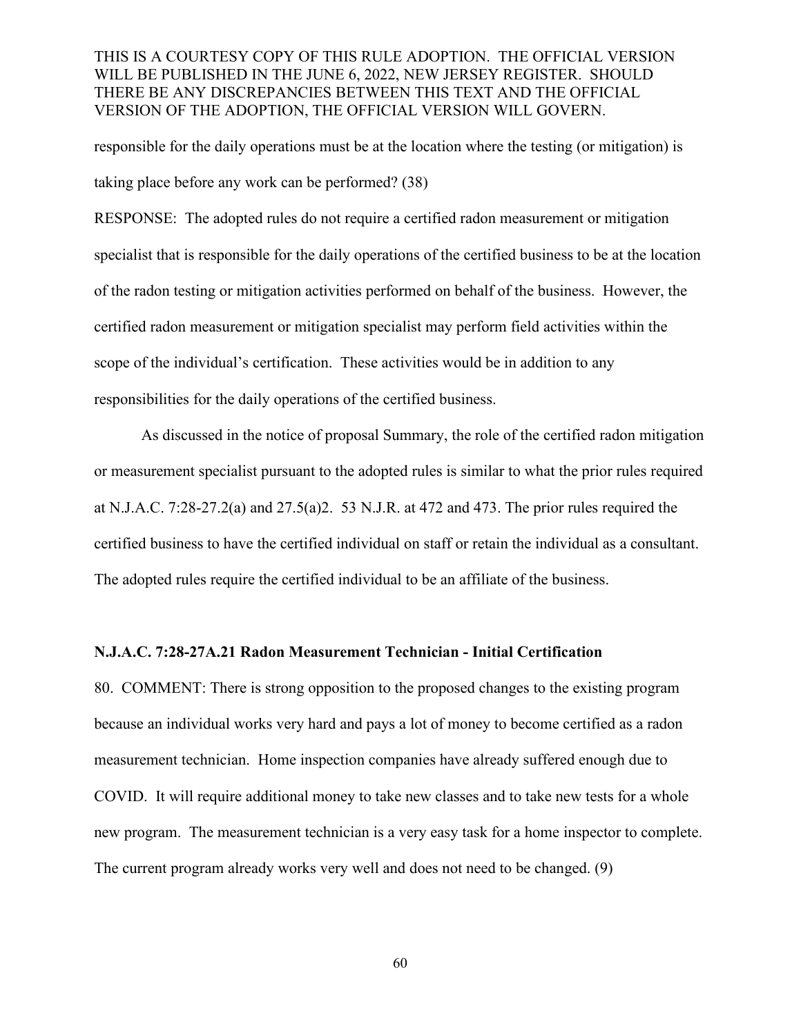responsible for the daily operations must be at the location where the testing (or mitigation) is taking place before any work can be performed? (38)

RESPONSE: The adopted rules do not require a certified radon measurement or mitigation specialist that is responsible for the daily operations of the certified business to be at the location of the radon testing or mitigation activities performed on behalf of the business. However, the certified radon measurement or mitigation specialist may perform field activities within the scope of the individual's certification. These activities would be in addition to any responsibilities for the daily operations of the certified business.

As discussed in the notice of proposal Summary, the role of the certified radon mitigation or measurement specialist pursuant to the adopted rules is similar to what the prior rules required at N.J.A.C. 7:28-27.2(a) and 27.5(a)2. 53 N.J.R. at 472 and 473. The prior rules required the certified business to have the certified individual on staff or retain the individual as a consultant. The adopted rules require the certified individual to be an affiliate of the business.

**N.J.A.C. 7:28-27A.21 Radon Measurement Technician - Initial Certification**

80. COMMENT: There is strong opposition to the proposed changes to the existing program because an individual works very hard and pays a lot of money to become certified as a radon measurement technician. Home inspection companies have already suffered enough due to COVID. It will require additional money to take new classes and to take new tests for a whole new program. The measurement technician is a very easy task for a home inspector to complete. The current program already works very well and does not need to be changed. (9)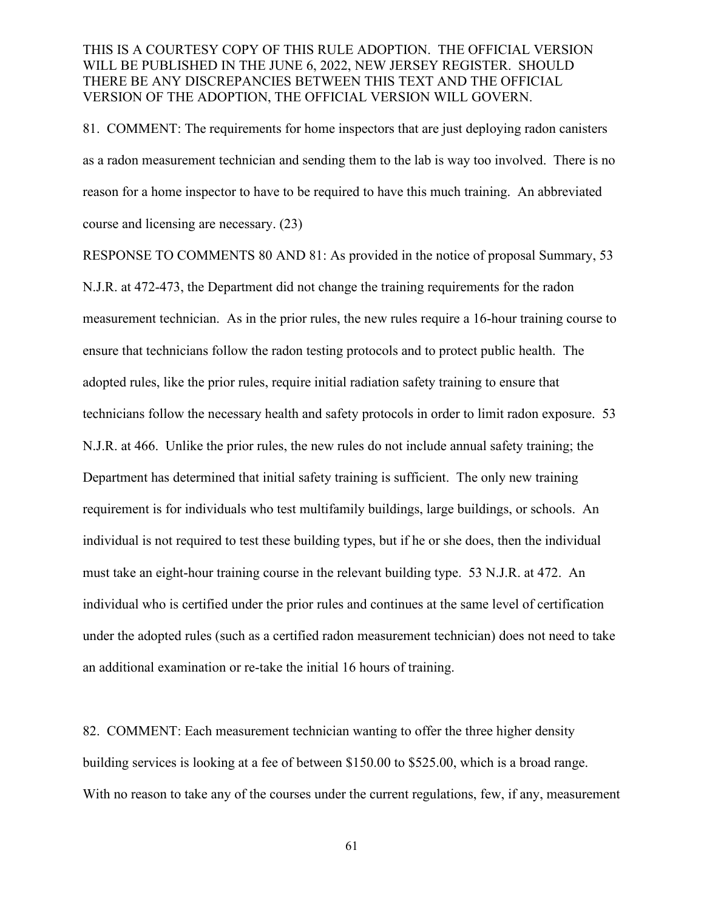81. COMMENT: The requirements for home inspectors that are just deploying radon canisters as a radon measurement technician and sending them to the lab is way too involved. There is no reason for a home inspector to have to be required to have this much training. An abbreviated course and licensing are necessary. (23)

RESPONSE TO COMMENTS 80 AND 81: As provided in the notice of proposal Summary, 53 N.J.R. at 472-473, the Department did not change the training requirements for the radon measurement technician. As in the prior rules, the new rules require a 16-hour training course to ensure that technicians follow the radon testing protocols and to protect public health. The adopted rules, like the prior rules, require initial radiation safety training to ensure that technicians follow the necessary health and safety protocols in order to limit radon exposure. 53 N.J.R. at 466. Unlike the prior rules, the new rules do not include annual safety training; the Department has determined that initial safety training is sufficient. The only new training requirement is for individuals who test multifamily buildings, large buildings, or schools. An individual is not required to test these building types, but if he or she does, then the individual must take an eight-hour training course in the relevant building type. 53 N.J.R. at 472. An individual who is certified under the prior rules and continues at the same level of certification under the adopted rules (such as a certified radon measurement technician) does not need to take an additional examination or re-take the initial 16 hours of training.

82. COMMENT: Each measurement technician wanting to offer the three higher density building services is looking at a fee of between $150.00 to $525.00, which is a broad range. With no reason to take any of the courses under the current regulations, few, if any, measurement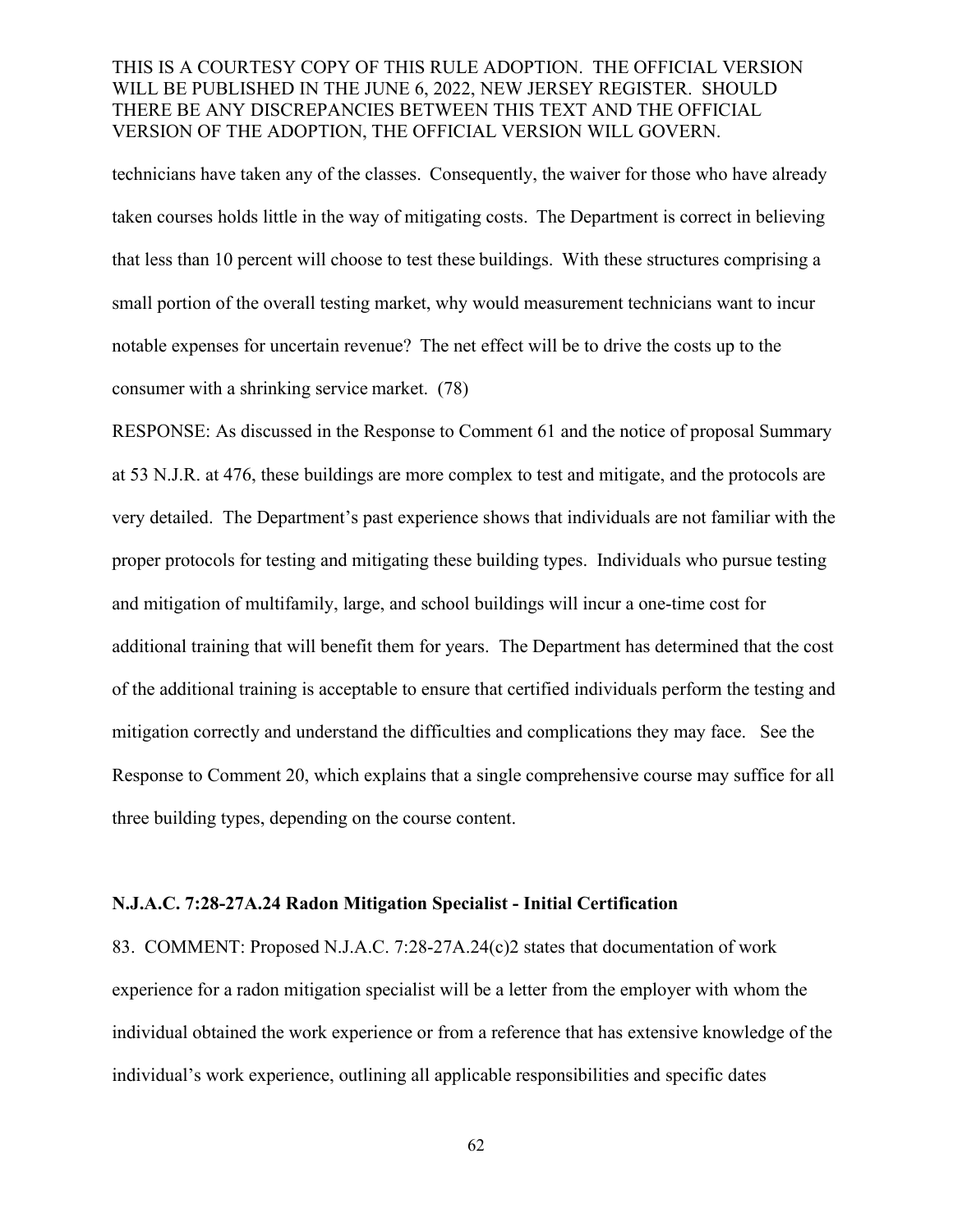technicians have taken any of the classes. Consequently, the waiver for those who have already taken courses holds little in the way of mitigating costs. The Department is correct in believing that less than 10 percent will choose to test these buildings. With these structures comprising a small portion of the overall testing market, why would measurement technicians want to incur notable expenses for uncertain revenue? The net effect will be to drive the costs up to the consumer with a shrinking service market. (78)

RESPONSE: As discussed in the Response to Comment 61 and the notice of proposal Summary at 53 N.J.R. at 476, these buildings are more complex to test and mitigate, and the protocols are very detailed. The Department's past experience shows that individuals are not familiar with the proper protocols for testing and mitigating these building types. Individuals who pursue testing and mitigation of multifamily, large, and school buildings will incur a one-time cost for additional training that will benefit them for years. The Department has determined that the cost of the additional training is acceptable to ensure that certified individuals perform the testing and mitigation correctly and understand the difficulties and complications they may face. See the Response to Comment 20, which explains that a single comprehensive course may suffice for all three building types, depending on the course content.

**N.J.A.C. 7:28-27A.24 Radon Mitigation Specialist - Initial Certification**

83. COMMENT: Proposed N.J.A.C. 7:28-27A.24(c)2 states that documentation of work experience for a radon mitigation specialist will be a letter from the employer with whom the individual obtained the work experience or from a reference that has extensive knowledge of the individual's work experience, outlining all applicable responsibilities and specific dates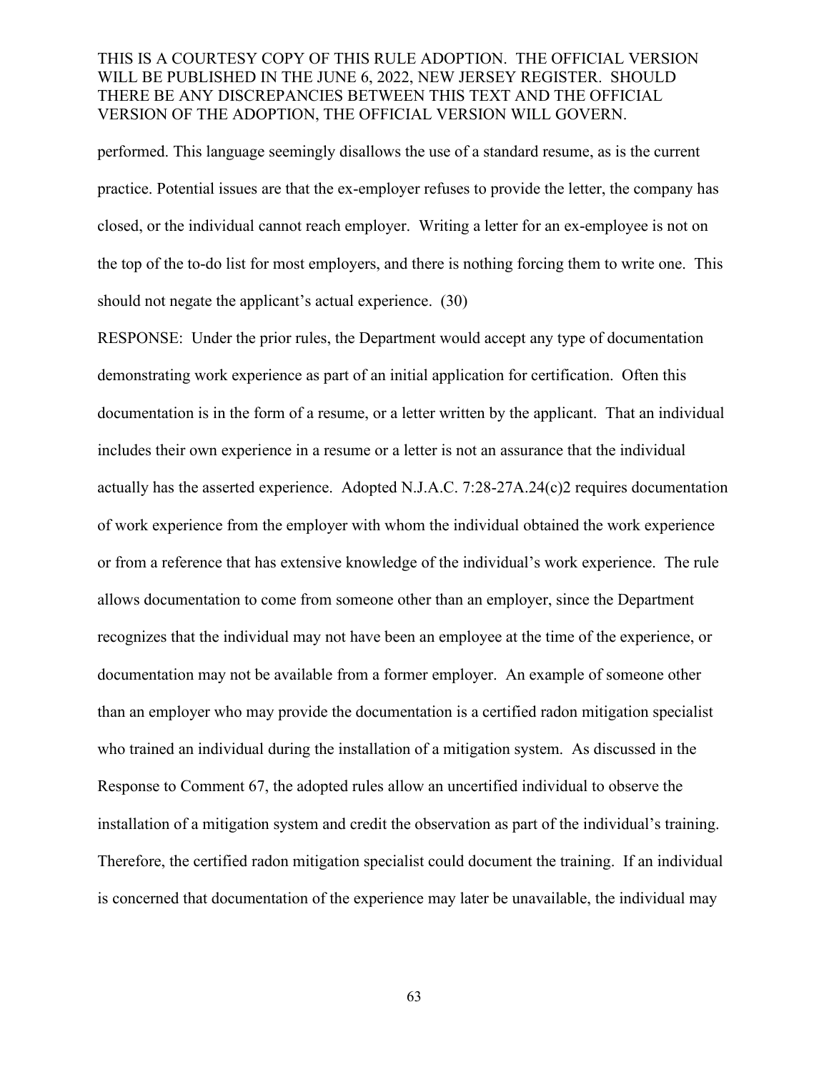performed. This language seemingly disallows the use of a standard resume, as is the current practice. Potential issues are that the ex-employer refuses to provide the letter, the company has closed, or the individual cannot reach employer. Writing a letter for an ex-employee is not on the top of the to-do list for most employers, and there is nothing forcing them to write one. This should not negate the applicant's actual experience. (30)

RESPONSE: Under the prior rules, the Department would accept any type of documentation demonstrating work experience as part of an initial application for certification. Often this documentation is in the form of a resume, or a letter written by the applicant. That an individual includes their own experience in a resume or a letter is not an assurance that the individual actually has the asserted experience. Adopted N.J.A.C. 7:28-27A.24(c)2 requires documentation of work experience from the employer with whom the individual obtained the work experience or from a reference that has extensive knowledge of the individual's work experience. The rule allows documentation to come from someone other than an employer, since the Department recognizes that the individual may not have been an employee at the time of the experience, or documentation may not be available from a former employer. An example of someone other than an employer who may provide the documentation is a certified radon mitigation specialist who trained an individual during the installation of a mitigation system. As discussed in the Response to Comment 67, the adopted rules allow an uncertified individual to observe the installation of a mitigation system and credit the observation as part of the individual's training. Therefore, the certified radon mitigation specialist could document the training. If an individual is concerned that documentation of the experience may later be unavailable, the individual may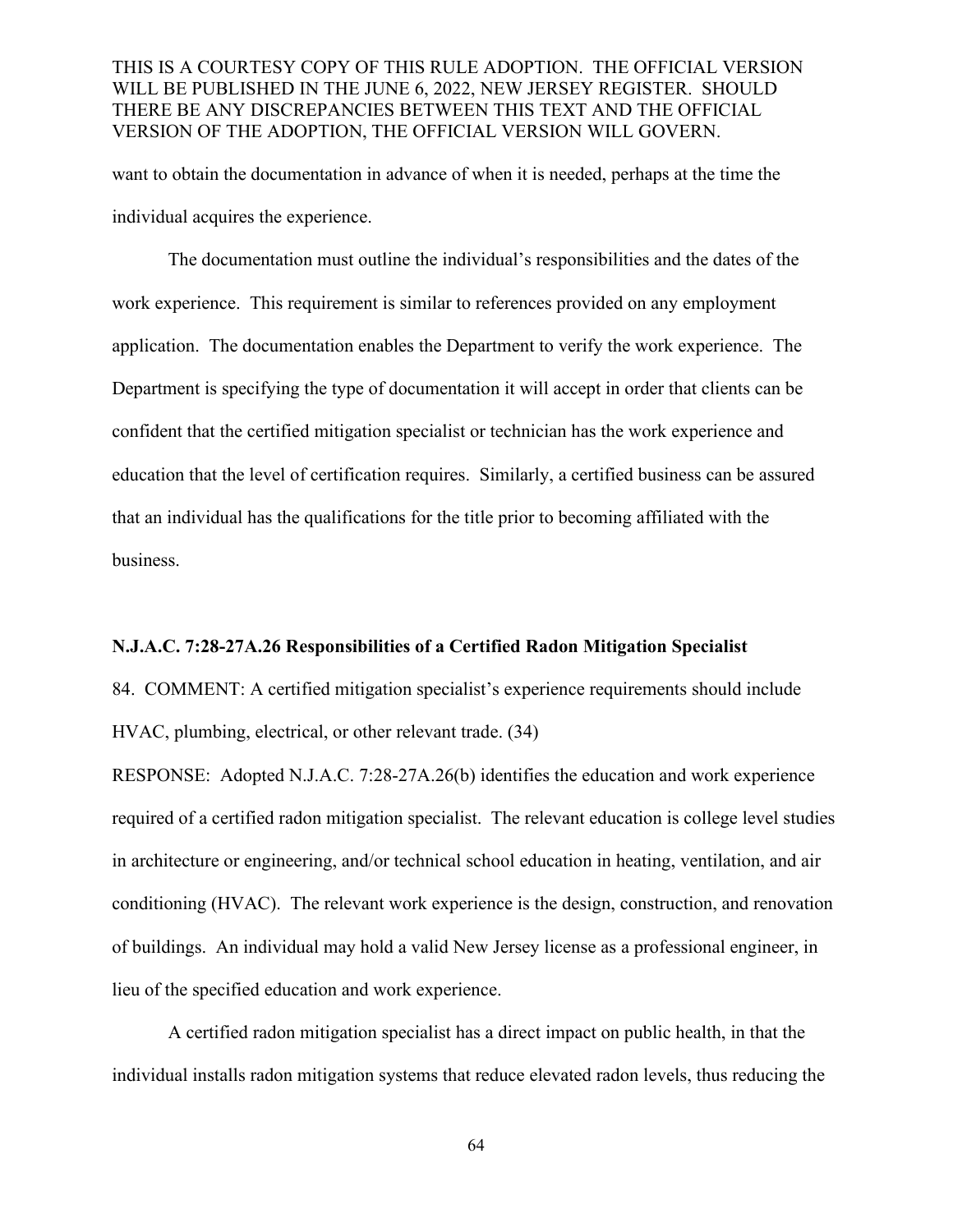want to obtain the documentation in advance of when it is needed, perhaps at the time the individual acquires the experience.

The documentation must outline the individual's responsibilities and the dates of the work experience. This requirement is similar to references provided on any employment application. The documentation enables the Department to verify the work experience. The Department is specifying the type of documentation it will accept in order that clients can be confident that the certified mitigation specialist or technician has the work experience and education that the level of certification requires. Similarly, a certified business can be assured that an individual has the qualifications for the title prior to becoming affiliated with the business.

**N.J.A.C. 7:28-27A.26 Responsibilities of a Certified Radon Mitigation Specialist**

84. COMMENT: A certified mitigation specialist's experience requirements should include HVAC, plumbing, electrical, or other relevant trade. (34)

RESPONSE: Adopted N.J.A.C. 7:28-27A.26(b) identifies the education and work experience required of a certified radon mitigation specialist. The relevant education is college level studies in architecture or engineering, and/or technical school education in heating, ventilation, and air conditioning (HVAC). The relevant work experience is the design, construction, and renovation of buildings. An individual may hold a valid New Jersey license as a professional engineer, in lieu of the specified education and work experience.

A certified radon mitigation specialist has a direct impact on public health, in that the individual installs radon mitigation systems that reduce elevated radon levels, thus reducing the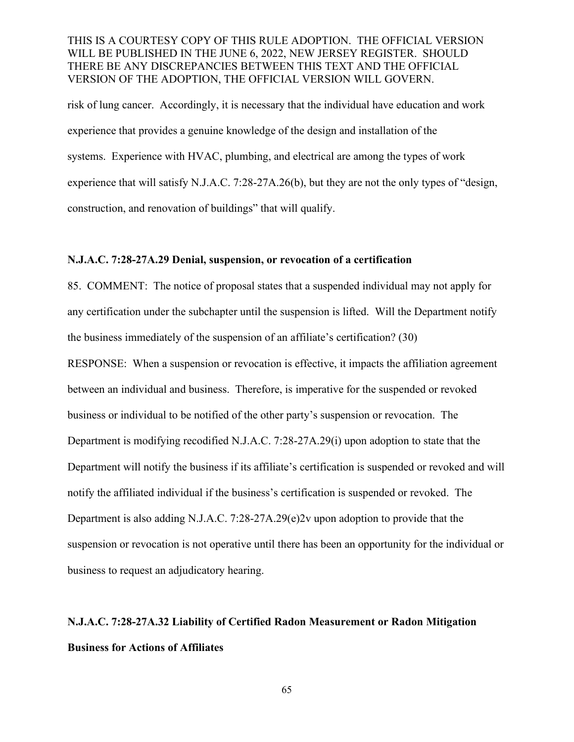risk of lung cancer. Accordingly, it is necessary that the individual have education and work experience that provides a genuine knowledge of the design and installation of the systems. Experience with HVAC, plumbing, and electrical are among the types of work experience that will satisfy N.J.A.C. 7:28-27A.26(b), but they are not the only types of "design, construction, and renovation of buildings" that will qualify.

**N.J.A.C. 7:28-27A.29 Denial, suspension, or revocation of a certification**

85. COMMENT: The notice of proposal states that a suspended individual may not apply for any certification under the subchapter until the suspension is lifted. Will the Department notify the business immediately of the suspension of an affiliate's certification? (30)

RESPONSE: When a suspension or revocation is effective, it impacts the affiliation agreement between an individual and business. Therefore, is imperative for the suspended or revoked business or individual to be notified of the other party's suspension or revocation. The Department is modifying recodified N.J.A.C. 7:28-27A.29(i) upon adoption to state that the Department will notify the business if its affiliate's certification is suspended or revoked and will notify the affiliated individual if the business's certification is suspended or revoked. The Department is also adding N.J.A.C. 7:28-27A.29(e)2v upon adoption to provide that the suspension or revocation is not operative until there has been an opportunity for the individual or business to request an adjudicatory hearing.

**N.J.A.C. 7:28-27A.32 Liability of Certified Radon Measurement or Radon Mitigation Business for Actions of Affiliates**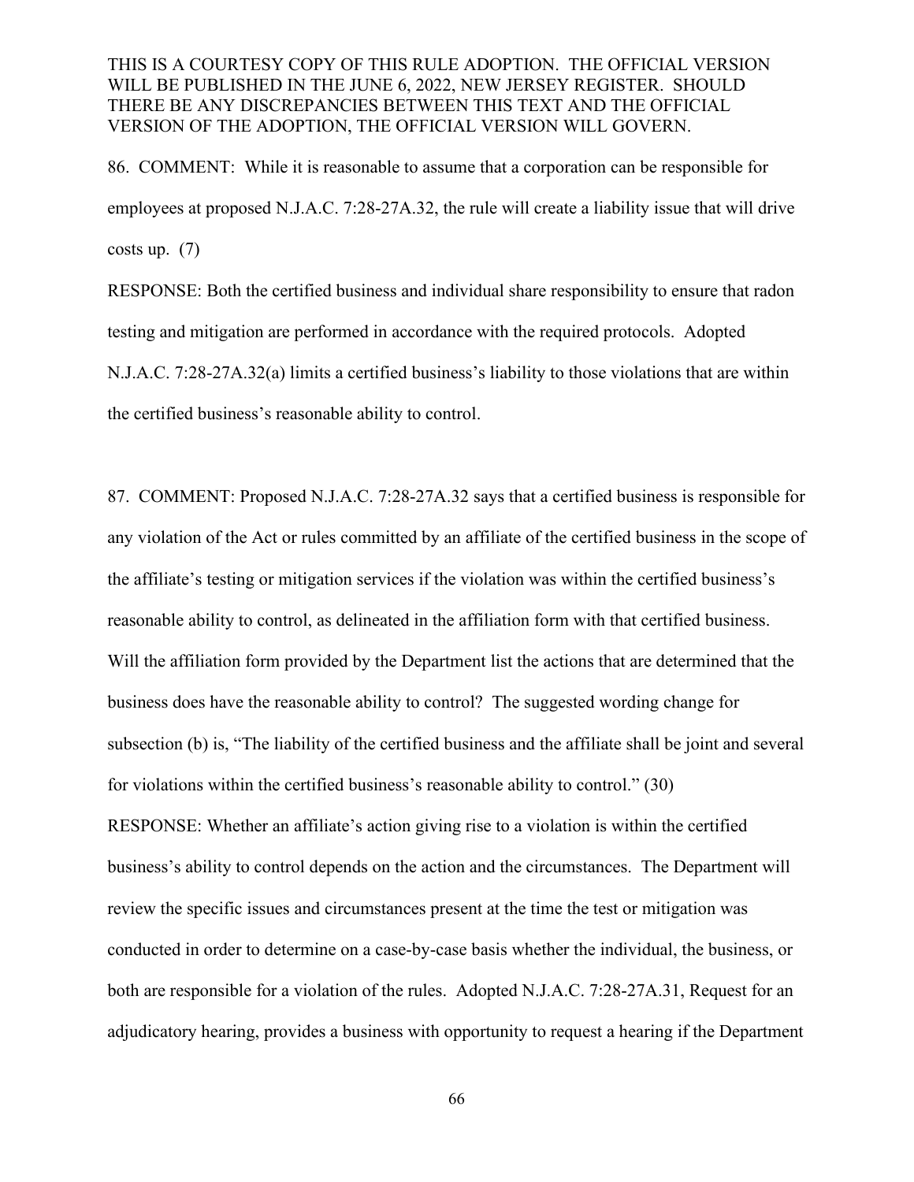THIS IS A COURTESY COPY OF THIS RULE ADOPTION. THE OFFICIAL VERSION WILL BE PUBLISHED IN THE JUNE 6, 2022, NEW JERSEY REGISTER. SHOULD THERE BE ANY DISCREPANCIES BETWEEN THIS TEXT AND THE OFFICIAL VERSION OF THE ADOPTION, THE OFFICIAL VERSION WILL GOVERN.

86. COMMENT: While it is reasonable to assume that a corporation can be responsible for employees at proposed N.J.A.C. 7:28-27A.32, the rule will create a liability issue that will drive costs up. (7)

RESPONSE: Both the certified business and individual share responsibility to ensure that radon testing and mitigation are performed in accordance with the required protocols. Adopted N.J.A.C. 7:28-27A.32(a) limits a certified business's liability to those violations that are within the certified business's reasonable ability to control.

87. COMMENT: Proposed N.J.A.C. 7:28-27A.32 says that a certified business is responsible for any violation of the Act or rules committed by an affiliate of the certified business in the scope of the affiliate's testing or mitigation services if the violation was within the certified business's reasonable ability to control, as delineated in the affiliation form with that certified business. Will the affiliation form provided by the Department list the actions that are determined that the business does have the reasonable ability to control? The suggested wording change for subsection (b) is, "The liability of the certified business and the affiliate shall be joint and several for violations within the certified business's reasonable ability to control." (30)

RESPONSE: Whether an affiliate's action giving rise to a violation is within the certified business's ability to control depends on the action and the circumstances. The Department will review the specific issues and circumstances present at the time the test or mitigation was conducted in order to determine on a case-by-case basis whether the individual, the business, or both are responsible for a violation of the rules. Adopted N.J.A.C. 7:28-27A.31, Request for an adjudicatory hearing, provides a business with opportunity to request a hearing if the Department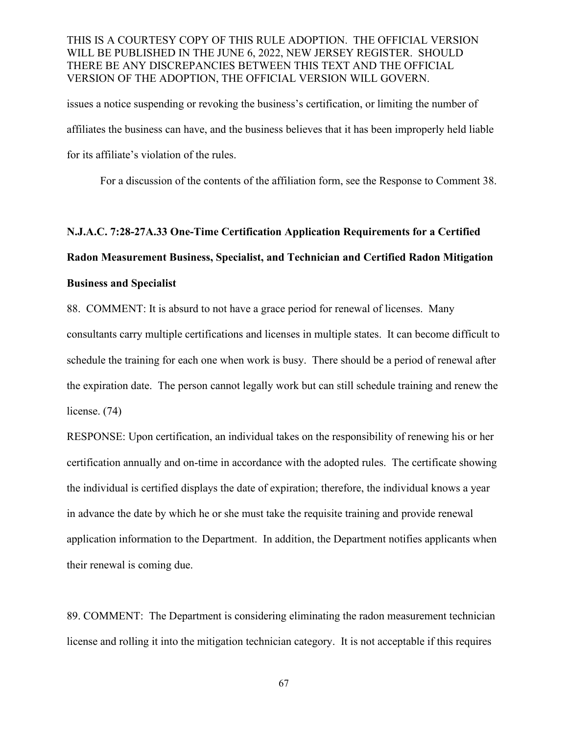issues a notice suspending or revoking the business's certification, or limiting the number of affiliates the business can have, and the business believes that it has been improperly held liable for its affiliate's violation of the rules.

For a discussion of the contents of the affiliation form, see the Response to Comment 38.

**N.J.A.C. 7:28-27A.33 One-Time Certification Application Requirements for a Certified Radon Measurement Business, Specialist, and Technician and Certified Radon Mitigation Business and Specialist**

88. COMMENT: It is absurd to not have a grace period for renewal of licenses. Many consultants carry multiple certifications and licenses in multiple states. It can become difficult to schedule the training for each one when work is busy. There should be a period of renewal after the expiration date. The person cannot legally work but can still schedule training and renew the license. (74)

RESPONSE: Upon certification, an individual takes on the responsibility of renewing his or her certification annually and on-time in accordance with the adopted rules. The certificate showing the individual is certified displays the date of expiration; therefore, the individual knows a year in advance the date by which he or she must take the requisite training and provide renewal application information to the Department. In addition, the Department notifies applicants when their renewal is coming due.

89. COMMENT: The Department is considering eliminating the radon measurement technician license and rolling it into the mitigation technician category. It is not acceptable if this requires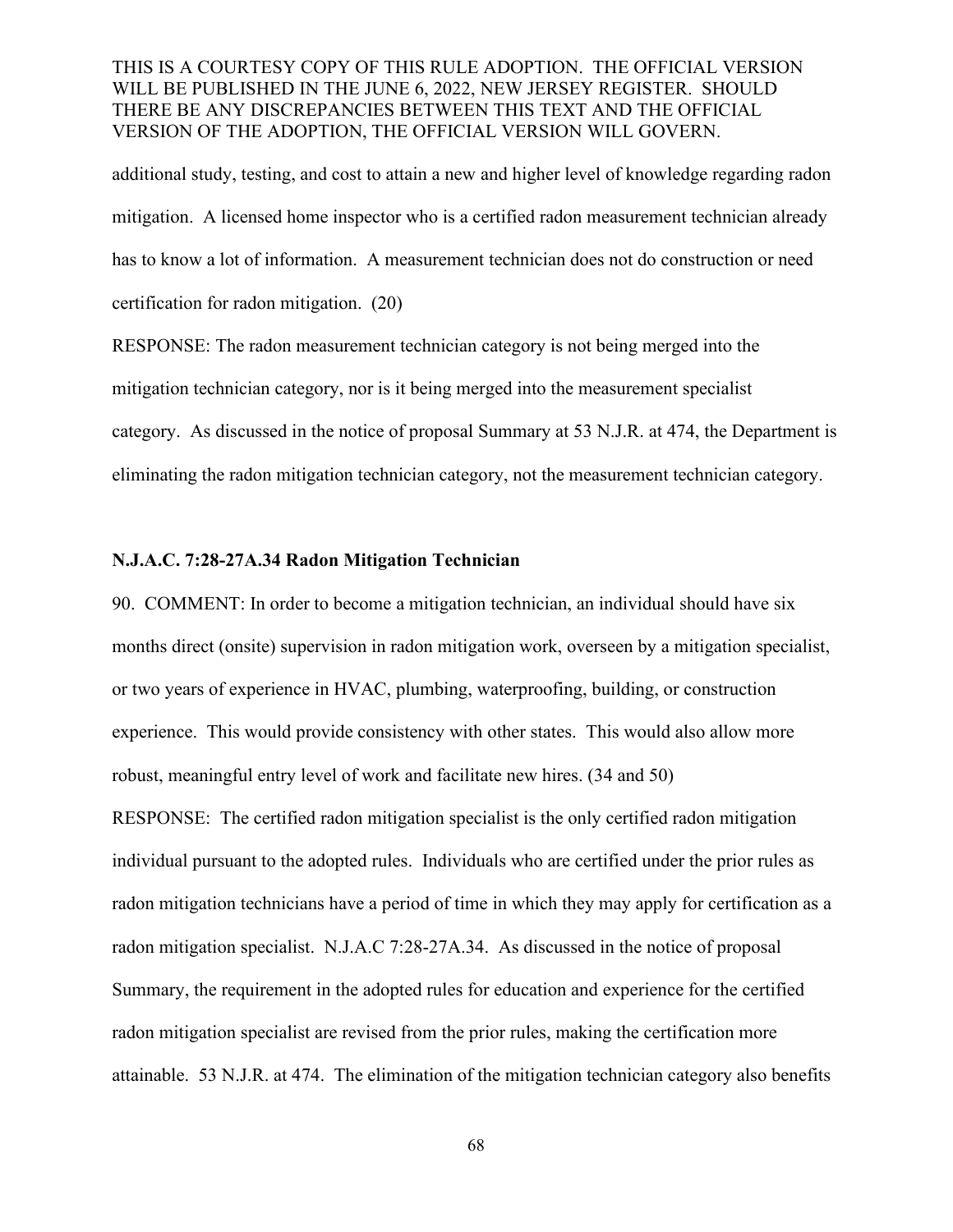additional study, testing, and cost to attain a new and higher level of knowledge regarding radon mitigation. A licensed home inspector who is a certified radon measurement technician already has to know a lot of information. A measurement technician does not do construction or need certification for radon mitigation. (20)

RESPONSE: The radon measurement technician category is not being merged into the mitigation technician category, nor is it being merged into the measurement specialist category. As discussed in the notice of proposal Summary at 53 N.J.R. at 474, the Department is eliminating the radon mitigation technician category, not the measurement technician category.

**N.J.A.C. 7:28-27A.34 Radon Mitigation Technician**

90. COMMENT: In order to become a mitigation technician, an individual should have six months direct (onsite) supervision in radon mitigation work, overseen by a mitigation specialist, or two years of experience in HVAC, plumbing, waterproofing, building, or construction experience. This would provide consistency with other states. This would also allow more robust, meaningful entry level of work and facilitate new hires. (34 and 50)

RESPONSE: The certified radon mitigation specialist is the only certified radon mitigation individual pursuant to the adopted rules. Individuals who are certified under the prior rules as radon mitigation technicians have a period of time in which they may apply for certification as a radon mitigation specialist. N.J.A.C 7:28-27A.34. As discussed in the notice of proposal Summary, the requirement in the adopted rules for education and experience for the certified radon mitigation specialist are revised from the prior rules, making the certification more attainable. 53 N.J.R. at 474. The elimination of the mitigation technician category also benefits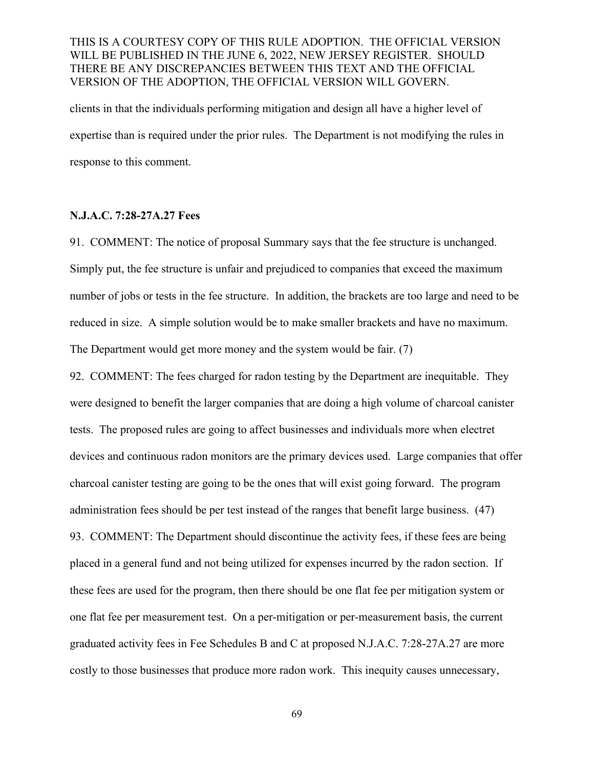clients in that the individuals performing mitigation and design all have a higher level of expertise than is required under the prior rules. The Department is not modifying the rules in response to this comment.

**N.J.A.C. 7:28-27A.27 Fees**

91. COMMENT: The notice of proposal Summary says that the fee structure is unchanged. Simply put, the fee structure is unfair and prejudiced to companies that exceed the maximum number of jobs or tests in the fee structure. In addition, the brackets are too large and need to be reduced in size. A simple solution would be to make smaller brackets and have no maximum. The Department would get more money and the system would be fair. (7)

92. COMMENT: The fees charged for radon testing by the Department are inequitable. They were designed to benefit the larger companies that are doing a high volume of charcoal canister tests. The proposed rules are going to affect businesses and individuals more when electret devices and continuous radon monitors are the primary devices used. Large companies that offer charcoal canister testing are going to be the ones that will exist going forward. The program administration fees should be per test instead of the ranges that benefit large business. (47)

93. COMMENT: The Department should discontinue the activity fees, if these fees are being placed in a general fund and not being utilized for expenses incurred by the radon section. If these fees are used for the program, then there should be one flat fee per mitigation system or one flat fee per measurement test. On a per-mitigation or per-measurement basis, the current graduated activity fees in Fee Schedules B and C at proposed N.J.A.C. 7:28-27A.27 are more costly to those businesses that produce more radon work. This inequity causes unnecessary,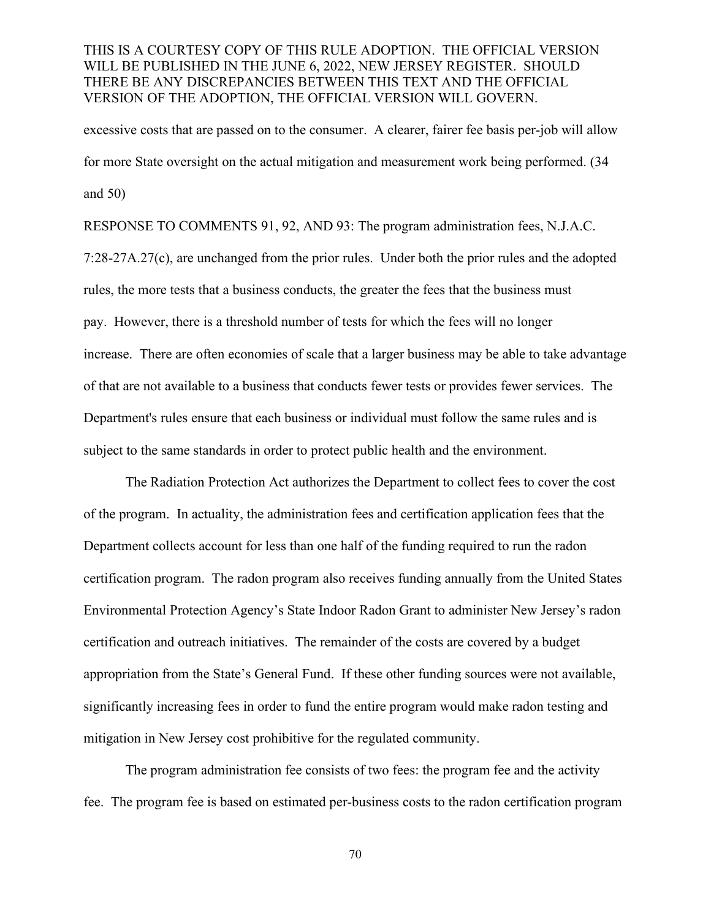excessive costs that are passed on to the consumer. A clearer, fairer fee basis per-job will allow for more State oversight on the actual mitigation and measurement work being performed. (34 and 50)

RESPONSE TO COMMENTS 91, 92, AND 93: The program administration fees, N.J.A.C. 7:28-27A.27(c), are unchanged from the prior rules. Under both the prior rules and the adopted rules, the more tests that a business conducts, the greater the fees that the business must pay. However, there is a threshold number of tests for which the fees will no longer increase. There are often economies of scale that a larger business may be able to take advantage of that are not available to a business that conducts fewer tests or provides fewer services. The Department's rules ensure that each business or individual must follow the same rules and is subject to the same standards in order to protect public health and the environment.

The Radiation Protection Act authorizes the Department to collect fees to cover the cost of the program. In actuality, the administration fees and certification application fees that the Department collects account for less than one half of the funding required to run the radon certification program. The radon program also receives funding annually from the United States Environmental Protection Agency's State Indoor Radon Grant to administer New Jersey's radon certification and outreach initiatives. The remainder of the costs are covered by a budget appropriation from the State's General Fund. If these other funding sources were not available, significantly increasing fees in order to fund the entire program would make radon testing and mitigation in New Jersey cost prohibitive for the regulated community.

The program administration fee consists of two fees: the program fee and the activity fee. The program fee is based on estimated per-business costs to the radon certification program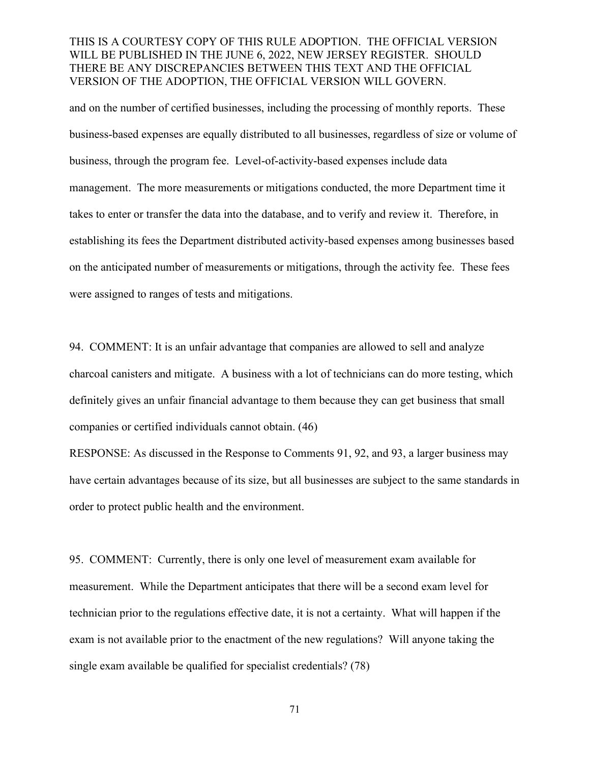and on the number of certified businesses, including the processing of monthly reports. These business-based expenses are equally distributed to all businesses, regardless of size or volume of business, through the program fee. Level-of-activity-based expenses include data management. The more measurements or mitigations conducted, the more Department time it takes to enter or transfer the data into the database, and to verify and review it. Therefore, in establishing its fees the Department distributed activity-based expenses among businesses based on the anticipated number of measurements or mitigations, through the activity fee. These fees were assigned to ranges of tests and mitigations.

94. COMMENT: It is an unfair advantage that companies are allowed to sell and analyze charcoal canisters and mitigate. A business with a lot of technicians can do more testing, which definitely gives an unfair financial advantage to them because they can get business that small companies or certified individuals cannot obtain. (46)

RESPONSE: As discussed in the Response to Comments 91, 92, and 93, a larger business may have certain advantages because of its size, but all businesses are subject to the same standards in order to protect public health and the environment.

95. COMMENT: Currently, there is only one level of measurement exam available for measurement. While the Department anticipates that there will be a second exam level for technician prior to the regulations effective date, it is not a certainty. What will happen if the exam is not available prior to the enactment of the new regulations? Will anyone taking the single exam available be qualified for specialist credentials? (78)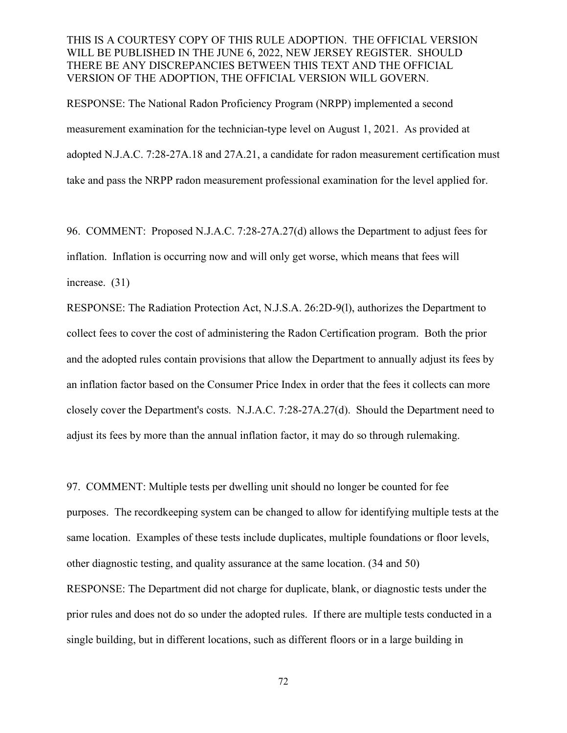RESPONSE: The National Radon Proficiency Program (NRPP) implemented a second measurement examination for the technician-type level on August 1, 2021. As provided at adopted N.J.A.C. 7:28-27A.18 and 27A.21, a candidate for radon measurement certification must take and pass the NRPP radon measurement professional examination for the level applied for.

96. COMMENT: Proposed N.J.A.C. 7:28-27A.27(d) allows the Department to adjust fees for inflation. Inflation is occurring now and will only get worse, which means that fees will increase. (31)

RESPONSE: The Radiation Protection Act, N.J.S.A. 26:2D-9(l), authorizes the Department to collect fees to cover the cost of administering the Radon Certification program. Both the prior and the adopted rules contain provisions that allow the Department to annually adjust its fees by an inflation factor based on the Consumer Price Index in order that the fees it collects can more closely cover the Department's costs. N.J.A.C. 7:28-27A.27(d). Should the Department need to adjust its fees by more than the annual inflation factor, it may do so through rulemaking.

97. COMMENT: Multiple tests per dwelling unit should no longer be counted for fee purposes. The recordkeeping system can be changed to allow for identifying multiple tests at the same location. Examples of these tests include duplicates, multiple foundations or floor levels, other diagnostic testing, and quality assurance at the same location. (34 and 50)

RESPONSE: The Department did not charge for duplicate, blank, or diagnostic tests under the prior rules and does not do so under the adopted rules. If there are multiple tests conducted in a single building, but in different locations, such as different floors or in a large building in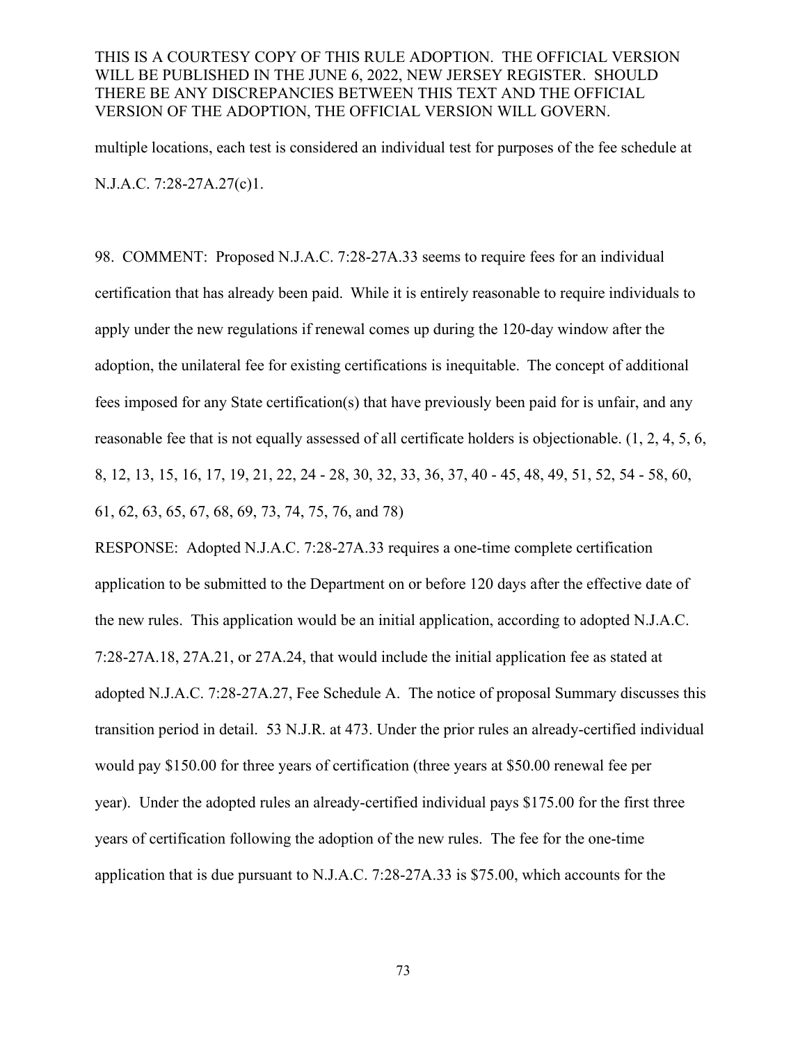multiple locations, each test is considered an individual test for purposes of the fee schedule at N.J.A.C. 7:28-27A.27(c)1.

98. COMMENT: Proposed N.J.A.C. 7:28-27A.33 seems to require fees for an individual certification that has already been paid. While it is entirely reasonable to require individuals to apply under the new regulations if renewal comes up during the 120-day window after the adoption, the unilateral fee for existing certifications is inequitable. The concept of additional fees imposed for any State certification(s) that have previously been paid for is unfair, and any reasonable fee that is not equally assessed of all certificate holders is objectionable. (1, 2, 4, 5, 6, 8, 12, 13, 15, 16, 17, 19, 21, 22, 24 - 28, 30, 32, 33, 36, 37, 40 - 45, 48, 49, 51, 52, 54 - 58, 60, 61, 62, 63, 65, 67, 68, 69, 73, 74, 75, 76, and 78)

RESPONSE: Adopted N.J.A.C. 7:28-27A.33 requires a one-time complete certification application to be submitted to the Department on or before 120 days after the effective date of the new rules. This application would be an initial application, according to adopted N.J.A.C. 7:28-27A.18, 27A.21, or 27A.24, that would include the initial application fee as stated at adopted N.J.A.C. 7:28-27A.27, Fee Schedule A. The notice of proposal Summary discusses this transition period in detail. 53 N.J.R. at 473. Under the prior rules an already-certified individual would pay $150.00 for three years of certification (three years at $50.00 renewal fee per year). Under the adopted rules an already-certified individual pays $175.00 for the first three years of certification following the adoption of the new rules. The fee for the one-time application that is due pursuant to N.J.A.C. 7:28-27A.33 is $75.00, which accounts for the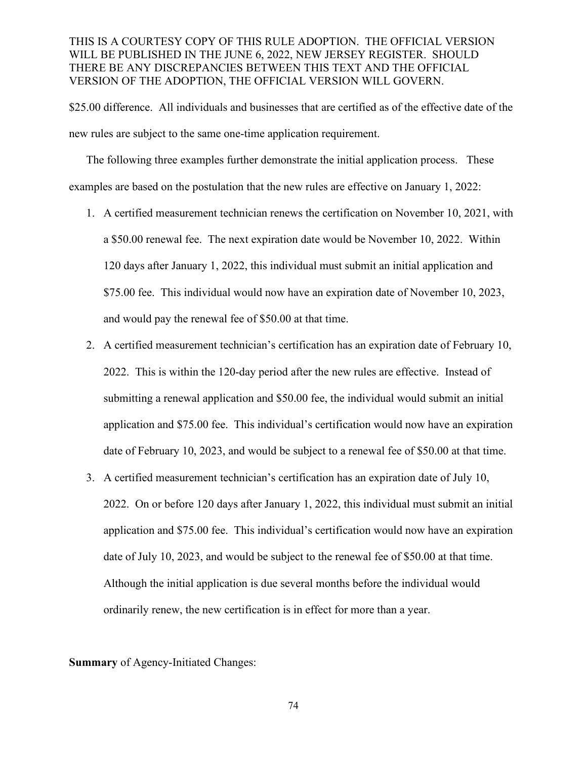$25.00 difference. All individuals and businesses that are certified as of the effective date of the new rules are subject to the same one-time application requirement.

The following three examples further demonstrate the initial application process. These examples are based on the postulation that the new rules are effective on January 1, 2022:

1. A certified measurement technician renews the certification on November 10, 2021, with a $50.00 renewal fee. The next expiration date would be November 10, 2022. Within 120 days after January 1, 2022, this individual must submit an initial application and $75.00 fee. This individual would now have an expiration date of November 10, 2023, and would pay the renewal fee of $50.00 at that time.
2. A certified measurement technician's certification has an expiration date of February 10, 2022. This is within the 120-day period after the new rules are effective. Instead of submitting a renewal application and $50.00 fee, the individual would submit an initial application and $75.00 fee. This individual's certification would now have an expiration date of February 10, 2023, and would be subject to a renewal fee of $50.00 at that time.
3. A certified measurement technician's certification has an expiration date of July 10, 2022. On or before 120 days after January 1, 2022, this individual must submit an initial application and $75.00 fee. This individual's certification would now have an expiration date of July 10, 2023, and would be subject to the renewal fee of $50.00 at that time. Although the initial application is due several months before the individual would ordinarily renew, the new certification is in effect for more than a year.

**Summary** of Agency-Initiated Changes: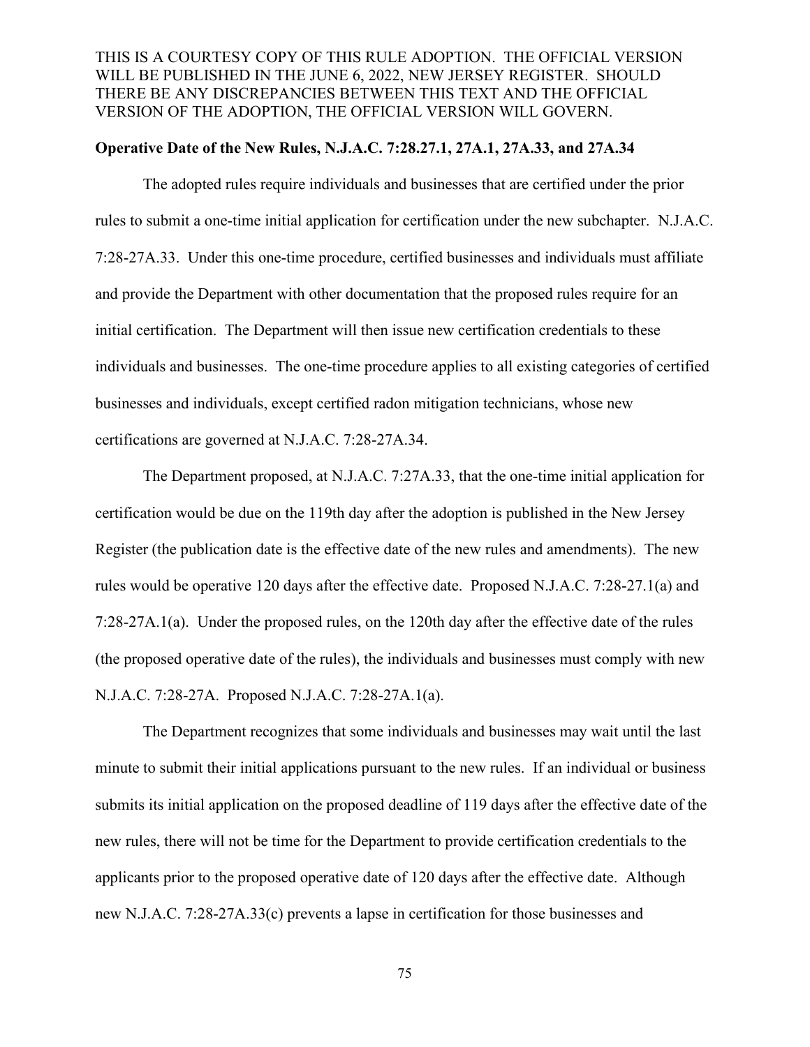THIS IS A COURTESY COPY OF THIS RULE ADOPTION. THE OFFICIAL VERSION WILL BE PUBLISHED IN THE JUNE 6, 2022, NEW JERSEY REGISTER. SHOULD THERE BE ANY DISCREPANCIES BETWEEN THIS TEXT AND THE OFFICIAL VERSION OF THE ADOPTION, THE OFFICIAL VERSION WILL GOVERN.

**Operative Date of the New Rules, N.J.A.C. 7:28.27.1, 27A.1, 27A.33, and 27A.34**

The adopted rules require individuals and businesses that are certified under the prior rules to submit a one-time initial application for certification under the new subchapter. N.J.A.C. 7:28-27A.33. Under this one-time procedure, certified businesses and individuals must affiliate and provide the Department with other documentation that the proposed rules require for an initial certification. The Department will then issue new certification credentials to these individuals and businesses. The one-time procedure applies to all existing categories of certified businesses and individuals, except certified radon mitigation technicians, whose new certifications are governed at N.J.A.C. 7:28-27A.34.

The Department proposed, at N.J.A.C. 7:27A.33, that the one-time initial application for certification would be due on the 119th day after the adoption is published in the New Jersey Register (the publication date is the effective date of the new rules and amendments). The new rules would be operative 120 days after the effective date. Proposed N.J.A.C. 7:28-27.1(a) and 7:28-27A.1(a). Under the proposed rules, on the 120th day after the effective date of the rules (the proposed operative date of the rules), the individuals and businesses must comply with new N.J.A.C. 7:28-27A. Proposed N.J.A.C. 7:28-27A.1(a).

The Department recognizes that some individuals and businesses may wait until the last minute to submit their initial applications pursuant to the new rules. If an individual or business submits its initial application on the proposed deadline of 119 days after the effective date of the new rules, there will not be time for the Department to provide certification credentials to the applicants prior to the proposed operative date of 120 days after the effective date. Although new N.J.A.C. 7:28-27A.33(c) prevents a lapse in certification for those businesses and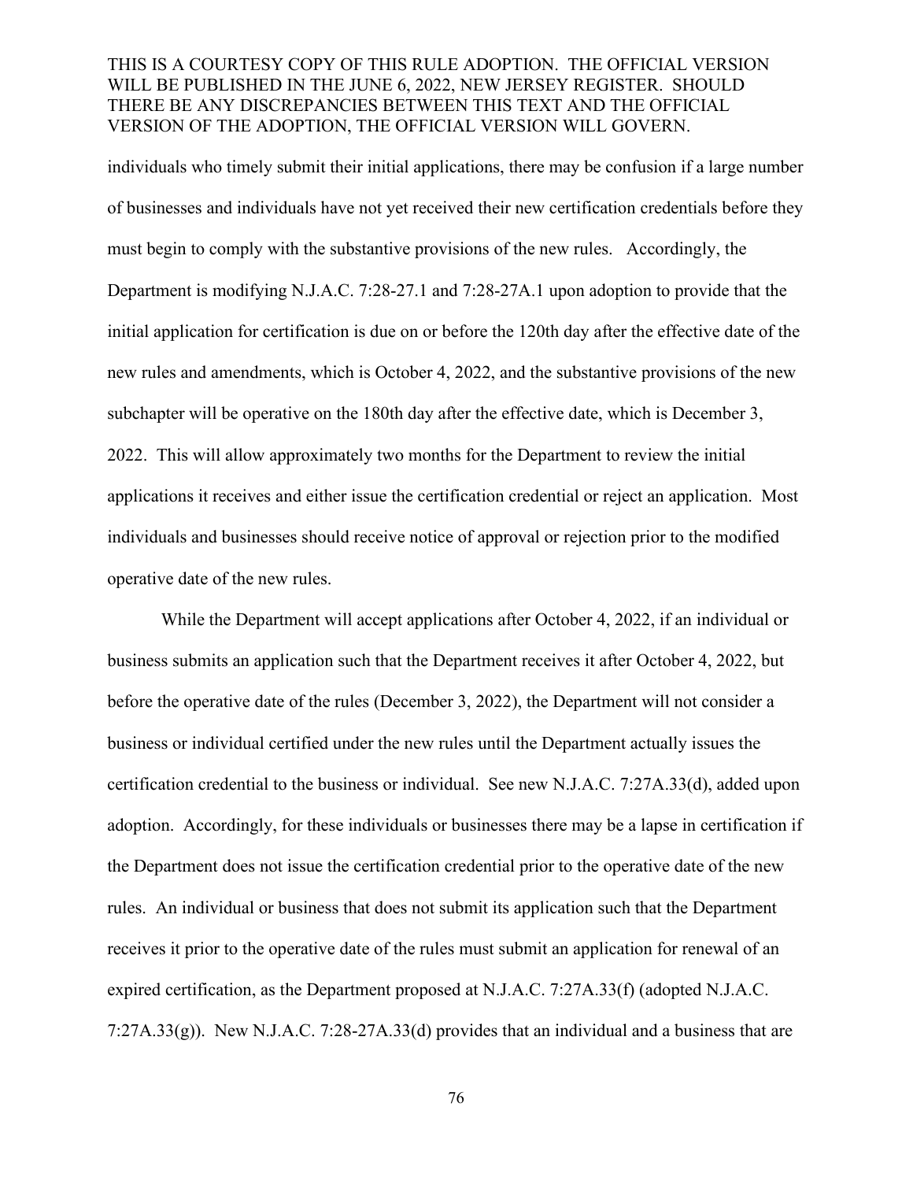individuals who timely submit their initial applications, there may be confusion if a large number of businesses and individuals have not yet received their new certification credentials before they must begin to comply with the substantive provisions of the new rules. Accordingly, the Department is modifying N.J.A.C. 7:28-27.1 and 7:28-27A.1 upon adoption to provide that the initial application for certification is due on or before the 120th day after the effective date of the new rules and amendments, which is October 4, 2022, and the substantive provisions of the new subchapter will be operative on the 180th day after the effective date, which is December 3, 2022. This will allow approximately two months for the Department to review the initial applications it receives and either issue the certification credential or reject an application. Most individuals and businesses should receive notice of approval or rejection prior to the modified operative date of the new rules.

While the Department will accept applications after October 4, 2022, if an individual or business submits an application such that the Department receives it after October 4, 2022, but before the operative date of the rules (December 3, 2022), the Department will not consider a business or individual certified under the new rules until the Department actually issues the certification credential to the business or individual. See new N.J.A.C. 7:27A.33(d), added upon adoption. Accordingly, for these individuals or businesses there may be a lapse in certification if the Department does not issue the certification credential prior to the operative date of the new rules. An individual or business that does not submit its application such that the Department receives it prior to the operative date of the rules must submit an application for renewal of an expired certification, as the Department proposed at N.J.A.C. 7:27A.33(f) (adopted N.J.A.C. 7:27A.33(g)). New N.J.A.C. 7:28-27A.33(d) provides that an individual and a business that are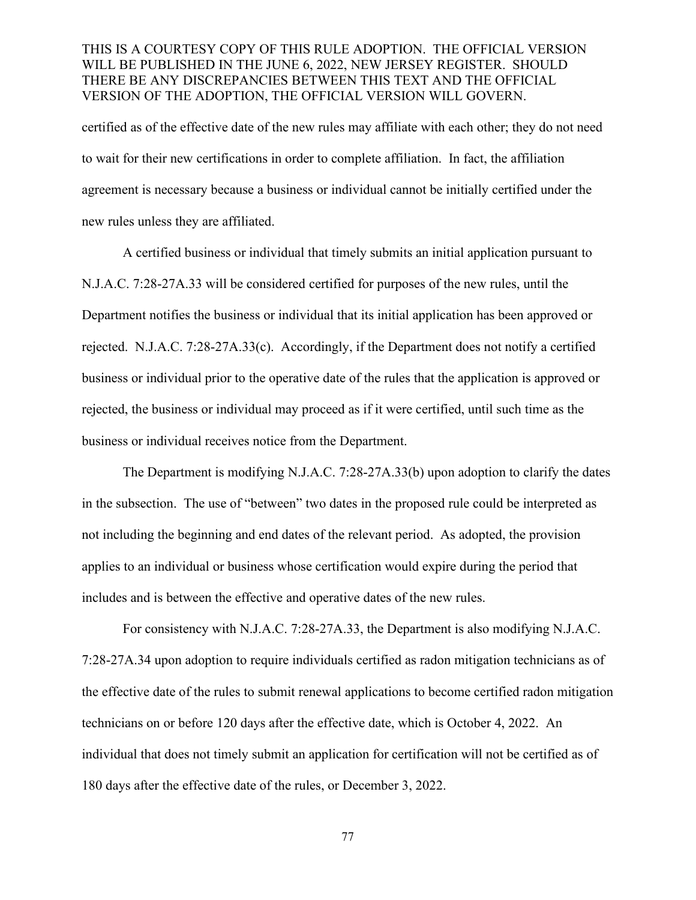certified as of the effective date of the new rules may affiliate with each other; they do not need to wait for their new certifications in order to complete affiliation. In fact, the affiliation agreement is necessary because a business or individual cannot be initially certified under the new rules unless they are affiliated.

A certified business or individual that timely submits an initial application pursuant to N.J.A.C. 7:28-27A.33 will be considered certified for purposes of the new rules, until the Department notifies the business or individual that its initial application has been approved or rejected. N.J.A.C. 7:28-27A.33(c). Accordingly, if the Department does not notify a certified business or individual prior to the operative date of the rules that the application is approved or rejected, the business or individual may proceed as if it were certified, until such time as the business or individual receives notice from the Department.

The Department is modifying N.J.A.C. 7:28-27A.33(b) upon adoption to clarify the dates in the subsection. The use of "between" two dates in the proposed rule could be interpreted as not including the beginning and end dates of the relevant period. As adopted, the provision applies to an individual or business whose certification would expire during the period that includes and is between the effective and operative dates of the new rules.

For consistency with N.J.A.C. 7:28-27A.33, the Department is also modifying N.J.A.C. 7:28-27A.34 upon adoption to require individuals certified as radon mitigation technicians as of the effective date of the rules to submit renewal applications to become certified radon mitigation technicians on or before 120 days after the effective date, which is October 4, 2022. An individual that does not timely submit an application for certification will not be certified as of 180 days after the effective date of the rules, or December 3, 2022.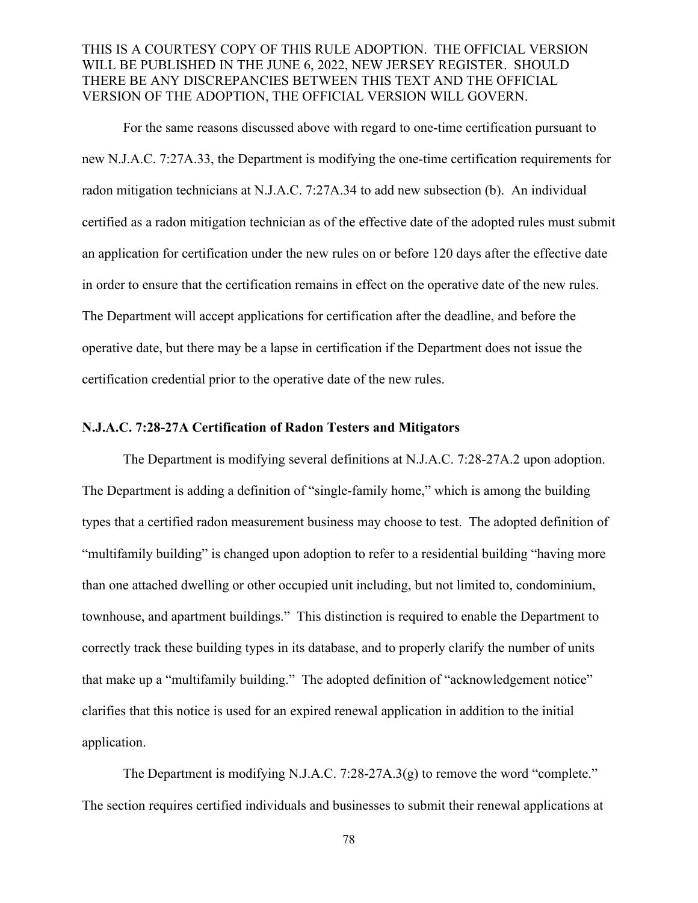THIS IS A COURTESY COPY OF THIS RULE ADOPTION. THE OFFICIAL VERSION WILL BE PUBLISHED IN THE JUNE 6, 2022, NEW JERSEY REGISTER. SHOULD THERE BE ANY DISCREPANCIES BETWEEN THIS TEXT AND THE OFFICIAL VERSION OF THE ADOPTION, THE OFFICIAL VERSION WILL GOVERN.

For the same reasons discussed above with regard to one-time certification pursuant to new N.J.A.C. 7:27A.33, the Department is modifying the one-time certification requirements for radon mitigation technicians at N.J.A.C. 7:27A.34 to add new subsection (b). An individual certified as a radon mitigation technician as of the effective date of the adopted rules must submit an application for certification under the new rules on or before 120 days after the effective date in order to ensure that the certification remains in effect on the operative date of the new rules. The Department will accept applications for certification after the deadline, and before the operative date, but there may be a lapse in certification if the Department does not issue the certification credential prior to the operative date of the new rules.

**N.J.A.C. 7:28-27A Certification of Radon Testers and Mitigators**

The Department is modifying several definitions at N.J.A.C. 7:28-27A.2 upon adoption. The Department is adding a definition of "single-family home," which is among the building types that a certified radon measurement business may choose to test. The adopted definition of "multifamily building" is changed upon adoption to refer to a residential building "having more than one attached dwelling or other occupied unit including, but not limited to, condominium, townhouse, and apartment buildings." This distinction is required to enable the Department to correctly track these building types in its database, and to properly clarify the number of units that make up a "multifamily building." The adopted definition of "acknowledgement notice" clarifies that this notice is used for an expired renewal application in addition to the initial application.

The Department is modifying N.J.A.C. 7:28-27A.3(g) to remove the word "complete." The section requires certified individuals and businesses to submit their renewal applications at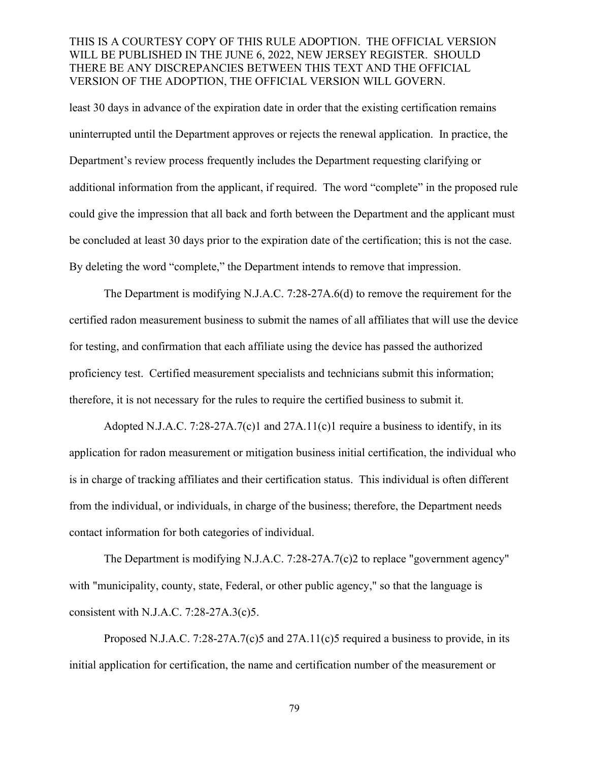least 30 days in advance of the expiration date in order that the existing certification remains uninterrupted until the Department approves or rejects the renewal application. In practice, the Department's review process frequently includes the Department requesting clarifying or additional information from the applicant, if required. The word "complete" in the proposed rule could give the impression that all back and forth between the Department and the applicant must be concluded at least 30 days prior to the expiration date of the certification; this is not the case. By deleting the word "complete," the Department intends to remove that impression.

The Department is modifying N.J.A.C. 7:28-27A.6(d) to remove the requirement for the certified radon measurement business to submit the names of all affiliates that will use the device for testing, and confirmation that each affiliate using the device has passed the authorized proficiency test. Certified measurement specialists and technicians submit this information; therefore, it is not necessary for the rules to require the certified business to submit it.

Adopted N.J.A.C. 7:28-27A.7(c)1 and 27A.11(c)1 require a business to identify, in its application for radon measurement or mitigation business initial certification, the individual who is in charge of tracking affiliates and their certification status. This individual is often different from the individual, or individuals, in charge of the business; therefore, the Department needs contact information for both categories of individual.

The Department is modifying N.J.A.C. 7:28-27A.7(c)2 to replace "government agency" with "municipality, county, state, Federal, or other public agency," so that the language is consistent with N.J.A.C. 7:28-27A.3(c)5.

Proposed N.J.A.C. 7:28-27A.7(c)5 and 27A.11(c)5 required a business to provide, in its initial application for certification, the name and certification number of the measurement or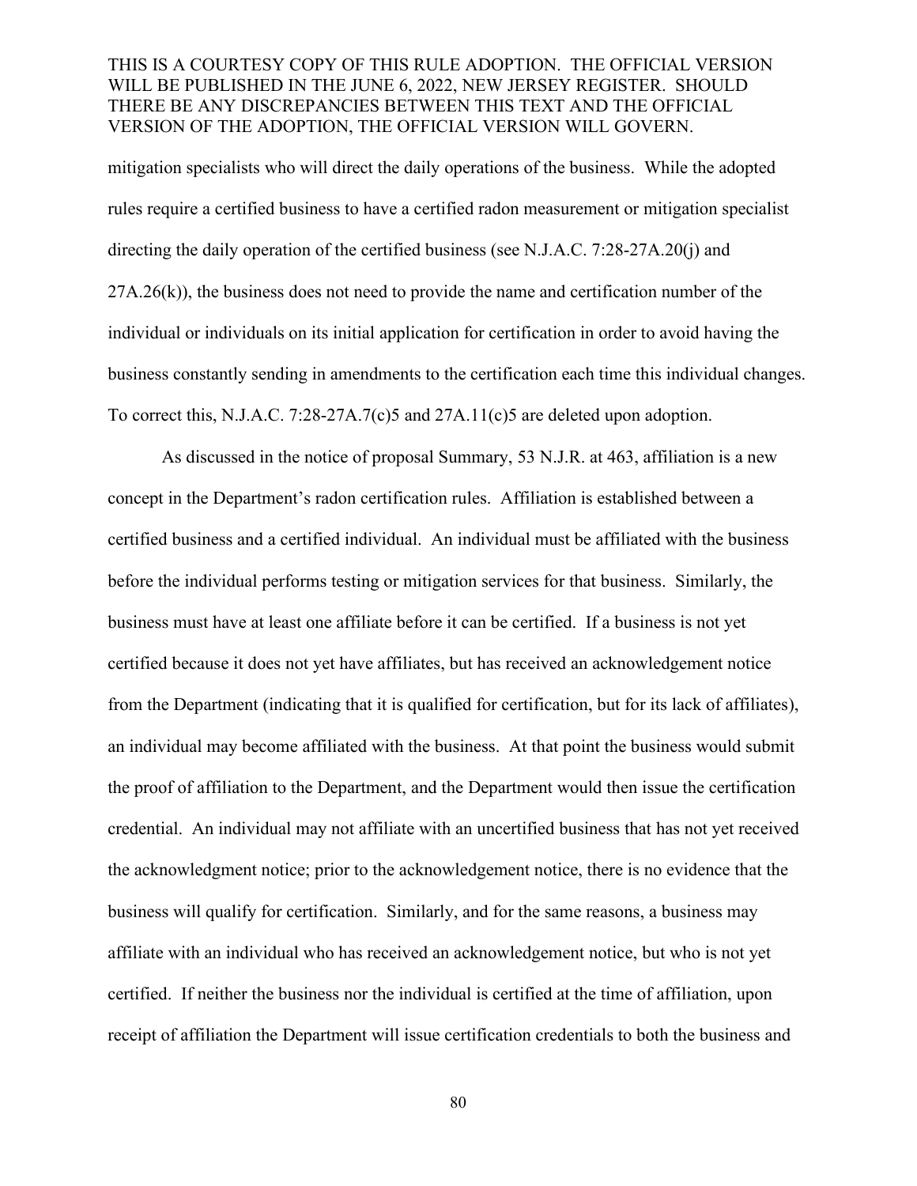mitigation specialists who will direct the daily operations of the business. While the adopted rules require a certified business to have a certified radon measurement or mitigation specialist directing the daily operation of the certified business (see N.J.A.C. 7:28-27A.20(j) and 27A.26(k)), the business does not need to provide the name and certification number of the individual or individuals on its initial application for certification in order to avoid having the business constantly sending in amendments to the certification each time this individual changes. To correct this, N.J.A.C. 7:28-27A.7(c)5 and 27A.11(c)5 are deleted upon adoption.

As discussed in the notice of proposal Summary, 53 N.J.R. at 463, affiliation is a new concept in the Department's radon certification rules. Affiliation is established between a certified business and a certified individual. An individual must be affiliated with the business before the individual performs testing or mitigation services for that business. Similarly, the business must have at least one affiliate before it can be certified. If a business is not yet certified because it does not yet have affiliates, but has received an acknowledgement notice from the Department (indicating that it is qualified for certification, but for its lack of affiliates), an individual may become affiliated with the business. At that point the business would submit the proof of affiliation to the Department, and the Department would then issue the certification credential. An individual may not affiliate with an uncertified business that has not yet received the acknowledgment notice; prior to the acknowledgement notice, there is no evidence that the business will qualify for certification. Similarly, and for the same reasons, a business may affiliate with an individual who has received an acknowledgement notice, but who is not yet certified. If neither the business nor the individual is certified at the time of affiliation, upon receipt of affiliation the Department will issue certification credentials to both the business and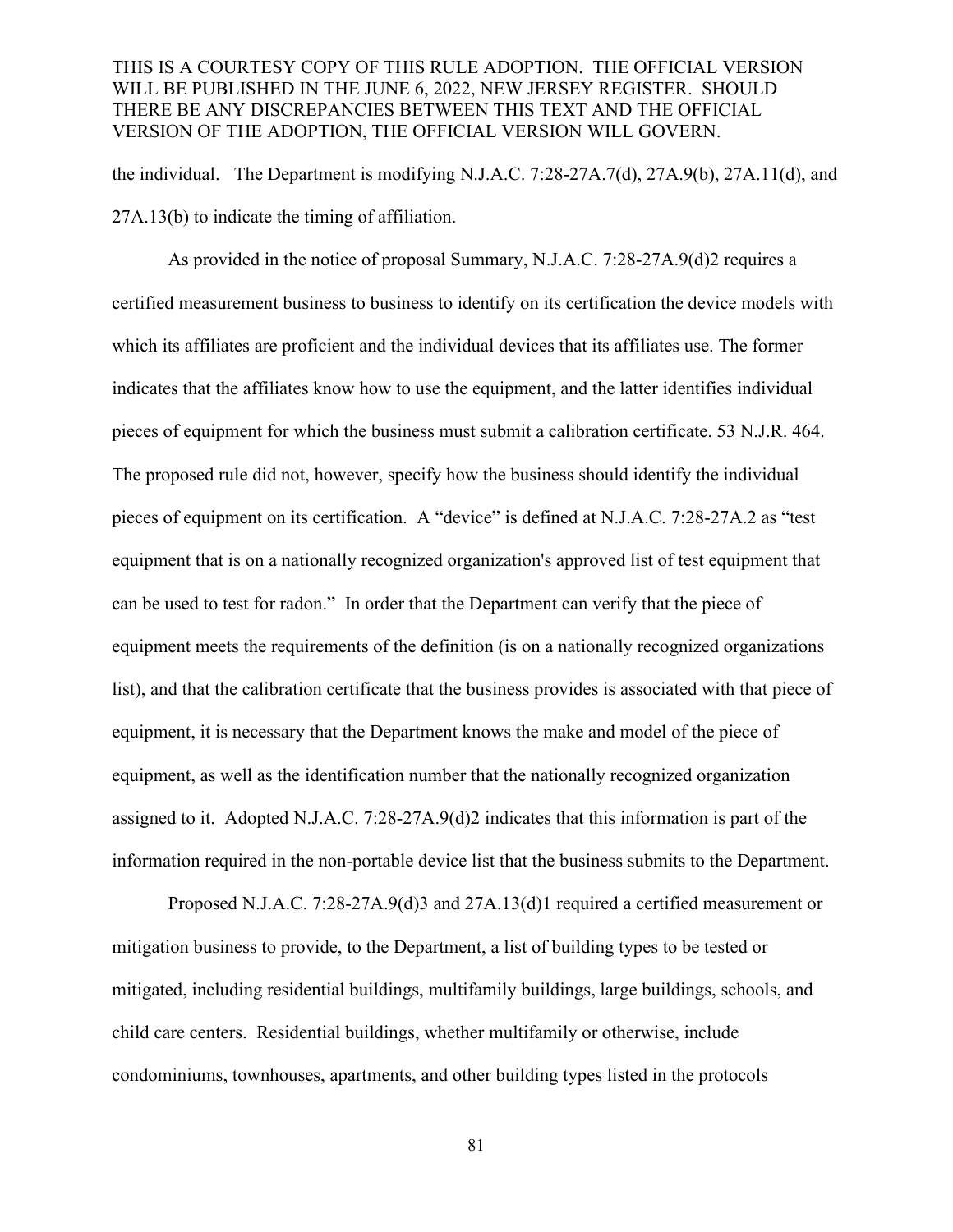the individual. The Department is modifying N.J.A.C. 7:28-27A.7(d), 27A.9(b), 27A.11(d), and 27A.13(b) to indicate the timing of affiliation.

As provided in the notice of proposal Summary, N.J.A.C. 7:28-27A.9(d)2 requires a certified measurement business to business to identify on its certification the device models with which its affiliates are proficient and the individual devices that its affiliates use. The former indicates that the affiliates know how to use the equipment, and the latter identifies individual pieces of equipment for which the business must submit a calibration certificate. 53 N.J.R. 464. The proposed rule did not, however, specify how the business should identify the individual pieces of equipment on its certification. A "device" is defined at N.J.A.C. 7:28-27A.2 as "test equipment that is on a nationally recognized organization's approved list of test equipment that can be used to test for radon." In order that the Department can verify that the piece of equipment meets the requirements of the definition (is on a nationally recognized organizations list), and that the calibration certificate that the business provides is associated with that piece of equipment, it is necessary that the Department knows the make and model of the piece of equipment, as well as the identification number that the nationally recognized organization assigned to it. Adopted N.J.A.C. 7:28-27A.9(d)2 indicates that this information is part of the information required in the non-portable device list that the business submits to the Department.

Proposed N.J.A.C. 7:28-27A.9(d)3 and 27A.13(d)1 required a certified measurement or mitigation business to provide, to the Department, a list of building types to be tested or mitigated, including residential buildings, multifamily buildings, large buildings, schools, and child care centers. Residential buildings, whether multifamily or otherwise, include condominiums, townhouses, apartments, and other building types listed in the protocols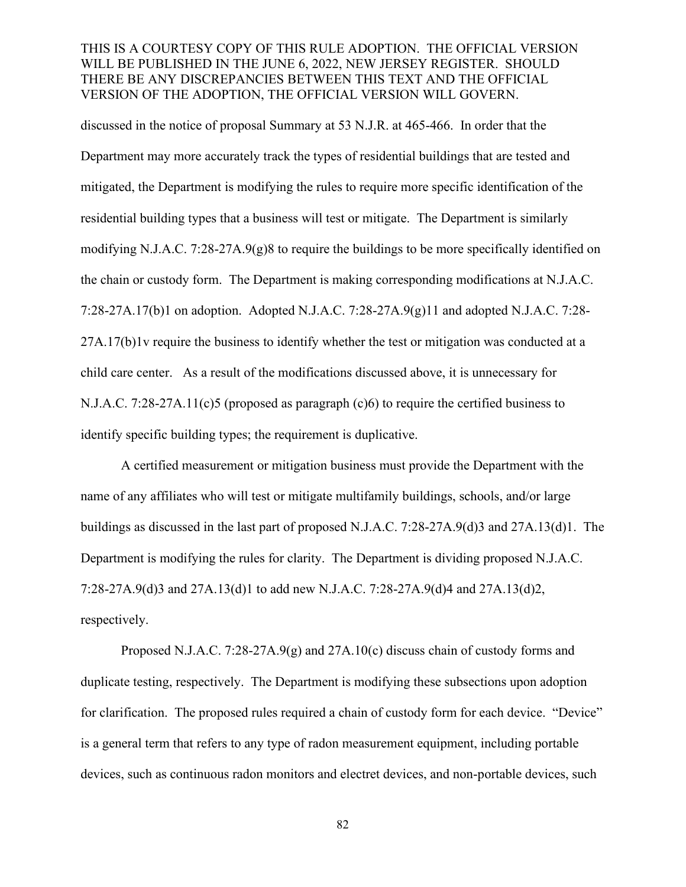discussed in the notice of proposal Summary at 53 N.J.R. at 465-466. In order that the Department may more accurately track the types of residential buildings that are tested and mitigated, the Department is modifying the rules to require more specific identification of the residential building types that a business will test or mitigate. The Department is similarly modifying N.J.A.C. 7:28-27A.9(g)8 to require the buildings to be more specifically identified on the chain or custody form. The Department is making corresponding modifications at N.J.A.C. 7:28-27A.17(b)1 on adoption. Adopted N.J.A.C. 7:28-27A.9(g)11 and adopted N.J.A.C. 7:28-27A.17(b)1v require the business to identify whether the test or mitigation was conducted at a child care center. As a result of the modifications discussed above, it is unnecessary for N.J.A.C. 7:28-27A.11(c)5 (proposed as paragraph (c)6) to require the certified business to identify specific building types; the requirement is duplicative.

A certified measurement or mitigation business must provide the Department with the name of any affiliates who will test or mitigate multifamily buildings, schools, and/or large buildings as discussed in the last part of proposed N.J.A.C. 7:28-27A.9(d)3 and 27A.13(d)1. The Department is modifying the rules for clarity. The Department is dividing proposed N.J.A.C. 7:28-27A.9(d)3 and 27A.13(d)1 to add new N.J.A.C. 7:28-27A.9(d)4 and 27A.13(d)2, respectively.

Proposed N.J.A.C. 7:28-27A.9(g) and 27A.10(c) discuss chain of custody forms and duplicate testing, respectively. The Department is modifying these subsections upon adoption for clarification. The proposed rules required a chain of custody form for each device. "Device" is a general term that refers to any type of radon measurement equipment, including portable devices, such as continuous radon monitors and electret devices, and non-portable devices, such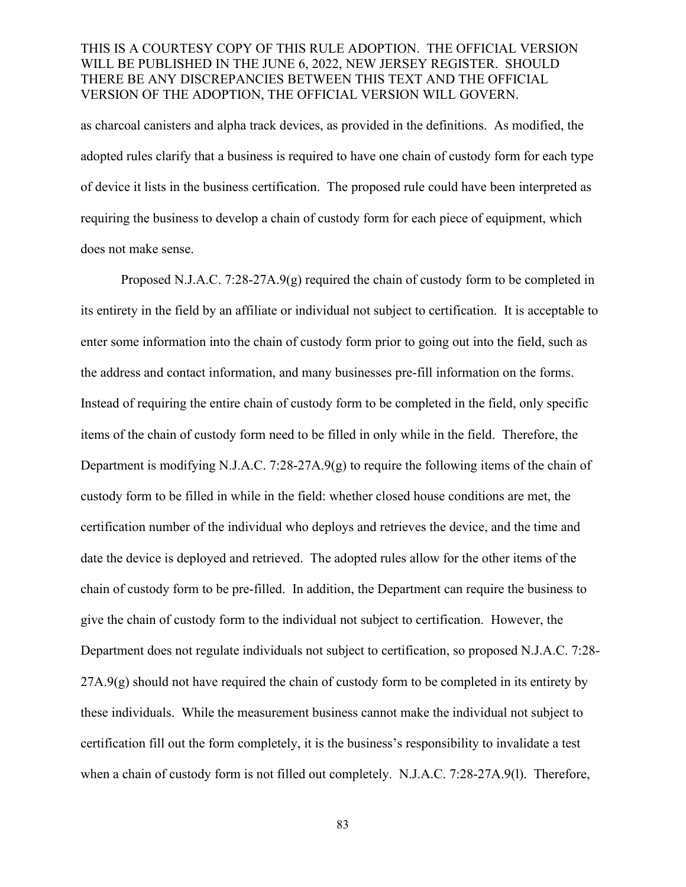as charcoal canisters and alpha track devices, as provided in the definitions. As modified, the adopted rules clarify that a business is required to have one chain of custody form for each type of device it lists in the business certification. The proposed rule could have been interpreted as requiring the business to develop a chain of custody form for each piece of equipment, which does not make sense.

Proposed N.J.A.C. 7:28-27A.9(g) required the chain of custody form to be completed in its entirety in the field by an affiliate or individual not subject to certification. It is acceptable to enter some information into the chain of custody form prior to going out into the field, such as the address and contact information, and many businesses pre-fill information on the forms. Instead of requiring the entire chain of custody form to be completed in the field, only specific items of the chain of custody form need to be filled in only while in the field. Therefore, the Department is modifying N.J.A.C. 7:28-27A.9(g) to require the following items of the chain of custody form to be filled in while in the field: whether closed house conditions are met, the certification number of the individual who deploys and retrieves the device, and the time and date the device is deployed and retrieved. The adopted rules allow for the other items of the chain of custody form to be pre-filled. In addition, the Department can require the business to give the chain of custody form to the individual not subject to certification. However, the Department does not regulate individuals not subject to certification, so proposed N.J.A.C. 7:28-27A.9(g) should not have required the chain of custody form to be completed in its entirety by these individuals. While the measurement business cannot make the individual not subject to certification fill out the form completely, it is the business's responsibility to invalidate a test when a chain of custody form is not filled out completely. N.J.A.C. 7:28-27A.9(l). Therefore,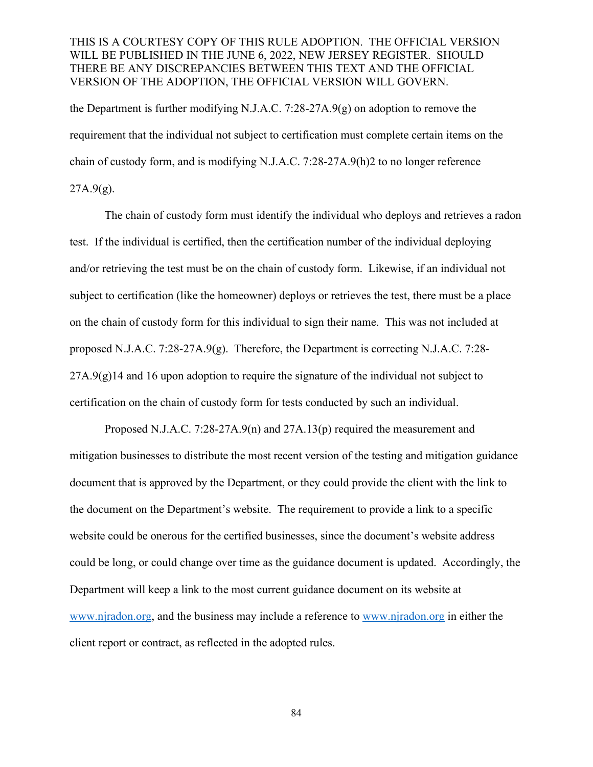the Department is further modifying N.J.A.C. 7:28-27A.9(g) on adoption to remove the requirement that the individual not subject to certification must complete certain items on the chain of custody form, and is modifying N.J.A.C. 7:28-27A.9(h)2 to no longer reference 27A.9(g).

The chain of custody form must identify the individual who deploys and retrieves a radon test. If the individual is certified, then the certification number of the individual deploying and/or retrieving the test must be on the chain of custody form. Likewise, if an individual not subject to certification (like the homeowner) deploys or retrieves the test, there must be a place on the chain of custody form for this individual to sign their name. This was not included at proposed N.J.A.C. 7:28-27A.9(g). Therefore, the Department is correcting N.J.A.C. 7:28-27A.9(g)14 and 16 upon adoption to require the signature of the individual not subject to certification on the chain of custody form for tests conducted by such an individual.

Proposed N.J.A.C. 7:28-27A.9(n) and 27A.13(p) required the measurement and mitigation businesses to distribute the most recent version of the testing and mitigation guidance document that is approved by the Department, or they could provide the client with the link to the document on the Department's website. The requirement to provide a link to a specific website could be onerous for the certified businesses, since the document's website address could be long, or could change over time as the guidance document is updated. Accordingly, the Department will keep a link to the most current guidance document on its website at www.njradon.org, and the business may include a reference to www.njradon.org in either the client report or contract, as reflected in the adopted rules.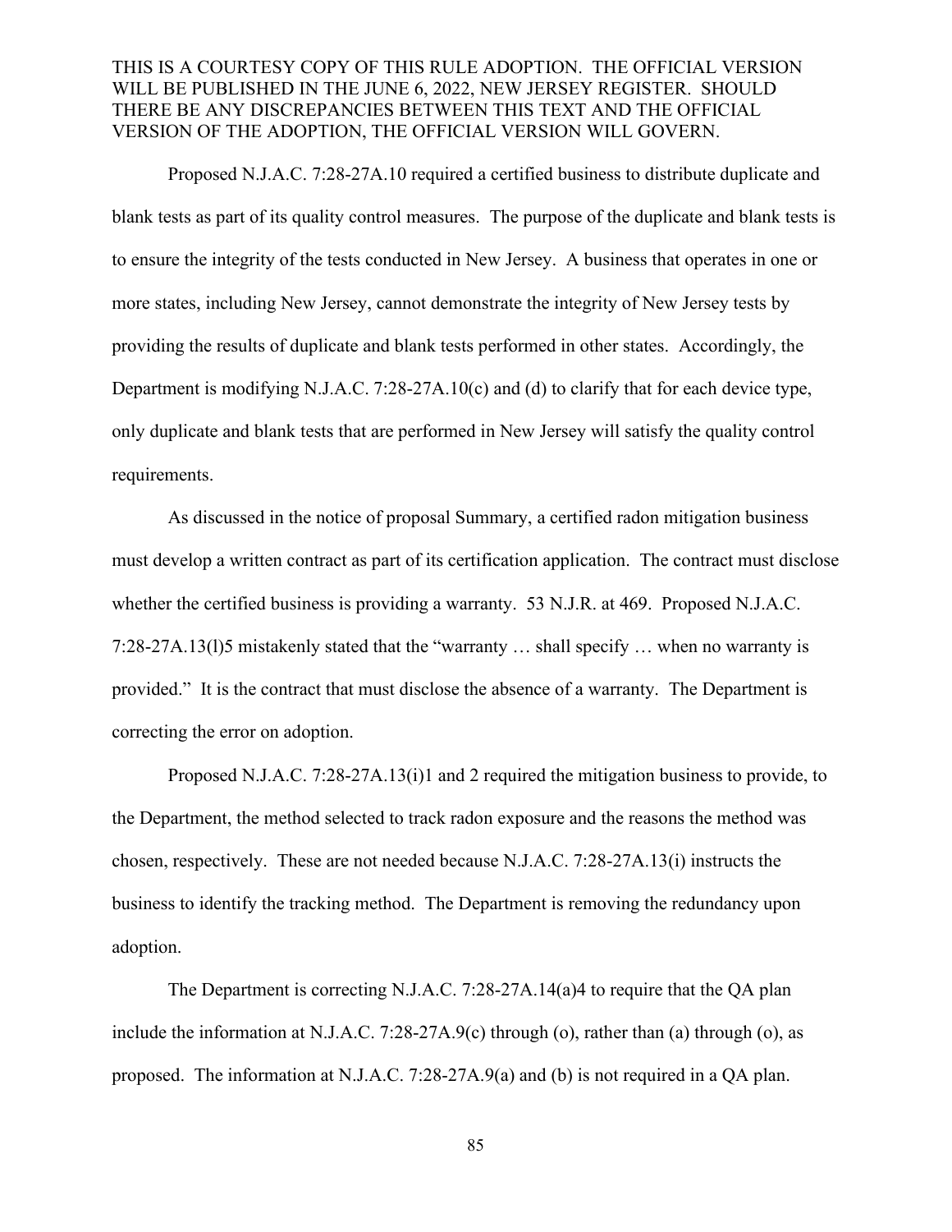Proposed N.J.A.C. 7:28-27A.10 required a certified business to distribute duplicate and blank tests as part of its quality control measures. The purpose of the duplicate and blank tests is to ensure the integrity of the tests conducted in New Jersey. A business that operates in one or more states, including New Jersey, cannot demonstrate the integrity of New Jersey tests by providing the results of duplicate and blank tests performed in other states. Accordingly, the Department is modifying N.J.A.C. 7:28-27A.10(c) and (d) to clarify that for each device type, only duplicate and blank tests that are performed in New Jersey will satisfy the quality control requirements.

As discussed in the notice of proposal Summary, a certified radon mitigation business must develop a written contract as part of its certification application. The contract must disclose whether the certified business is providing a warranty. 53 N.J.R. at 469. Proposed N.J.A.C. 7:28-27A.13(l)5 mistakenly stated that the "warranty … shall specify … when no warranty is provided." It is the contract that must disclose the absence of a warranty. The Department is correcting the error on adoption.

Proposed N.J.A.C. 7:28-27A.13(i)1 and 2 required the mitigation business to provide, to the Department, the method selected to track radon exposure and the reasons the method was chosen, respectively. These are not needed because N.J.A.C. 7:28-27A.13(i) instructs the business to identify the tracking method. The Department is removing the redundancy upon adoption.

The Department is correcting N.J.A.C. 7:28-27A.14(a)4 to require that the QA plan include the information at N.J.A.C. 7:28-27A.9(c) through (o), rather than (a) through (o), as proposed. The information at N.J.A.C. 7:28-27A.9(a) and (b) is not required in a QA plan.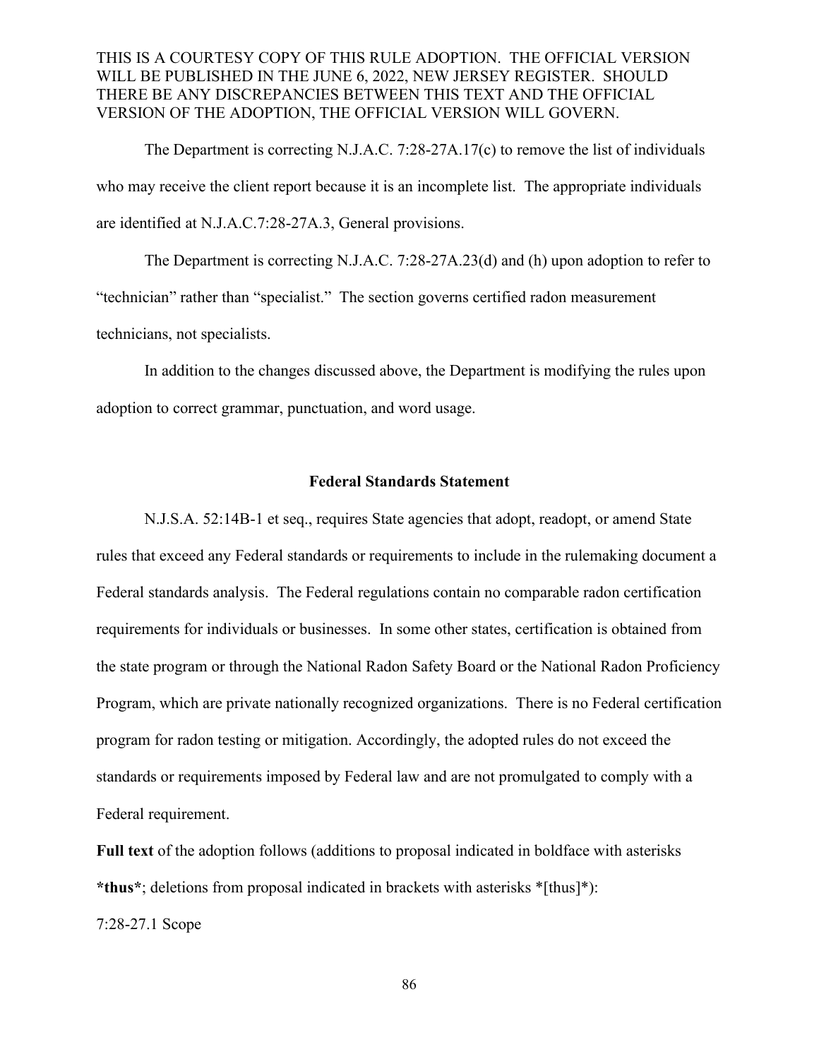The Department is correcting N.J.A.C. 7:28-27A.17(c) to remove the list of individuals who may receive the client report because it is an incomplete list. The appropriate individuals are identified at N.J.A.C.7:28-27A.3, General provisions.

The Department is correcting N.J.A.C. 7:28-27A.23(d) and (h) upon adoption to refer to "technician" rather than "specialist." The section governs certified radon measurement technicians, not specialists.

In addition to the changes discussed above, the Department is modifying the rules upon adoption to correct grammar, punctuation, and word usage.

### Federal Standards Statement

N.J.S.A. 52:14B-1 et seq., requires State agencies that adopt, readopt, or amend State rules that exceed any Federal standards or requirements to include in the rulemaking document a Federal standards analysis. The Federal regulations contain no comparable radon certification requirements for individuals or businesses. In some other states, certification is obtained from the state program or through the National Radon Safety Board or the National Radon Proficiency Program, which are private nationally recognized organizations. There is no Federal certification program for radon testing or mitigation. Accordingly, the adopted rules do not exceed the standards or requirements imposed by Federal law and are not promulgated to comply with a Federal requirement.

**Full text** of the adoption follows (additions to proposal indicated in boldface with asterisks ***thus***; deletions from proposal indicated in brackets with asterisks *[thus]*):

7:28-27.1 Scope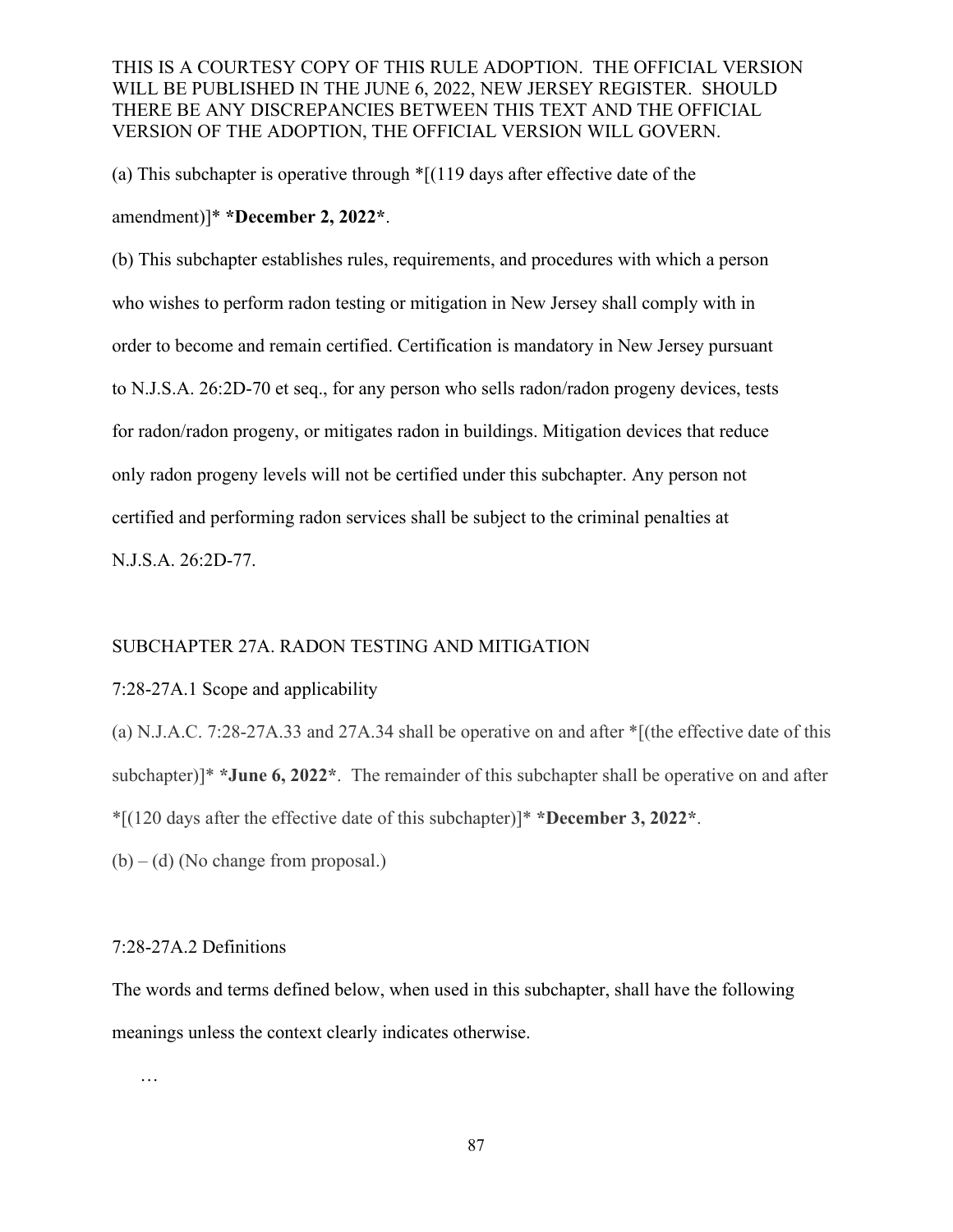THIS IS A COURTESY COPY OF THIS RULE ADOPTION. THE OFFICIAL VERSION WILL BE PUBLISHED IN THE JUNE 6, 2022, NEW JERSEY REGISTER. SHOULD THERE BE ANY DISCREPANCIES BETWEEN THIS TEXT AND THE OFFICIAL VERSION OF THE ADOPTION, THE OFFICIAL VERSION WILL GOVERN.

(a) This subchapter is operative through *[(119 days after effective date of the amendment)]* ***December 2, 2022***.

(b) This subchapter establishes rules, requirements, and procedures with which a person who wishes to perform radon testing or mitigation in New Jersey shall comply with in order to become and remain certified. Certification is mandatory in New Jersey pursuant to N.J.S.A. 26:2D-70 et seq., for any person who sells radon/radon progeny devices, tests for radon/radon progeny, or mitigates radon in buildings. Mitigation devices that reduce only radon progeny levels will not be certified under this subchapter. Any person not certified and performing radon services shall be subject to the criminal penalties at N.J.S.A. 26:2D-77.

SUBCHAPTER 27A. RADON TESTING AND MITIGATION

7:28-27A.1 Scope and applicability

(a) N.J.A.C. 7:28-27A.33 and 27A.34 shall be operative on and after *[(the effective date of this subchapter)]* ***June 6, 2022***. The remainder of this subchapter shall be operative on and after *[(120 days after the effective date of this subchapter)]* ***December 3, 2022***.

(b) – (d) (No change from proposal.)

7:28-27A.2 Definitions

The words and terms defined below, when used in this subchapter, shall have the following meanings unless the context clearly indicates otherwise.

…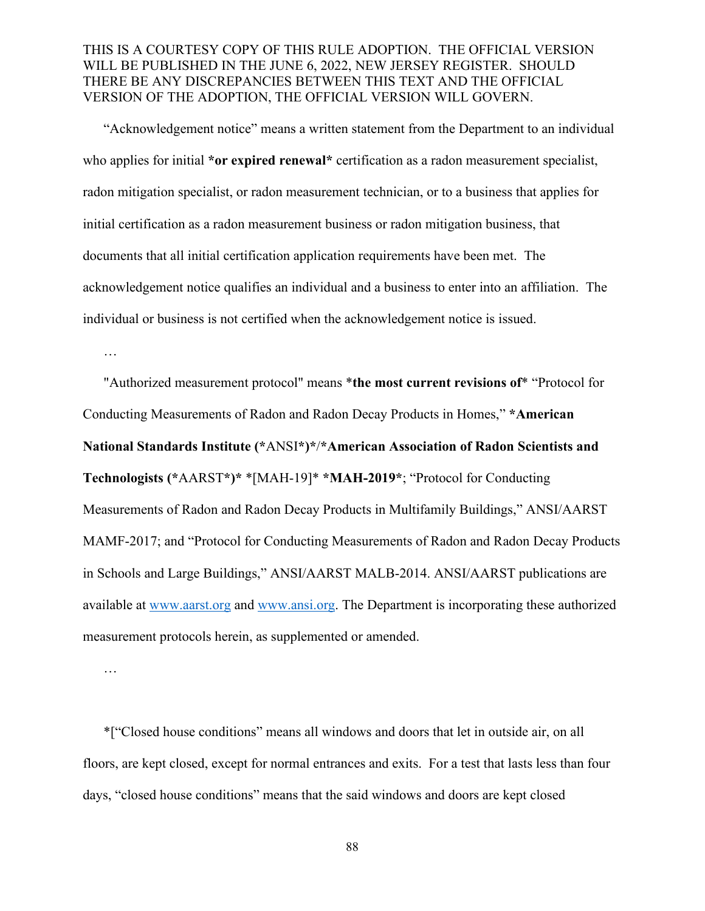THIS IS A COURTESY COPY OF THIS RULE ADOPTION. THE OFFICIAL VERSION WILL BE PUBLISHED IN THE JUNE 6, 2022, NEW JERSEY REGISTER. SHOULD THERE BE ANY DISCREPANCIES BETWEEN THIS TEXT AND THE OFFICIAL VERSION OF THE ADOPTION, THE OFFICIAL VERSION WILL GOVERN.

"Acknowledgement notice" means a written statement from the Department to an individual who applies for initial ***or expired renewal*** certification as a radon measurement specialist, radon mitigation specialist, or radon measurement technician, or to a business that applies for initial certification as a radon measurement business or radon mitigation business, that documents that all initial certification application requirements have been met. The acknowledgement notice qualifies an individual and a business to enter into an affiliation. The individual or business is not certified when the acknowledgement notice is issued.

…

"Authorized measurement protocol" means ***the most current revisions of*** "Protocol for Conducting Measurements of Radon and Radon Decay Products in Homes," ***American National Standards Institute (***ANSI***)*/*American Association of Radon Scientists and Technologists (***AARST***)*** *[MAH-19]* ***MAH-2019***; "Protocol for Conducting Measurements of Radon and Radon Decay Products in Multifamily Buildings," ANSI/AARST MAMF-2017; and "Protocol for Conducting Measurements of Radon and Radon Decay Products in Schools and Large Buildings," ANSI/AARST MALB-2014. ANSI/AARST publications are available at www.aarst.org and www.ansi.org. The Department is incorporating these authorized measurement protocols herein, as supplemented or amended.

…

*["Closed house conditions" means all windows and doors that let in outside air, on all floors, are kept closed, except for normal entrances and exits. For a test that lasts less than four days, "closed house conditions" means that the said windows and doors are kept closed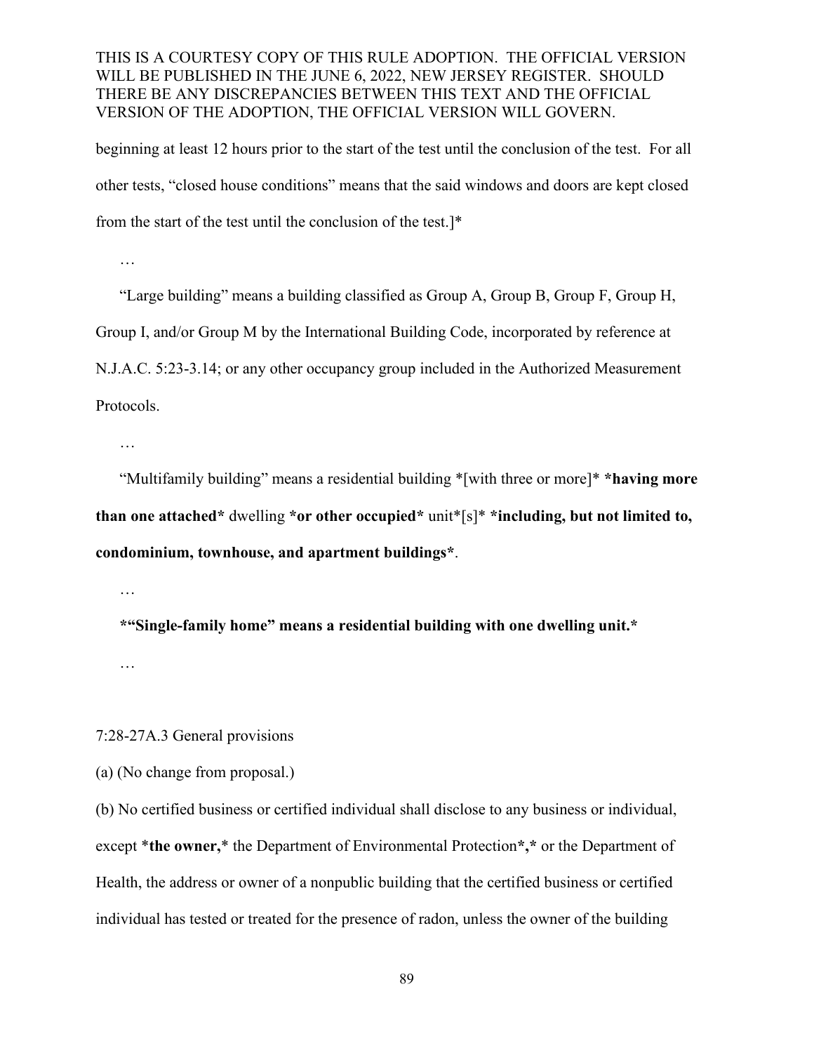beginning at least 12 hours prior to the start of the test until the conclusion of the test. For all other tests, "closed house conditions" means that the said windows and doors are kept closed from the start of the test until the conclusion of the test.]*

…

"Large building" means a building classified as Group A, Group B, Group F, Group H, Group I, and/or Group M by the International Building Code, incorporated by reference at N.J.A.C. 5:23-3.14; or any other occupancy group included in the Authorized Measurement Protocols.

…

"Multifamily building" means a residential building *[with three or more]* ***having more than one attached*** dwelling ***or other occupied*** unit*[s]* ***including, but not limited to, condominium, townhouse, and apartment buildings***.

…

***"Single-family home" means a residential building with one dwelling unit.***

…

7:28-27A.3 General provisions

(a) (No change from proposal.)

(b) No certified business or certified individual shall disclose to any business or individual, except ***the owner,*** the Department of Environmental Protection***,*** or the Department of Health, the address or owner of a nonpublic building that the certified business or certified individual has tested or treated for the presence of radon, unless the owner of the building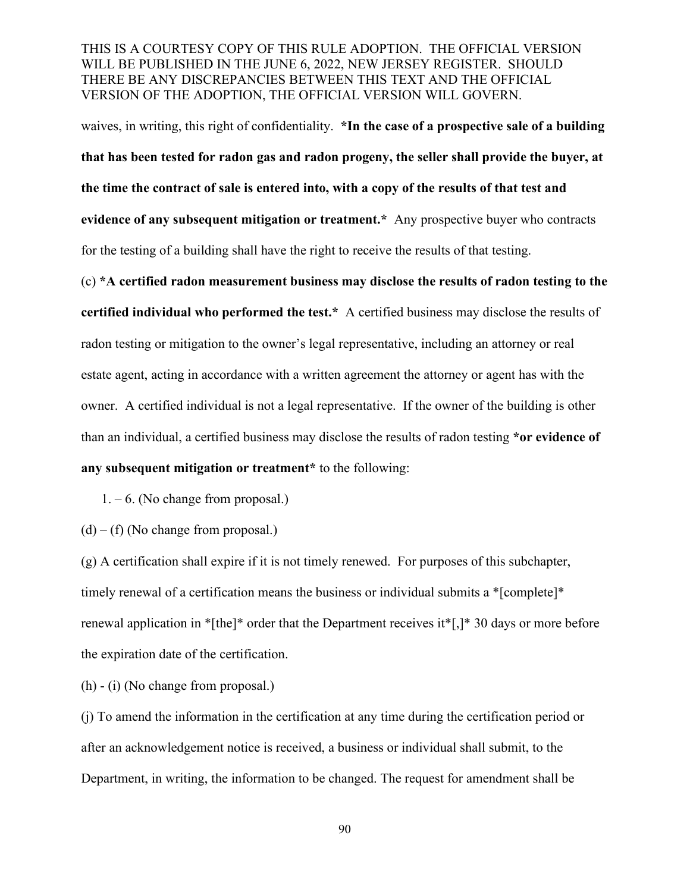THIS IS A COURTESY COPY OF THIS RULE ADOPTION. THE OFFICIAL VERSION WILL BE PUBLISHED IN THE JUNE 6, 2022, NEW JERSEY REGISTER. SHOULD THERE BE ANY DISCREPANCIES BETWEEN THIS TEXT AND THE OFFICIAL VERSION OF THE ADOPTION, THE OFFICIAL VERSION WILL GOVERN.

waives, in writing, this right of confidentiality. ***In the case of a prospective sale of a building that has been tested for radon gas and radon progeny, the seller shall provide the buyer, at the time the contract of sale is entered into, with a copy of the results of that test and evidence of any subsequent mitigation or treatment.*** Any prospective buyer who contracts for the testing of a building shall have the right to receive the results of that testing.

(c) ***A certified radon measurement business may disclose the results of radon testing to the certified individual who performed the test.*** A certified business may disclose the results of radon testing or mitigation to the owner's legal representative, including an attorney or real estate agent, acting in accordance with a written agreement the attorney or agent has with the owner. A certified individual is not a legal representative. If the owner of the building is other than an individual, a certified business may disclose the results of radon testing ***or evidence of any subsequent mitigation or treatment*** to the following:

1. – 6. (No change from proposal.)

(d) – (f) (No change from proposal.)

(g) A certification shall expire if it is not timely renewed. For purposes of this subchapter, timely renewal of a certification means the business or individual submits a *[complete]* renewal application in *[the]* order that the Department receives it*[,]* 30 days or more before the expiration date of the certification.

(h) - (i) (No change from proposal.)

(j) To amend the information in the certification at any time during the certification period or after an acknowledgement notice is received, a business or individual shall submit, to the Department, in writing, the information to be changed. The request for amendment shall be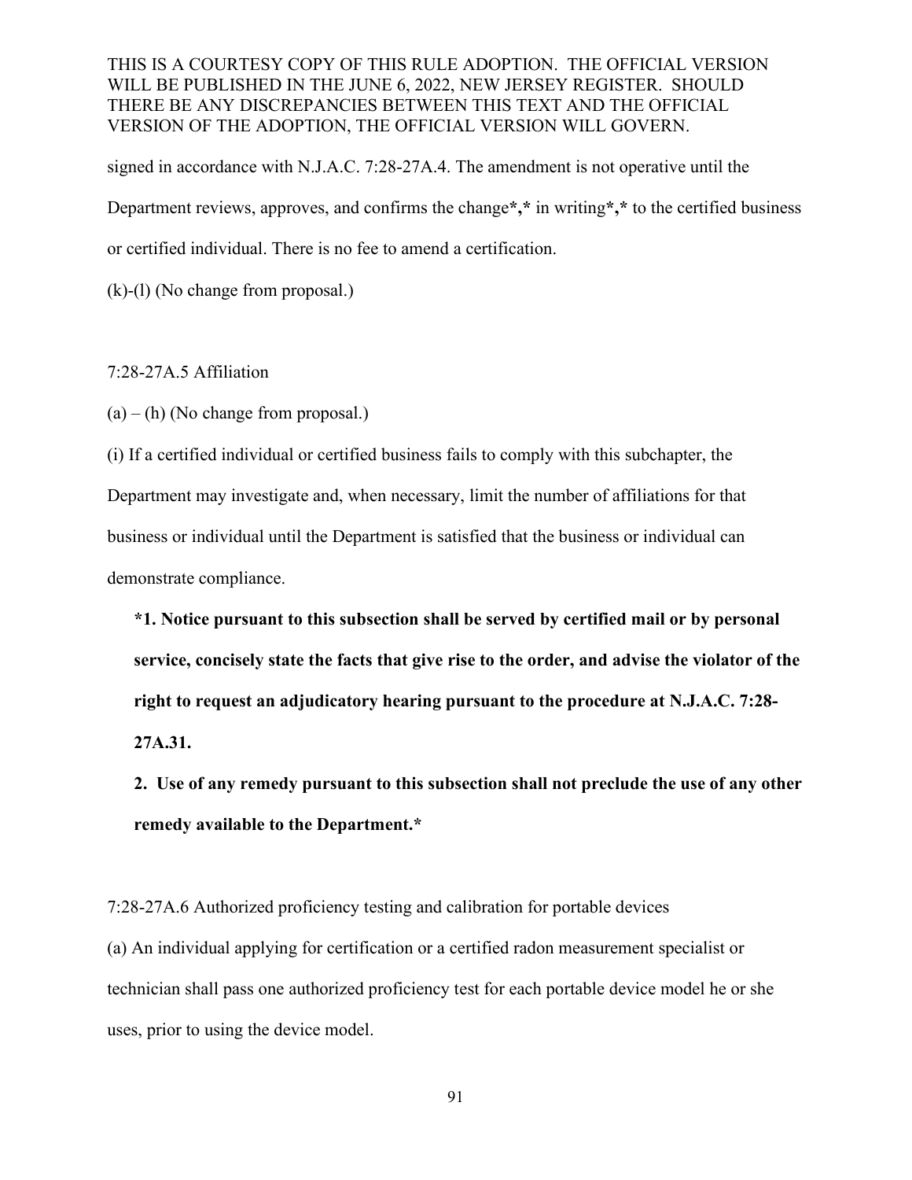signed in accordance with N.J.A.C. 7:28-27A.4. The amendment is not operative until the Department reviews, approves, and confirms the change*,* in writing*,* to the certified business or certified individual. There is no fee to amend a certification.

(k)-(l) (No change from proposal.)

7:28-27A.5 Affiliation

(a) – (h) (No change from proposal.)

(i) If a certified individual or certified business fails to comply with this subchapter, the Department may investigate and, when necessary, limit the number of affiliations for that business or individual until the Department is satisfied that the business or individual can demonstrate compliance.

*1. Notice pursuant to this subsection shall be served by certified mail or by personal service, concisely state the facts that give rise to the order, and advise the violator of the right to request an adjudicatory hearing pursuant to the procedure at N.J.A.C. 7:28-27A.31.

2. Use of any remedy pursuant to this subsection shall not preclude the use of any other remedy available to the Department.*

7:28-27A.6 Authorized proficiency testing and calibration for portable devices

(a) An individual applying for certification or a certified radon measurement specialist or technician shall pass one authorized proficiency test for each portable device model he or she uses, prior to using the device model.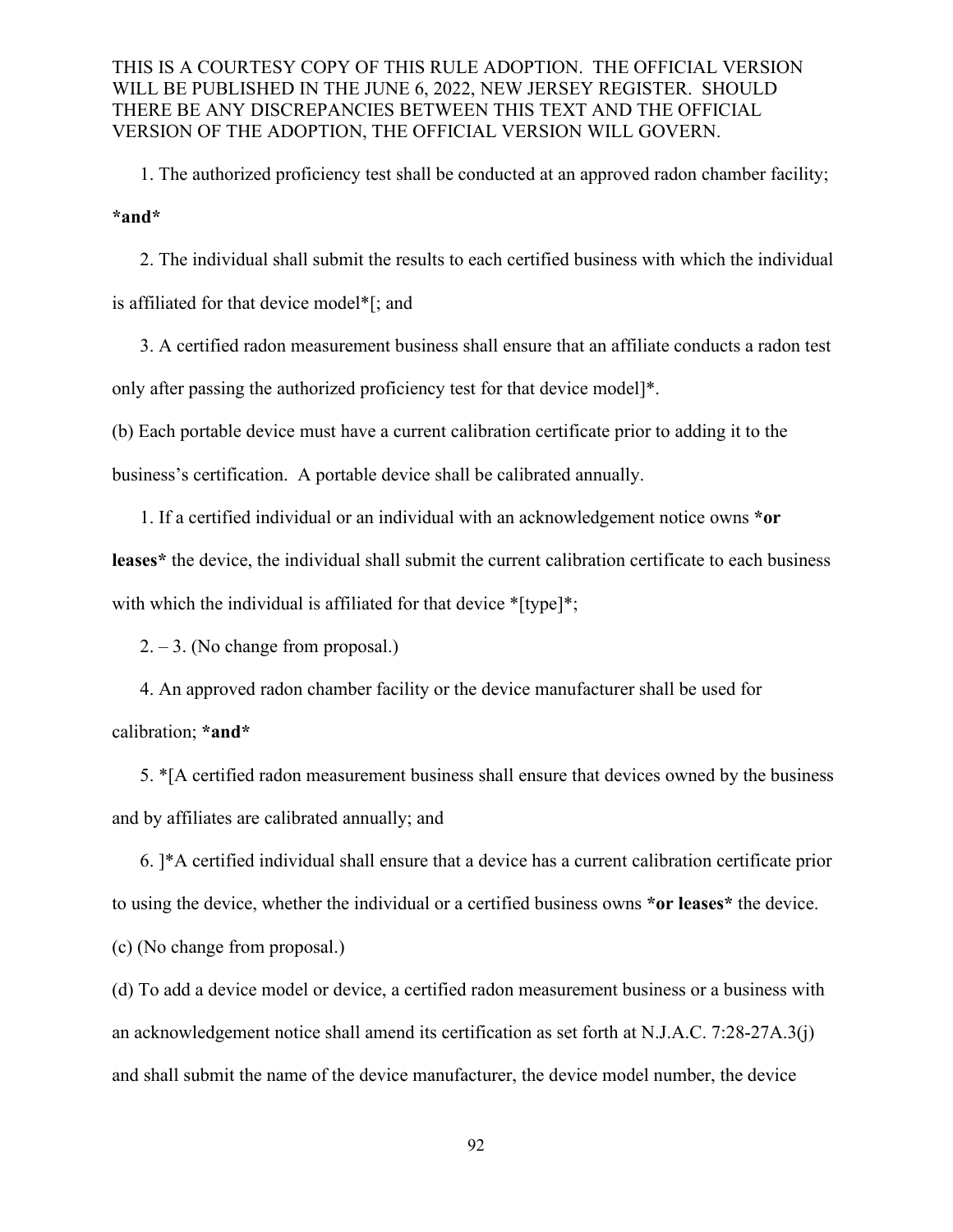1. The authorized proficiency test shall be conducted at an approved radon chamber facility; *and*

2. The individual shall submit the results to each certified business with which the individual is affiliated for that device model*[; and

3. A certified radon measurement business shall ensure that an affiliate conducts a radon test only after passing the authorized proficiency test for that device model]*.

(b) Each portable device must have a current calibration certificate prior to adding it to the business's certification. A portable device shall be calibrated annually.

1. If a certified individual or an individual with an acknowledgement notice owns *or leases* the device, the individual shall submit the current calibration certificate to each business with which the individual is affiliated for that device *[type]*;

2. – 3. (No change from proposal.)

4. An approved radon chamber facility or the device manufacturer shall be used for calibration; *and*

5. *[A certified radon measurement business shall ensure that devices owned by the business and by affiliates are calibrated annually; and

6. ]*A certified individual shall ensure that a device has a current calibration certificate prior to using the device, whether the individual or a certified business owns *or leases* the device.

(c) (No change from proposal.)

(d) To add a device model or device, a certified radon measurement business or a business with an acknowledgement notice shall amend its certification as set forth at N.J.A.C. 7:28-27A.3(j) and shall submit the name of the device manufacturer, the device model number, the device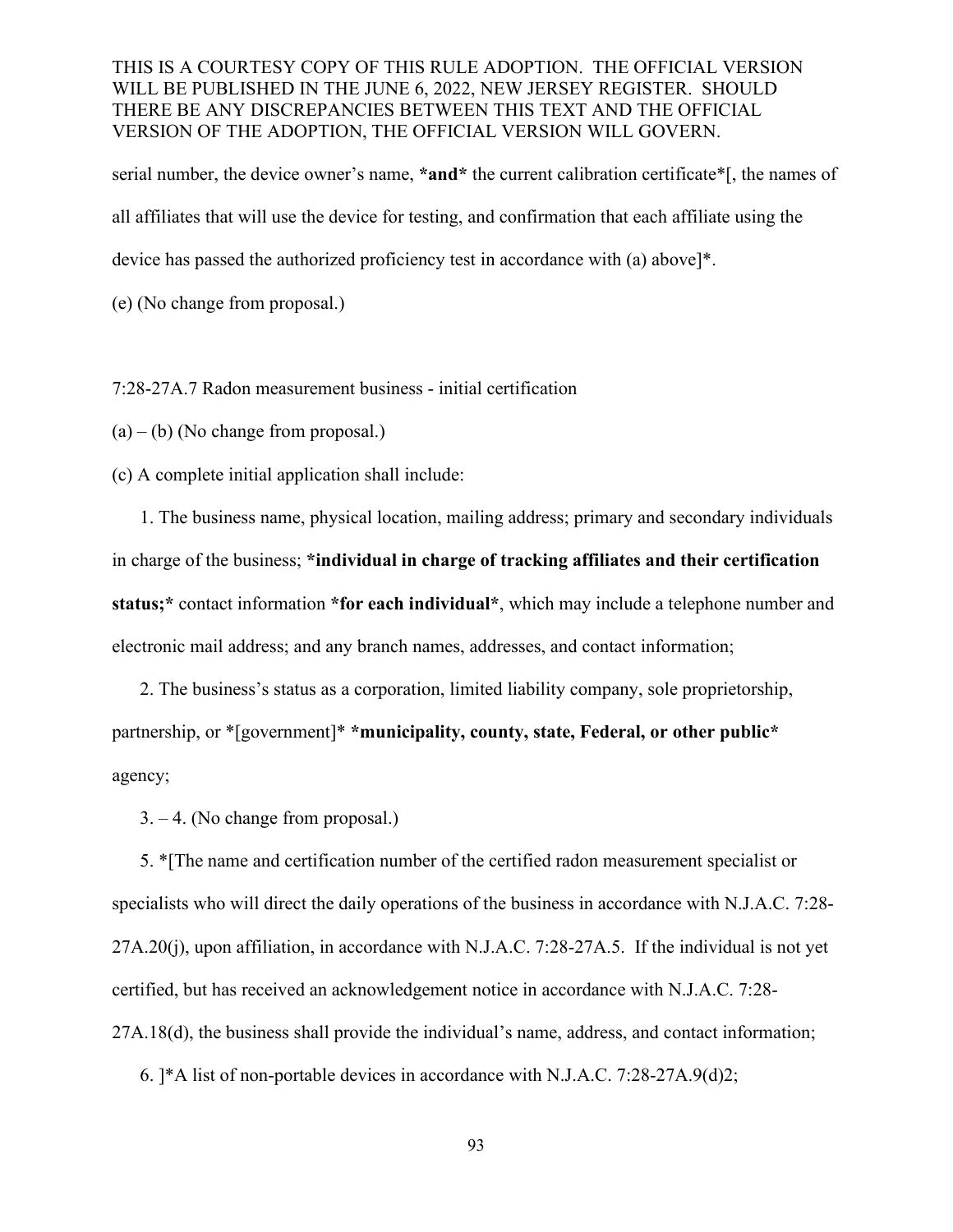serial number, the device owner's name, ***and*** the current calibration certificate*[, the names of all affiliates that will use the device for testing, and confirmation that each affiliate using the device has passed the authorized proficiency test in accordance with (a) above]*.

(e) (No change from proposal.)

7:28-27A.7 Radon measurement business - initial certification

(a) – (b) (No change from proposal.)

(c) A complete initial application shall include:

1. The business name, physical location, mailing address; primary and secondary individuals in charge of the business; ***individual in charge of tracking affiliates and their certification status;*** contact information ***for each individual***, which may include a telephone number and electronic mail address; and any branch names, addresses, and contact information;

2. The business's status as a corporation, limited liability company, sole proprietorship, partnership, or *[government]* ***municipality, county, state, Federal, or other public*** agency;

3. – 4. (No change from proposal.)

5. *[The name and certification number of the certified radon measurement specialist or specialists who will direct the daily operations of the business in accordance with N.J.A.C. 7:28-27A.20(j), upon affiliation, in accordance with N.J.A.C. 7:28-27A.5. If the individual is not yet certified, but has received an acknowledgement notice in accordance with N.J.A.C. 7:28-27A.18(d), the business shall provide the individual's name, address, and contact information;

6. ]*A list of non-portable devices in accordance with N.J.A.C. 7:28-27A.9(d)2;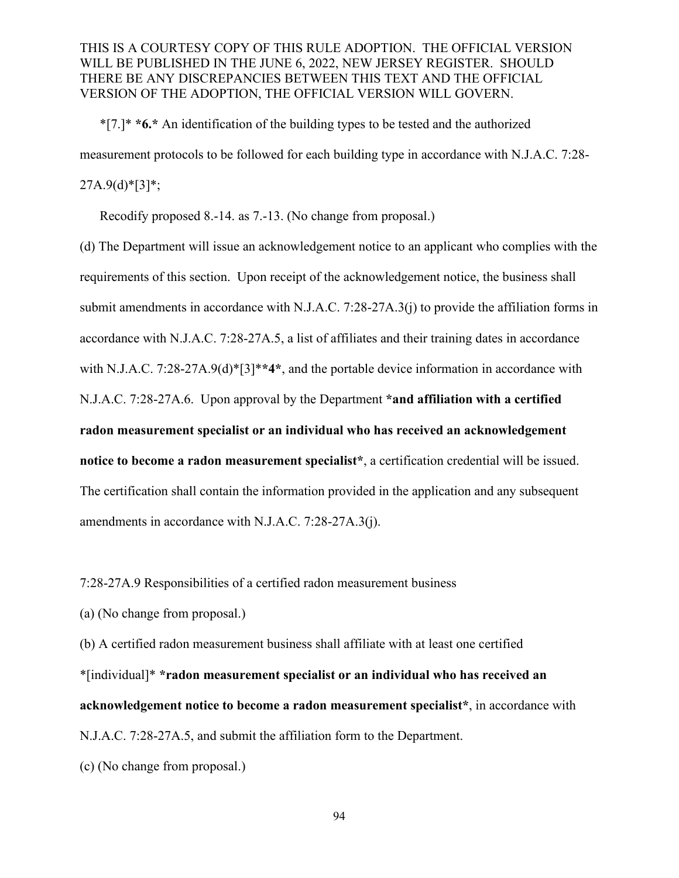*[7.]* *6.* An identification of the building types to be tested and the authorized measurement protocols to be followed for each building type in accordance with N.J.A.C. 7:28-27A.9(d)*[3]*;

Recodify proposed 8.-14. as 7.-13. (No change from proposal.)

(d) The Department will issue an acknowledgement notice to an applicant who complies with the requirements of this section. Upon receipt of the acknowledgement notice, the business shall submit amendments in accordance with N.J.A.C. 7:28-27A.3(j) to provide the affiliation forms in accordance with N.J.A.C. 7:28-27A.5, a list of affiliates and their training dates in accordance with N.J.A.C. 7:28-27A.9(d)*[3]**4*, and the portable device information in accordance with N.J.A.C. 7:28-27A.6. Upon approval by the Department *and affiliation with a certified radon measurement specialist or an individual who has received an acknowledgement notice to become a radon measurement specialist*, a certification credential will be issued. The certification shall contain the information provided in the application and any subsequent amendments in accordance with N.J.A.C. 7:28-27A.3(j).

7:28-27A.9 Responsibilities of a certified radon measurement business

(a) (No change from proposal.)

(b) A certified radon measurement business shall affiliate with at least one certified *[individual]* *radon measurement specialist or an individual who has received an acknowledgement notice to become a radon measurement specialist*, in accordance with N.J.A.C. 7:28-27A.5, and submit the affiliation form to the Department.

(c) (No change from proposal.)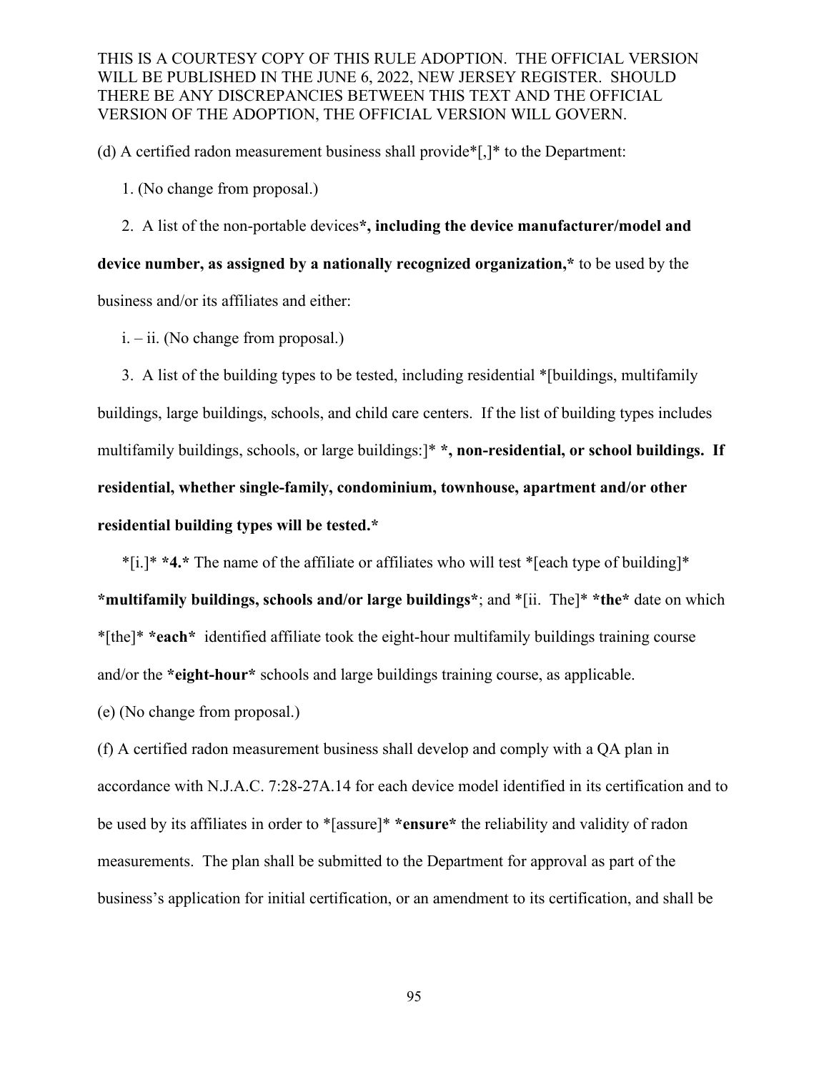THIS IS A COURTESY COPY OF THIS RULE ADOPTION. THE OFFICIAL VERSION WILL BE PUBLISHED IN THE JUNE 6, 2022, NEW JERSEY REGISTER. SHOULD THERE BE ANY DISCREPANCIES BETWEEN THIS TEXT AND THE OFFICIAL VERSION OF THE ADOPTION, THE OFFICIAL VERSION WILL GOVERN.

(d) A certified radon measurement business shall provide*[,]* to the Department:

1. (No change from proposal.)

2. A list of the non-portable devices***, including the device manufacturer/model and device number, as assigned by a nationally recognized organization,*** to be used by the business and/or its affiliates and either:

i. – ii. (No change from proposal.)

3. A list of the building types to be tested, including residential *[buildings, multifamily buildings, large buildings, schools, and child care centers. If the list of building types includes multifamily buildings, schools, or large buildings:]* ***, non-residential, or school buildings. If residential, whether single-family, condominium, townhouse, apartment and/or other residential building types will be tested.***

*[i.]* ***4.*** The name of the affiliate or affiliates who will test *[each type of building]* ***multifamily buildings, schools and/or large buildings***; and *[ii. The]* ***the*** date on which *[the]* ***each*** identified affiliate took the eight-hour multifamily buildings training course and/or the ***eight-hour*** schools and large buildings training course, as applicable.

(e) (No change from proposal.)

(f) A certified radon measurement business shall develop and comply with a QA plan in accordance with N.J.A.C. 7:28-27A.14 for each device model identified in its certification and to be used by its affiliates in order to *[assure]* ***ensure*** the reliability and validity of radon measurements. The plan shall be submitted to the Department for approval as part of the business's application for initial certification, or an amendment to its certification, and shall be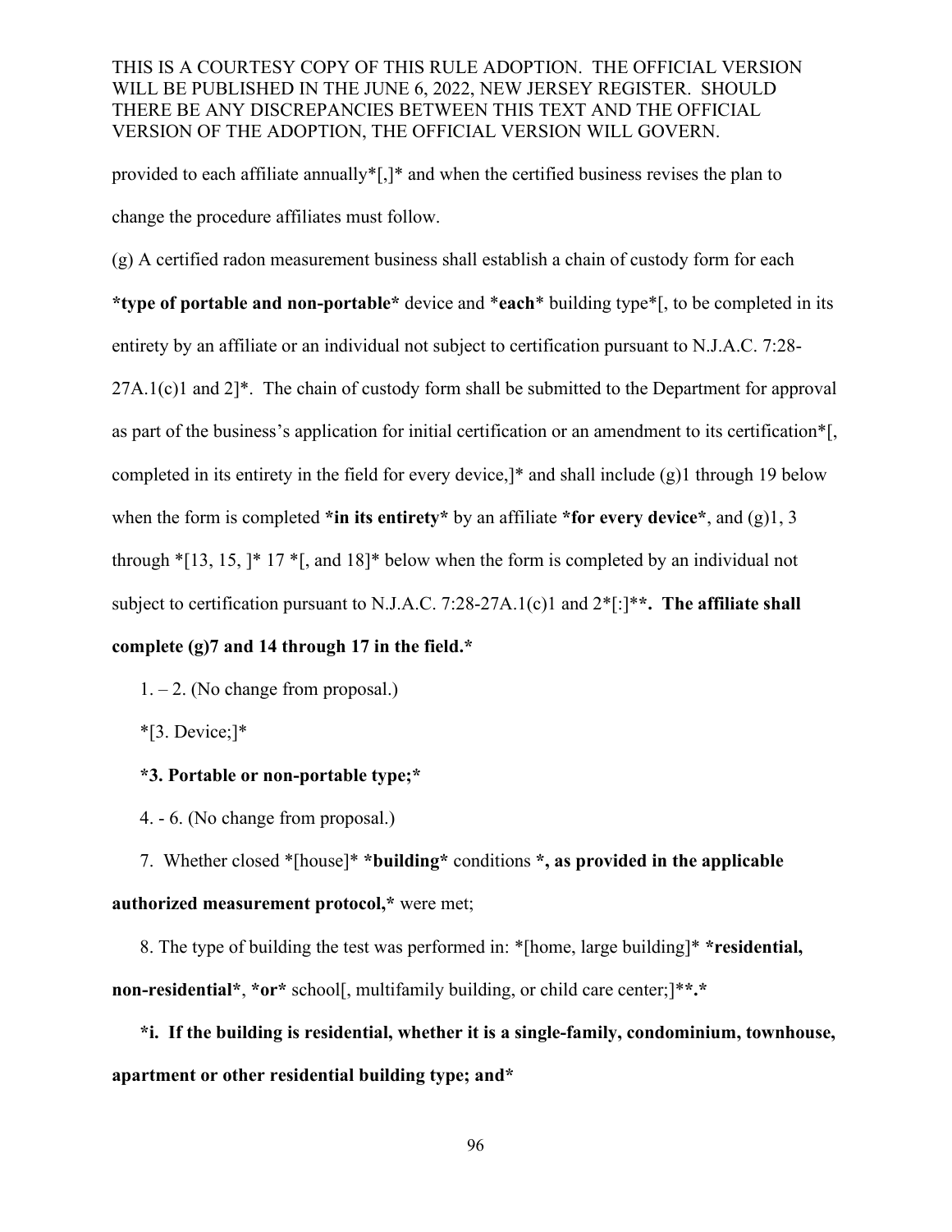provided to each affiliate annually*[,]* and when the certified business revises the plan to change the procedure affiliates must follow.

(g) A certified radon measurement business shall establish a chain of custody form for each ***type of portable and non-portable*** device and ***each*** building type*[, to be completed in its entirety by an affiliate or an individual not subject to certification pursuant to N.J.A.C. 7:28-27A.1(c)1 and 2]*. The chain of custody form shall be submitted to the Department for approval as part of the business's application for initial certification or an amendment to its certification*[, completed in its entirety in the field for every device,]* and shall include (g)1 through 19 below when the form is completed ***in its entirety*** by an affiliate ***for every device***, and (g)1, 3 through *[13, 15, ]* 17 *[, and 18]* below when the form is completed by an individual not subject to certification pursuant to N.J.A.C. 7:28-27A.1(c)1 and 2*[:]****. The affiliate shall complete (g)7 and 14 through 17 in the field.***

1. – 2. (No change from proposal.)

*[3. Device;]*

***3. Portable or non-portable type;***

4. - 6. (No change from proposal.)

7. Whether closed *[house]* ***building*** conditions ***, as provided in the applicable authorized measurement protocol,*** were met;

8. The type of building the test was performed in: *[home, large building]* ***residential, non-residential***, ***or*** school[, multifamily building, or child care center;]****.***

***i. If the building is residential, whether it is a single-family, condominium, townhouse, apartment or other residential building type; and***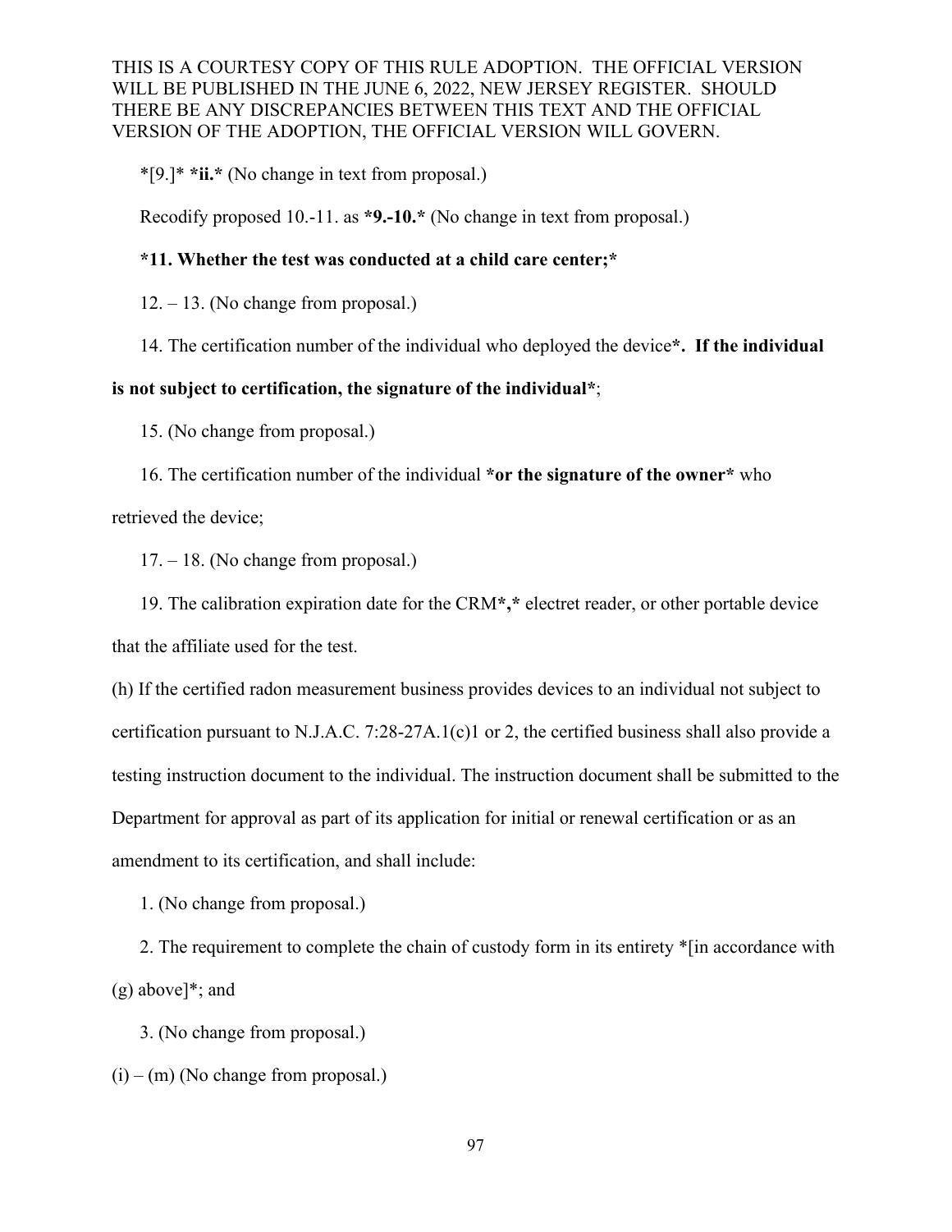THIS IS A COURTESY COPY OF THIS RULE ADOPTION. THE OFFICIAL VERSION WILL BE PUBLISHED IN THE JUNE 6, 2022, NEW JERSEY REGISTER. SHOULD THERE BE ANY DISCREPANCIES BETWEEN THIS TEXT AND THE OFFICIAL VERSION OF THE ADOPTION, THE OFFICIAL VERSION WILL GOVERN.

*[9.]* ***ii.*** (No change in text from proposal.)

Recodify proposed 10.-11. as ***9.-10.*** (No change in text from proposal.)

***11. Whether the test was conducted at a child care center;***

12. – 13. (No change from proposal.)

14. The certification number of the individual who deployed the device***. If the individual is not subject to certification, the signature of the individual***;

15. (No change from proposal.)

16. The certification number of the individual ***or the signature of the owner*** who retrieved the device;

17. – 18. (No change from proposal.)

19. The calibration expiration date for the CRM***,*** electret reader, or other portable device that the affiliate used for the test.

(h) If the certified radon measurement business provides devices to an individual not subject to certification pursuant to N.J.A.C. 7:28-27A.1(c)1 or 2, the certified business shall also provide a testing instruction document to the individual. The instruction document shall be submitted to the Department for approval as part of its application for initial or renewal certification or as an amendment to its certification, and shall include:

1. (No change from proposal.)

2. The requirement to complete the chain of custody form in its entirety *[in accordance with (g) above]*; and

3. (No change from proposal.)

(i) – (m) (No change from proposal.)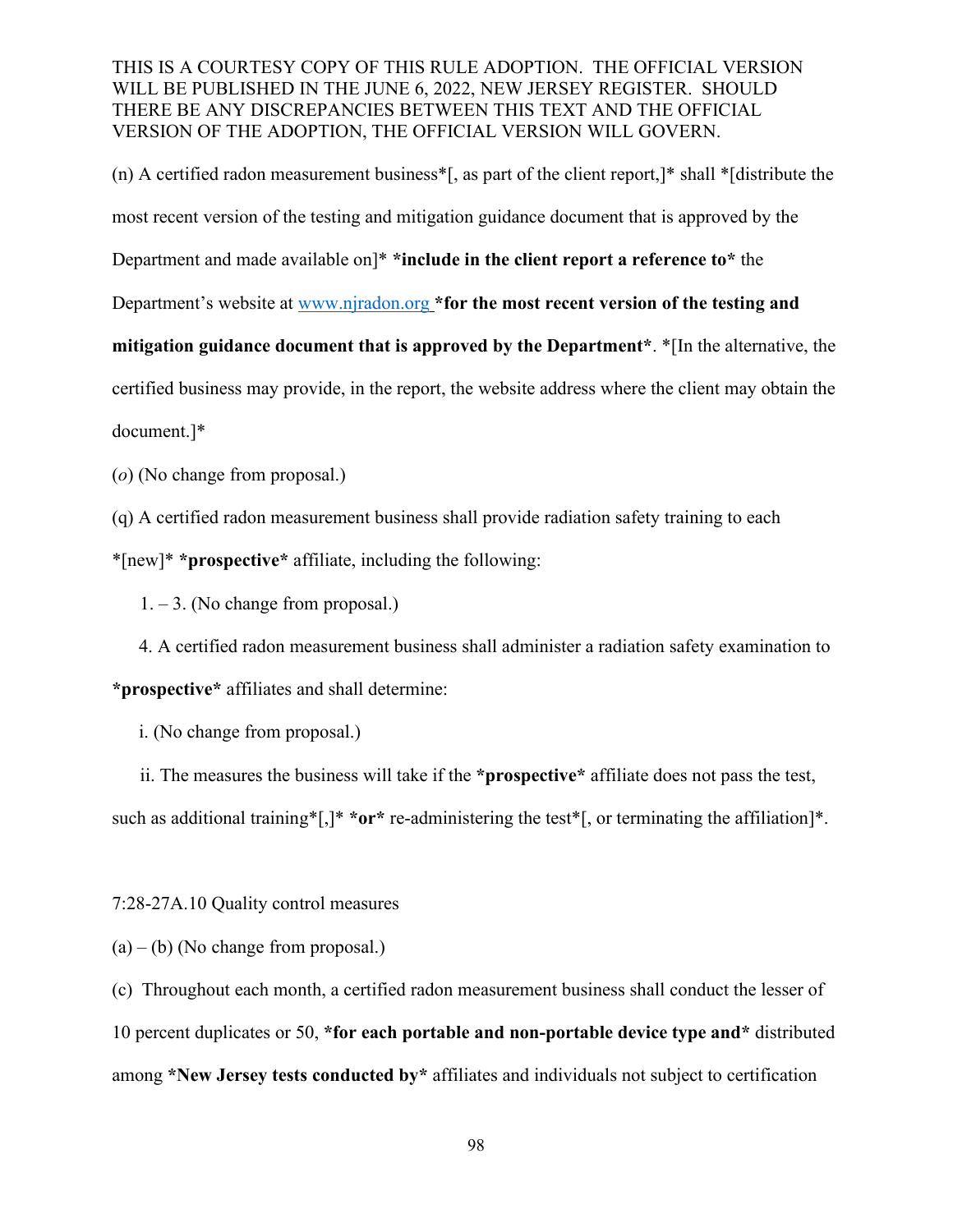THIS IS A COURTESY COPY OF THIS RULE ADOPTION. THE OFFICIAL VERSION WILL BE PUBLISHED IN THE JUNE 6, 2022, NEW JERSEY REGISTER. SHOULD THERE BE ANY DISCREPANCIES BETWEEN THIS TEXT AND THE OFFICIAL VERSION OF THE ADOPTION, THE OFFICIAL VERSION WILL GOVERN.

(n) A certified radon measurement business*[, as part of the client report,]* shall *[distribute the most recent version of the testing and mitigation guidance document that is approved by the Department and made available on]* **\*include in the client report a reference to\*** the Department's website at www.njradon.org **\*for the most recent version of the testing and mitigation guidance document that is approved by the Department\***. *[In the alternative, the certified business may provide, in the report, the website address where the client may obtain the document.]*

(*o*) (No change from proposal.)

(q) A certified radon measurement business shall provide radiation safety training to each *[new]* **\*prospective\*** affiliate, including the following:

1. – 3. (No change from proposal.)

4. A certified radon measurement business shall administer a radiation safety examination to **\*prospective\*** affiliates and shall determine:

i. (No change from proposal.)

ii. The measures the business will take if the **\*prospective\*** affiliate does not pass the test, such as additional training*[,]* **\*or\*** re-administering the test*[, or terminating the affiliation]*.

7:28-27A.10 Quality control measures

(a) – (b) (No change from proposal.)

(c) Throughout each month, a certified radon measurement business shall conduct the lesser of 10 percent duplicates or 50, **\*for each portable and non-portable device type and\*** distributed among **\*New Jersey tests conducted by\*** affiliates and individuals not subject to certification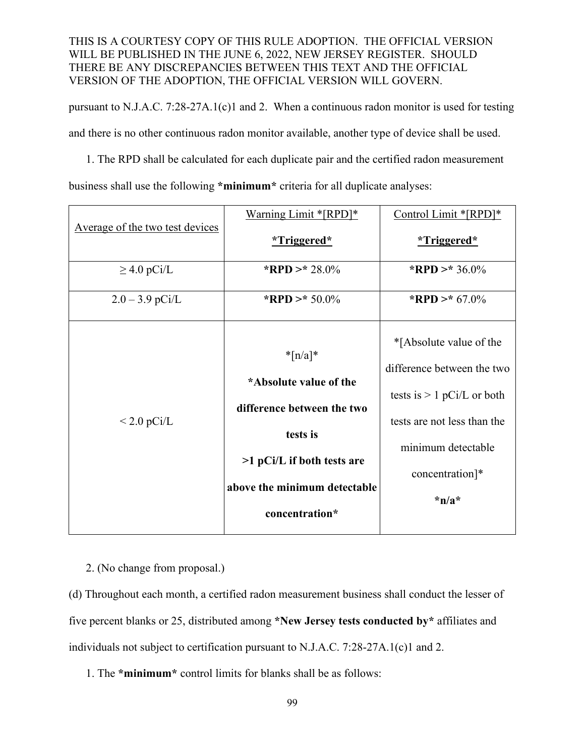THIS IS A COURTESY COPY OF THIS RULE ADOPTION. THE OFFICIAL VERSION WILL BE PUBLISHED IN THE JUNE 6, 2022, NEW JERSEY REGISTER. SHOULD THERE BE ANY DISCREPANCIES BETWEEN THIS TEXT AND THE OFFICIAL VERSION OF THE ADOPTION, THE OFFICIAL VERSION WILL GOVERN.

pursuant to N.J.A.C. 7:28-27A.1(c)1 and 2. When a continuous radon monitor is used for testing and there is no other continuous radon monitor available, another type of device shall be used.

1. The RPD shall be calculated for each duplicate pair and the certified radon measurement business shall use the following ***minimum*** criteria for all duplicate analyses:

| <u>Average of the two test devices</u> | <u>Warning Limit *[RPD]* **\*Triggered\***</u> | <u>Control Limit *[RPD]* **\*Triggered\***</u> |
|---|---|---|
| ≥ 4.0 pCi/L | **\*RPD >\*** 28.0% | **\*RPD >\*** 36.0% |
| 2.0 – 3.9 pCi/L | **\*RPD >\*** 50.0% | **\*RPD >\*** 67.0% |
| < 2.0 pCi/L | *[n/a]* **\*Absolute value of the difference between the two tests is >1 pCi/L if both tests are above the minimum detectable concentration\*** | *[Absolute value of the difference between the two tests is > 1 pCi/L or both tests are not less than the minimum detectable concentration]* **\*n/a\*** |

2. (No change from proposal.)

(d) Throughout each month, a certified radon measurement business shall conduct the lesser of five percent blanks or 25, distributed among ***New Jersey tests conducted by*** affiliates and individuals not subject to certification pursuant to N.J.A.C. 7:28-27A.1(c)1 and 2.

1. The ***minimum*** control limits for blanks shall be as follows: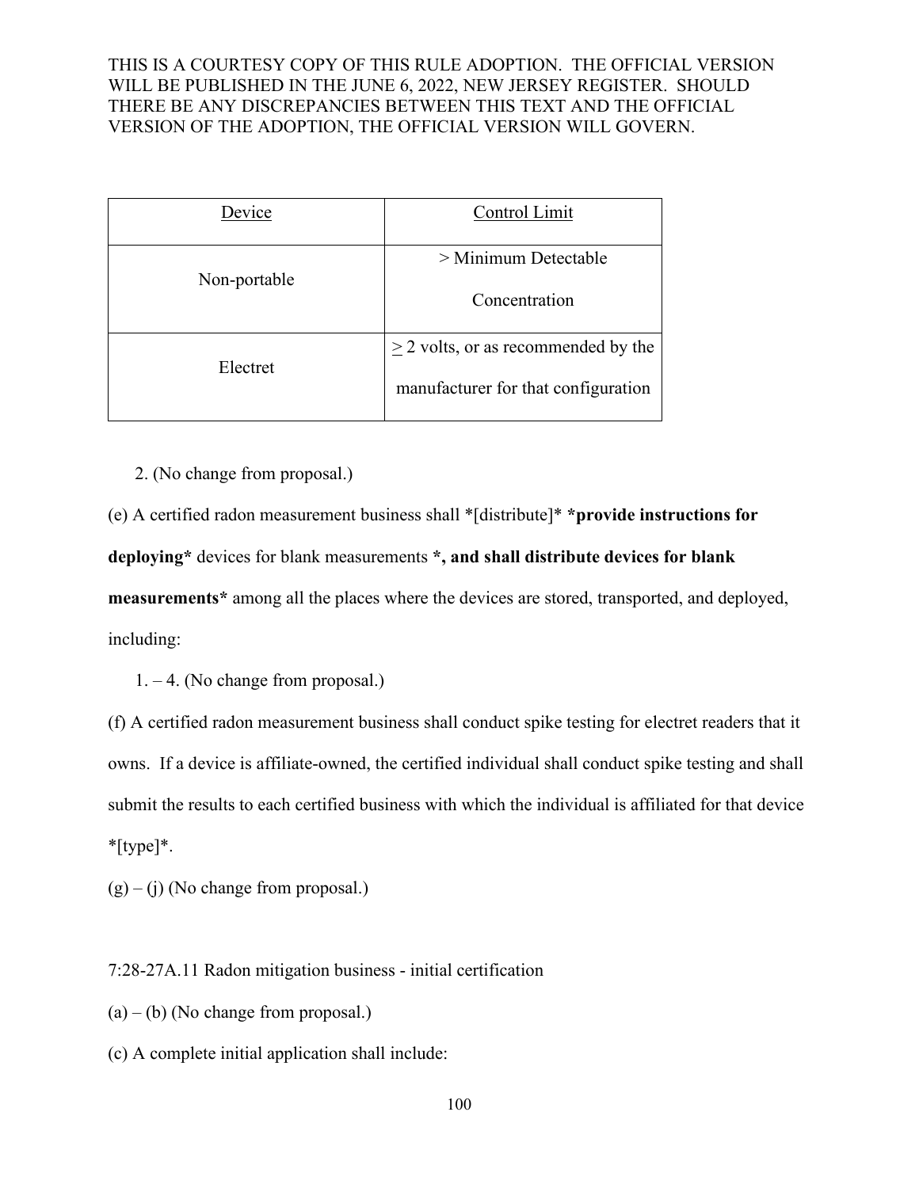THIS IS A COURTESY COPY OF THIS RULE ADOPTION. THE OFFICIAL VERSION WILL BE PUBLISHED IN THE JUNE 6, 2022, NEW JERSEY REGISTER. SHOULD THERE BE ANY DISCREPANCIES BETWEEN THIS TEXT AND THE OFFICIAL VERSION OF THE ADOPTION, THE OFFICIAL VERSION WILL GOVERN.

| Device | Control Limit |
|---|---|
| Non-portable | > Minimum Detectable Concentration |
| Electret | ≥ 2 volts, or as recommended by the manufacturer for that configuration |

2. (No change from proposal.)

(e) A certified radon measurement business shall *[distribute]* ***provide instructions for deploying*** devices for blank measurements ***, and shall distribute devices for blank measurements*** among all the places where the devices are stored, transported, and deployed, including:

1. – 4. (No change from proposal.)

(f) A certified radon measurement business shall conduct spike testing for electret readers that it owns. If a device is affiliate-owned, the certified individual shall conduct spike testing and shall submit the results to each certified business with which the individual is affiliated for that device *[type]*.

(g) – (j) (No change from proposal.)

7:28-27A.11 Radon mitigation business - initial certification

(a) – (b) (No change from proposal.)

(c) A complete initial application shall include: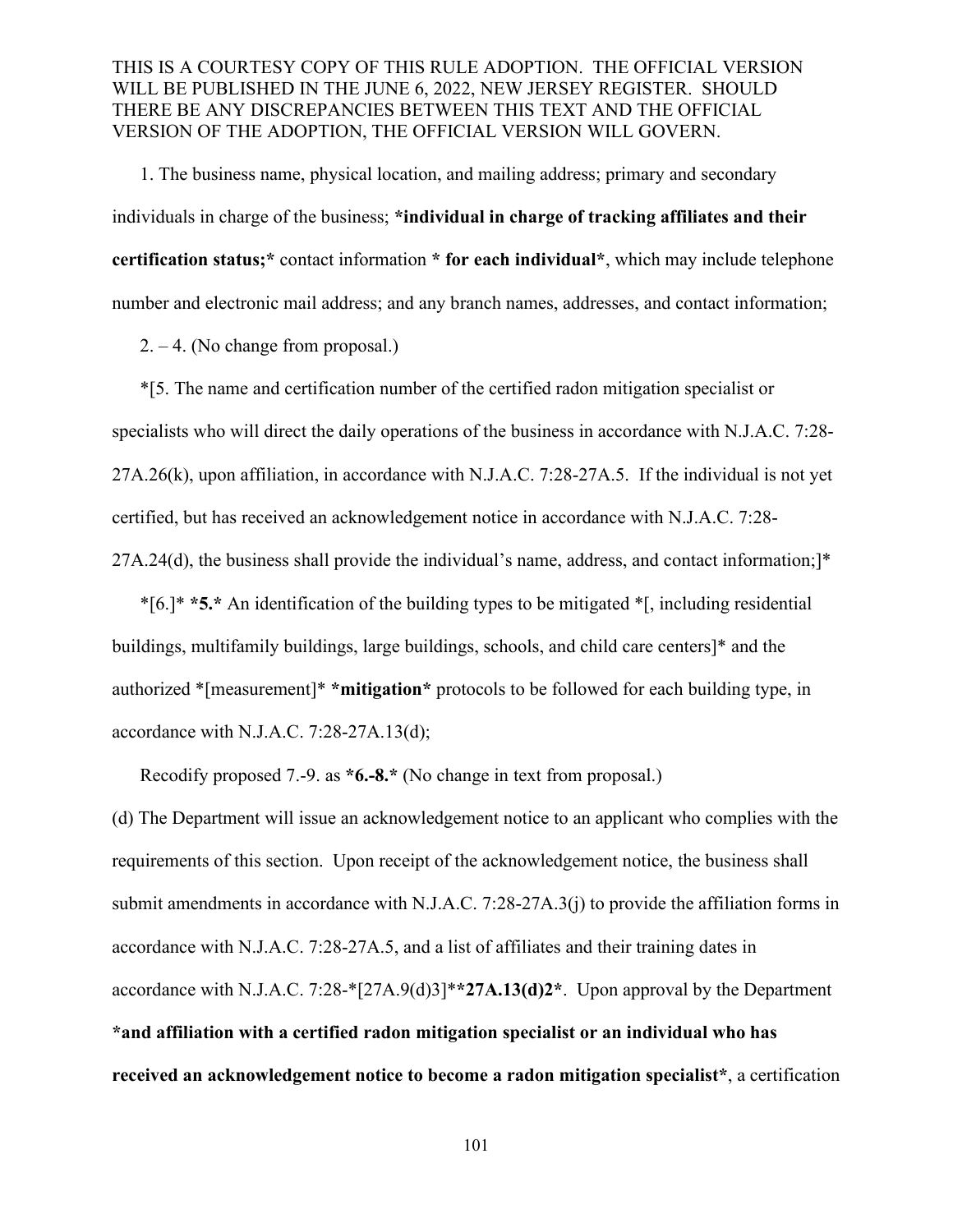1. The business name, physical location, and mailing address; primary and secondary individuals in charge of the business; ***individual in charge of tracking affiliates and their certification status;*** contact information *** for each individual***, which may include telephone number and electronic mail address; and any branch names, addresses, and contact information;

2. – 4. (No change from proposal.)

*[5. The name and certification number of the certified radon mitigation specialist or specialists who will direct the daily operations of the business in accordance with N.J.A.C. 7:28-27A.26(k), upon affiliation, in accordance with N.J.A.C. 7:28-27A.5. If the individual is not yet certified, but has received an acknowledgement notice in accordance with N.J.A.C. 7:28-27A.24(d), the business shall provide the individual's name, address, and contact information;]*

*[6.]* ***5.*** An identification of the building types to be mitigated *[, including residential buildings, multifamily buildings, large buildings, schools, and child care centers]* and the authorized *[measurement]* ***mitigation*** protocols to be followed for each building type, in accordance with N.J.A.C. 7:28-27A.13(d);

Recodify proposed 7.-9. as ***6.-8.*** (No change in text from proposal.)

(d) The Department will issue an acknowledgement notice to an applicant who complies with the requirements of this section. Upon receipt of the acknowledgement notice, the business shall submit amendments in accordance with N.J.A.C. 7:28-27A.3(j) to provide the affiliation forms in accordance with N.J.A.C. 7:28-27A.5, and a list of affiliates and their training dates in accordance with N.J.A.C. 7:28-*[27A.9(d)3]****27A.13(d)2***. Upon approval by the Department ***and affiliation with a certified radon mitigation specialist or an individual who has received an acknowledgement notice to become a radon mitigation specialist***, a certification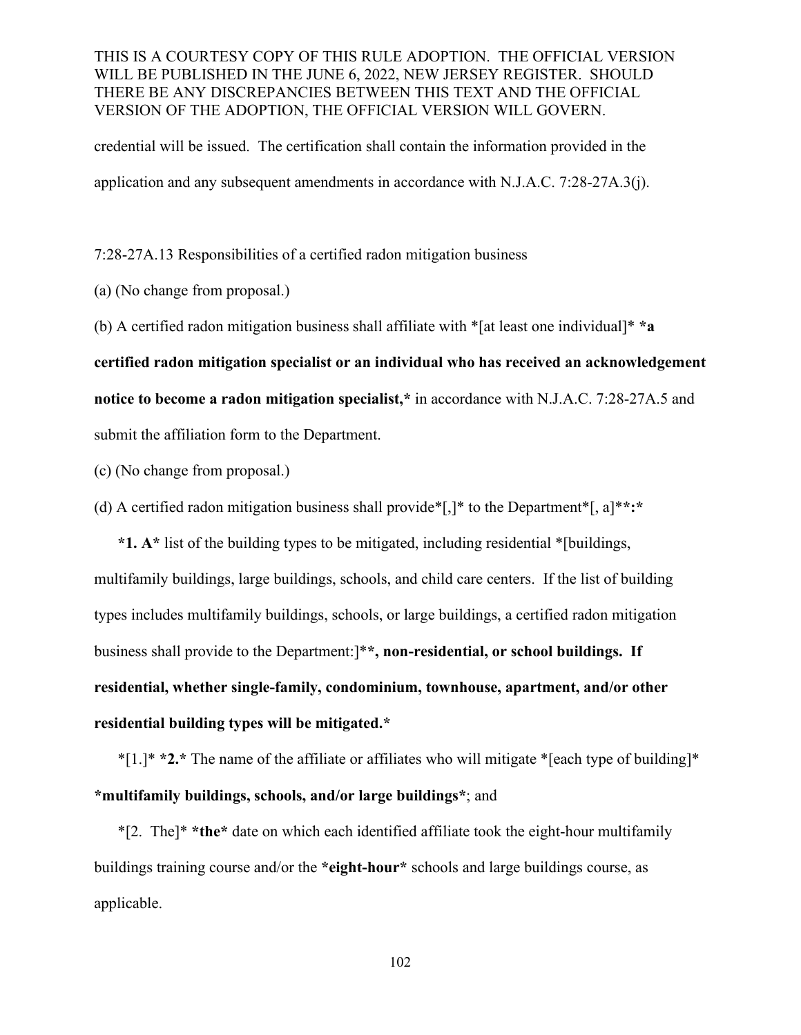credential will be issued. The certification shall contain the information provided in the application and any subsequent amendments in accordance with N.J.A.C. 7:28-27A.3(j).

7:28-27A.13 Responsibilities of a certified radon mitigation business

(a) (No change from proposal.)

(b) A certified radon mitigation business shall affiliate with *[at least one individual]* *a certified radon mitigation specialist or an individual who has received an acknowledgement notice to become a radon mitigation specialist,* in accordance with N.J.A.C. 7:28-27A.5 and submit the affiliation form to the Department.

(c) (No change from proposal.)

(d) A certified radon mitigation business shall provide*[,]* to the Department*[, a]**:*

*1. A* list of the building types to be mitigated, including residential *[buildings, multifamily buildings, large buildings, schools, and child care centers. If the list of building types includes multifamily buildings, schools, or large buildings, a certified radon mitigation business shall provide to the Department:]**, non-residential, or school buildings. If residential, whether single-family, condominium, townhouse, apartment, and/or other residential building types will be mitigated.*

*[1.]* *2.* The name of the affiliate or affiliates who will mitigate *[each type of building]* *multifamily buildings, schools, and/or large buildings*; and

*[2. The]* *the* date on which each identified affiliate took the eight-hour multifamily buildings training course and/or the *eight-hour* schools and large buildings course, as applicable.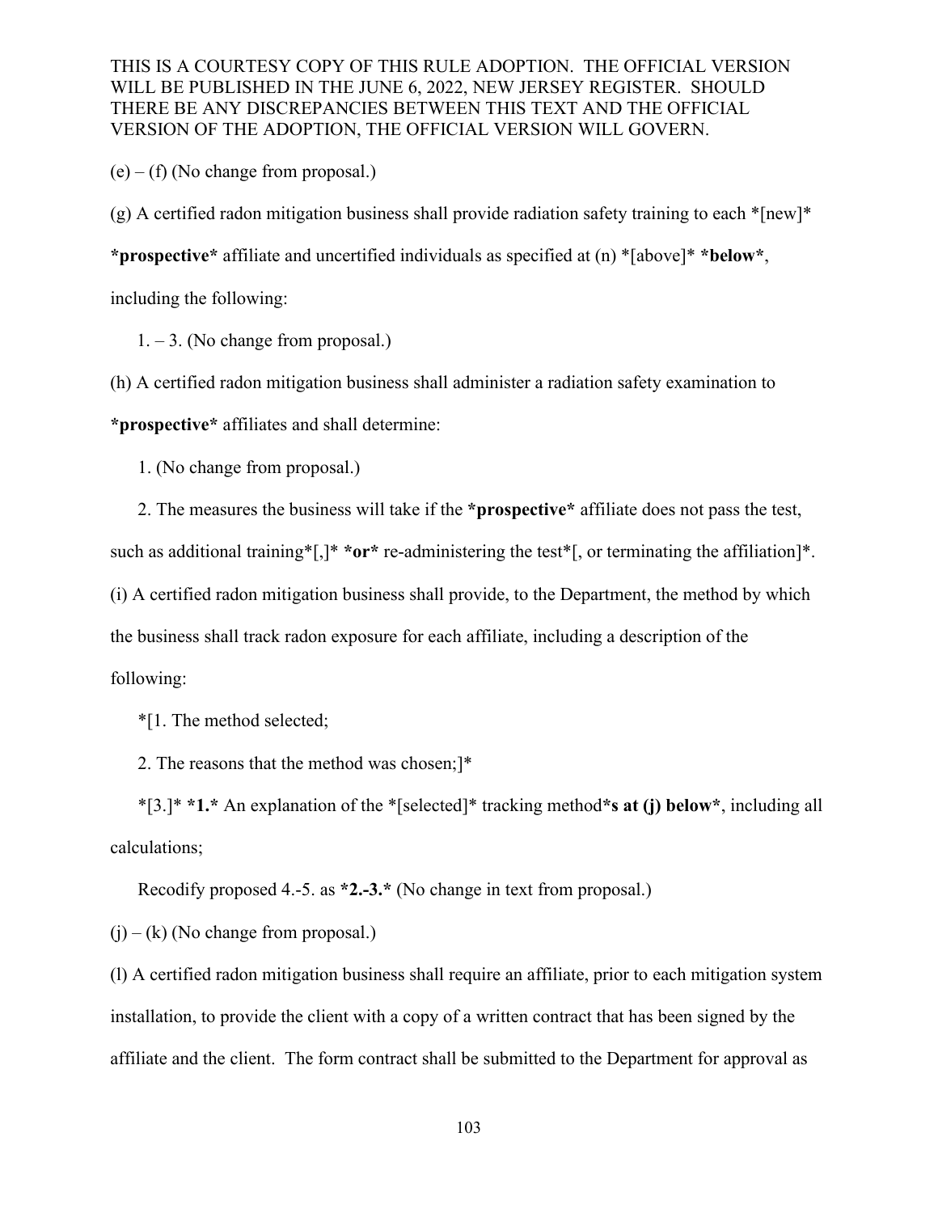(e) – (f) (No change from proposal.)

(g) A certified radon mitigation business shall provide radiation safety training to each *[new]* *prospective* affiliate and uncertified individuals as specified at (n) *[above]* *below*, including the following:

1. – 3. (No change from proposal.)

(h) A certified radon mitigation business shall administer a radiation safety examination to *prospective* affiliates and shall determine:

1. (No change from proposal.)

2. The measures the business will take if the *prospective* affiliate does not pass the test, such as additional training*[,]* *or* re-administering the test*[, or terminating the affiliation]*.

(i) A certified radon mitigation business shall provide, to the Department, the method by which the business shall track radon exposure for each affiliate, including a description of the following:

*[1. The method selected;

2. The reasons that the method was chosen;]*

*[3.]* *1.* An explanation of the *[selected]* tracking method*s at (j) below*, including all calculations;

Recodify proposed 4.-5. as *2.-3.* (No change in text from proposal.)

(j) – (k) (No change from proposal.)

(l) A certified radon mitigation business shall require an affiliate, prior to each mitigation system installation, to provide the client with a copy of a written contract that has been signed by the affiliate and the client. The form contract shall be submitted to the Department for approval as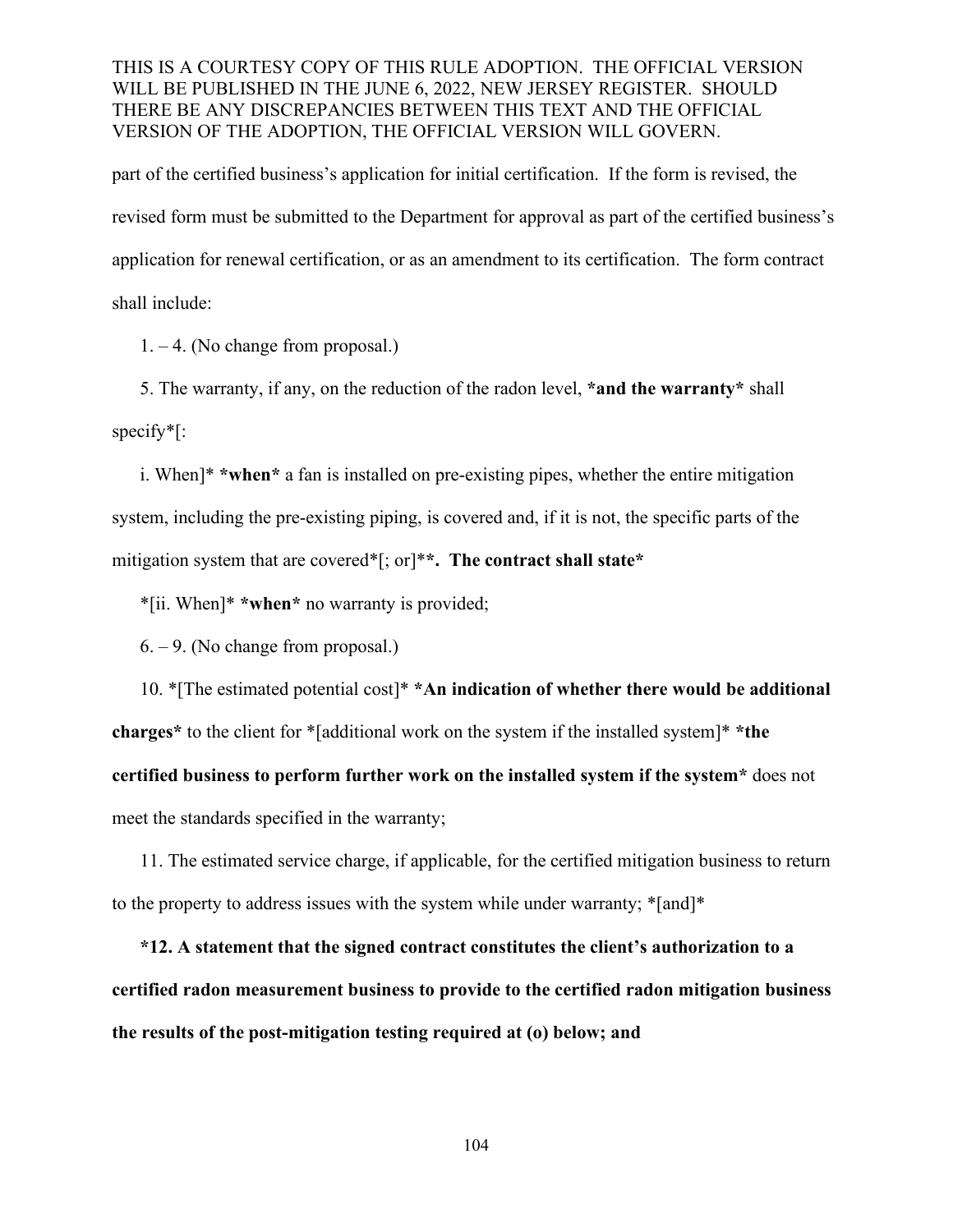THIS IS A COURTESY COPY OF THIS RULE ADOPTION. THE OFFICIAL VERSION WILL BE PUBLISHED IN THE JUNE 6, 2022, NEW JERSEY REGISTER. SHOULD THERE BE ANY DISCREPANCIES BETWEEN THIS TEXT AND THE OFFICIAL VERSION OF THE ADOPTION, THE OFFICIAL VERSION WILL GOVERN.

part of the certified business's application for initial certification. If the form is revised, the revised form must be submitted to the Department for approval as part of the certified business's application for renewal certification, or as an amendment to its certification. The form contract shall include:

1. – 4. (No change from proposal.)

5. The warranty, if any, on the reduction of the radon level, ***and the warranty*** shall specify*[:

i. When]* ***when*** a fan is installed on pre-existing pipes, whether the entire mitigation system, including the pre-existing piping, is covered and, if it is not, the specific parts of the mitigation system that are covered*[; or]***. The contract shall state***

*[ii. When]* ***when*** no warranty is provided;

6. – 9. (No change from proposal.)

10. *[The estimated potential cost]* ***An indication of whether there would be additional charges*** to the client for *[additional work on the system if the installed system]* ***the certified business to perform further work on the installed system if the system*** does not meet the standards specified in the warranty;

11. The estimated service charge, if applicable, for the certified mitigation business to return to the property to address issues with the system while under warranty; *[and]*

***12. A statement that the signed contract constitutes the client's authorization to a certified radon measurement business to provide to the certified radon mitigation business the results of the post-mitigation testing required at (o) below; and***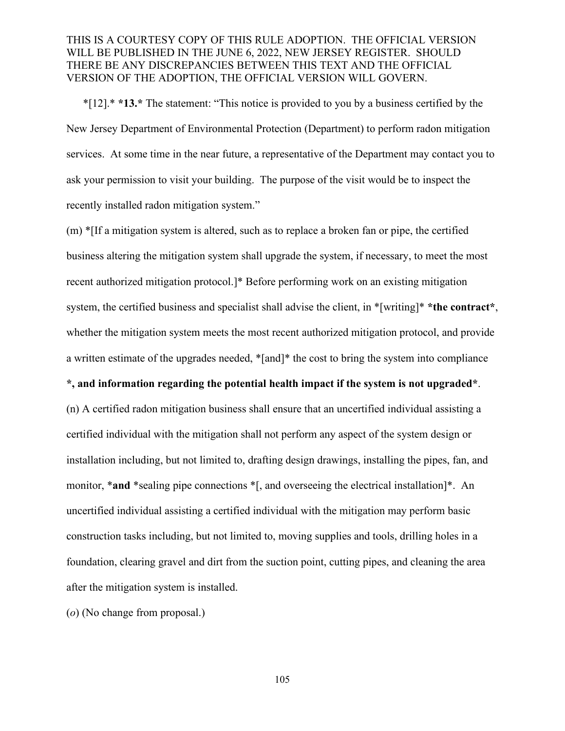*[12].* *13.* The statement: "This notice is provided to you by a business certified by the New Jersey Department of Environmental Protection (Department) to perform radon mitigation services. At some time in the near future, a representative of the Department may contact you to ask your permission to visit your building. The purpose of the visit would be to inspect the recently installed radon mitigation system."

(m) *[If a mitigation system is altered, such as to replace a broken fan or pipe, the certified business altering the mitigation system shall upgrade the system, if necessary, to meet the most recent authorized mitigation protocol.]* Before performing work on an existing mitigation system, the certified business and specialist shall advise the client, in *[writing]* *the contract*, whether the mitigation system meets the most recent authorized mitigation protocol, and provide a written estimate of the upgrades needed, *[and]* the cost to bring the system into compliance *, and information regarding the potential health impact if the system is not upgraded*.

(n) A certified radon mitigation business shall ensure that an uncertified individual assisting a certified individual with the mitigation shall not perform any aspect of the system design or installation including, but not limited to, drafting design drawings, installing the pipes, fan, and monitor, *and *sealing pipe connections *[, and overseeing the electrical installation]*. An uncertified individual assisting a certified individual with the mitigation may perform basic construction tasks including, but not limited to, moving supplies and tools, drilling holes in a foundation, clearing gravel and dirt from the suction point, cutting pipes, and cleaning the area after the mitigation system is installed.

(o) (No change from proposal.)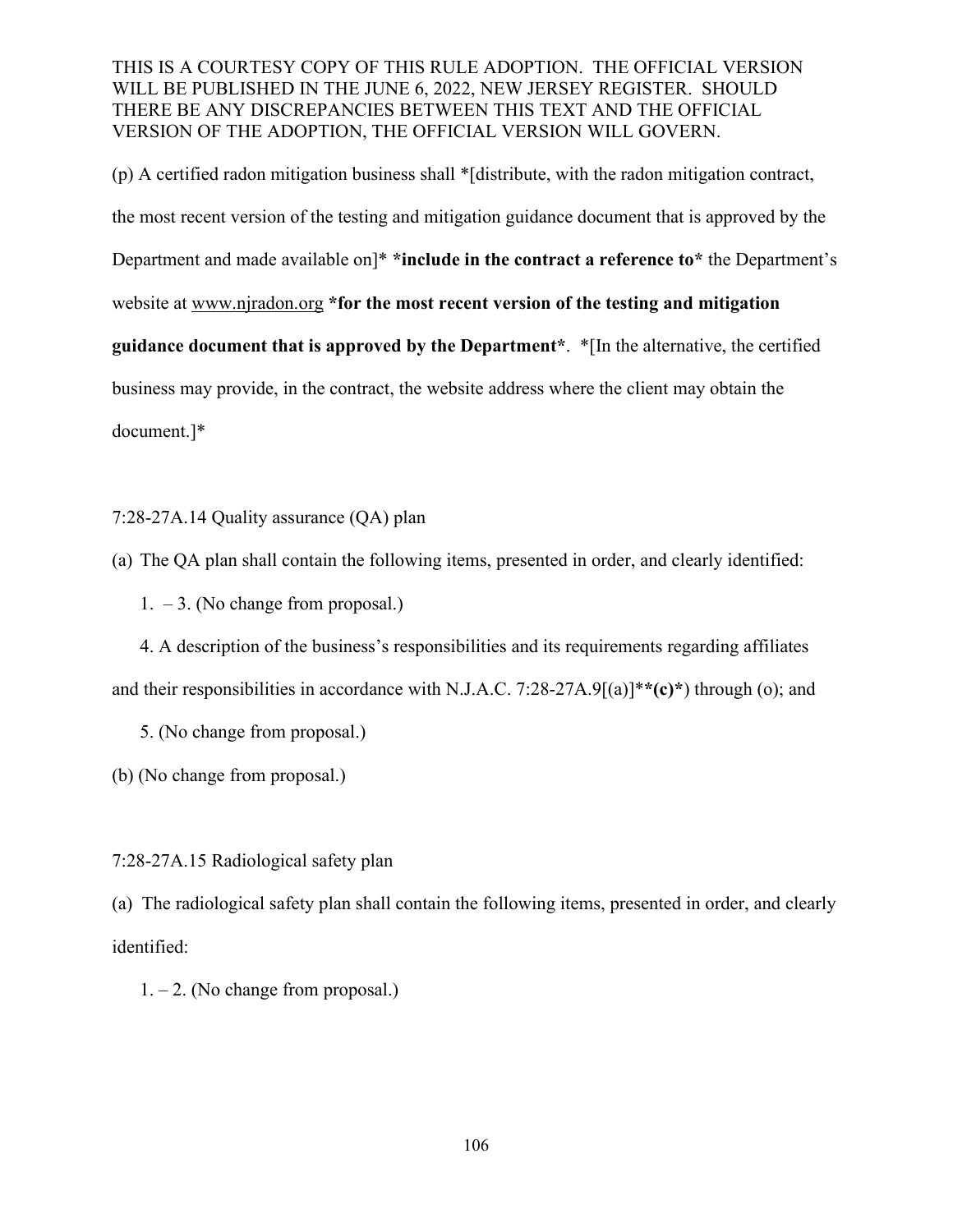THIS IS A COURTESY COPY OF THIS RULE ADOPTION. THE OFFICIAL VERSION WILL BE PUBLISHED IN THE JUNE 6, 2022, NEW JERSEY REGISTER. SHOULD THERE BE ANY DISCREPANCIES BETWEEN THIS TEXT AND THE OFFICIAL VERSION OF THE ADOPTION, THE OFFICIAL VERSION WILL GOVERN.

(p) A certified radon mitigation business shall *[distribute, with the radon mitigation contract, the most recent version of the testing and mitigation guidance document that is approved by the Department and made available on]* **\*include in the contract a reference to\*** the Department's website at www.njradon.org **\*for the most recent version of the testing and mitigation guidance document that is approved by the Department\***. *[In the alternative, the certified business may provide, in the contract, the website address where the client may obtain the document.]*

7:28-27A.14 Quality assurance (QA) plan

(a) The QA plan shall contain the following items, presented in order, and clearly identified:

1. – 3. (No change from proposal.)

4. A description of the business's responsibilities and its requirements regarding affiliates and their responsibilities in accordance with N.J.A.C. 7:28-27A.9[(a)]***(c)\***) through (o); and

5. (No change from proposal.)

(b) (No change from proposal.)

7:28-27A.15 Radiological safety plan

(a) The radiological safety plan shall contain the following items, presented in order, and clearly identified:

1. – 2. (No change from proposal.)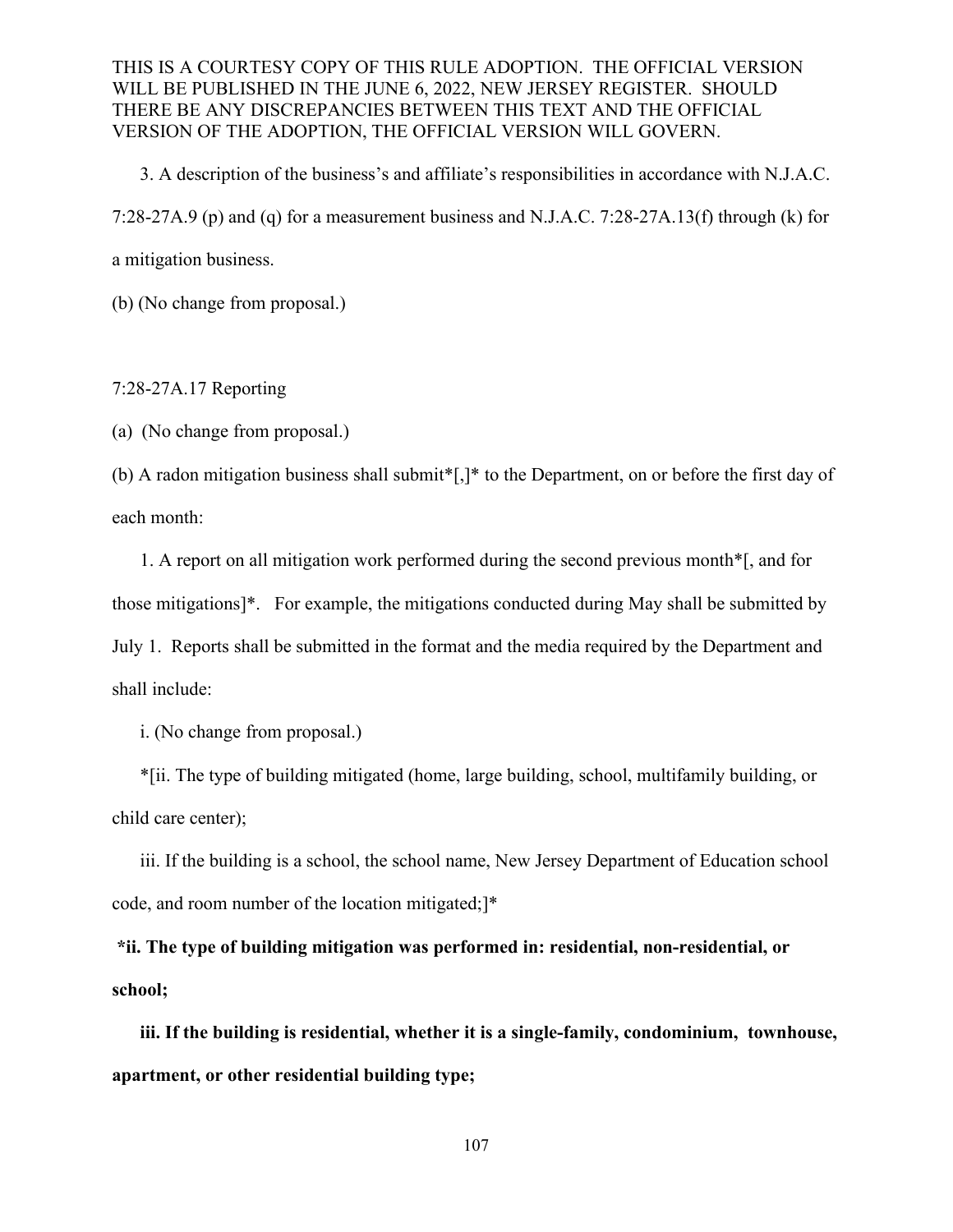THIS IS A COURTESY COPY OF THIS RULE ADOPTION. THE OFFICIAL VERSION WILL BE PUBLISHED IN THE JUNE 6, 2022, NEW JERSEY REGISTER. SHOULD THERE BE ANY DISCREPANCIES BETWEEN THIS TEXT AND THE OFFICIAL VERSION OF THE ADOPTION, THE OFFICIAL VERSION WILL GOVERN.

3. A description of the business's and affiliate's responsibilities in accordance with N.J.A.C. 7:28-27A.9 (p) and (q) for a measurement business and N.J.A.C. 7:28-27A.13(f) through (k) for a mitigation business.

(b) (No change from proposal.)

7:28-27A.17 Reporting

(a) (No change from proposal.)

(b) A radon mitigation business shall submit*[,]* to the Department, on or before the first day of each month:

1. A report on all mitigation work performed during the second previous month*[, and for those mitigations]*. For example, the mitigations conducted during May shall be submitted by July 1. Reports shall be submitted in the format and the media required by the Department and shall include:

i. (No change from proposal.)

*[ii. The type of building mitigated (home, large building, school, multifamily building, or child care center);

iii. If the building is a school, the school name, New Jersey Department of Education school code, and room number of the location mitigated;]*

**\*ii. The type of building mitigation was performed in: residential, non-residential, or school;**

**iii. If the building is residential, whether it is a single-family, condominium, townhouse, apartment, or other residential building type;**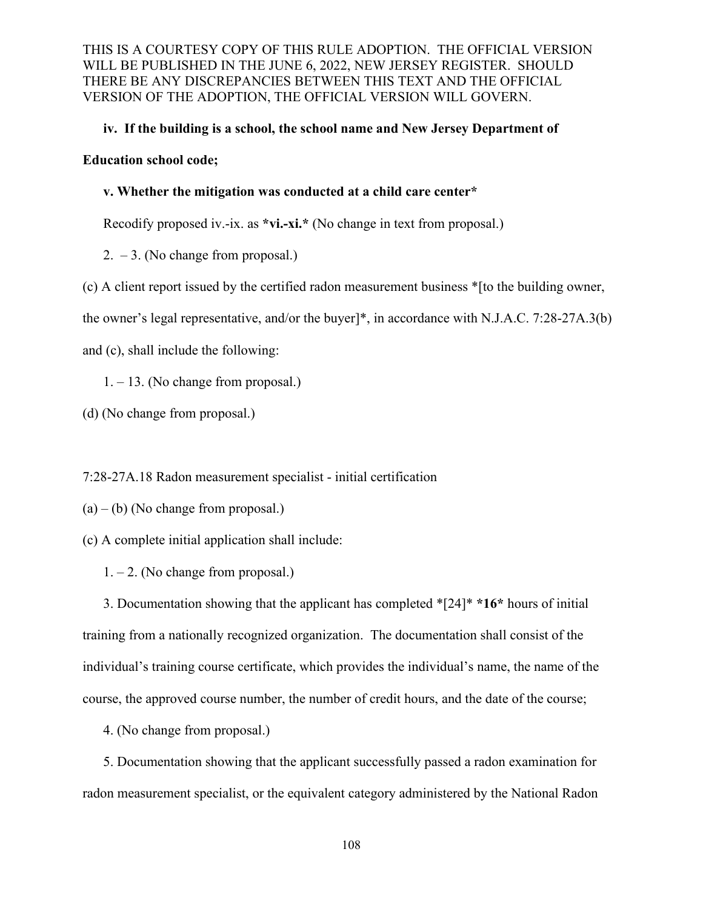THIS IS A COURTESY COPY OF THIS RULE ADOPTION. THE OFFICIAL VERSION WILL BE PUBLISHED IN THE JUNE 6, 2022, NEW JERSEY REGISTER. SHOULD THERE BE ANY DISCREPANCIES BETWEEN THIS TEXT AND THE OFFICIAL VERSION OF THE ADOPTION, THE OFFICIAL VERSION WILL GOVERN.

**iv. If the building is a school, the school name and New Jersey Department of Education school code;**

**v. Whether the mitigation was conducted at a child care center***

Recodify proposed iv.-ix. as ***vi.-xi.*** (No change in text from proposal.)

2. – 3. (No change from proposal.)

(c) A client report issued by the certified radon measurement business *[to the building owner, the owner's legal representative, and/or the buyer]*, in accordance with N.J.A.C. 7:28-27A.3(b) and (c), shall include the following:

1. – 13. (No change from proposal.)

(d) (No change from proposal.)

7:28-27A.18 Radon measurement specialist - initial certification

(a) – (b) (No change from proposal.)

(c) A complete initial application shall include:

1. – 2. (No change from proposal.)

3. Documentation showing that the applicant has completed *[24]* ***16*** hours of initial training from a nationally recognized organization. The documentation shall consist of the individual's training course certificate, which provides the individual's name, the name of the course, the approved course number, the number of credit hours, and the date of the course;

4. (No change from proposal.)

5. Documentation showing that the applicant successfully passed a radon examination for radon measurement specialist, or the equivalent category administered by the National Radon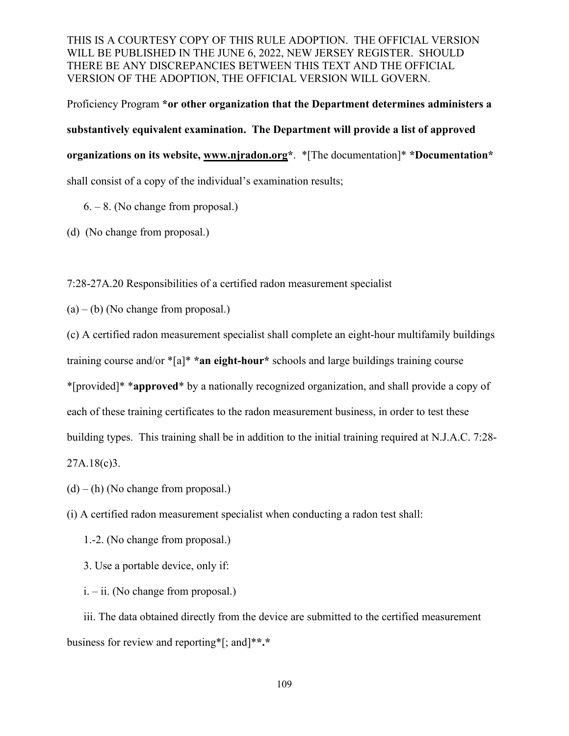THIS IS A COURTESY COPY OF THIS RULE ADOPTION. THE OFFICIAL VERSION WILL BE PUBLISHED IN THE JUNE 6, 2022, NEW JERSEY REGISTER. SHOULD THERE BE ANY DISCREPANCIES BETWEEN THIS TEXT AND THE OFFICIAL VERSION OF THE ADOPTION, THE OFFICIAL VERSION WILL GOVERN.

Proficiency Program ***or other organization that the Department determines administers a substantively equivalent examination. The Department will provide a list of approved organizations on its website, www.njradon.org***. *[The documentation]* ***Documentation*** shall consist of a copy of the individual's examination results;

6. – 8. (No change from proposal.)

(d) (No change from proposal.)

7:28-27A.20 Responsibilities of a certified radon measurement specialist

(a) – (b) (No change from proposal.)

(c) A certified radon measurement specialist shall complete an eight-hour multifamily buildings training course and/or *[a]* ***an eight-hour*** schools and large buildings training course *[provided]* ***approved*** by a nationally recognized organization, and shall provide a copy of each of these training certificates to the radon measurement business, in order to test these building types. This training shall be in addition to the initial training required at N.J.A.C. 7:28-27A.18(c)3.

(d) – (h) (No change from proposal.)

(i) A certified radon measurement specialist when conducting a radon test shall:

1.-2. (No change from proposal.)

3. Use a portable device, only if:

i. – ii. (No change from proposal.)

iii. The data obtained directly from the device are submitted to the certified measurement business for review and reporting*[; and]****.***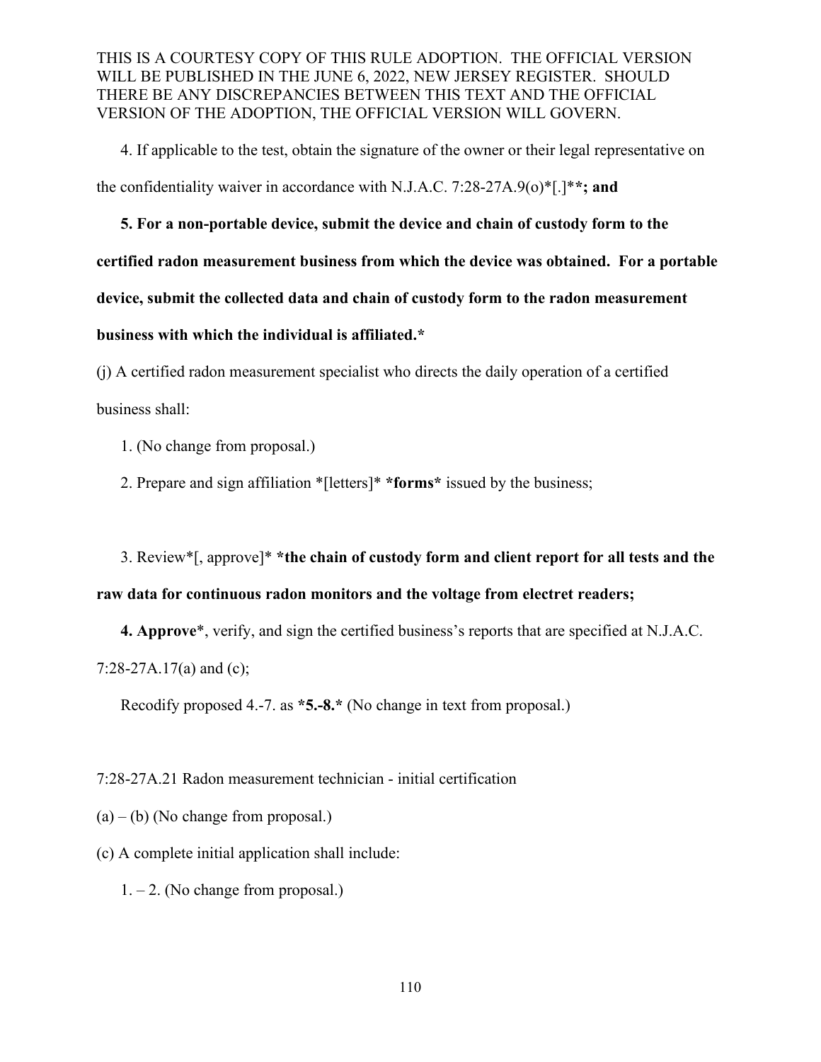THIS IS A COURTESY COPY OF THIS RULE ADOPTION. THE OFFICIAL VERSION WILL BE PUBLISHED IN THE JUNE 6, 2022, NEW JERSEY REGISTER. SHOULD THERE BE ANY DISCREPANCIES BETWEEN THIS TEXT AND THE OFFICIAL VERSION OF THE ADOPTION, THE OFFICIAL VERSION WILL GOVERN.

4. If applicable to the test, obtain the signature of the owner or their legal representative on the confidentiality waiver in accordance with N.J.A.C. 7:28-27A.9(o)*[.]***; and**

**5. For a non-portable device, submit the device and chain of custody form to the certified radon measurement business from which the device was obtained. For a portable device, submit the collected data and chain of custody form to the radon measurement business with which the individual is affiliated.***

(j) A certified radon measurement specialist who directs the daily operation of a certified business shall:

1. (No change from proposal.)

2. Prepare and sign affiliation *[letters]* ***forms*** issued by the business;

3. Review*[, approve]* ***the chain of custody form and client report for all tests and the raw data for continuous radon monitors and the voltage from electret readers;**

**4. Approve***, verify, and sign the certified business's reports that are specified at N.J.A.C. 7:28-27A.17(a) and (c);

Recodify proposed 4.-7. as ***5.-8.*** (No change in text from proposal.)

7:28-27A.21 Radon measurement technician - initial certification

(a) – (b) (No change from proposal.)

(c) A complete initial application shall include:

1. – 2. (No change from proposal.)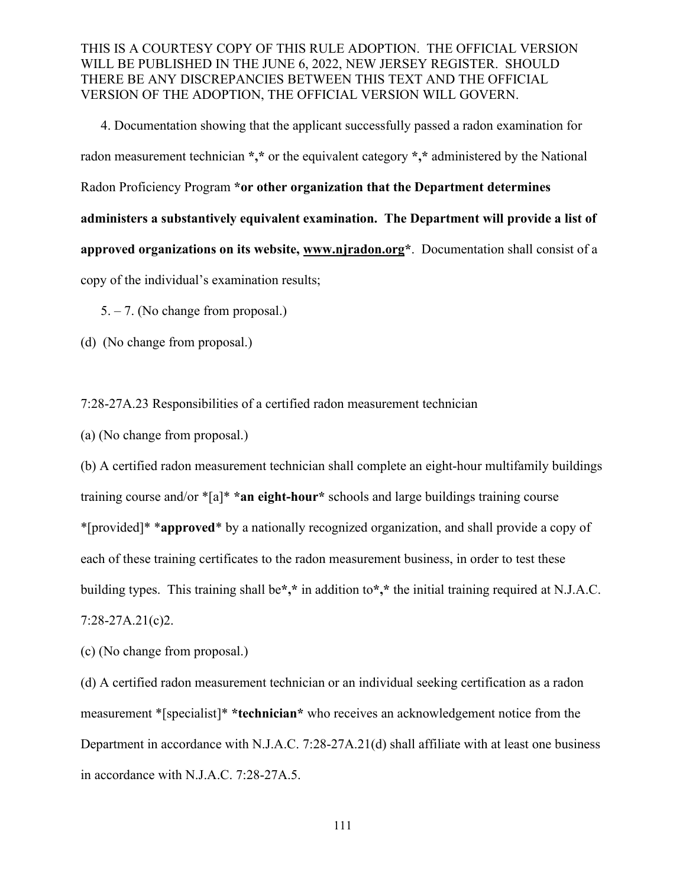4. Documentation showing that the applicant successfully passed a radon examination for radon measurement technician *,* or the equivalent category *,* administered by the National Radon Proficiency Program *or other organization that the Department determines administers a substantively equivalent examination. The Department will provide a list of approved organizations on its website, www.njradon.org*. Documentation shall consist of a copy of the individual's examination results;

5. – 7. (No change from proposal.)

(d) (No change from proposal.)

7:28-27A.23 Responsibilities of a certified radon measurement technician

(a) (No change from proposal.)

(b) A certified radon measurement technician shall complete an eight-hour multifamily buildings training course and/or *[a]* *an eight-hour* schools and large buildings training course *[provided]* *approved* by a nationally recognized organization, and shall provide a copy of each of these training certificates to the radon measurement business, in order to test these building types. This training shall be*,* in addition to*,* the initial training required at N.J.A.C. 7:28-27A.21(c)2.

(c) (No change from proposal.)

(d) A certified radon measurement technician or an individual seeking certification as a radon measurement *[specialist]* *technician* who receives an acknowledgement notice from the Department in accordance with N.J.A.C. 7:28-27A.21(d) shall affiliate with at least one business in accordance with N.J.A.C. 7:28-27A.5.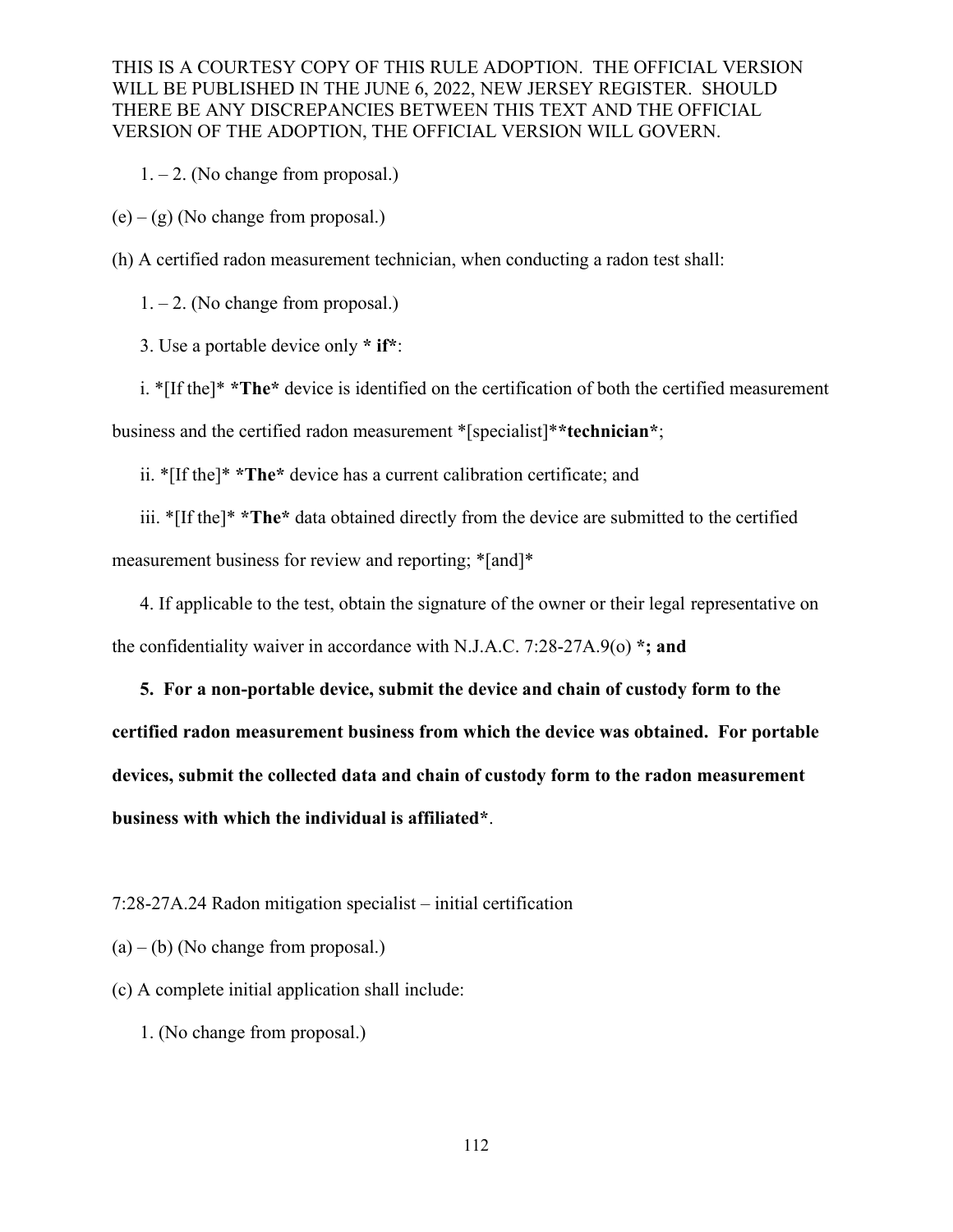THIS IS A COURTESY COPY OF THIS RULE ADOPTION. THE OFFICIAL VERSION WILL BE PUBLISHED IN THE JUNE 6, 2022, NEW JERSEY REGISTER. SHOULD THERE BE ANY DISCREPANCIES BETWEEN THIS TEXT AND THE OFFICIAL VERSION OF THE ADOPTION, THE OFFICIAL VERSION WILL GOVERN.

1. – 2. (No change from proposal.)

(e) – (g) (No change from proposal.)

(h) A certified radon measurement technician, when conducting a radon test shall:

1. – 2. (No change from proposal.)

3. Use a portable device only *** if***:

i. *[If the]* ***The*** device is identified on the certification of both the certified measurement business and the certified radon measurement *[specialist]****technician***;

ii. *[If the]* ***The*** device has a current calibration certificate; and

iii. *[If the]* ***The*** data obtained directly from the device are submitted to the certified measurement business for review and reporting; *[and]*

4. If applicable to the test, obtain the signature of the owner or their legal representative on the confidentiality waiver in accordance with N.J.A.C. 7:28-27A.9(o) ***; and**

**5. For a non-portable device, submit the device and chain of custody form to the certified radon measurement business from which the device was obtained. For portable devices, submit the collected data and chain of custody form to the radon measurement business with which the individual is affiliated***.

7:28-27A.24 Radon mitigation specialist – initial certification

(a) – (b) (No change from proposal.)

(c) A complete initial application shall include:

1. (No change from proposal.)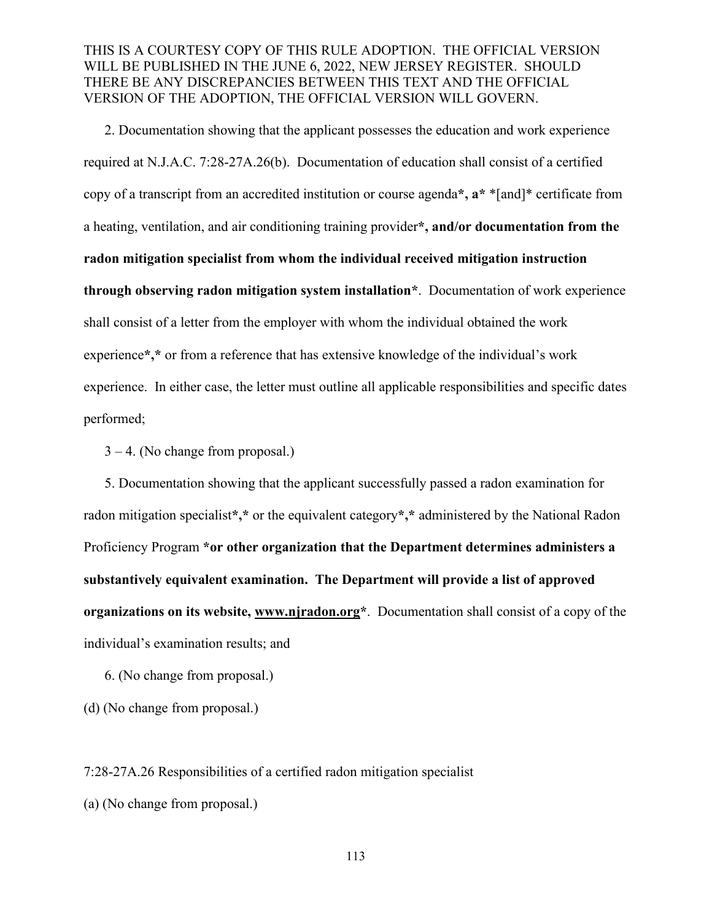2. Documentation showing that the applicant possesses the education and work experience required at N.J.A.C. 7:28-27A.26(b). Documentation of education shall consist of a certified copy of a transcript from an accredited institution or course agenda***, a*** *[and]* certificate from a heating, ventilation, and air conditioning training provider***, and/or documentation from the radon mitigation specialist from whom the individual received mitigation instruction through observing radon mitigation system installation***. Documentation of work experience shall consist of a letter from the employer with whom the individual obtained the work experience***,*** or from a reference that has extensive knowledge of the individual's work experience. In either case, the letter must outline all applicable responsibilities and specific dates performed;

3 – 4. (No change from proposal.)

5. Documentation showing that the applicant successfully passed a radon examination for radon mitigation specialist***,*** or the equivalent category***,*** administered by the National Radon Proficiency Program ***or other organization that the Department determines administers a substantively equivalent examination. The Department will provide a list of approved organizations on its website, <u>www.njradon.org</u>***. Documentation shall consist of a copy of the individual's examination results; and

6. (No change from proposal.)

(d) (No change from proposal.)

7:28-27A.26 Responsibilities of a certified radon mitigation specialist

(a) (No change from proposal.)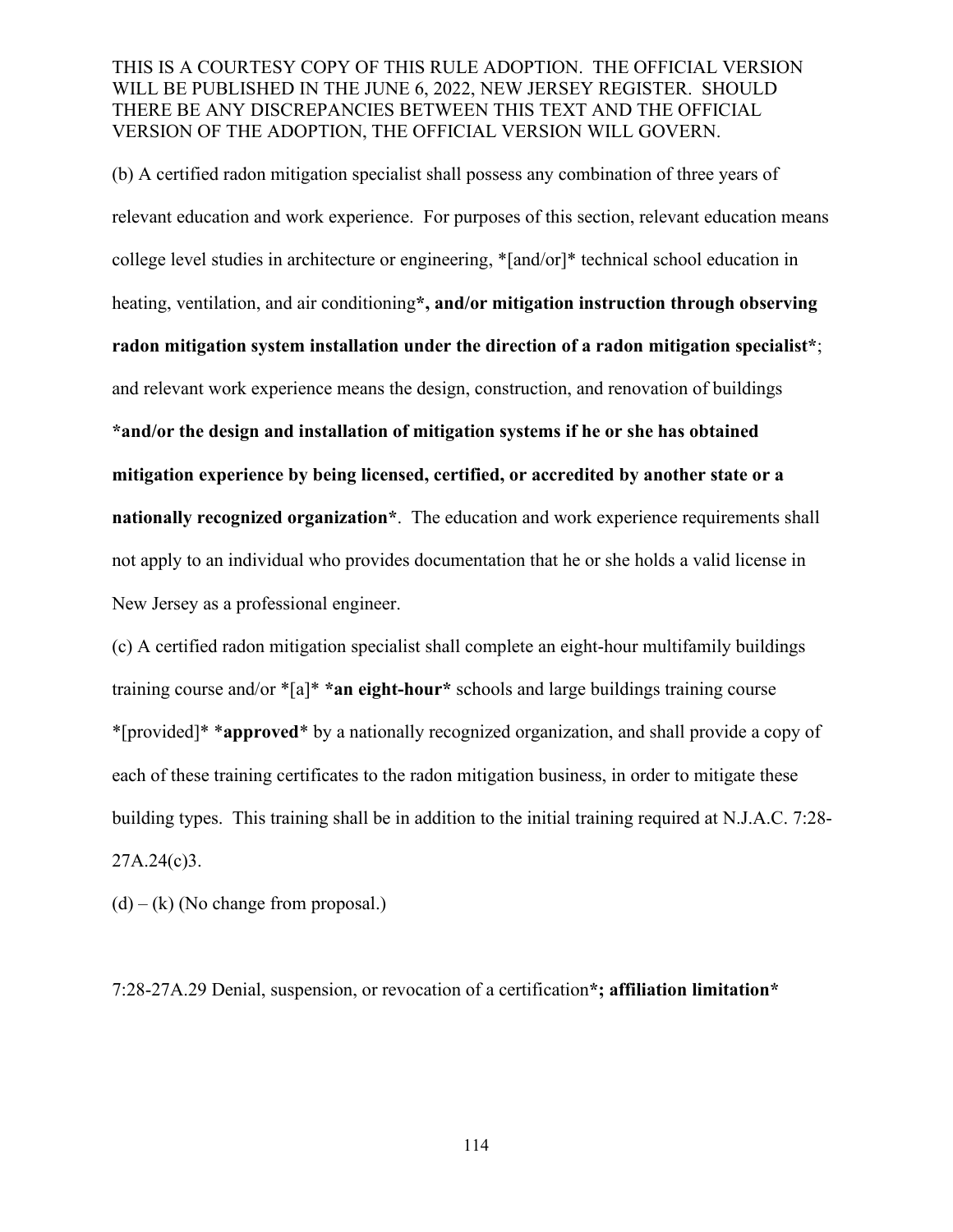(b) A certified radon mitigation specialist shall possess any combination of three years of relevant education and work experience. For purposes of this section, relevant education means college level studies in architecture or engineering, *[and/or]* technical school education in heating, ventilation, and air conditioning*, and/or mitigation instruction through observing radon mitigation system installation under the direction of a radon mitigation specialist*; and relevant work experience means the design, construction, and renovation of buildings *and/or the design and installation of mitigation systems if he or she has obtained mitigation experience by being licensed, certified, or accredited by another state or a nationally recognized organization*. The education and work experience requirements shall not apply to an individual who provides documentation that he or she holds a valid license in New Jersey as a professional engineer.

(c) A certified radon mitigation specialist shall complete an eight-hour multifamily buildings training course and/or *[a]* *an eight-hour* schools and large buildings training course *[provided]* *approved* by a nationally recognized organization, and shall provide a copy of each of these training certificates to the radon mitigation business, in order to mitigate these building types. This training shall be in addition to the initial training required at N.J.A.C. 7:28-27A.24(c)3.

(d) – (k) (No change from proposal.)

7:28-27A.29 Denial, suspension, or revocation of a certification*; affiliation limitation*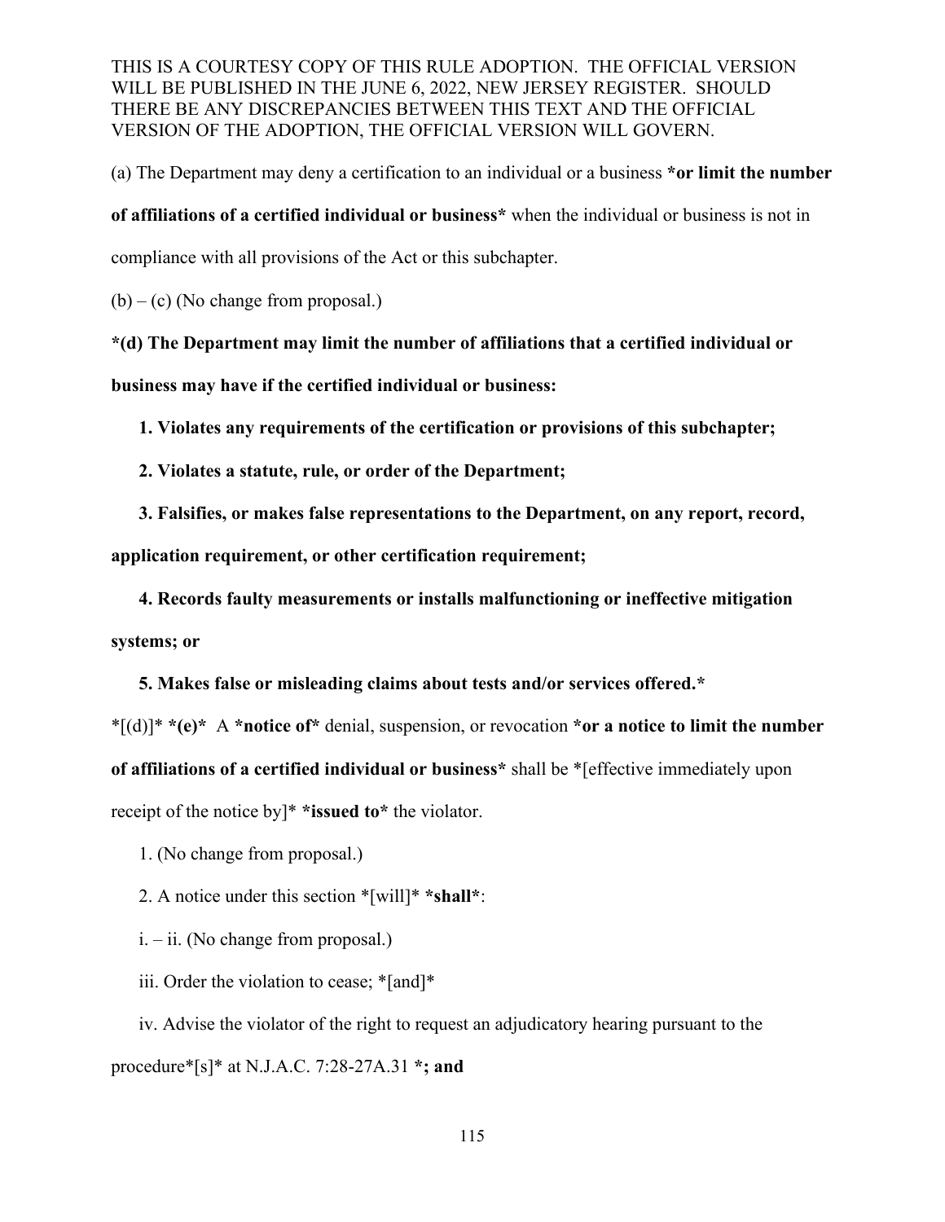THIS IS A COURTESY COPY OF THIS RULE ADOPTION. THE OFFICIAL VERSION WILL BE PUBLISHED IN THE JUNE 6, 2022, NEW JERSEY REGISTER. SHOULD THERE BE ANY DISCREPANCIES BETWEEN THIS TEXT AND THE OFFICIAL VERSION OF THE ADOPTION, THE OFFICIAL VERSION WILL GOVERN.

(a) The Department may deny a certification to an individual or a business ***or limit the number of affiliations of a certified individual or business*** when the individual or business is not in compliance with all provisions of the Act or this subchapter.

(b) – (c) (No change from proposal.)

***(d) The Department may limit the number of affiliations that a certified individual or business may have if the certified individual or business:**

**1. Violates any requirements of the certification or provisions of this subchapter;**

**2. Violates a statute, rule, or order of the Department;**

**3. Falsifies, or makes false representations to the Department, on any report, record, application requirement, or other certification requirement;**

**4. Records faulty measurements or installs malfunctioning or ineffective mitigation systems; or**

**5. Makes false or misleading claims about tests and/or services offered.***

*[(d)]* ***(e)*** A ***notice of*** denial, suspension, or revocation ***or a notice to limit the number of affiliations of a certified individual or business*** shall be *[effective immediately upon receipt of the notice by]* ***issued to*** the violator.

1. (No change from proposal.)

2. A notice under this section *[will]* ***shall***:

i. – ii. (No change from proposal.)

iii. Order the violation to cease; *[and]*

iv. Advise the violator of the right to request an adjudicatory hearing pursuant to the procedure*[s]* at N.J.A.C. 7:28-27A.31 ***; and**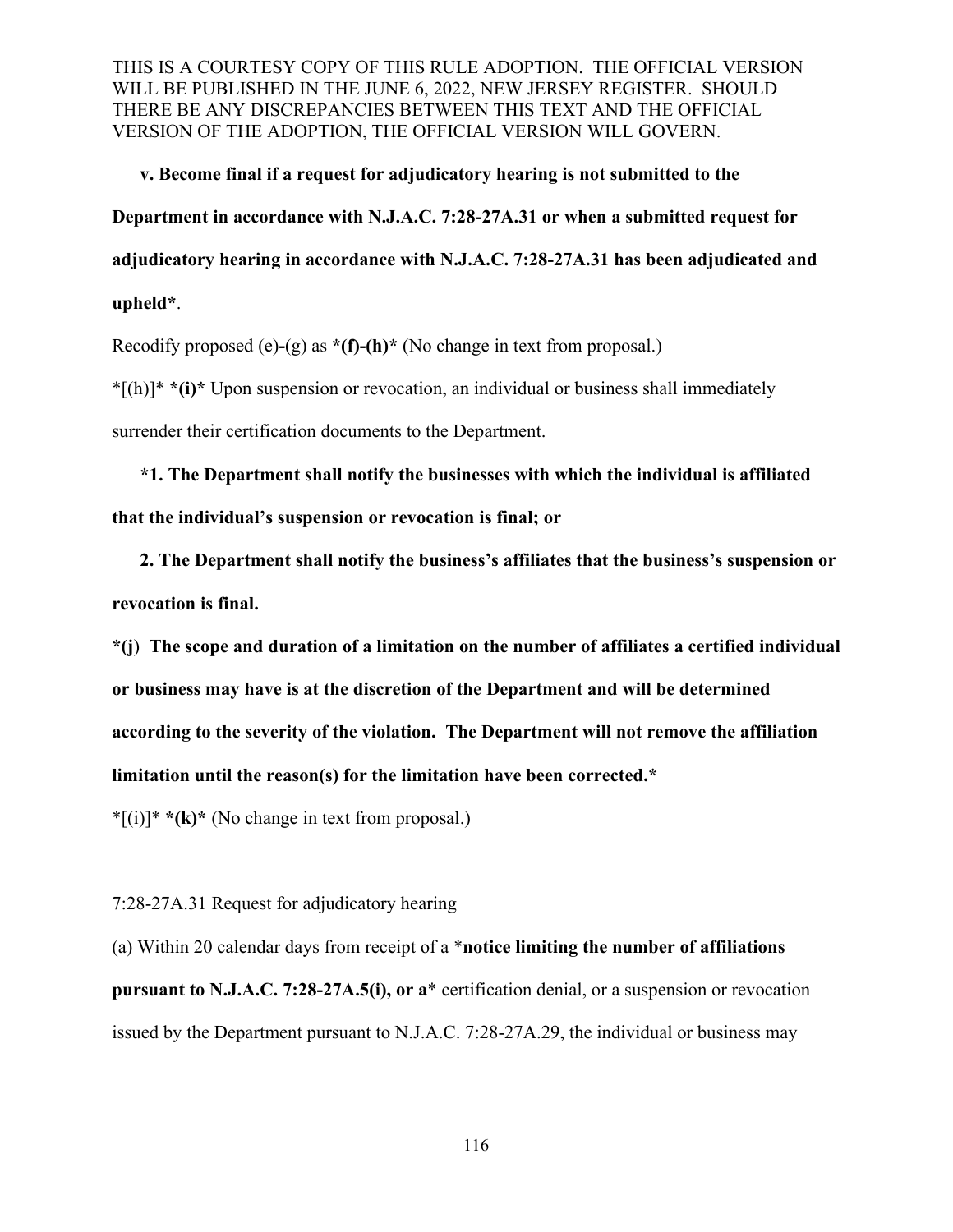THIS IS A COURTESY COPY OF THIS RULE ADOPTION. THE OFFICIAL VERSION WILL BE PUBLISHED IN THE JUNE 6, 2022, NEW JERSEY REGISTER. SHOULD THERE BE ANY DISCREPANCIES BETWEEN THIS TEXT AND THE OFFICIAL VERSION OF THE ADOPTION, THE OFFICIAL VERSION WILL GOVERN.

**v. Become final if a request for adjudicatory hearing is not submitted to the Department in accordance with N.J.A.C. 7:28-27A.31 or when a submitted request for adjudicatory hearing in accordance with N.J.A.C. 7:28-27A.31 has been adjudicated and upheld***.

Recodify proposed (e)-(g) as ***(f)-(h)*** (No change in text from proposal.)

*[(h)]* ***(i)*** Upon suspension or revocation, an individual or business shall immediately surrender their certification documents to the Department.

***1. The Department shall notify the businesses with which the individual is affiliated that the individual's suspension or revocation is final; or**

**2. The Department shall notify the business's affiliates that the business's suspension or revocation is final.**

***(j) The scope and duration of a limitation on the number of affiliates a certified individual or business may have is at the discretion of the Department and will be determined according to the severity of the violation. The Department will not remove the affiliation limitation until the reason(s) for the limitation have been corrected.***

*[(i)]* ***(k)*** (No change in text from proposal.)

7:28-27A.31 Request for adjudicatory hearing

(a) Within 20 calendar days from receipt of a ***notice limiting the number of affiliations pursuant to N.J.A.C. 7:28-27A.5(i), or a*** certification denial, or a suspension or revocation issued by the Department pursuant to N.J.A.C. 7:28-27A.29, the individual or business may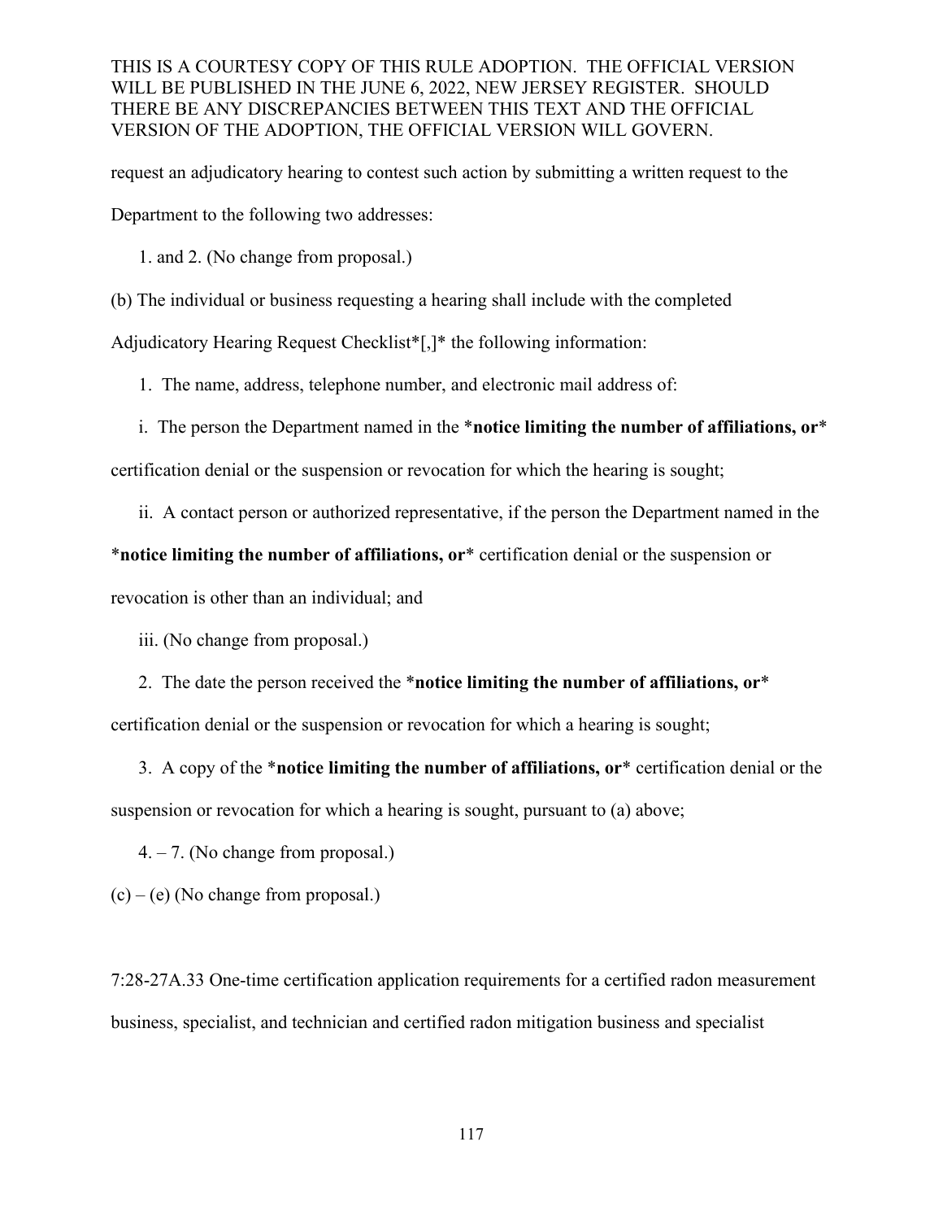request an adjudicatory hearing to contest such action by submitting a written request to the Department to the following two addresses:

1. and 2. (No change from proposal.)

(b) The individual or business requesting a hearing shall include with the completed Adjudicatory Hearing Request Checklist*[,]* the following information:

1. The name, address, telephone number, and electronic mail address of:

i. The person the Department named in the ***notice limiting the number of affiliations, or*** certification denial or the suspension or revocation for which the hearing is sought;

ii. A contact person or authorized representative, if the person the Department named in the ***notice limiting the number of affiliations, or*** certification denial or the suspension or revocation is other than an individual; and

iii. (No change from proposal.)

2. The date the person received the ***notice limiting the number of affiliations, or*** certification denial or the suspension or revocation for which a hearing is sought;

3. A copy of the ***notice limiting the number of affiliations, or*** certification denial or the suspension or revocation for which a hearing is sought, pursuant to (a) above;

4. – 7. (No change from proposal.)

(c) – (e) (No change from proposal.)

7:28-27A.33 One-time certification application requirements for a certified radon measurement business, specialist, and technician and certified radon mitigation business and specialist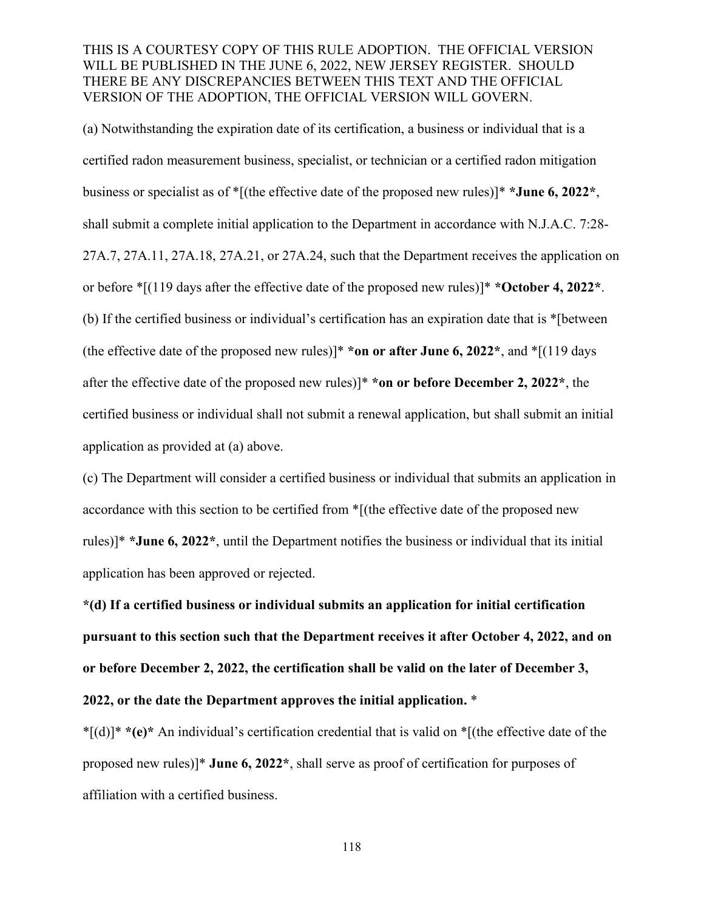(a) Notwithstanding the expiration date of its certification, a business or individual that is a certified radon measurement business, specialist, or technician or a certified radon mitigation business or specialist as of *[(the effective date of the proposed new rules)]* ***June 6, 2022***, shall submit a complete initial application to the Department in accordance with N.J.A.C. 7:28-27A.7, 27A.11, 27A.18, 27A.21, or 27A.24, such that the Department receives the application on or before *[(119 days after the effective date of the proposed new rules)]* ***October 4, 2022***.

(b) If the certified business or individual's certification has an expiration date that is *[between (the effective date of the proposed new rules)]* ***on or after June 6, 2022***, and *[(119 days after the effective date of the proposed new rules)]* ***on or before December 2, 2022***, the certified business or individual shall not submit a renewal application, but shall submit an initial application as provided at (a) above.

(c) The Department will consider a certified business or individual that submits an application in accordance with this section to be certified from *[(the effective date of the proposed new rules)]* ***June 6, 2022***, until the Department notifies the business or individual that its initial application has been approved or rejected.

***(d) If a certified business or individual submits an application for initial certification pursuant to this section such that the Department receives it after October 4, 2022, and on or before December 2, 2022, the certification shall be valid on the later of December 3, 2022, or the date the Department approves the initial application.** *

*[(d)]* ***(e)*** An individual's certification credential that is valid on *[(the effective date of the proposed new rules)]* **June 6, 2022***, shall serve as proof of certification for purposes of affiliation with a certified business.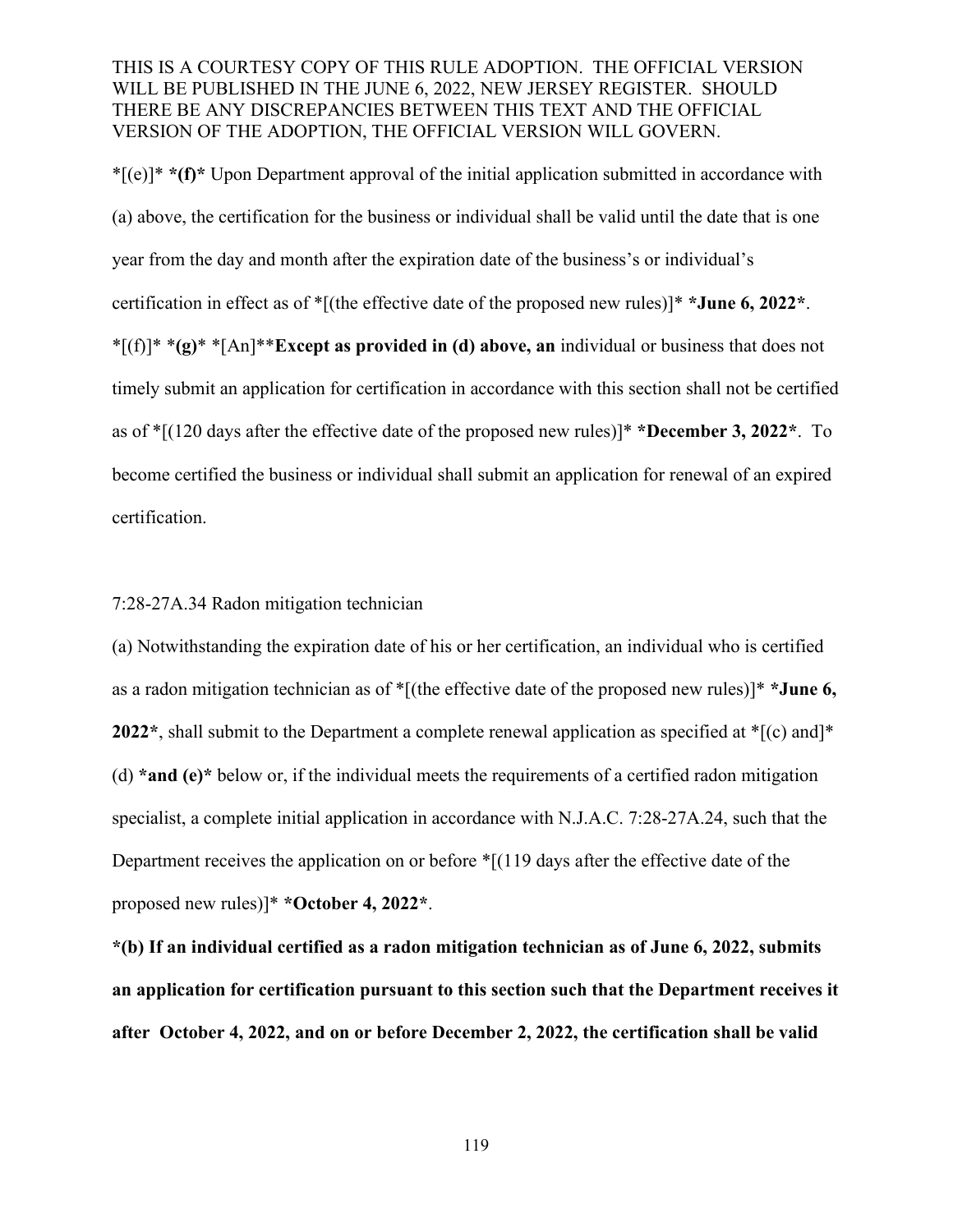*[(e)]* *(f)* Upon Department approval of the initial application submitted in accordance with (a) above, the certification for the business or individual shall be valid until the date that is one year from the day and month after the expiration date of the business's or individual's certification in effect as of *[(the effective date of the proposed new rules)]* *June 6, 2022*.

*[(f)]* *(g)* *[An]**Except as provided in (d) above, an* individual or business that does not timely submit an application for certification in accordance with this section shall not be certified as of *[(120 days after the effective date of the proposed new rules)]* *December 3, 2022*. To become certified the business or individual shall submit an application for renewal of an expired certification.

7:28-27A.34 Radon mitigation technician

(a) Notwithstanding the expiration date of his or her certification, an individual who is certified as a radon mitigation technician as of *[(the effective date of the proposed new rules)]* *June 6, 2022*, shall submit to the Department a complete renewal application as specified at *[(c) and]* (d) *and (e)* below or, if the individual meets the requirements of a certified radon mitigation specialist, a complete initial application in accordance with N.J.A.C. 7:28-27A.24, such that the Department receives the application on or before *[(119 days after the effective date of the proposed new rules)]* *October 4, 2022*.

**\*(b) If an individual certified as a radon mitigation technician as of June 6, 2022, submits an application for certification pursuant to this section such that the Department receives it after October 4, 2022, and on or before December 2, 2022, the certification shall be valid**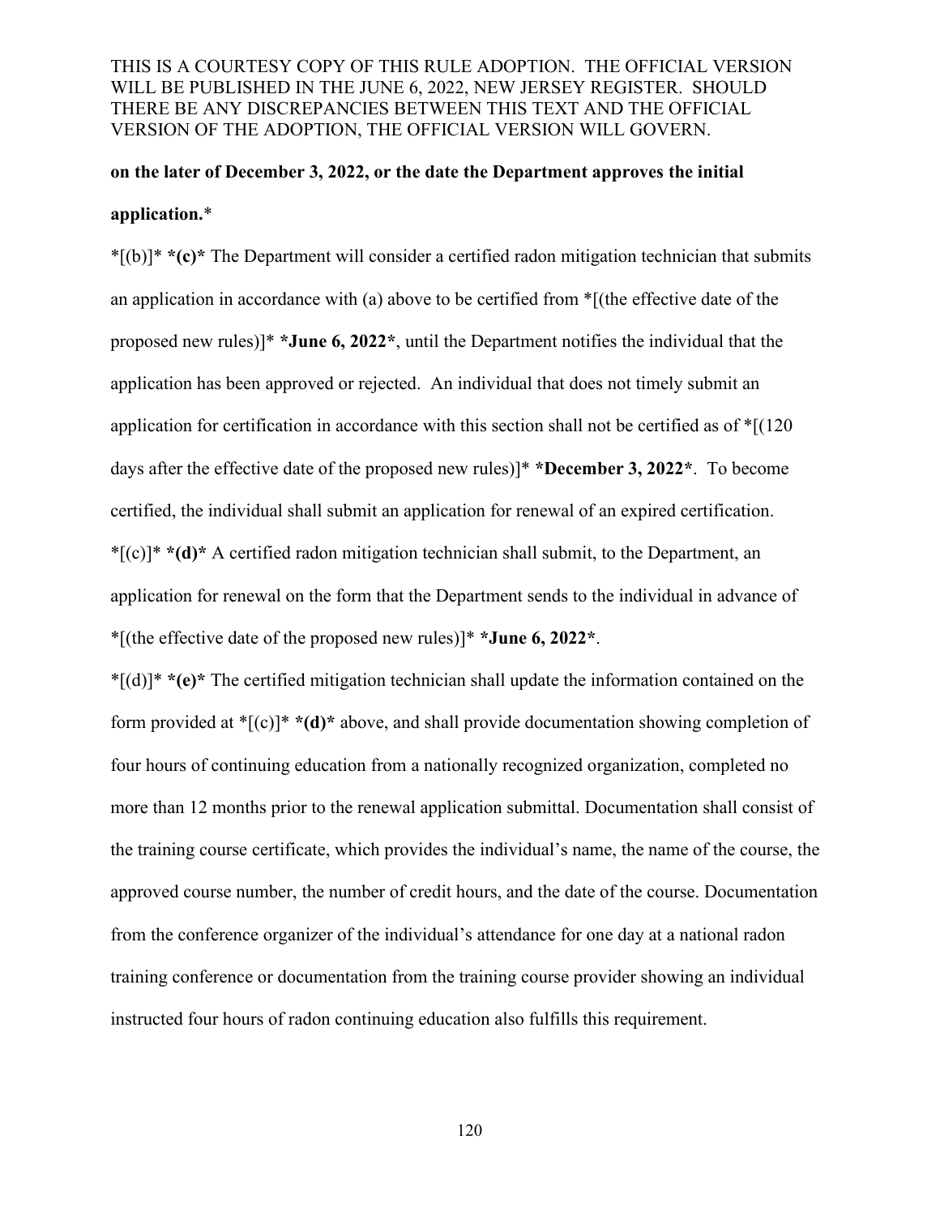THIS IS A COURTESY COPY OF THIS RULE ADOPTION. THE OFFICIAL VERSION WILL BE PUBLISHED IN THE JUNE 6, 2022, NEW JERSEY REGISTER. SHOULD THERE BE ANY DISCREPANCIES BETWEEN THIS TEXT AND THE OFFICIAL VERSION OF THE ADOPTION, THE OFFICIAL VERSION WILL GOVERN.

**on the later of December 3, 2022, or the date the Department approves the initial application.***

*[(b)]* ***(c)*** The Department will consider a certified radon mitigation technician that submits an application in accordance with (a) above to be certified from *[(the effective date of the proposed new rules)]* ***June 6, 2022***, until the Department notifies the individual that the application has been approved or rejected. An individual that does not timely submit an application for certification in accordance with this section shall not be certified as of *[(120 days after the effective date of the proposed new rules)]* ***December 3, 2022***. To become certified, the individual shall submit an application for renewal of an expired certification.

*[(c)]* ***(d)*** A certified radon mitigation technician shall submit, to the Department, an application for renewal on the form that the Department sends to the individual in advance of *[(the effective date of the proposed new rules)]* ***June 6, 2022***.

*[(d)]* ***(e)*** The certified mitigation technician shall update the information contained on the form provided at *[(c)]* ***(d)*** above, and shall provide documentation showing completion of four hours of continuing education from a nationally recognized organization, completed no more than 12 months prior to the renewal application submittal. Documentation shall consist of the training course certificate, which provides the individual's name, the name of the course, the approved course number, the number of credit hours, and the date of the course. Documentation from the conference organizer of the individual's attendance for one day at a national radon training conference or documentation from the training course provider showing an individual instructed four hours of radon continuing education also fulfills this requirement.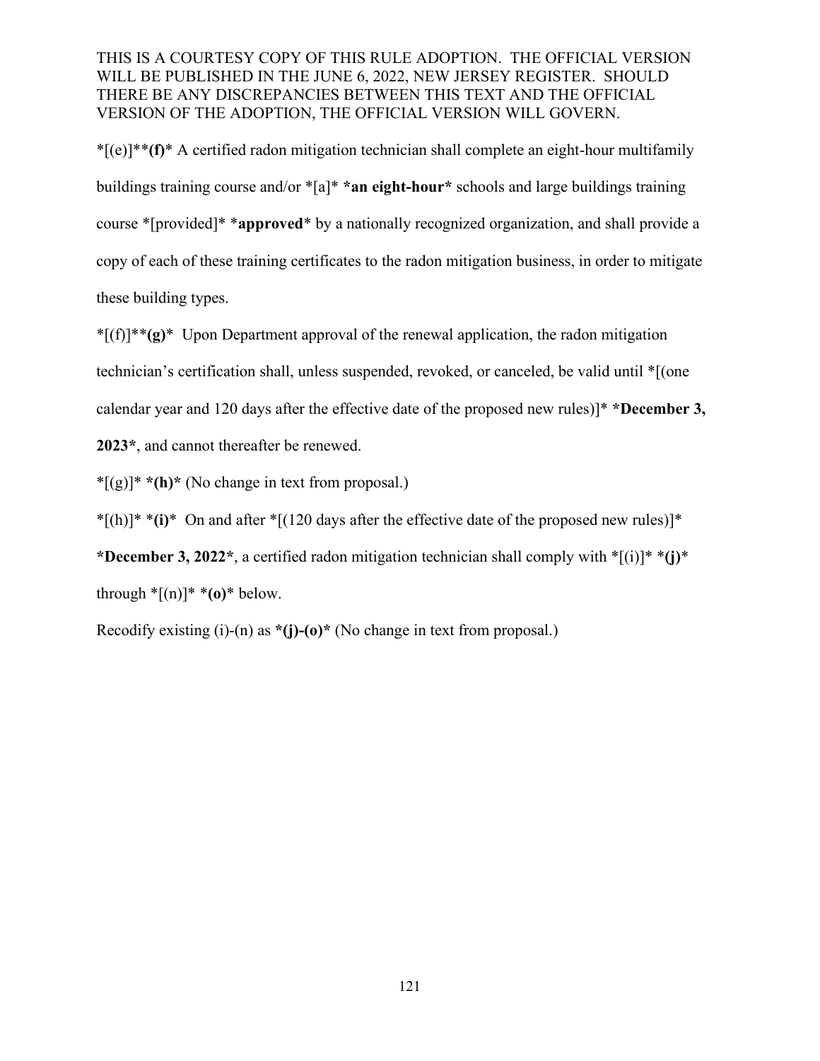THIS IS A COURTESY COPY OF THIS RULE ADOPTION. THE OFFICIAL VERSION WILL BE PUBLISHED IN THE JUNE 6, 2022, NEW JERSEY REGISTER. SHOULD THERE BE ANY DISCREPANCIES BETWEEN THIS TEXT AND THE OFFICIAL VERSION OF THE ADOPTION, THE OFFICIAL VERSION WILL GOVERN.

*[(e)]****(f)*** A certified radon mitigation technician shall complete an eight-hour multifamily buildings training course and/or *[a]* ***an eight-hour*** schools and large buildings training course *[provided]* ***approved*** by a nationally recognized organization, and shall provide a copy of each of these training certificates to the radon mitigation business, in order to mitigate these building types.

*[(f)]****(g)*** Upon Department approval of the renewal application, the radon mitigation technician's certification shall, unless suspended, revoked, or canceled, be valid until *[(one calendar year and 120 days after the effective date of the proposed new rules)]* ***December 3, 2023***, and cannot thereafter be renewed.

*[(g)]* ***(h)*** (No change in text from proposal.)

*[(h)]* ***(i)*** On and after *[(120 days after the effective date of the proposed new rules)]* ***December 3, 2022***, a certified radon mitigation technician shall comply with *[(i)]* ***(j)*** through *[(n)]* ***(o)*** below.

Recodify existing (i)-(n) as ***(j)-(o)*** (No change in text from proposal.)